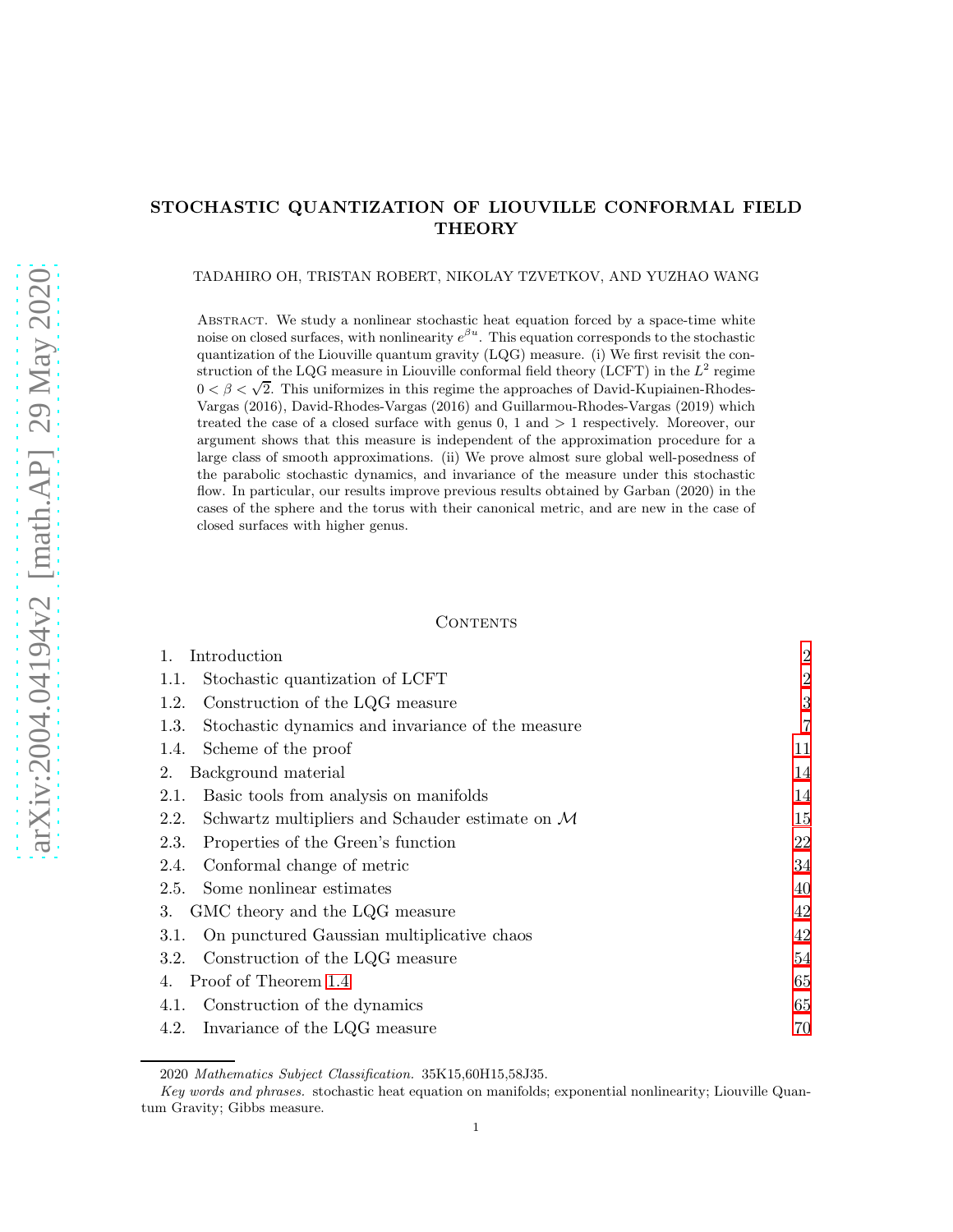# STOCHASTIC QUANTIZATION OF LIOUVILLE CONFORMAL FIELD THEORY

TADAHIRO OH, TRISTAN ROBERT, NIKOLAY TZVETKOV, AND YUZHAO WANG

Abstract. We study a nonlinear stochastic heat equation forced by a space-time white noise on closed surfaces, with nonlinearity $e^{\beta u}$. This equation corresponds to the stochastic quantization of the Liouville quantum gravity (LQG) measure. (i) We first revisit the construction of the LQG measure in Liouville conformal field theory (LCFT) in the $L^2$ regime $0 < \beta < \sqrt{2}$. This uniformizes in this regime the approaches of David-Kupiainen-Rhodes-Vargas (2016), David-Rhodes-Vargas (2016) and Guillarmou-Rhodes-Vargas (2019) which treated the case of a closed surface with genus 0, 1 and $> 1$ respectively. Moreover, our argument shows that this measure is independent of the approximation procedure for a large class of smooth approximations. (ii) We prove almost sure global well-posedness of the parabolic stochastic dynamics, and invariance of the measure under this stochastic flow. In particular, our results improve previous results obtained by Garban (2020) in the cases of the sphere and the torus with their canonical metric, and are new in the case of closed surfaces with higher genus.

## Contents

| | |
|---|---|
| 1. Introduction | 2 |
| 1.1. Stochastic quantization of LCFT | 2 |
| 1.2. Construction of the LQG measure | 3 |
| 1.3. Stochastic dynamics and invariance of the measure | 7 |
| 1.4. Scheme of the proof | 11 |
| 2. Background material | 14 |
| 2.1. Basic tools from analysis on manifolds | 14 |
| 2.2. Schwartz multipliers and Schauder estimate on $\mathcal{M}$ | 15 |
| 2.3. Properties of the Green's function | 22 |
| 2.4. Conformal change of metric | 34 |
| 2.5. Some nonlinear estimates | 40 |
| 3. GMC theory and the LQG measure | 42 |
| 3.1. On punctured Gaussian multiplicative chaos | 42 |
| 3.2. Construction of the LQG measure | 54 |
| 4. Proof of Theorem 1.4 | 65 |
| 4.1. Construction of the dynamics | 65 |
| 4.2. Invariance of the LQG measure | 70 |

2020 *Mathematics Subject Classification.* 35K15,60H15,58J35.

*Key words and phrases.* stochastic heat equation on manifolds; exponential nonlinearity; Liouville Quantum Gravity; Gibbs measure.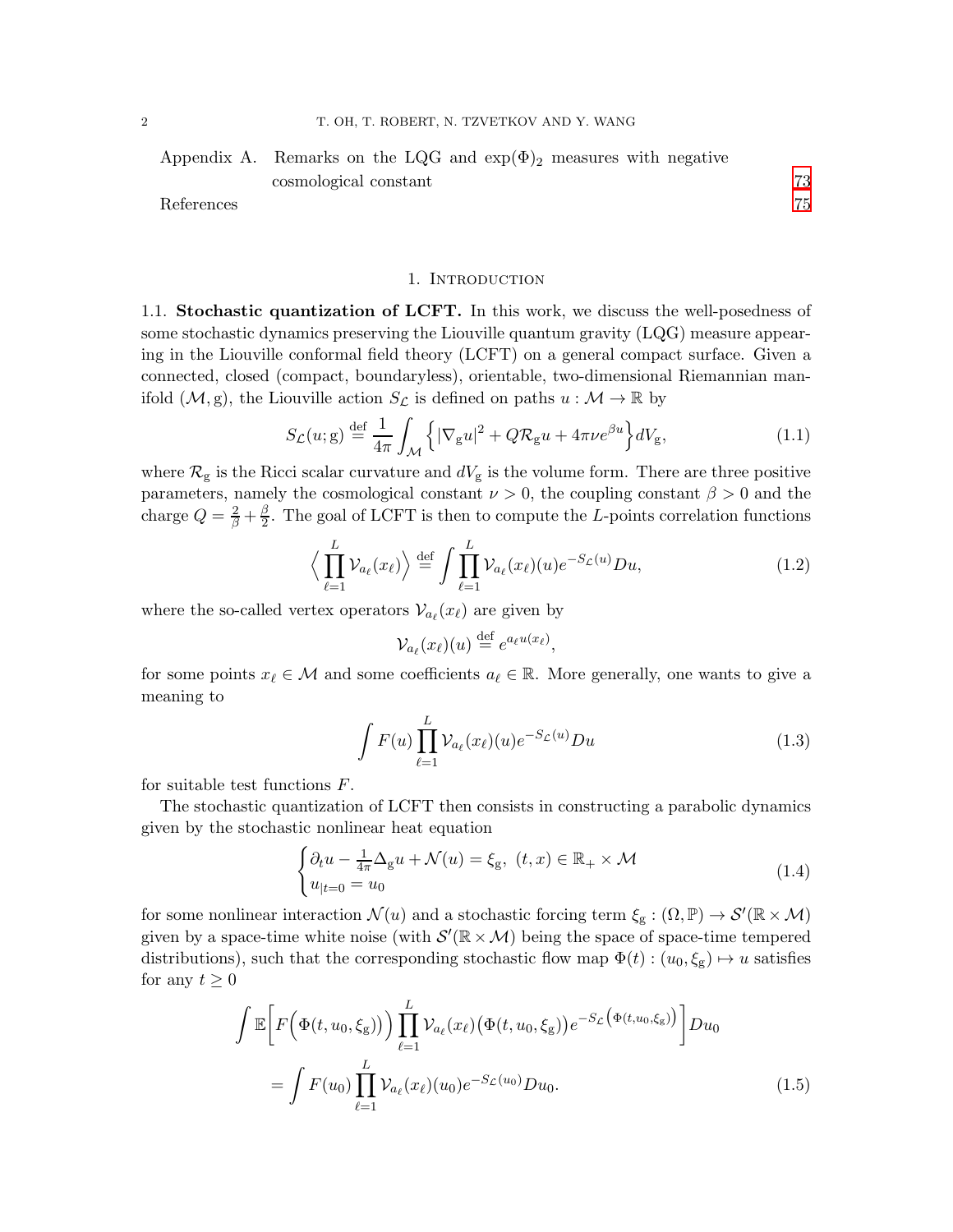Appendix A. Remarks on the LQG and $\exp(\Phi)_2$ measures with negative cosmological constant 73

References 75

## 1. Introduction

**1.1. Stochastic quantization of LCFT.** In this work, we discuss the well-posedness of some stochastic dynamics preserving the Liouville quantum gravity (LQG) measure appearing in the Liouville conformal field theory (LCFT) on a general compact surface. Given a connected, closed (compact, boundaryless), orientable, two-dimensional Riemannian manifold $(\mathcal{M}, \mathrm{g})$, the Liouville action $S_{\mathcal{L}}$ is defined on paths $u : \mathcal{M} \to \mathbb{R}$ by

$$S_{\mathcal{L}}(u; \mathrm{g}) \stackrel{\text{def}}{=} \frac{1}{4\pi} \int_{\mathcal{M}} \Big\{ |\nabla_{\mathrm{g}} u|^2 + Q \mathcal{R}_{\mathrm{g}} u + 4\pi\nu e^{\beta u} \Big\} dV_{\mathrm{g}}, \tag{1.1}$$

where $\mathcal{R}_{\mathrm{g}}$ is the Ricci scalar curvature and $dV_{\mathrm{g}}$ is the volume form. There are three positive parameters, namely the cosmological constant $\nu > 0$, the coupling constant $\beta > 0$ and the charge $Q = \frac{2}{\beta} + \frac{\beta}{2}$. The goal of LCFT is then to compute the $L$-points correlation functions

$$\Big\langle \prod_{\ell=1}^{L} \mathcal{V}_{a_\ell}(x_\ell) \Big\rangle \stackrel{\text{def}}{=} \int \prod_{\ell=1}^{L} \mathcal{V}_{a_\ell}(x_\ell)(u) e^{-S_{\mathcal{L}}(u)} Du, \tag{1.2}$$

where the so-called vertex operators $\mathcal{V}_{a_\ell}(x_\ell)$ are given by

$$\mathcal{V}_{a_\ell}(x_\ell)(u) \stackrel{\text{def}}{=} e^{a_\ell u(x_\ell)},$$

for some points $x_\ell \in \mathcal{M}$ and some coefficients $a_\ell \in \mathbb{R}$. More generally, one wants to give a meaning to

$$\int F(u) \prod_{\ell=1}^{L} \mathcal{V}_{a_\ell}(x_\ell)(u) e^{-S_{\mathcal{L}}(u)} Du \tag{1.3}$$

for suitable test functions $F$.

The stochastic quantization of LCFT then consists in constructing a parabolic dynamics given by the stochastic nonlinear heat equation

$$\begin{cases} \partial_t u - \frac{1}{4\pi}\Delta_{\mathrm{g}} u + \mathcal{N}(u) = \xi_{\mathrm{g}}, \ (t,x) \in \mathbb{R}_+ \times \mathcal{M} \\ u_{|t=0} = u_0 \end{cases} \tag{1.4}$$

for some nonlinear interaction $\mathcal{N}(u)$ and a stochastic forcing term $\xi_{\mathrm{g}} : (\Omega, \mathbb{P}) \to \mathcal{S}'(\mathbb{R} \times \mathcal{M})$ given by a space-time white noise (with $\mathcal{S}'(\mathbb{R} \times \mathcal{M})$ being the space of space-time tempered distributions), such that the corresponding stochastic flow map $\Phi(t) : (u_0, \xi_{\mathrm{g}}) \mapsto u$ satisfies for any $t \geq 0$

$$\begin{aligned} \int \mathbb{E}\Big[ F\Big(\Phi(t, u_0, \xi_{\mathrm{g}})\Big) \prod_{\ell=1}^{L} \mathcal{V}_{a_\ell}(x_\ell)\big(\Phi(t, u_0, \xi_{\mathrm{g}})\big) e^{-S_{\mathcal{L}}\left(\Phi(t,u_0,\xi_{\mathrm{g}})\right)} \Big] Du_0 \\ = \int F(u_0) \prod_{\ell=1}^{L} \mathcal{V}_{a_\ell}(x_\ell)(u_0) e^{-S_{\mathcal{L}}(u_0)} Du_0. \end{aligned} \tag{1.5}$$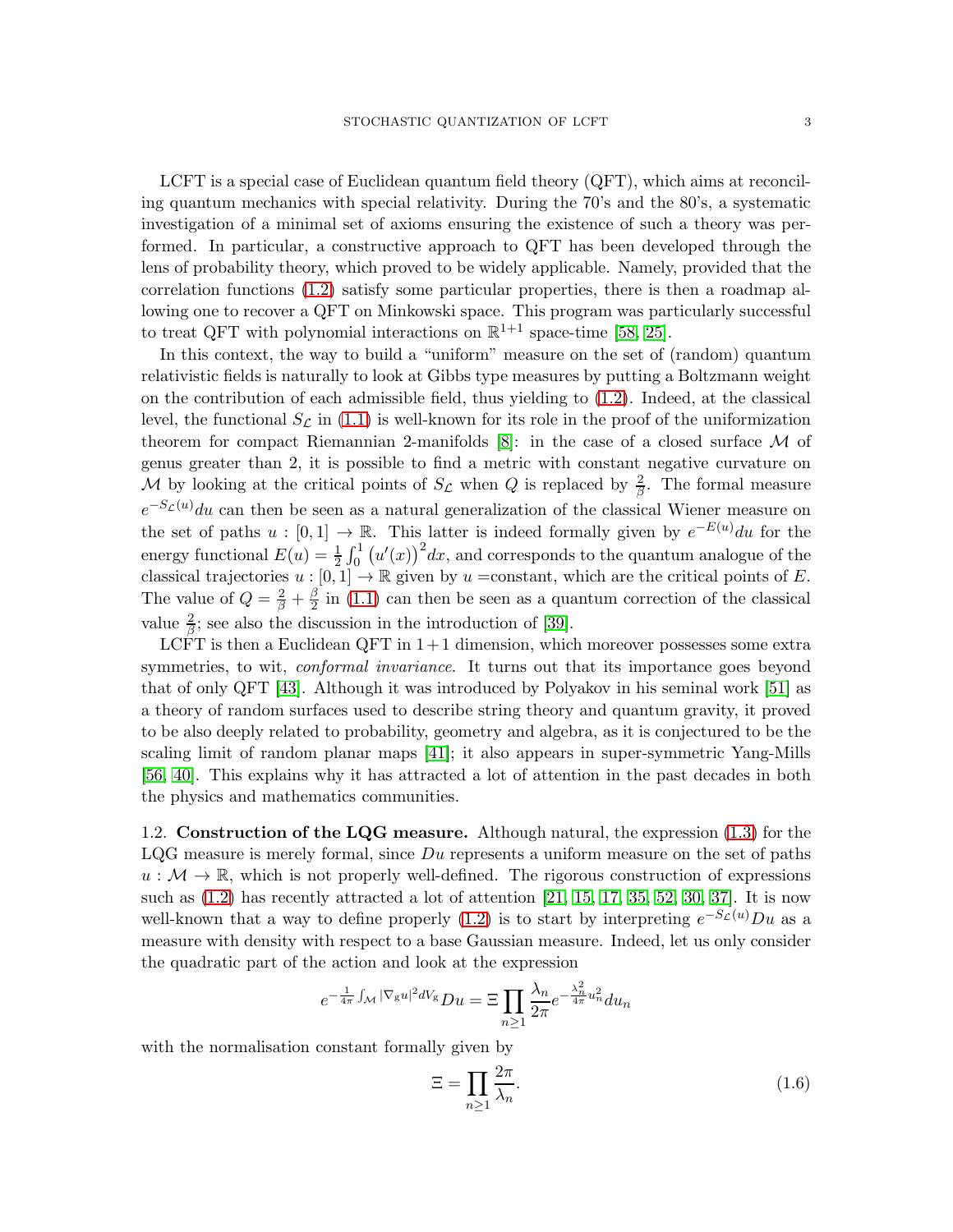LCFT is a special case of Euclidean quantum field theory (QFT), which aims at reconciling quantum mechanics with special relativity. During the 70's and the 80's, a systematic investigation of a minimal set of axioms ensuring the existence of such a theory was performed. In particular, a constructive approach to QFT has been developed through the lens of probability theory, which proved to be widely applicable. Namely, provided that the correlation functions (1.2) satisfy some particular properties, there is then a roadmap allowing one to recover a QFT on Minkowski space. This program was particularly successful to treat QFT with polynomial interactions on $\mathbb{R}^{1+1}$ space-time [58, 25].

In this context, the way to build a "uniform" measure on the set of (random) quantum relativistic fields is naturally to look at Gibbs type measures by putting a Boltzmann weight on the contribution of each admissible field, thus yielding to (1.2). Indeed, at the classical level, the functional $S_{\mathcal{L}}$ in (1.1) is well-known for its role in the proof of the uniformization theorem for compact Riemannian 2-manifolds [8]: in the case of a closed surface $\mathcal{M}$ of genus greater than 2, it is possible to find a metric with constant negative curvature on $\mathcal{M}$ by looking at the critical points of $S_{\mathcal{L}}$ when $Q$ is replaced by $\frac{2}{\beta}$. The formal measure $e^{-S_{\mathcal{L}}(u)}du$ can then be seen as a natural generalization of the classical Wiener measure on the set of paths $u:[0,1]\to\mathbb{R}$. This latter is indeed formally given by $e^{-E(u)}du$ for the energy functional $E(u)=\frac{1}{2}\int_0^1\big(u'(x)\big)^2dx$, and corresponds to the quantum analogue of the classical trajectories $u:[0,1]\to\mathbb{R}$ given by $u=$constant, which are the critical points of $E$. The value of $Q=\frac{2}{\beta}+\frac{\beta}{2}$ in (1.1) can then be seen as a quantum correction of the classical value $\frac{2}{\beta}$; see also the discussion in the introduction of [39].

LCFT is then a Euclidean QFT in $1+1$ dimension, which moreover possesses some extra symmetries, to wit, *conformal invariance*. It turns out that its importance goes beyond that of only QFT [43]. Although it was introduced by Polyakov in his seminal work [51] as a theory of random surfaces used to describe string theory and quantum gravity, it proved to be also deeply related to probability, geometry and algebra, as it is conjectured to be the scaling limit of random planar maps [41]; it also appears in super-symmetric Yang-Mills [56, 40]. This explains why it has attracted a lot of attention in the past decades in both the physics and mathematics communities.

1.2. **Construction of the LQG measure.** Although natural, the expression (1.3) for the LQG measure is merely formal, since $Du$ represents a uniform measure on the set of paths $u:\mathcal{M}\to\mathbb{R}$, which is not properly well-defined. The rigorous construction of expressions such as (1.2) has recently attracted a lot of attention [21, 15, 17, 35, 52, 30, 37]. It is now well-known that a way to define properly (1.2) is to start by interpreting $e^{-S_{\mathcal{L}}(u)}Du$ as a measure with density with respect to a base Gaussian measure. Indeed, let us only consider the quadratic part of the action and look at the expression

$$e^{-\frac{1}{4\pi}\int_{\mathcal{M}}|\nabla_{\mathrm{g}}u|^2dV_{\mathrm{g}}}Du=\Xi\prod_{n\geq1}\frac{\lambda_n}{2\pi}e^{-\frac{\lambda_n^2}{4\pi}u_n^2}du_n$$

with the normalisation constant formally given by

$$\Xi=\prod_{n\geq1}\frac{2\pi}{\lambda_n}. \tag{1.6}$$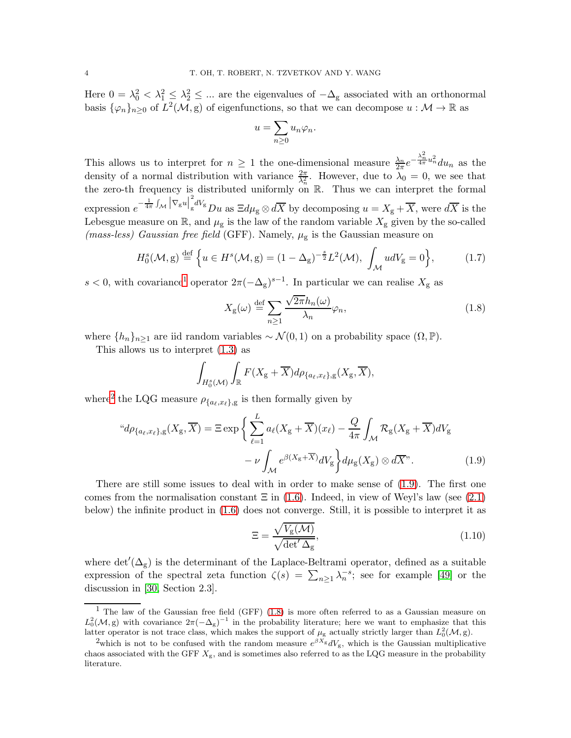Here $0 = \lambda_0^2 < \lambda_1^2 \le \lambda_2^2 \le \dots$ are the eigenvalues of $-\Delta_{\mathrm{g}}$ associated with an orthonormal basis $\{\varphi_n\}_{n\ge 0}$ of $L^2(\mathcal{M},\mathrm{g})$ of eigenfunctions, so that we can decompose $u : \mathcal{M} \to \mathbb{R}$ as

$$u = \sum_{n\ge 0} u_n \varphi_n.$$

This allows us to interpret for $n \ge 1$ the one-dimensional measure $\frac{\lambda_n}{2\pi} e^{-\frac{\lambda_n^2}{4\pi} u_n^2} du_n$ as the density of a normal distribution with variance $\frac{2\pi}{\lambda_n^2}$. However, due to $\lambda_0 = 0$, we see that the zero-th frequency is distributed uniformly on $\mathbb{R}$. Thus we can interpret the formal expression $e^{-\frac{1}{4\pi}\int_{\mathcal{M}} |\nabla_{\mathrm{g}} u|_{\mathrm{g}}^2 dV_{\mathrm{g}}} Du$ as $\Xi d\mu_{\mathrm{g}} \otimes d\overline{X}$ by decomposing $u = X_{\mathrm{g}} + \overline{X}$, were $d\overline{X}$ is the Lebesgue measure on $\mathbb{R}$, and $\mu_{\mathrm{g}}$ is the law of the random variable $X_{\mathrm{g}}$ given by the so-called *(mass-less) Gaussian free field* (GFF). Namely, $\mu_{\mathrm{g}}$ is the Gaussian measure on

$$H_0^s(\mathcal{M},\mathrm{g}) \overset{\text{def}}{=} \Big\{ u \in H^s(\mathcal{M},\mathrm{g}) = (1-\Delta_{\mathrm{g}})^{-\frac{s}{2}} L^2(\mathcal{M}),\ \int_{\mathcal{M}} u dV_{\mathrm{g}} = 0 \Big\}, \tag{1.7}$$

$s < 0$, with covariance[1] operator $2\pi(-\Delta_{\mathrm{g}})^{s-1}$. In particular we can realise $X_{\mathrm{g}}$ as

$$X_{\mathrm{g}}(\omega) \overset{\text{def}}{=} \sum_{n\ge 1} \frac{\sqrt{2\pi} h_n(\omega)}{\lambda_n} \varphi_n, \tag{1.8}$$

where $\{h_n\}_{n\ge 1}$ are iid random variables $\sim \mathcal{N}(0,1)$ on a probability space $(\Omega, \mathbb{P})$.

This allows us to interpret (1.3) as

$$\int_{H_0^s(\mathcal{M})} \int_{\mathbb{R}} F(X_{\mathrm{g}} + \overline{X}) d\rho_{\{a_\ell, x_\ell\},\mathrm{g}}(X_{\mathrm{g}}, \overline{X}),$$

where[2] the LQG measure $\rho_{\{a_\ell,x_\ell\},\mathrm{g}}$ is then formally given by

$$\begin{aligned} \text{“}d\rho_{\{a_\ell,x_\ell\},\mathrm{g}}(X_{\mathrm{g}}, \overline{X}) = \Xi \exp\Big\{ &\sum_{\ell=1}^L a_\ell (X_{\mathrm{g}} + \overline{X})(x_\ell) - \frac{Q}{4\pi} \int_{\mathcal{M}} \mathcal{R}_{\mathrm{g}} (X_{\mathrm{g}} + \overline{X}) dV_{\mathrm{g}} \\ &- \nu \int_{\mathcal{M}} e^{\beta(X_{\mathrm{g}} + \overline{X})} dV_{\mathrm{g}} \Big\} d\mu_{\mathrm{g}}(X_{\mathrm{g}}) \otimes d\overline{X}\text{”}. \end{aligned} \tag{1.9}$$

There are still some issues to deal with in order to make sense of (1.9). The first one comes from the normalisation constant $\Xi$ in (1.6). Indeed, in view of Weyl's law (see (2.1) below) the infinite product in (1.6) does not converge. Still, it is possible to interpret it as

$$\Xi = \frac{\sqrt{V_{\mathrm{g}}(\mathcal{M})}}{\sqrt{\det' \Delta_{\mathrm{g}}}}, \tag{1.10}$$

where $\det'(\Delta_{\mathrm{g}})$ is the determinant of the Laplace-Beltrami operator, defined as a suitable expression of the spectral zeta function $\zeta(s) = \sum_{n\ge 1} \lambda_n^{-s}$; see for example [49] or the discussion in [30, Section 2.3].

---

[1] The law of the Gaussian free field (GFF) (1.8) is more often referred to as a Gaussian measure on $L_0^2(\mathcal{M},\mathrm{g})$ with covariance $2\pi(-\Delta_{\mathrm{g}})^{-1}$ in the probability literature; here we want to emphasize that this latter operator is not trace class, which makes the support of $\mu_{\mathrm{g}}$ actually strictly larger than $L_0^2(\mathcal{M},\mathrm{g})$.

[2] which is not to be confused with the random measure $e^{\beta X_{\mathrm{g}}} dV_{\mathrm{g}}$, which is the Gaussian multiplicative chaos associated with the GFF $X_{\mathrm{g}}$, and is sometimes also referred to as the LQG measure in the probability literature.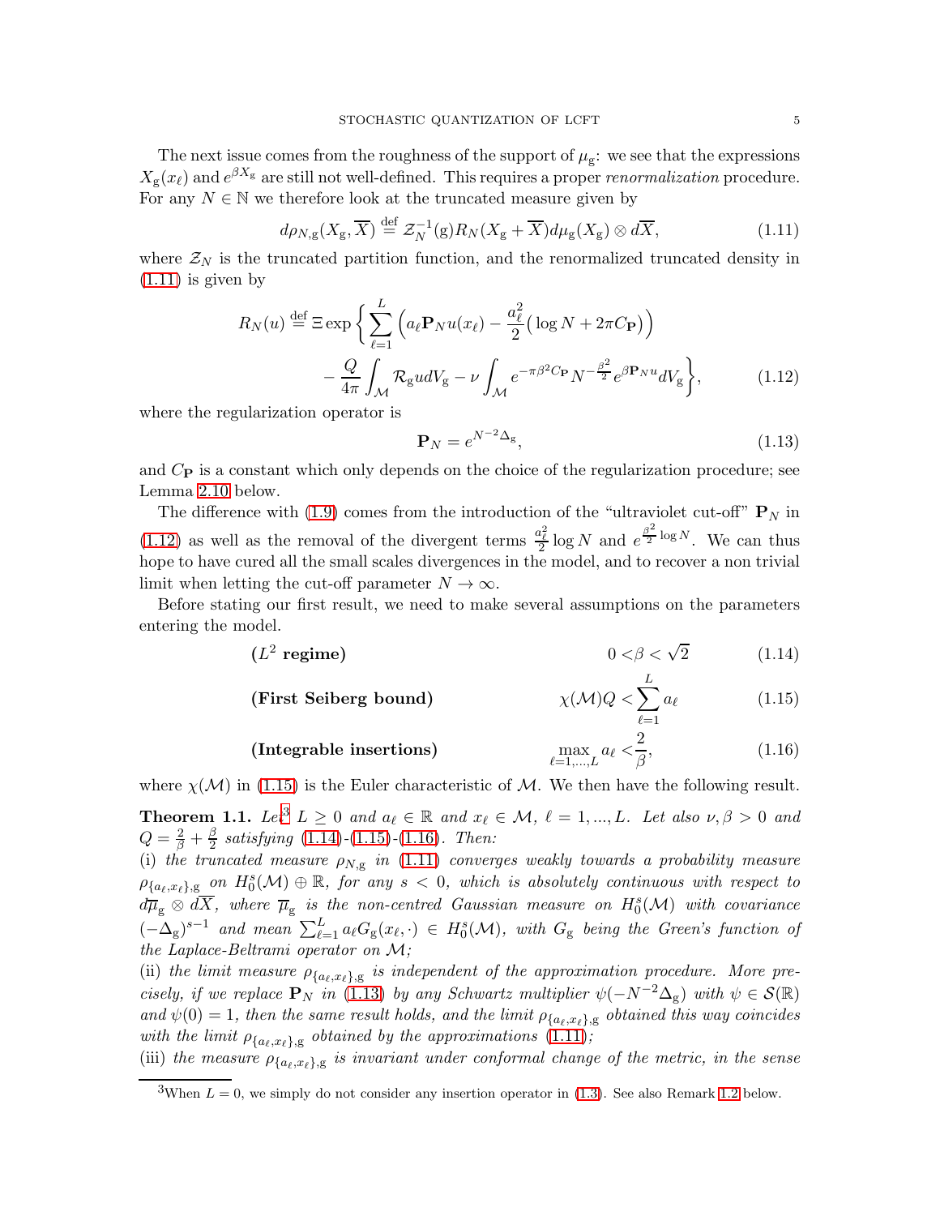The next issue comes from the roughness of the support of $\mu_{\mathrm{g}}$: we see that the expressions $X_{\mathrm{g}}(x_\ell)$ and $e^{\beta X_{\mathrm{g}}}$ are still not well-defined. This requires a proper *renormalization* procedure. For any $N \in \mathbb{N}$ we therefore look at the truncated measure given by

$$d\rho_{N,\mathrm{g}}(X_{\mathrm{g}}, \overline{X}) \stackrel{\text{def}}{=} \mathcal{Z}_N^{-1}(\mathrm{g}) R_N(X_{\mathrm{g}} + \overline{X}) d\mu_{\mathrm{g}}(X_{\mathrm{g}}) \otimes d\overline{X}, \tag{1.11}$$

where $\mathcal{Z}_N$ is the truncated partition function, and the renormalized truncated density in (1.11) is given by

$$\begin{aligned} R_N(u) \stackrel{\text{def}}{=} \Xi \exp \bigg\{ \sum_{\ell=1}^{L} \Big( a_\ell \mathbf{P}_N u(x_\ell) - \frac{a_\ell^2}{2} \big( \log N + 2\pi C_{\mathbf{P}} \big) \Big) \\ - \frac{Q}{4\pi} \int_{\mathcal{M}} \mathcal{R}_{\mathrm{g}} u dV_{\mathrm{g}} - \nu \int_{\mathcal{M}} e^{-\pi \beta^2 C_{\mathbf{P}}} N^{-\frac{\beta^2}{2}} e^{\beta \mathbf{P}_N u} dV_{\mathrm{g}} \bigg\}, \end{aligned} \tag{1.12}$$

where the regularization operator is

$$\mathbf{P}_N = e^{N^{-2}\Delta_{\mathrm{g}}}, \tag{1.13}$$

and $C_{\mathbf{P}}$ is a constant which only depends on the choice of the regularization procedure; see Lemma 2.10 below.

The difference with (1.9) comes from the introduction of the "ultraviolet cut-off" $\mathbf{P}_N$ in (1.12) as well as the removal of the divergent terms $\frac{a_\ell^2}{2}\log N$ and $e^{\frac{\beta^2}{2}\log N}$. We can thus hope to have cured all the small scales divergences in the model, and to recover a non trivial limit when letting the cut-off parameter $N \to \infty$.

Before stating our first result, we need to make several assumptions on the parameters entering the model.

$$\textbf{($L^2$ regime)} \qquad 0 < \beta < \sqrt{2} \tag{1.14}$$

$$\textbf{(First Seiberg bound)} \qquad \chi(\mathcal{M}) Q < \sum_{\ell=1}^{L} a_\ell \tag{1.15}$$

$$\textbf{(Integrable insertions)} \qquad \max_{\ell=1,\dots,L} a_\ell < \frac{2}{\beta}, \tag{1.16}$$

where $\chi(\mathcal{M})$ in (1.15) is the Euler characteristic of $\mathcal{M}$. We then have the following result.

**Theorem 1.1.** *Let*[3] *$L \geq 0$ and $a_\ell \in \mathbb{R}$ and $x_\ell \in \mathcal{M}$, $\ell = 1, \dots, L$. Let also $\nu, \beta > 0$ and $Q = \frac{2}{\beta} + \frac{\beta}{2}$ satisfying (1.14)-(1.15)-(1.16). Then:*

*(i) the truncated measure $\rho_{N,\mathrm{g}}$ in (1.11) converges weakly towards a probability measure $\rho_{\{a_\ell, x_\ell\},\mathrm{g}}$ on $H_0^s(\mathcal{M}) \oplus \mathbb{R}$, for any $s < 0$, which is absolutely continuous with respect to $d\overline{\mu}_{\mathrm{g}} \otimes d\overline{X}$, where $\overline{\mu}_{\mathrm{g}}$ is the non-centred Gaussian measure on $H_0^s(\mathcal{M})$ with covariance $(-\Delta_{\mathrm{g}})^{s-1}$ and mean $\sum_{\ell=1}^{L} a_\ell G_{\mathrm{g}}(x_\ell, \cdot) \in H_0^s(\mathcal{M})$, with $G_{\mathrm{g}}$ being the Green's function of the Laplace-Beltrami operator on $\mathcal{M}$;*

*(ii) the limit measure $\rho_{\{a_\ell, x_\ell\},\mathrm{g}}$ is independent of the approximation procedure. More precisely, if we replace $\mathbf{P}_N$ in (1.13) by any Schwartz multiplier $\psi(-N^{-2}\Delta_{\mathrm{g}})$ with $\psi \in \mathcal{S}(\mathbb{R})$ and $\psi(0) = 1$, then the same result holds, and the limit $\rho_{\{a_\ell, x_\ell\},\mathrm{g}}$ obtained this way coincides with the limit $\rho_{\{a_\ell, x_\ell\},\mathrm{g}}$ obtained by the approximations (1.11);*

*(iii) the measure $\rho_{\{a_\ell, x_\ell\},\mathrm{g}}$ is invariant under conformal change of the metric, in the sense*

[3] When $L = 0$, we simply do not consider any insertion operator in (1.3). See also Remark 1.2 below.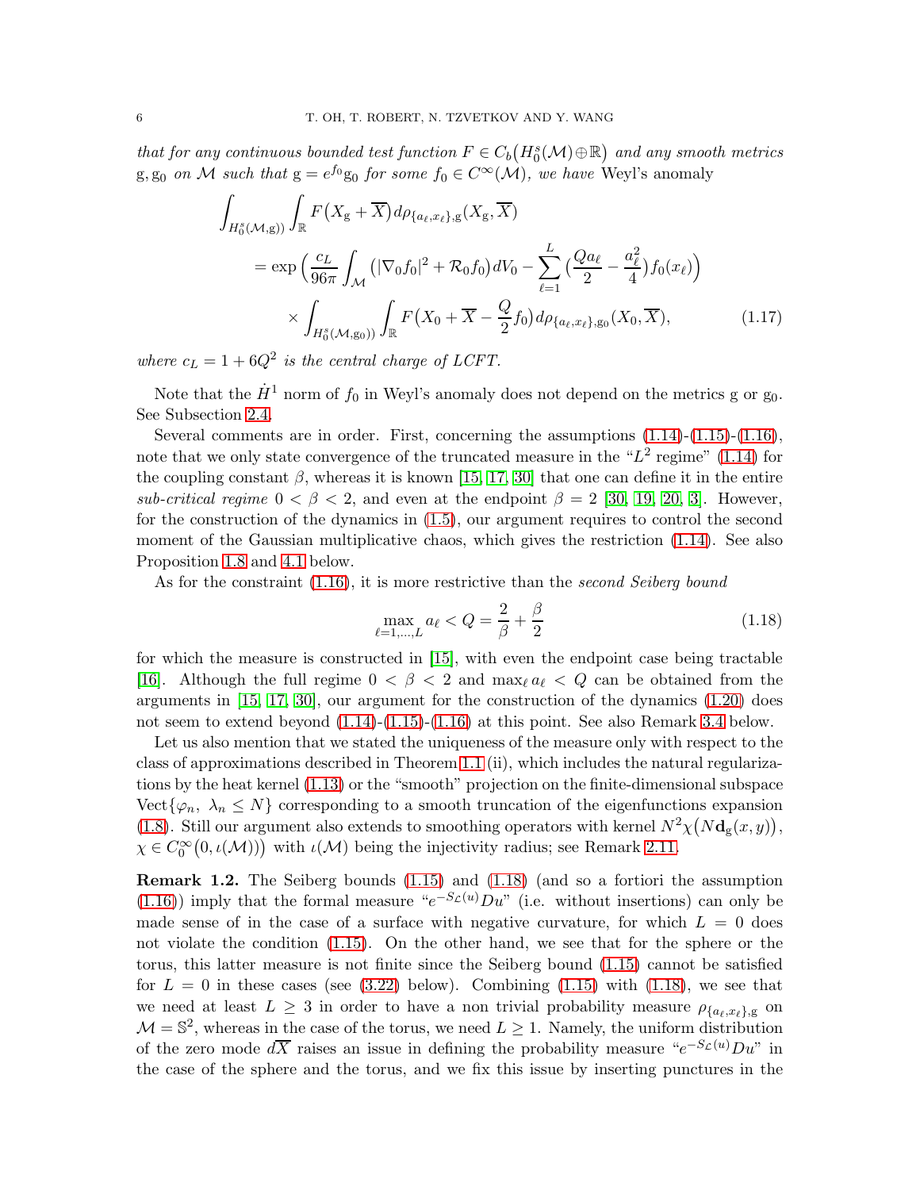*that for any continuous bounded test function $F \in C_b\big(H_0^s(\mathcal{M}) \oplus \mathbb{R}\big)$ and any smooth metrics* $\mathrm{g}, \mathrm{g}_0$ *on* $\mathcal{M}$ *such that* $\mathrm{g} = e^{f_0}\mathrm{g}_0$ *for some* $f_0 \in C^\infty(\mathcal{M})$*, we have* Weyl's anomaly

$$
\begin{aligned}
\int_{H_0^s(\mathcal{M},\mathrm{g})} \int_{\mathbb{R}} & F\big(X_\mathrm{g} + \overline{X}\big) \, d\rho_{\{a_\ell, x_\ell\},\mathrm{g}}(X_\mathrm{g}, \overline{X}) \\
&= \exp\Big( \frac{c_L}{96\pi} \int_{\mathcal{M}} \big( |\nabla_0 f_0|^2 + \mathcal{R}_0 f_0 \big) dV_0 - \sum_{\ell=1}^{L} \big( \frac{Q a_\ell}{2} - \frac{a_\ell^2}{4} \big) f_0(x_\ell) \Big) \\
&\quad \times \int_{H_0^s(\mathcal{M},\mathrm{g}_0)} \int_{\mathbb{R}} F\big(X_0 + \overline{X} - \frac{Q}{2} f_0\big) \, d\rho_{\{a_\ell, x_\ell\},\mathrm{g}_0}(X_0, \overline{X}),
\end{aligned}
\tag{1.17}
$$

*where* $c_L = 1 + 6Q^2$ *is the central charge of LCFT.*

Note that the $\dot{H}^1$ norm of $f_0$ in Weyl's anomaly does not depend on the metrics $\mathrm{g}$ or $\mathrm{g}_0$. See Subsection 2.4.

Several comments are in order. First, concerning the assumptions (1.14)-(1.15)-(1.16), note that we only state convergence of the truncated measure in the "$L^2$ regime" (1.14) for the coupling constant $\beta$, whereas it is known [15, 17, 30] that one can define it in the entire *sub-critical regime* $0 < \beta < 2$, and even at the endpoint $\beta = 2$ [30, 19, 20, 3]. However, for the construction of the dynamics in (1.5), our argument requires to control the second moment of the Gaussian multiplicative chaos, which gives the restriction (1.14). See also Proposition 1.8 and 4.1 below.

As for the constraint (1.16), it is more restrictive than the *second Seiberg bound*

$$
\max_{\ell=1,\dots,L} a_\ell < Q = \frac{2}{\beta} + \frac{\beta}{2}
\tag{1.18}
$$

for which the measure is constructed in [15], with even the endpoint case being tractable [16]. Although the full regime $0 < \beta < 2$ and $\max_\ell a_\ell < Q$ can be obtained from the arguments in [15, 17, 30], our argument for the construction of the dynamics (1.20) does not seem to extend beyond (1.14)-(1.15)-(1.16) at this point. See also Remark 3.4 below.

Let us also mention that we stated the uniqueness of the measure only with respect to the class of approximations described in Theorem 1.1 (ii), which includes the natural regularizations by the heat kernel (1.13) or the "smooth" projection on the finite-dimensional subspace $\mathrm{Vect}\{\varphi_n,\ \lambda_n \le N\}$ corresponding to a smooth truncation of the eigenfunctions expansion (1.8). Still our argument also extends to smoothing operators with kernel $N^2\chi\big(N\mathbf{d}_\mathrm{g}(x,y)\big)$, $\chi \in C_0^\infty\big(0, \iota(\mathcal{M})\big)$ with $\iota(\mathcal{M})$ being the injectivity radius; see Remark 2.11.

**Remark 1.2.** The Seiberg bounds (1.15) and (1.18) (and so a fortiori the assumption (1.16)) imply that the formal measure "$e^{-S_\mathcal{L}(u)}Du$" (i.e. without insertions) can only be made sense of in the case of a surface with negative curvature, for which $L = 0$ does not violate the condition (1.15). On the other hand, we see that for the sphere or the torus, this latter measure is not finite since the Seiberg bound (1.15) cannot be satisfied for $L = 0$ in these cases (see (3.22) below). Combining (1.15) with (1.18), we see that we need at least $L \ge 3$ in order to have a non trivial probability measure $\rho_{\{a_\ell,x_\ell\},\mathrm{g}}$ on $\mathcal{M} = \mathbb{S}^2$, whereas in the case of the torus, we need $L \ge 1$. Namely, the uniform distribution of the zero mode $d\overline{X}$ raises an issue in defining the probability measure "$e^{-S_\mathcal{L}(u)}Du$" in the case of the sphere and the torus, and we fix this issue by inserting punctures in the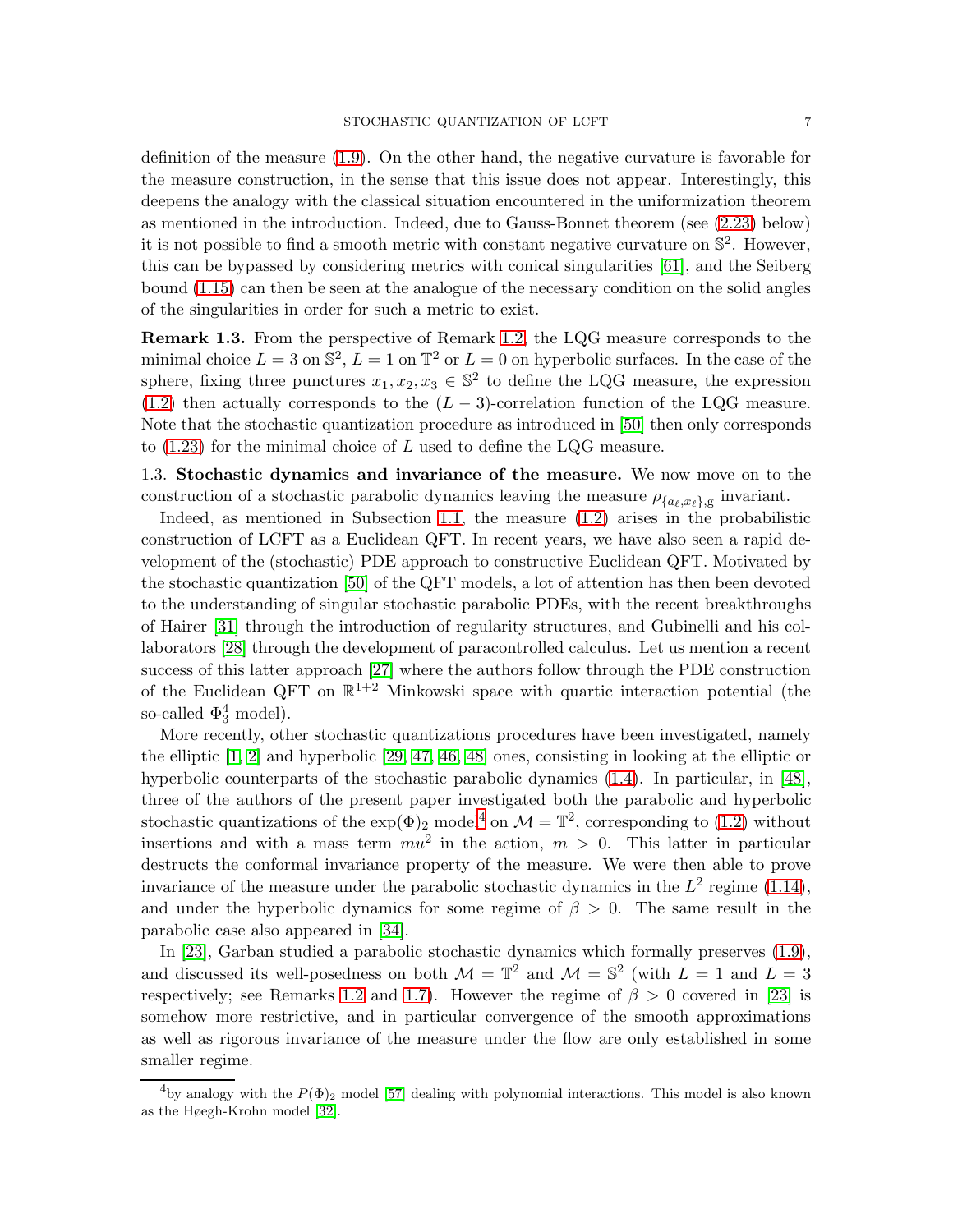definition of the measure (1.9). On the other hand, the negative curvature is favorable for the measure construction, in the sense that this issue does not appear. Interestingly, this deepens the analogy with the classical situation encountered in the uniformization theorem as mentioned in the introduction. Indeed, due to Gauss-Bonnet theorem (see (2.23) below) it is not possible to find a smooth metric with constant negative curvature on $\mathbb{S}^2$. However, this can be bypassed by considering metrics with conical singularities [61], and the Seiberg bound (1.15) can then be seen at the analogue of the necessary condition on the solid angles of the singularities in order for such a metric to exist.

**Remark 1.3.** From the perspective of Remark 1.2, the LQG measure corresponds to the minimal choice $L = 3$ on $\mathbb{S}^2$, $L = 1$ on $\mathbb{T}^2$ or $L = 0$ on hyperbolic surfaces. In the case of the sphere, fixing three punctures $x_1, x_2, x_3 \in \mathbb{S}^2$ to define the LQG measure, the expression (1.2) then actually corresponds to the $(L-3)$-correlation function of the LQG measure. Note that the stochastic quantization procedure as introduced in [50] then only corresponds to (1.23) for the minimal choice of $L$ used to define the LQG measure.

1.3. **Stochastic dynamics and invariance of the measure.** We now move on to the construction of a stochastic parabolic dynamics leaving the measure $\rho_{\{a_\ell, x_\ell\},\mathrm{g}}$ invariant.

Indeed, as mentioned in Subsection 1.1, the measure (1.2) arises in the probabilistic construction of LCFT as a Euclidean QFT. In recent years, we have also seen a rapid development of the (stochastic) PDE approach to constructive Euclidean QFT. Motivated by the stochastic quantization [50] of the QFT models, a lot of attention has then been devoted to the understanding of singular stochastic parabolic PDEs, with the recent breakthroughs of Hairer [31] through the introduction of regularity structures, and Gubinelli and his collaborators [28] through the development of paracontrolled calculus. Let us mention a recent success of this latter approach [27] where the authors follow through the PDE construction of the Euclidean QFT on $\mathbb{R}^{1+2}$ Minkowski space with quartic interaction potential (the so-called $\Phi^4_3$ model).

More recently, other stochastic quantizations procedures have been investigated, namely the elliptic [1, 2] and hyperbolic [29, 47, 46, 48] ones, consisting in looking at the elliptic or hyperbolic counterparts of the stochastic parabolic dynamics (1.4). In particular, in [48], three of the authors of the present paper investigated both the parabolic and hyperbolic stochastic quantizations of the $\exp(\Phi)_2$ model[4] on $\mathcal{M} = \mathbb{T}^2$, corresponding to (1.2) without insertions and with a mass term $mu^2$ in the action, $m > 0$. This latter in particular destructs the conformal invariance property of the measure. We were then able to prove invariance of the measure under the parabolic stochastic dynamics in the $L^2$ regime (1.14), and under the hyperbolic dynamics for some regime of $\beta > 0$. The same result in the parabolic case also appeared in [34].

In [23], Garban studied a parabolic stochastic dynamics which formally preserves (1.9), and discussed its well-posedness on both $\mathcal{M} = \mathbb{T}^2$ and $\mathcal{M} = \mathbb{S}^2$ (with $L = 1$ and $L = 3$ respectively; see Remarks 1.2 and 1.7). However the regime of $\beta > 0$ covered in [23] is somehow more restrictive, and in particular convergence of the smooth approximations as well as rigorous invariance of the measure under the flow are only established in some smaller regime.

[4] by analogy with the $P(\Phi)_2$ model [57] dealing with polynomial interactions. This model is also known as the Høegh-Krohn model [32].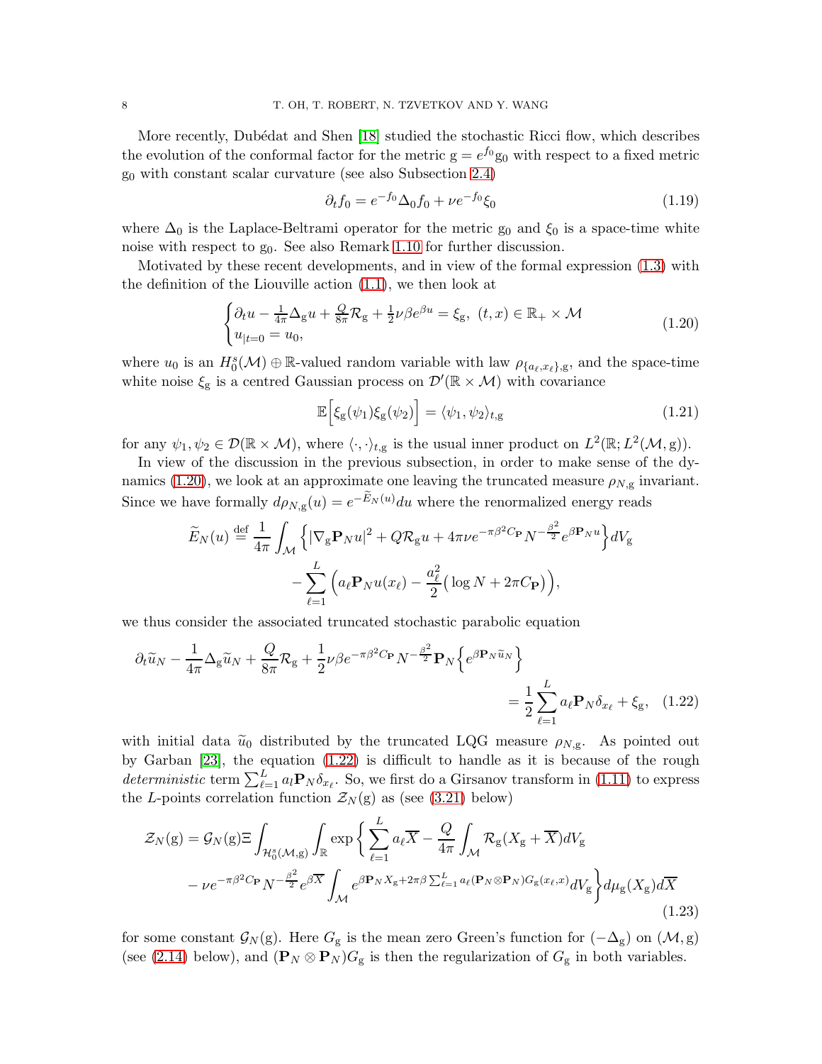More recently, Dubédat and Shen [18] studied the stochastic Ricci flow, which describes the evolution of the conformal factor for the metric $\mathrm{g} = e^{f_0}\mathrm{g}_0$ with respect to a fixed metric $\mathrm{g}_0$ with constant scalar curvature (see also Subsection 2.4)

$$\partial_t f_0 = e^{-f_0}\Delta_0 f_0 + \nu e^{-f_0}\xi_0 \tag{1.19}$$

where $\Delta_0$ is the Laplace-Beltrami operator for the metric $\mathrm{g}_0$ and $\xi_0$ is a space-time white noise with respect to $\mathrm{g}_0$. See also Remark 1.10 for further discussion.

Motivated by these recent developments, and in view of the formal expression (1.3) with the definition of the Liouville action (1.1), we then look at

$$\begin{cases} \partial_t u - \frac{1}{4\pi}\Delta_{\mathrm{g}} u + \frac{Q}{8\pi}\mathcal{R}_{\mathrm{g}} + \frac{1}{2}\nu\beta e^{\beta u} = \xi_{\mathrm{g}}, \ (t,x) \in \mathbb{R}_+ \times \mathcal{M} \\ u_{|t=0} = u_0, \end{cases} \tag{1.20}$$

where $u_0$ is an $H^s_0(\mathcal{M}) \oplus \mathbb{R}$-valued random variable with law $\rho_{\{a_\ell, x_\ell\},\mathrm{g}}$, and the space-time white noise $\xi_{\mathrm{g}}$ is a centred Gaussian process on $\mathcal{D}'(\mathbb{R}\times\mathcal{M})$ with covariance

$$\mathbb{E}\Big[\xi_{\mathrm{g}}(\psi_1)\xi_{\mathrm{g}}(\psi_2)\Big] = \langle \psi_1, \psi_2\rangle_{t,\mathrm{g}} \tag{1.21}$$

for any $\psi_1, \psi_2 \in \mathcal{D}(\mathbb{R}\times\mathcal{M})$, where $\langle\cdot,\cdot\rangle_{t,\mathrm{g}}$ is the usual inner product on $L^2(\mathbb{R}; L^2(\mathcal{M},\mathrm{g}))$.

In view of the discussion in the previous subsection, in order to make sense of the dynamics (1.20), we look at an approximate one leaving the truncated measure $\rho_{N,\mathrm{g}}$ invariant. Since we have formally $d\rho_{N,\mathrm{g}}(u) = e^{-\widetilde{E}_N(u)}du$ where the renormalized energy reads

$$\begin{aligned}
\widetilde{E}_N(u) \stackrel{\text{def}}{=} \frac{1}{4\pi}\int_{\mathcal{M}} \Big\{ |\nabla_{\mathrm{g}}\mathbf{P}_N u|^2 + Q\mathcal{R}_{\mathrm{g}} u + 4\pi\nu e^{-\pi\beta^2 C_{\mathbf{P}}} N^{-\frac{\beta^2}{2}} e^{\beta\mathbf{P}_N u}\Big\} dV_{\mathrm{g}} \\
- \sum_{\ell=1}^L \Big( a_\ell \mathbf{P}_N u(x_\ell) - \frac{a_\ell^2}{2}\big(\log N + 2\pi C_{\mathbf{P}}\big)\Big),
\end{aligned}$$

we thus consider the associated truncated stochastic parabolic equation

$$\begin{aligned}
\partial_t \widetilde{u}_N - \frac{1}{4\pi}\Delta_{\mathrm{g}}\widetilde{u}_N + \frac{Q}{8\pi}\mathcal{R}_{\mathrm{g}} + \frac{1}{2}\nu\beta e^{-\pi\beta^2 C_{\mathbf{P}}} N^{-\frac{\beta^2}{2}} \mathbf{P}_N\Big\{ e^{\beta \mathbf{P}_N \widetilde{u}_N}\Big\} \\
= \frac{1}{2}\sum_{\ell=1}^L a_\ell \mathbf{P}_N \delta_{x_\ell} + \xi_{\mathrm{g}},
\end{aligned} \tag{1.22}$$

with initial data $\widetilde{u}_0$ distributed by the truncated LQG measure $\rho_{N,\mathrm{g}}$. As pointed out by Garban [23], the equation (1.22) is difficult to handle as it is because of the rough *deterministic* term $\sum_{\ell=1}^L a_\ell \mathbf{P}_N\delta_{x_\ell}$. So, we first do a Girsanov transform in (1.11) to express the $L$-points correlation function $\mathcal{Z}_N(\mathrm{g})$ as (see (3.21) below)

$$\begin{aligned}
\mathcal{Z}_N(\mathrm{g}) = \mathcal{G}_N(\mathrm{g})\Xi \int_{\mathcal{H}^s_0(\mathcal{M},\mathrm{g})}\int_{\mathbb{R}} \exp\bigg\{ \sum_{\ell=1}^L a_\ell \overline{X} - \frac{Q}{4\pi}\int_{\mathcal{M}} \mathcal{R}_{\mathrm{g}}(X_{\mathrm{g}} + \overline{X}) dV_{\mathrm{g}} \\
- \nu e^{-\pi\beta^2 C_{\mathbf{P}}} N^{-\frac{\beta^2}{2}} e^{\beta\overline{X}} \int_{\mathcal{M}} e^{\beta \mathbf{P}_N X_{\mathrm{g}} + 2\pi\beta\sum_{\ell=1}^L a_\ell (\mathbf{P}_N\otimes\mathbf{P}_N)G_{\mathrm{g}}(x_\ell, x)} dV_{\mathrm{g}}\bigg\} d\mu_{\mathrm{g}}(X_{\mathrm{g}}) d\overline{X}
\end{aligned} \tag{1.23}$$

for some constant $\mathcal{G}_N(\mathrm{g})$. Here $G_{\mathrm{g}}$ is the mean zero Green's function for $(-\Delta_{\mathrm{g}})$ on $(\mathcal{M},\mathrm{g})$ (see (2.14) below), and $(\mathbf{P}_N\otimes\mathbf{P}_N)G_{\mathrm{g}}$ is then the regularization of $G_{\mathrm{g}}$ in both variables.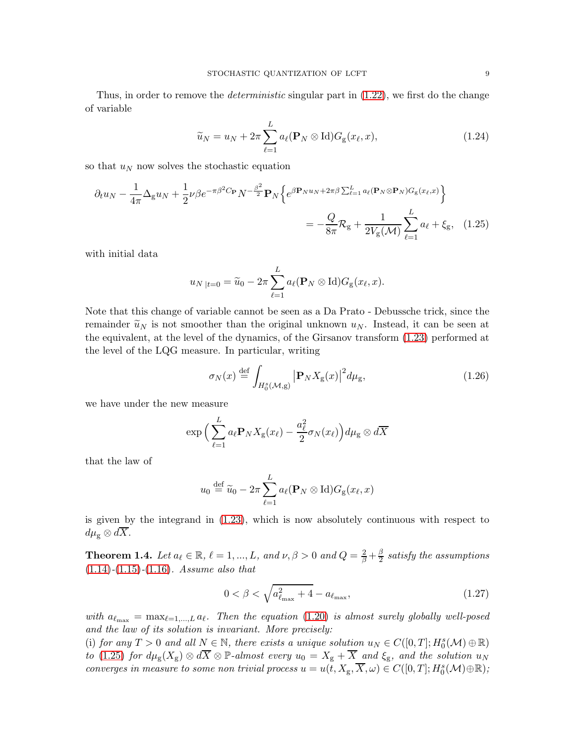Thus, in order to remove the *deterministic* singular part in (1.22), we first do the change of variable

$$
\widetilde{u}_N = u_N + 2\pi \sum_{\ell=1}^{L} a_\ell (\mathbf{P}_N \otimes \mathrm{Id}) G_{\mathrm{g}}(x_\ell, x), \tag{1.24}
$$

so that $u_N$ now solves the stochastic equation

$$
\partial_t u_N - \frac{1}{4\pi}\Delta_{\mathrm{g}} u_N + \frac{1}{2}\nu\beta e^{-\pi\beta^2 C_{\mathbf{P}}} N^{-\frac{\beta^2}{2}} \mathbf{P}_N \Big\{ e^{\beta \mathbf{P}_N u_N + 2\pi\beta \sum_{\ell=1}^{L} a_\ell (\mathbf{P}_N \otimes \mathbf{P}_N) G_{\mathrm{g}}(x_\ell, x)} \Big\}
$$

$$
= -\frac{Q}{8\pi}\mathcal{R}_{\mathrm{g}} + \frac{1}{2V_{\mathrm{g}}(\mathcal{M})}\sum_{\ell=1}^{L} a_\ell + \xi_{\mathrm{g}}, \tag{1.25}
$$

with initial data

$$
u_{N\,|t=0} = \widetilde{u}_0 - 2\pi \sum_{\ell=1}^{L} a_\ell (\mathbf{P}_N \otimes \mathrm{Id}) G_{\mathrm{g}}(x_\ell, x).
$$

Note that this change of variable cannot be seen as a Da Prato - Debussche trick, since the remainder $\widetilde{u}_N$ is not smoother than the original unknown $u_N$. Instead, it can be seen at the equivalent, at the level of the dynamics, of the Girsanov transform (1.23) performed at the level of the LQG measure. In particular, writing

$$
\sigma_N(x) \stackrel{\text{def}}{=} \int_{H_0^s(\mathcal{M},\mathrm{g})} \big|\mathbf{P}_N X_{\mathrm{g}}(x)\big|^2 d\mu_{\mathrm{g}}, \tag{1.26}
$$

we have under the new measure

$$
\exp\Big(\sum_{\ell=1}^{L} a_\ell \mathbf{P}_N X_{\mathrm{g}}(x_\ell) - \frac{a_\ell^2}{2}\sigma_N(x_\ell)\Big) d\mu_{\mathrm{g}} \otimes d\overline{X}
$$

that the law of

$$
u_0 \stackrel{\text{def}}{=} \widetilde{u}_0 - 2\pi \sum_{\ell=1}^{L} a_\ell (\mathbf{P}_N \otimes \mathrm{Id}) G_{\mathrm{g}}(x_\ell, x)
$$

is given by the integrand in (1.23), which is now absolutely continuous with respect to $d\mu_{\mathrm{g}} \otimes d\overline{X}$.

**Theorem 1.4.** *Let $a_\ell \in \mathbb{R}$, $\ell = 1, ..., L$, and $\nu, \beta > 0$ and $Q = \frac{2}{\beta} + \frac{\beta}{2}$ satisfy the assumptions (1.14)-(1.15)-(1.16). Assume also that*

$$
0 < \beta < \sqrt{a_{\ell_{\max}}^2 + 4} - a_{\ell_{\max}}, \tag{1.27}
$$

*with $a_{\ell_{\max}} = \max_{\ell=1,...,L} a_\ell$. Then the equation (1.20) is almost surely globally well-posed and the law of its solution is invariant. More precisely:*
*(i) for any $T > 0$ and all $N \in \mathbb{N}$, there exists a unique solution $u_N \in C([0,T]; H_0^s(\mathcal{M}) \oplus \mathbb{R})$ to (1.25) for $d\mu_{\mathrm{g}}(X_{\mathrm{g}}) \otimes d\overline{X} \otimes \mathbb{P}$-almost every $u_0 = X_{\mathrm{g}} + \overline{X}$ and $\xi_{\mathrm{g}}$, and the solution $u_N$ converges in measure to some non trivial process $u = u(t, X_{\mathrm{g}}, \overline{X}, \omega) \in C([0,T]; H_0^s(\mathcal{M}) \oplus \mathbb{R})$;*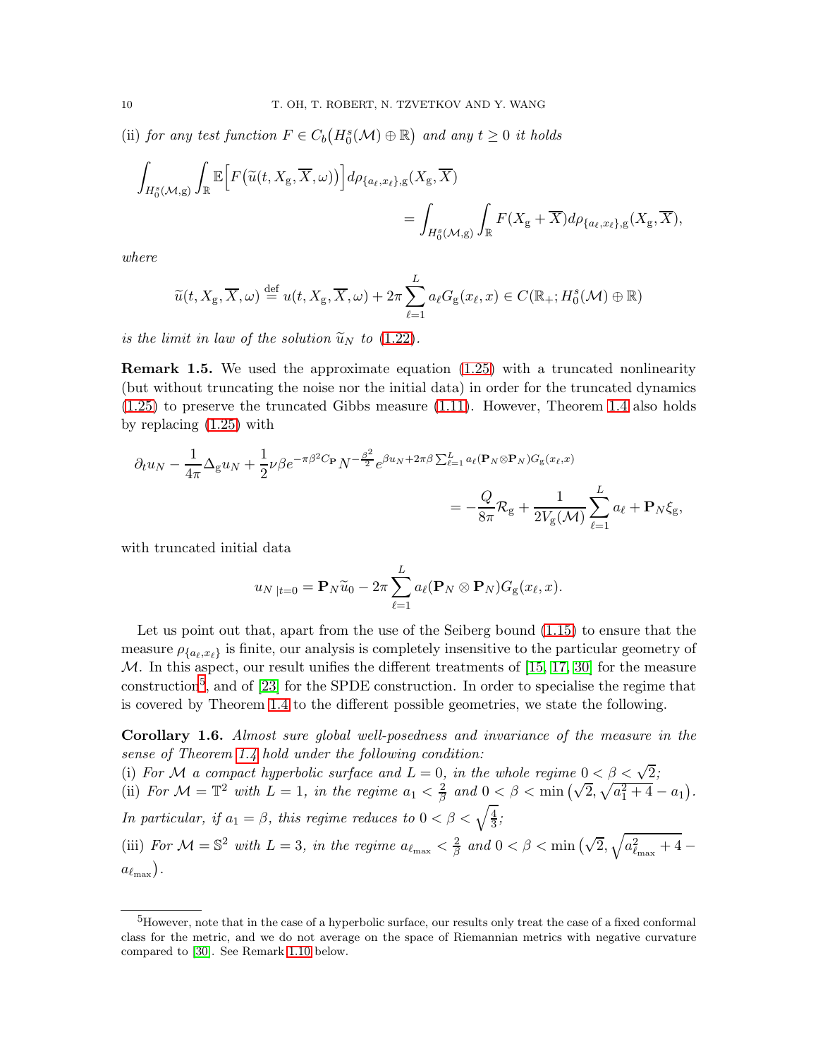(ii) *for any test function $F \in C_b\big(H^s_0(\mathcal{M}) \oplus \mathbb{R}\big)$ and any $t \geq 0$ it holds*

$$\int_{H^s_0(\mathcal{M},\mathrm{g})} \int_{\mathbb{R}} \mathbb{E}\Big[F\big(\widetilde{u}(t, X_\mathrm{g}, \overline{X}, \omega)\big)\Big] d\rho_{\{a_\ell, x_\ell\},\mathrm{g}}(X_\mathrm{g}, \overline{X}) = \int_{H^s_0(\mathcal{M},\mathrm{g})} \int_{\mathbb{R}} F(X_\mathrm{g} + \overline{X}) d\rho_{\{a_\ell, x_\ell\},\mathrm{g}}(X_\mathrm{g}, \overline{X}),$$

*where*

$$\widetilde{u}(t, X_\mathrm{g}, \overline{X}, \omega) \stackrel{\text{def}}{=} u(t, X_\mathrm{g}, \overline{X}, \omega) + 2\pi \sum_{\ell=1}^{L} a_\ell G_\mathrm{g}(x_\ell, x) \in C(\mathbb{R}_+; H^s_0(\mathcal{M}) \oplus \mathbb{R})$$

*is the limit in law of the solution $\widetilde{u}_N$ to* (1.22).

**Remark 1.5.** We used the approximate equation (1.25) with a truncated nonlinearity (but without truncating the noise nor the initial data) in order for the truncated dynamics (1.25) to preserve the truncated Gibbs measure (1.11). However, Theorem 1.4 also holds by replacing (1.25) with

$$\partial_t u_N - \frac{1}{4\pi}\Delta_\mathrm{g} u_N + \frac{1}{2}\nu\beta e^{-\pi\beta^2 C_\mathbf{P}} N^{-\frac{\beta^2}{2}} e^{\beta u_N + 2\pi\beta\sum_{\ell=1}^{L} a_\ell (\mathbf{P}_N \otimes \mathbf{P}_N) G_\mathrm{g}(x_\ell, x)} = -\frac{Q}{8\pi}\mathcal{R}_\mathrm{g} + \frac{1}{2V_\mathrm{g}(\mathcal{M})}\sum_{\ell=1}^{L} a_\ell + \mathbf{P}_N \xi_\mathrm{g},$$

with truncated initial data

$$u_N{}_{|t=0} = \mathbf{P}_N \widetilde{u}_0 - 2\pi \sum_{\ell=1}^{L} a_\ell (\mathbf{P}_N \otimes \mathbf{P}_N) G_\mathrm{g}(x_\ell, x).$$

Let us point out that, apart from the use of the Seiberg bound (1.15) to ensure that the measure $\rho_{\{a_\ell, x_\ell\}}$ is finite, our analysis is completely insensitive to the particular geometry of $\mathcal{M}$. In this aspect, our result unifies the different treatments of [15, 17, 30] for the measure construction[5], and of [23] for the SPDE construction. In order to specialise the regime that is covered by Theorem 1.4 to the different possible geometries, we state the following.

**Corollary 1.6.** *Almost sure global well-posedness and invariance of the measure in the sense of Theorem 1.4 hold under the following condition:*
(i) *For $\mathcal{M}$ a compact hyperbolic surface and $L = 0$, in the whole regime $0 < \beta < \sqrt{2}$;*
(ii) *For $\mathcal{M} = \mathbb{T}^2$ with $L = 1$, in the regime $a_1 < \frac{2}{\beta}$ and $0 < \beta < \min\big(\sqrt{2}, \sqrt{a_1^2 + 4} - a_1\big)$. In particular, if $a_1 = \beta$, this regime reduces to $0 < \beta < \sqrt{\frac{4}{3}}$;*
(iii) *For $\mathcal{M} = \mathbb{S}^2$ with $L = 3$, in the regime $a_{\ell_{\max}} < \frac{2}{\beta}$ and $0 < \beta < \min\big(\sqrt{2}, \sqrt{a_{\ell_{\max}}^2 + 4} - a_{\ell_{\max}}\big)$.*

[5] However, note that in the case of a hyperbolic surface, our results only treat the case of a fixed conformal class for the metric, and we do not average on the space of Riemannian metrics with negative curvature compared to [30]. See Remark 1.10 below.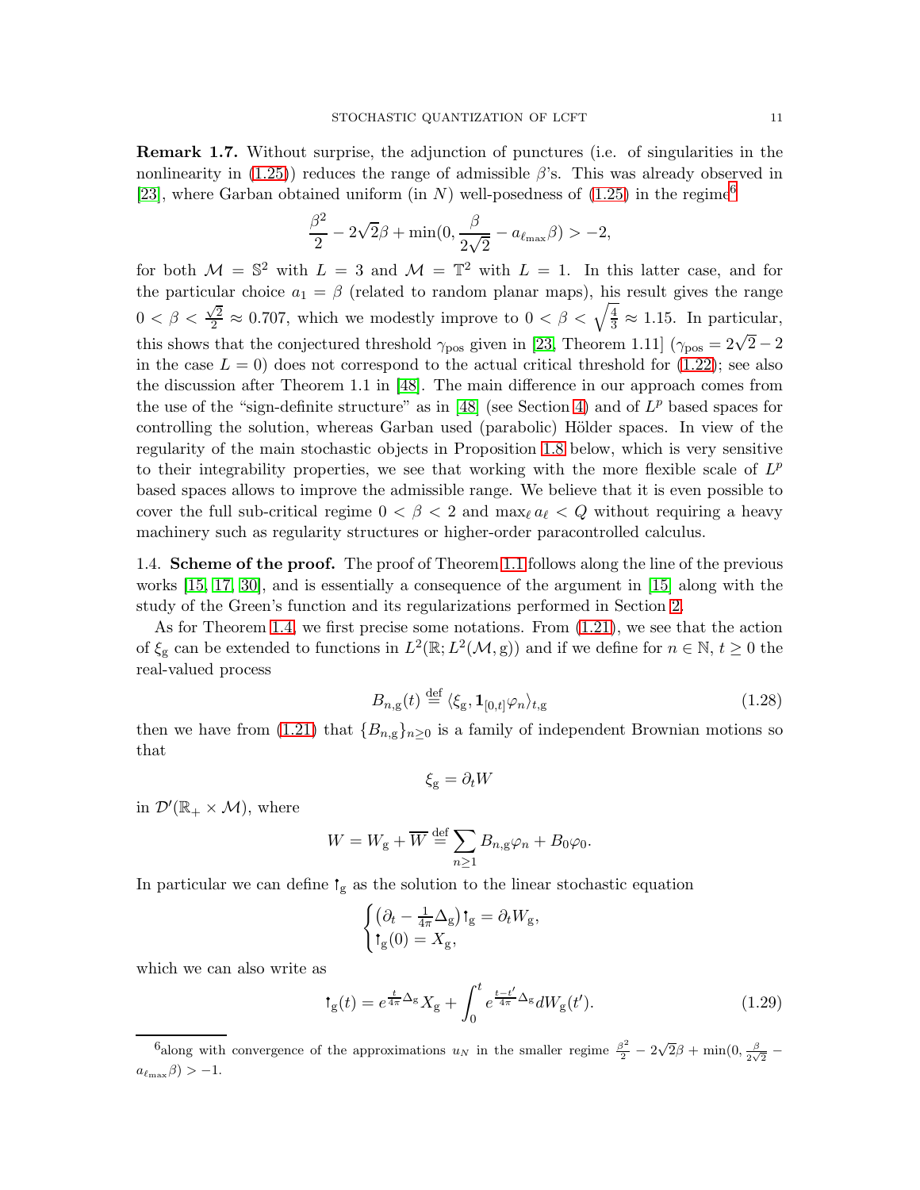**Remark 1.7.** Without surprise, the adjunction of punctures (i.e. of singularities in the nonlinearity in (1.25)) reduces the range of admissible $\beta$'s. This was already observed in [23], where Garban obtained uniform (in $N$) well-posedness of (1.25) in the regime[6]

$$\frac{\beta^2}{2} - 2\sqrt{2}\beta + \min(0, \frac{\beta}{2\sqrt{2}} - a_{\ell_{\max}}\beta) > -2,$$

for both $\mathcal{M} = \mathbb{S}^2$ with $L = 3$ and $\mathcal{M} = \mathbb{T}^2$ with $L = 1$. In this latter case, and for the particular choice $a_1 = \beta$ (related to random planar maps), his result gives the range $0 < \beta < \frac{\sqrt{2}}{2} \approx 0.707$, which we modestly improve to $0 < \beta < \sqrt{\frac{4}{3}} \approx 1.15$. In particular, this shows that the conjectured threshold $\gamma_{\text{pos}}$ given in [23, Theorem 1.11] ($\gamma_{\text{pos}} = 2\sqrt{2} - 2$ in the case $L = 0$) does not correspond to the actual critical threshold for (1.22); see also the discussion after Theorem 1.1 in [48]. The main difference in our approach comes from the use of the "sign-definite structure" as in [48] (see Section 4) and of $L^p$ based spaces for controlling the solution, whereas Garban used (parabolic) Hölder spaces. In view of the regularity of the main stochastic objects in Proposition 1.8 below, which is very sensitive to their integrability properties, we see that working with the more flexible scale of $L^p$ based spaces allows to improve the admissible range. We believe that it is even possible to cover the full sub-critical regime $0 < \beta < 2$ and $\max_\ell a_\ell < Q$ without requiring a heavy machinery such as regularity structures or higher-order paracontrolled calculus.

## 1.4. Scheme of the proof.

The proof of Theorem 1.1 follows along the line of the previous works [15, 17, 30], and is essentially a consequence of the argument in [15] along with the study of the Green's function and its regularizations performed in Section 2.

As for Theorem 1.4, we first precise some notations. From (1.21), we see that the action of $\xi_{\text{g}}$ can be extended to functions in $L^2(\mathbb{R}; L^2(\mathcal{M}, \text{g}))$ and if we define for $n \in \mathbb{N}$, $t \geq 0$ the real-valued process

$$B_{n,\text{g}}(t) \stackrel{\text{def}}{=} \langle \xi_{\text{g}}, \mathbf{1}_{[0,t]}\varphi_n \rangle_{t,\text{g}} \tag{1.28}$$

then we have from (1.21) that $\{B_{n,\text{g}}\}_{n \geq 0}$ is a family of independent Brownian motions so that

$$\xi_{\text{g}} = \partial_t W$$

in $\mathcal{D}'(\mathbb{R}_+ \times \mathcal{M})$, where

$$W = W_{\text{g}} + \overline{W} \stackrel{\text{def}}{=} \sum_{n \geq 1} B_{n,\text{g}}\varphi_n + B_0\varphi_0.$$

In particular we can define $\Psi_{\text{g}}$ as the solution to the linear stochastic equation

$$\begin{cases} \left(\partial_t - \frac{1}{4\pi}\Delta_{\text{g}}\right)\Psi_{\text{g}} = \partial_t W_{\text{g}}, \\ \Psi_{\text{g}}(0) = X_{\text{g}}, \end{cases}$$

which we can also write as

$$\Psi_{\text{g}}(t) = e^{\frac{t}{4\pi}\Delta_{\text{g}}}X_{\text{g}} + \int_0^t e^{\frac{t-t'}{4\pi}\Delta_{\text{g}}}dW_{\text{g}}(t'). \tag{1.29}$$

[6] along with convergence of the approximations $u_N$ in the smaller regime $\frac{\beta^2}{2} - 2\sqrt{2}\beta + \min(0, \frac{\beta}{2\sqrt{2}} - a_{\ell_{\max}}\beta) > -1$.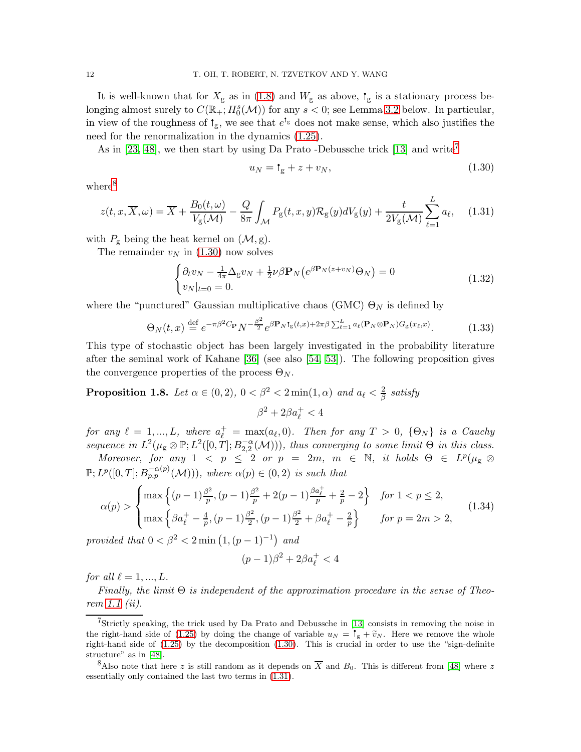It is well-known that for $X_{\rm g}$ as in (1.8) and $W_{\rm g}$ as above, $\Psi_{\rm g}$ is a stationary process belonging almost surely to $C(\mathbb{R}_+; H_0^s(\mathcal{M}))$ for any $s<0$; see Lemma 3.2 below. In particular, in view of the roughness of $\Psi_{\rm g}$, we see that $e^{\Psi_{\rm g}}$ does not make sense, which also justifies the need for the renormalization in the dynamics (1.25).

As in [23, 48], we then start by using Da Prato -Debussche trick [13] and write[7]

$$
u_N = \Psi_{\rm g} + z + v_N, \tag{1.30}
$$

where[8]

$$
z(t,x,\overline{X},\omega) = \overline{X} + \frac{B_0(t,\omega)}{V_{\rm g}(\mathcal{M})} - \frac{Q}{8\pi}\int_{\mathcal{M}} P_{\rm g}(t,x,y)\mathcal{R}_{\rm g}(y)dV_{\rm g}(y) + \frac{t}{2V_{\rm g}(\mathcal{M})}\sum_{\ell=1}^{L} a_\ell, \tag{1.31}
$$

with $P_{\rm g}$ being the heat kernel on $(\mathcal{M},{\rm g})$.

The remainder $v_N$ in (1.30) now solves

$$
\begin{cases}
\partial_t v_N - \frac{1}{4\pi}\Delta_{\rm g} v_N + \frac{1}{2}\nu\beta \mathbf{P}_N\big(e^{\beta\mathbf{P}_N(z+v_N)}\Theta_N\big) = 0\\
v_N|_{t=0} = 0.
\end{cases} \tag{1.32}
$$

where the "punctured" Gaussian multiplicative chaos (GMC) $\Theta_N$ is defined by

$$
\Theta_N(t,x) \stackrel{\text{def}}{=} e^{-\pi\beta^2 C_{\mathbf{P}}}N^{-\frac{\beta^2}{2}}e^{\beta\mathbf{P}_N\Psi_{\rm g}(t,x)+2\pi\beta\sum_{\ell=1}^{L}a_\ell(\mathbf{P}_N\otimes\mathbf{P}_N)G_{\rm g}(x_\ell,x)}. \tag{1.33}
$$

This type of stochastic object has been largely investigated in the probability literature after the seminal work of Kahane [36] (see also [54, 53]). The following proposition gives the convergence properties of the process $\Theta_N$.

**Proposition 1.8.** *Let $\alpha\in(0,2)$, $0<\beta^2<2\min(1,\alpha)$ and $a_\ell<\frac{2}{\beta}$ satisfy*

$$
\beta^2 + 2\beta a_\ell^+ < 4
$$

*for any $\ell=1,...,L$, where $a_\ell^+ = \max(a_\ell,0)$. Then for any $T>0$, $\{\Theta_N\}$ is a Cauchy sequence in $L^2(\mu_{\rm g}\otimes\mathbb{P}; L^2([0,T]; B^{-\alpha}_{2,2}(\mathcal{M})))$, thus converging to some limit $\Theta$ in this class.*

*Moreover, for any $1<p\le 2$ or $p=2m$, $m\in\mathbb{N}$, it holds $\Theta\in L^p(\mu_{\rm g}\otimes\mathbb{P}; L^p([0,T]; B^{-\alpha(p)}_{p,p}(\mathcal{M})))$, where $\alpha(p)\in(0,2)$ is such that*

$$
\alpha(p) > \begin{cases}
\max\Big\{(p-1)\frac{\beta^2}{p}, (p-1)\frac{\beta^2}{p} + 2(p-1)\frac{\beta a_\ell^+}{p} + \frac{2}{p} - 2\Big\} & \text{for } 1<p\le 2,\\
\max\Big\{\beta a_\ell^+ - \frac{4}{p}, (p-1)\frac{\beta^2}{2}, (p-1)\frac{\beta^2}{2} + \beta a_\ell^+ - \frac{2}{p}\Big\} & \text{for } p=2m>2,
\end{cases} \tag{1.34}
$$

*provided that $0<\beta^2<2\min\big(1,(p-1)^{-1}\big)$ and*

$$
(p-1)\beta^2 + 2\beta a_\ell^+ < 4
$$

*for all $\ell=1,...,L$.*

*Finally, the limit $\Theta$ is independent of the approximation procedure in the sense of Theorem 1.1 (ii).*

---

[7]Strictly speaking, the trick used by Da Prato and Debussche in [13] consists in removing the noise in the right-hand side of (1.25) by doing the change of variable $u_N = \Psi_{\rm g} + \widetilde{v}_N$. Here we remove the whole right-hand side of (1.25) by the decomposition (1.30). This is crucial in order to use the "sign-definite structure" as in [48].

[8]Also note that here $z$ is still random as it depends on $\overline{X}$ and $B_0$. This is different from [48] where $z$ essentially only contained the last two terms in (1.31).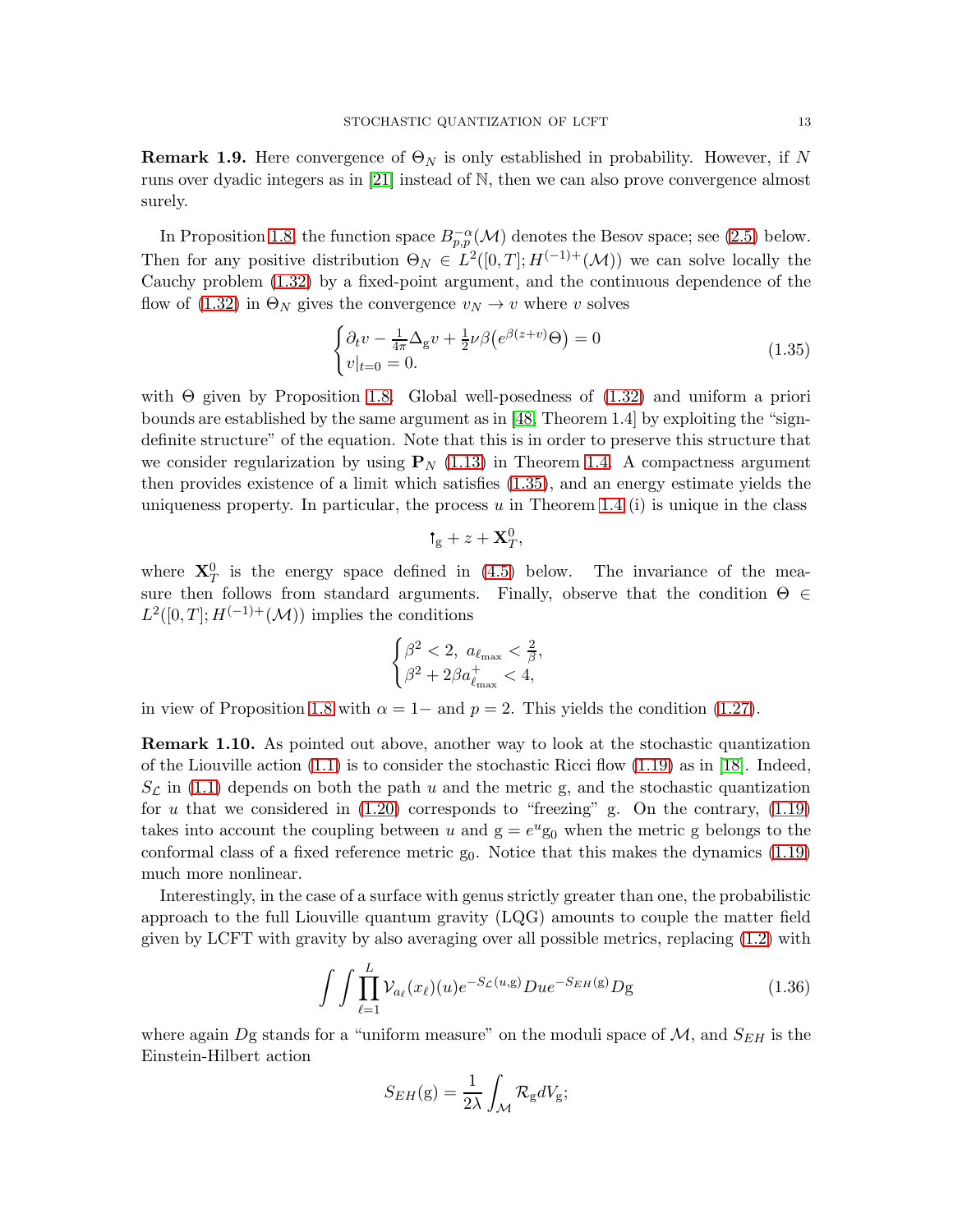**Remark 1.9.** Here convergence of $\Theta_N$ is only established in probability. However, if $N$ runs over dyadic integers as in [21] instead of $\mathbb{N}$, then we can also prove convergence almost surely.

In Proposition 1.8, the function space $B^{-\alpha}_{p,p}(\mathcal{M})$ denotes the Besov space; see (2.5) below. Then for any positive distribution $\Theta_N \in L^2([0,T]; H^{(-1)+}(\mathcal{M}))$ we can solve locally the Cauchy problem (1.32) by a fixed-point argument, and the continuous dependence of the flow of (1.32) in $\Theta_N$ gives the convergence $v_N \to v$ where $v$ solves

$$
\begin{cases}
\partial_t v - \frac{1}{4\pi}\Delta_{\mathrm{g}} v + \frac{1}{2}\nu\beta\big(e^{\beta(z+v)}\Theta\big) = 0 \\
v|_{t=0} = 0.
\end{cases}
\tag{1.35}
$$

with $\Theta$ given by Proposition 1.8. Global well-posedness of (1.32) and uniform a priori bounds are established by the same argument as in [48, Theorem 1.4] by exploiting the "sign-definite structure" of the equation. Note that this is in order to preserve this structure that we consider regularization by using $\mathbf{P}_N$ (1.13) in Theorem 1.4. A compactness argument then provides existence of a limit which satisfies (1.35), and an energy estimate yields the uniqueness property. In particular, the process $u$ in Theorem 1.4 (i) is unique in the class

$$
\mathsf{l}_{\mathrm{g}} + z + \mathbf{X}^0_T,
$$

where $\mathbf{X}^0_T$ is the energy space defined in (4.5) below. The invariance of the measure then follows from standard arguments. Finally, observe that the condition $\Theta \in L^2([0,T]; H^{(-1)+}(\mathcal{M}))$ implies the conditions

$$
\begin{cases}
\beta^2 < 2, \ a_{\ell_{\max}} < \frac{2}{\beta}, \\
\beta^2 + 2\beta a^+_{\ell_{\max}} < 4,
\end{cases}
$$

in view of Proposition 1.8 with $\alpha = 1-$ and $p = 2$. This yields the condition (1.27).

**Remark 1.10.** As pointed out above, another way to look at the stochastic quantization of the Liouville action (1.1) is to consider the stochastic Ricci flow (1.19) as in [18]. Indeed, $S_{\mathcal{L}}$ in (1.1) depends on both the path $u$ and the metric g, and the stochastic quantization for $u$ that we considered in (1.20) corresponds to "freezing" g. On the contrary, (1.19) takes into account the coupling between $u$ and $\mathrm{g} = e^u \mathrm{g}_0$ when the metric g belongs to the conformal class of a fixed reference metric $\mathrm{g}_0$. Notice that this makes the dynamics (1.19) much more nonlinear.

Interestingly, in the case of a surface with genus strictly greater than one, the probabilistic approach to the full Liouville quantum gravity (LQG) amounts to couple the matter field given by LCFT with gravity by also averaging over all possible metrics, replacing (1.2) with

$$
\int\int \prod_{\ell=1}^{L} \mathcal{V}_{a_\ell}(x_\ell)(u) e^{-S_{\mathcal{L}}(u,\mathrm{g})} Du\, e^{-S_{EH}(\mathrm{g})} D\mathrm{g}
\tag{1.36}
$$

where again $D\mathrm{g}$ stands for a "uniform measure" on the moduli space of $\mathcal{M}$, and $S_{EH}$ is the Einstein-Hilbert action

$$
S_{EH}(\mathrm{g}) = \frac{1}{2\lambda}\int_{\mathcal{M}} \mathcal{R}_{\mathrm{g}} dV_{\mathrm{g}};
$$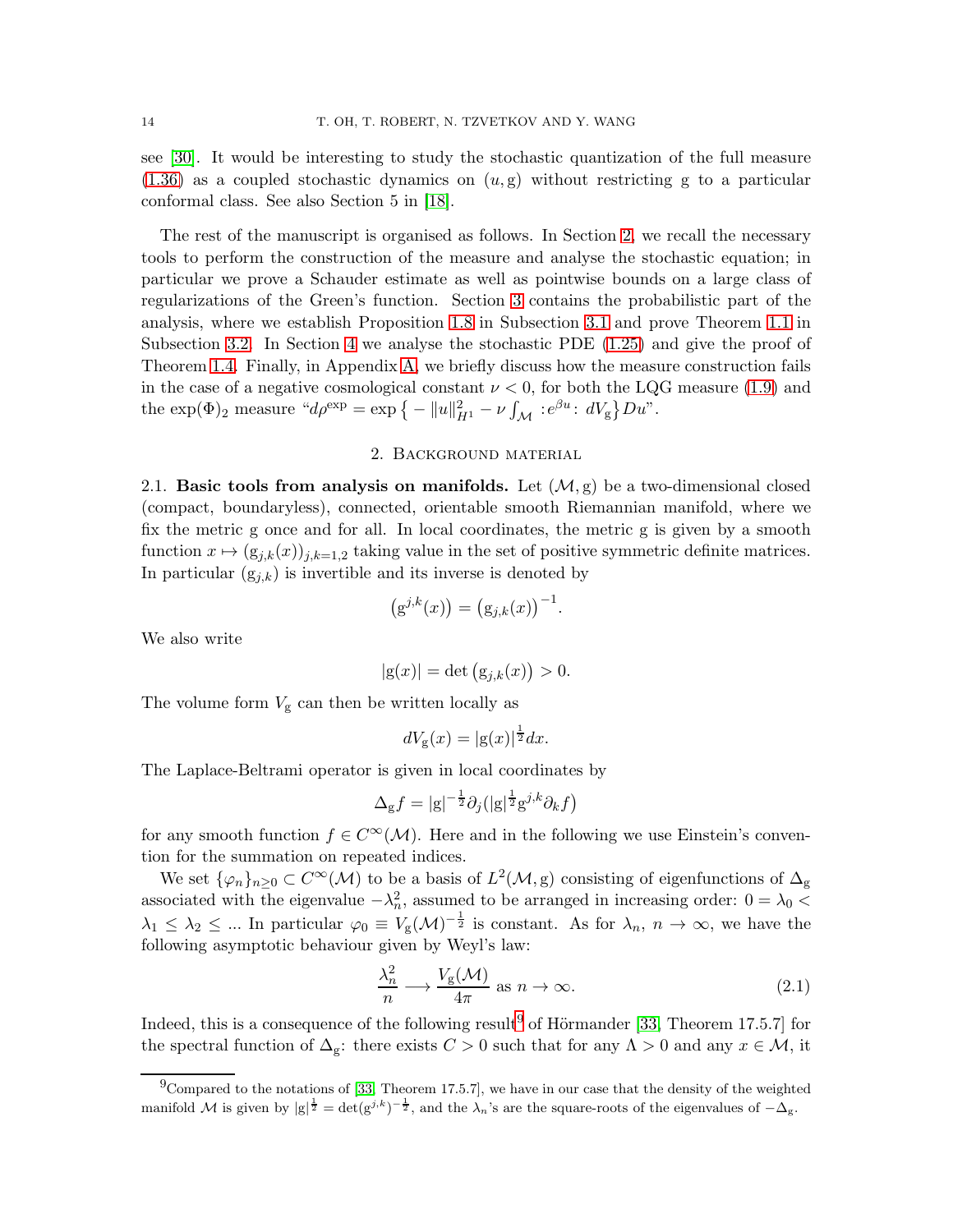see [30]. It would be interesting to study the stochastic quantization of the full measure (1.36) as a coupled stochastic dynamics on $(u, \mathrm{g})$ without restricting g to a particular conformal class. See also Section 5 in [18].

The rest of the manuscript is organised as follows. In Section 2, we recall the necessary tools to perform the construction of the measure and analyse the stochastic equation; in particular we prove a Schauder estimate as well as pointwise bounds on a large class of regularizations of the Green's function. Section 3 contains the probabilistic part of the analysis, where we establish Proposition 1.8 in Subsection 3.1 and prove Theorem 1.1 in Subsection 3.2. In Section 4 we analyse the stochastic PDE (1.25) and give the proof of Theorem 1.4. Finally, in Appendix A, we briefly discuss how the measure construction fails in the case of a negative cosmological constant $\nu < 0$, for both the LQG measure (1.9) and the $\exp(\Phi)_2$ measure "$d\rho^{\exp} = \exp\big\{ - \|u\|_{H^1}^2 - \nu \int_{\mathcal{M}} :e^{\beta u}: \, dV_{\mathrm{g}} \big\} Du$".

## 2. Background material

**2.1. Basic tools from analysis on manifolds.** Let $(\mathcal{M}, \mathrm{g})$ be a two-dimensional closed (compact, boundaryless), connected, orientable smooth Riemannian manifold, where we fix the metric g once and for all. In local coordinates, the metric g is given by a smooth function $x \mapsto (\mathrm{g}_{j,k}(x))_{j,k=1,2}$ taking value in the set of positive symmetric definite matrices. In particular $(\mathrm{g}_{j,k})$ is invertible and its inverse is denoted by

$$\big(\mathrm{g}^{j,k}(x)\big) = \big(\mathrm{g}_{j,k}(x)\big)^{-1}.$$

We also write

$$|\mathrm{g}(x)| = \det\big(\mathrm{g}_{j,k}(x)\big) > 0.$$

The volume form $V_{\mathrm{g}}$ can then be written locally as

$$dV_{\mathrm{g}}(x) = |\mathrm{g}(x)|^{\frac{1}{2}} dx.$$

The Laplace-Beltrami operator is given in local coordinates by

$$\Delta_{\mathrm{g}} f = |\mathrm{g}|^{-\frac{1}{2}} \partial_j \big( |\mathrm{g}|^{\frac{1}{2}} \mathrm{g}^{j,k} \partial_k f \big)$$

for any smooth function $f \in C^\infty(\mathcal{M})$. Here and in the following we use Einstein's convention for the summation on repeated indices.

We set $\{\varphi_n\}_{n \geq 0} \subset C^\infty(\mathcal{M})$ to be a basis of $L^2(\mathcal{M}, \mathrm{g})$ consisting of eigenfunctions of $\Delta_{\mathrm{g}}$ associated with the eigenvalue $-\lambda_n^2$, assumed to be arranged in increasing order: $0 = \lambda_0 < \lambda_1 \leq \lambda_2 \leq ...$ In particular $\varphi_0 \equiv V_{\mathrm{g}}(\mathcal{M})^{-\frac{1}{2}}$ is constant. As for $\lambda_n$, $n \to \infty$, we have the following asymptotic behaviour given by Weyl's law:

$$\frac{\lambda_n^2}{n} \longrightarrow \frac{V_{\mathrm{g}}(\mathcal{M})}{4\pi} \text{ as } n \to \infty. \tag{2.1}$$

Indeed, this is a consequence of the following result[9] of Hörmander [33, Theorem 17.5.7] for the spectral function of $\Delta_{\mathrm{g}}$: there exists $C > 0$ such that for any $\Lambda > 0$ and any $x \in \mathcal{M}$, it

[9] Compared to the notations of [33, Theorem 17.5.7], we have in our case that the density of the weighted manifold $\mathcal{M}$ is given by $|\mathrm{g}|^{\frac{1}{2}} = \det(\mathrm{g}^{j,k})^{-\frac{1}{2}}$, and the $\lambda_n$'s are the square-roots of the eigenvalues of $-\Delta_{\mathrm{g}}$.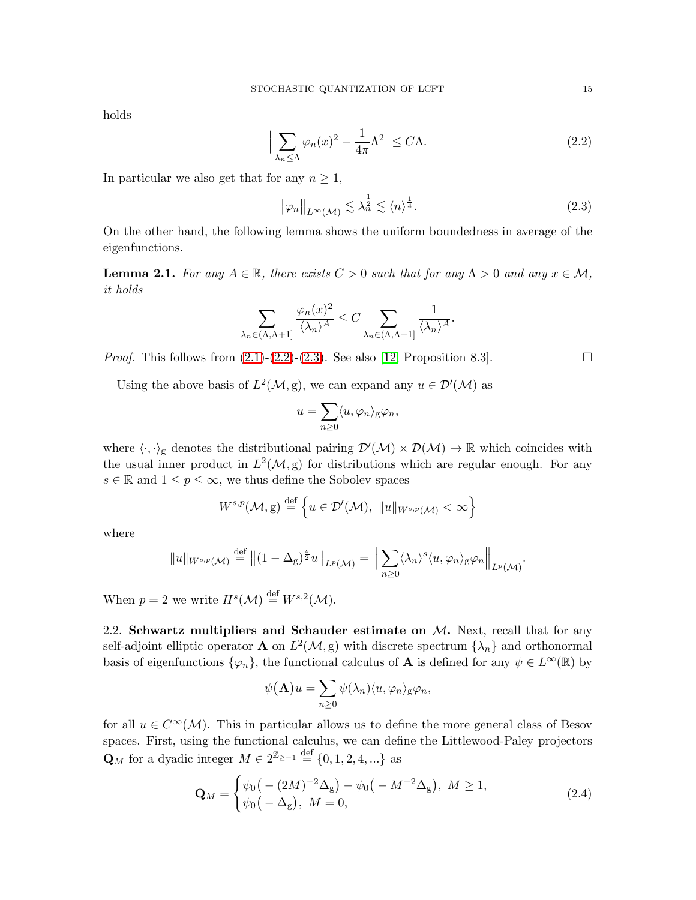holds

$$\Big| \sum_{\lambda_n \leq \Lambda} \varphi_n(x)^2 - \frac{1}{4\pi}\Lambda^2 \Big| \leq C\Lambda. \tag{2.2}$$

In particular we also get that for any $n \geq 1$,

$$\|\varphi_n\|_{L^\infty(\mathcal{M})} \lesssim \lambda_n^{\frac{1}{2}} \lesssim \langle n \rangle^{\frac{1}{4}}. \tag{2.3}$$

On the other hand, the following lemma shows the uniform boundedness in average of the eigenfunctions.

**Lemma 2.1.** *For any $A \in \mathbb{R}$, there exists $C > 0$ such that for any $\Lambda > 0$ and any $x \in \mathcal{M}$, it holds*

$$\sum_{\lambda_n \in (\Lambda, \Lambda+1]} \frac{\varphi_n(x)^2}{\langle \lambda_n \rangle^A} \leq C \sum_{\lambda_n \in (\Lambda, \Lambda+1]} \frac{1}{\langle \lambda_n \rangle^A}.$$

*Proof.* This follows from (2.1)-(2.2)-(2.3). See also [12, Proposition 8.3]. $\square$

Using the above basis of $L^2(\mathcal{M}, \mathrm{g})$, we can expand any $u \in \mathcal{D}'(\mathcal{M})$ as

$$u = \sum_{n \geq 0} \langle u, \varphi_n \rangle_{\mathrm{g}} \varphi_n,$$

where $\langle \cdot, \cdot \rangle_{\mathrm{g}}$ denotes the distributional pairing $\mathcal{D}'(\mathcal{M}) \times \mathcal{D}(\mathcal{M}) \to \mathbb{R}$ which coincides with the usual inner product in $L^2(\mathcal{M}, \mathrm{g})$ for distributions which are regular enough. For any $s \in \mathbb{R}$ and $1 \leq p \leq \infty$, we thus define the Sobolev spaces

$$W^{s,p}(\mathcal{M}, \mathrm{g}) \stackrel{\text{def}}{=} \Big\{ u \in \mathcal{D}'(\mathcal{M}),\ \|u\|_{W^{s,p}(\mathcal{M})} < \infty \Big\}$$

where

$$\|u\|_{W^{s,p}(\mathcal{M})} \stackrel{\text{def}}{=} \big\|(1 - \Delta_{\mathrm{g}})^{\frac{s}{2}} u\big\|_{L^p(\mathcal{M})} = \Big\| \sum_{n \geq 0} \langle \lambda_n \rangle^s \langle u, \varphi_n \rangle_{\mathrm{g}} \varphi_n \Big\|_{L^p(\mathcal{M})}.$$

When $p = 2$ we write $H^s(\mathcal{M}) \stackrel{\text{def}}{=} W^{s,2}(\mathcal{M})$.

2.2. **Schwartz multipliers and Schauder estimate on $\mathcal{M}$.** Next, recall that for any self-adjoint elliptic operator $\mathbf{A}$ on $L^2(\mathcal{M}, \mathrm{g})$ with discrete spectrum $\{\lambda_n\}$ and orthonormal basis of eigenfunctions $\{\varphi_n\}$, the functional calculus of $\mathbf{A}$ is defined for any $\psi \in L^\infty(\mathbb{R})$ by

$$\psi(\mathbf{A}) u = \sum_{n \geq 0} \psi(\lambda_n) \langle u, \varphi_n \rangle_{\mathrm{g}} \varphi_n,$$

for all $u \in C^\infty(\mathcal{M})$. This in particular allows us to define the more general class of Besov spaces. First, using the functional calculus, we can define the Littlewood-Paley projectors $\mathbf{Q}_M$ for a dyadic integer $M \in 2^{\mathbb{Z}_{\geq -1}} \stackrel{\text{def}}{=} \{0, 1, 2, 4, \ldots\}$ as

$$\mathbf{Q}_M = \begin{cases} \psi_0\big(-(2M)^{-2}\Delta_{\mathrm{g}}\big) - \psi_0\big(-M^{-2}\Delta_{\mathrm{g}}\big),\ M \geq 1, \\ \psi_0\big(-\Delta_{\mathrm{g}}\big),\ M = 0, \end{cases} \tag{2.4}$$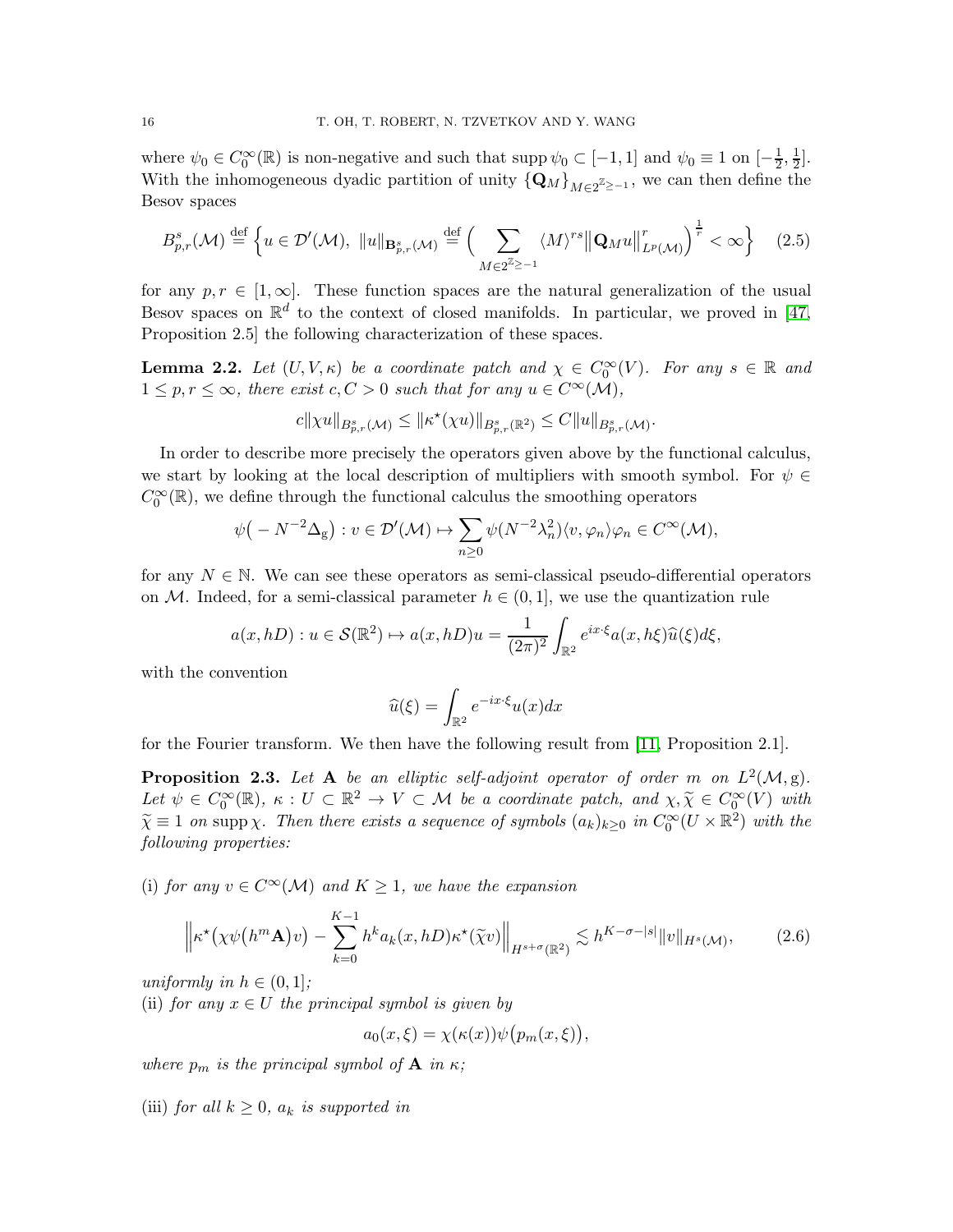where $\psi_0 \in C_0^\infty(\mathbb{R})$ is non-negative and such that $\operatorname{supp}\psi_0 \subset [-1,1]$ and $\psi_0 \equiv 1$ on $[-\frac{1}{2},\frac{1}{2}]$. With the inhomogeneous dyadic partition of unity $\{\mathbf{Q}_M\}_{M\in 2^{\mathbb{Z}_{\geq -1}}}$, we can then define the Besov spaces

$$B^s_{p,r}(\mathcal{M}) \overset{\text{def}}{=} \Big\{ u \in \mathcal{D}'(\mathcal{M}),\ \|u\|_{\mathbf{B}^s_{p,r}(\mathcal{M})} \overset{\text{def}}{=} \Big( \sum_{M\in 2^{\mathbb{Z}_{\geq -1}}} \langle M\rangle^{rs} \big\|\mathbf{Q}_M u\big\|^r_{L^p(\mathcal{M})}\Big)^{\frac{1}{r}} < \infty \Big\} \tag{2.5}$$

for any $p, r \in [1,\infty]$. These function spaces are the natural generalization of the usual Besov spaces on $\mathbb{R}^d$ to the context of closed manifolds. In particular, we proved in [47, Proposition 2.5] the following characterization of these spaces.

**Lemma 2.2.** *Let $(U, V, \kappa)$ be a coordinate patch and $\chi \in C_0^\infty(V)$. For any $s \in \mathbb{R}$ and $1 \leq p, r \leq \infty$, there exist $c, C > 0$ such that for any $u \in C^\infty(\mathcal{M})$,*

$$c\|\chi u\|_{B^s_{p,r}(\mathcal{M})} \leq \|\kappa^\star(\chi u)\|_{B^s_{p,r}(\mathbb{R}^2)} \leq C\|u\|_{B^s_{p,r}(\mathcal{M})}.$$

In order to describe more precisely the operators given above by the functional calculus, we start by looking at the local description of multipliers with smooth symbol. For $\psi \in C_0^\infty(\mathbb{R})$, we define through the functional calculus the smoothing operators

$$\psi\big(-N^{-2}\Delta_{\mathrm{g}}\big) : v \in \mathcal{D}'(\mathcal{M}) \mapsto \sum_{n\geq 0} \psi(N^{-2}\lambda_n^2)\langle v, \varphi_n\rangle \varphi_n \in C^\infty(\mathcal{M}),$$

for any $N \in \mathbb{N}$. We can see these operators as semi-classical pseudo-differential operators on $\mathcal{M}$. Indeed, for a semi-classical parameter $h \in (0,1]$, we use the quantization rule

$$a(x, hD) : u \in \mathcal{S}(\mathbb{R}^2) \mapsto a(x,hD)u = \frac{1}{(2\pi)^2}\int_{\mathbb{R}^2} e^{ix\cdot\xi} a(x, h\xi)\widehat{u}(\xi)d\xi,$$

with the convention

$$\widehat{u}(\xi) = \int_{\mathbb{R}^2} e^{-ix\cdot\xi}u(x)dx$$

for the Fourier transform. We then have the following result from [11, Proposition 2.1].

**Proposition 2.3.** *Let $\mathbf{A}$ be an elliptic self-adjoint operator of order $m$ on $L^2(\mathcal{M},\mathrm{g})$. Let $\psi \in C_0^\infty(\mathbb{R})$, $\kappa : U \subset \mathbb{R}^2 \to V \subset \mathcal{M}$ be a coordinate patch, and $\chi, \widetilde{\chi} \in C_0^\infty(V)$ with $\widetilde{\chi} \equiv 1$ on $\operatorname{supp}\chi$. Then there exists a sequence of symbols $(a_k)_{k\geq 0}$ in $C_0^\infty(U\times\mathbb{R}^2)$ with the following properties:*

(i) *for any $v \in C^\infty(\mathcal{M})$ and $K \geq 1$, we have the expansion*

$$\Big\|\kappa^\star\big(\chi\psi\big(h^m\mathbf{A}\big)v\big) - \sum_{k=0}^{K-1} h^k a_k(x,hD)\kappa^\star(\widetilde{\chi}v)\Big\|_{H^{s+\sigma}(\mathbb{R}^2)} \lesssim h^{K-\sigma-|s|}\|v\|_{H^s(\mathcal{M})}, \tag{2.6}$$

*uniformly in $h \in (0,1]$;*
(ii) *for any $x \in U$ the principal symbol is given by*

$$a_0(x,\xi) = \chi(\kappa(x))\psi\big(p_m(x,\xi)\big),$$

*where $p_m$ is the principal symbol of $\mathbf{A}$ in $\kappa$;*

(iii) *for all $k \geq 0$, $a_k$ is supported in*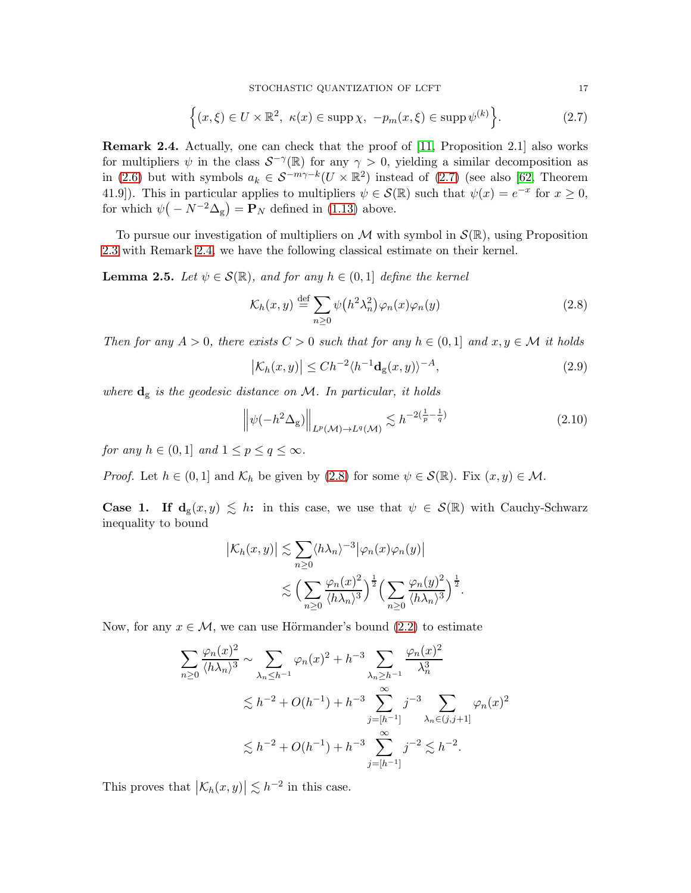$$
\Big\{(x,\xi)\in U\times\mathbb{R}^2,\ \kappa(x)\in\operatorname{supp}\chi,\ -p_m(x,\xi)\in\operatorname{supp}\psi^{(k)}\Big\}. \tag{2.7}
$$

**Remark 2.4.** Actually, one can check that the proof of [11, Proposition 2.1] also works for multipliers $\psi$ in the class $\mathcal{S}^{-\gamma}(\mathbb{R})$ for any $\gamma>0$, yielding a similar decomposition as in (2.6) but with symbols $a_k\in\mathcal{S}^{-m\gamma-k}(U\times\mathbb{R}^2)$ instead of (2.7) (see also [62, Theorem 41.9]). This in particular applies to multipliers $\psi\in\mathcal{S}(\mathbb{R})$ such that $\psi(x)=e^{-x}$ for $x\geq 0$, for which $\psi\big(-N^{-2}\Delta_{\mathrm{g}}\big)=\mathbf{P}_N$ defined in (1.13) above.

To pursue our investigation of multipliers on $\mathcal{M}$ with symbol in $\mathcal{S}(\mathbb{R})$, using Proposition 2.3 with Remark 2.4, we have the following classical estimate on their kernel.

**Lemma 2.5.** *Let $\psi\in\mathcal{S}(\mathbb{R})$, and for any $h\in(0,1]$ define the kernel*

$$
\mathcal{K}_h(x,y)\overset{\text{def}}{=}\sum_{n\geq 0}\psi\big(h^2\lambda_n^2\big)\varphi_n(x)\varphi_n(y) \tag{2.8}
$$

*Then for any $A>0$, there exists $C>0$ such that for any $h\in(0,1]$ and $x,y\in\mathcal{M}$ it holds*

$$
\big|\mathcal{K}_h(x,y)\big|\leq Ch^{-2}\langle h^{-1}\mathbf{d}_{\mathrm{g}}(x,y)\rangle^{-A}, \tag{2.9}
$$

*where $\mathbf{d}_{\mathrm{g}}$ is the geodesic distance on $\mathcal{M}$. In particular, it holds*

$$
\Big\|\psi(-h^2\Delta_{\mathrm{g}})\Big\|_{L^p(\mathcal{M})\to L^q(\mathcal{M})}\lesssim h^{-2(\frac{1}{p}-\frac{1}{q})} \tag{2.10}
$$

*for any $h\in(0,1]$ and $1\leq p\leq q\leq\infty$.*

*Proof.* Let $h\in(0,1]$ and $\mathcal{K}_h$ be given by (2.8) for some $\psi\in\mathcal{S}(\mathbb{R})$. Fix $(x,y)\in\mathcal{M}$.

**Case 1. If $\mathbf{d}_{\mathrm{g}}(x,y)\lesssim h$:** in this case, we use that $\psi\in\mathcal{S}(\mathbb{R})$ with Cauchy-Schwarz inequality to bound

$$
\begin{aligned}
\big|\mathcal{K}_h(x,y)\big| &\lesssim \sum_{n\geq 0}\langle h\lambda_n\rangle^{-3}\big|\varphi_n(x)\varphi_n(y)\big| \\
&\lesssim \Big(\sum_{n\geq 0}\frac{\varphi_n(x)^2}{\langle h\lambda_n\rangle^3}\Big)^{\frac{1}{2}}\Big(\sum_{n\geq 0}\frac{\varphi_n(y)^2}{\langle h\lambda_n\rangle^3}\Big)^{\frac{1}{2}}.
\end{aligned}
$$

Now, for any $x\in\mathcal{M}$, we can use Hörmander's bound (2.2) to estimate

$$
\begin{aligned}
\sum_{n\geq 0}\frac{\varphi_n(x)^2}{\langle h\lambda_n\rangle^3} &\sim \sum_{\lambda_n\leq h^{-1}}\varphi_n(x)^2+h^{-3}\sum_{\lambda_n\geq h^{-1}}\frac{\varphi_n(x)^2}{\lambda_n^3} \\
&\lesssim h^{-2}+O(h^{-1})+h^{-3}\sum_{j=[h^{-1}]}^{\infty}j^{-3}\sum_{\lambda_n\in(j,j+1]}\varphi_n(x)^2 \\
&\lesssim h^{-2}+O(h^{-1})+h^{-3}\sum_{j=[h^{-1}]}^{\infty}j^{-2}\lesssim h^{-2}.
\end{aligned}
$$

This proves that $\big|\mathcal{K}_h(x,y)\big|\lesssim h^{-2}$ in this case.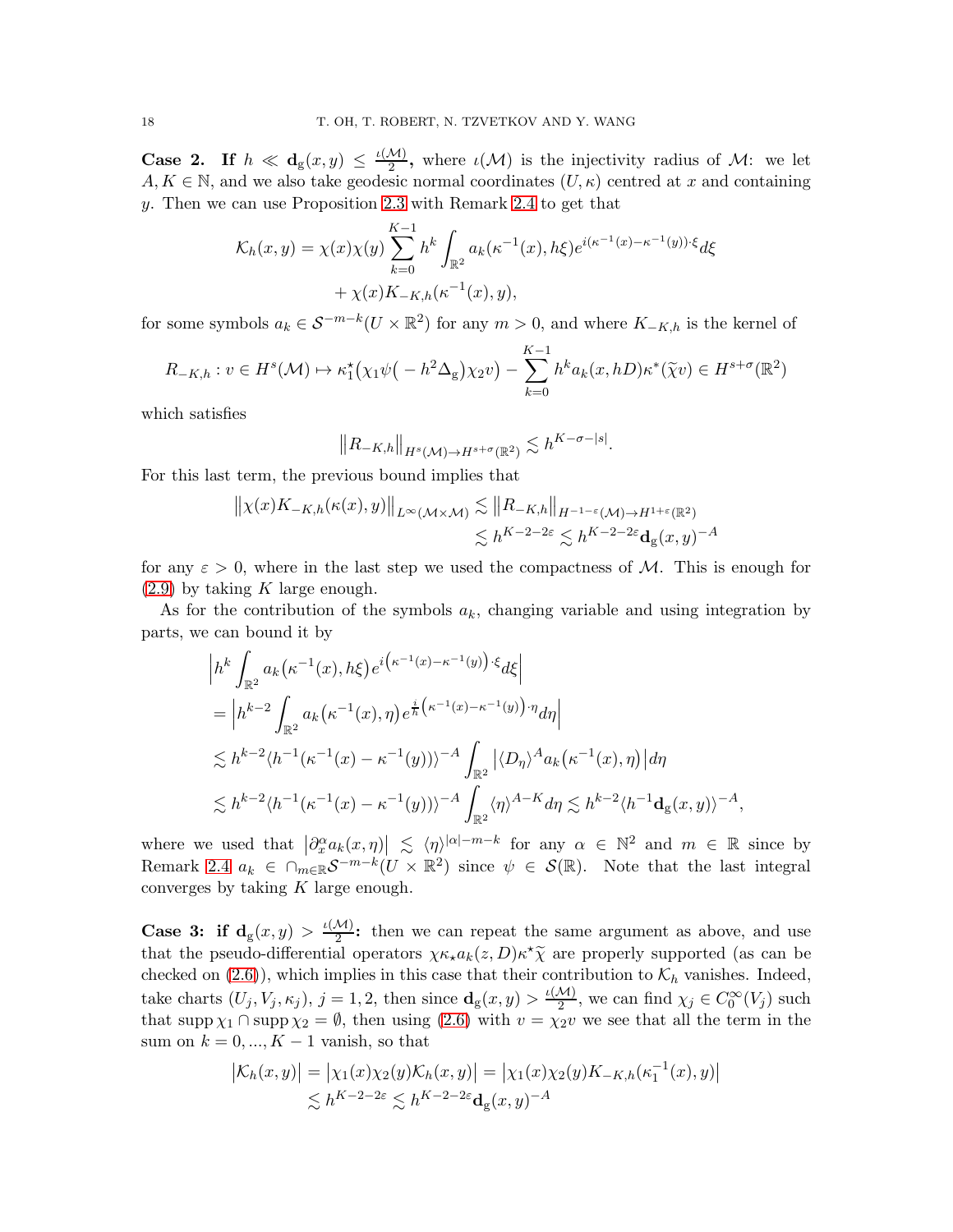**Case 2. If $h \ll \mathbf{d}_{\mathrm{g}}(x,y) \le \frac{\iota(\mathcal{M})}{2}$, where $\iota(\mathcal{M})$ is the injectivity radius of $\mathcal{M}$:** we let $A, K \in \mathbb{N}$, and we also take geodesic normal coordinates $(U,\kappa)$ centred at $x$ and containing $y$. Then we can use Proposition 2.3 with Remark 2.4 to get that

$$\mathcal{K}_h(x,y) = \chi(x)\chi(y)\sum_{k=0}^{K-1} h^k \int_{\mathbb{R}^2} a_k(\kappa^{-1}(x), h\xi) e^{i(\kappa^{-1}(x)-\kappa^{-1}(y))\cdot\xi} d\xi \\ + \chi(x) K_{-K,h}(\kappa^{-1}(x), y),$$

for some symbols $a_k \in \mathcal{S}^{-m-k}(U\times\mathbb{R}^2)$ for any $m>0$, and where $K_{-K,h}$ is the kernel of

$$R_{-K,h} : v \in H^s(\mathcal{M}) \mapsto \kappa_1^\star\big(\chi_1\psi\big(-h^2\Delta_{\mathrm{g}}\big)\chi_2 v\big) - \sum_{k=0}^{K-1} h^k a_k(x,hD)\kappa^*(\widetilde{\chi}v) \in H^{s+\sigma}(\mathbb{R}^2)$$

which satisfies

$$\big\|R_{-K,h}\big\|_{H^s(\mathcal{M})\to H^{s+\sigma}(\mathbb{R}^2)} \lesssim h^{K-\sigma-|s|}.$$

For this last term, the previous bound implies that

$$\begin{aligned}\big\|\chi(x)K_{-K,h}(\kappa(x),y)\big\|_{L^\infty(\mathcal{M}\times\mathcal{M})} &\lesssim \big\|R_{-K,h}\big\|_{H^{-1-\varepsilon}(\mathcal{M})\to H^{1+\varepsilon}(\mathbb{R}^2)} \\ &\lesssim h^{K-2-2\varepsilon} \lesssim h^{K-2-2\varepsilon}\mathbf{d}_{\mathrm{g}}(x,y)^{-A}\end{aligned}$$

for any $\varepsilon>0$, where in the last step we used the compactness of $\mathcal{M}$. This is enough for (2.9) by taking $K$ large enough.

As for the contribution of the symbols $a_k$, changing variable and using integration by parts, we can bound it by

$$\begin{aligned}&\Big|h^k\int_{\mathbb{R}^2} a_k\big(\kappa^{-1}(x), h\xi\big)e^{i\big(\kappa^{-1}(x)-\kappa^{-1}(y)\big)\cdot\xi}d\xi\Big| \\ &= \Big|h^{k-2}\int_{\mathbb{R}^2} a_k\big(\kappa^{-1}(x),\eta\big)e^{\frac{i}{h}\big(\kappa^{-1}(x)-\kappa^{-1}(y)\big)\cdot\eta}d\eta\Big| \\ &\lesssim h^{k-2}\langle h^{-1}(\kappa^{-1}(x)-\kappa^{-1}(y))\rangle^{-A}\int_{\mathbb{R}^2}\big|\langle D_\eta\rangle^A a_k\big(\kappa^{-1}(x),\eta\big)\big|d\eta \\ &\lesssim h^{k-2}\langle h^{-1}(\kappa^{-1}(x)-\kappa^{-1}(y))\rangle^{-A}\int_{\mathbb{R}^2}\langle\eta\rangle^{A-K}d\eta \lesssim h^{k-2}\langle h^{-1}\mathbf{d}_{\mathrm{g}}(x,y)\rangle^{-A},\end{aligned}$$

where we used that $\big|\partial_x^\alpha a_k(x,\eta)\big| \lesssim \langle\eta\rangle^{|\alpha|-m-k}$ for any $\alpha\in\mathbb{N}^2$ and $m\in\mathbb{R}$ since by Remark 2.4 $a_k \in \cap_{m\in\mathbb{R}}\mathcal{S}^{-m-k}(U\times\mathbb{R}^2)$ since $\psi\in\mathcal{S}(\mathbb{R})$. Note that the last integral converges by taking $K$ large enough.

**Case 3: if $\mathbf{d}_{\mathrm{g}}(x,y) > \frac{\iota(\mathcal{M})}{2}$:** then we can repeat the same argument as above, and use that the pseudo-differential operators $\chi\kappa_\star a_k(z,D)\kappa^\star\widetilde{\chi}$ are properly supported (as can be checked on (2.6)), which implies in this case that their contribution to $\mathcal{K}_h$ vanishes. Indeed, take charts $(U_j,V_j,\kappa_j)$, $j=1,2$, then since $\mathbf{d}_{\mathrm{g}}(x,y) > \frac{\iota(\mathcal{M})}{2}$, we can find $\chi_j\in C_0^\infty(V_j)$ such that $\operatorname{supp}\chi_1\cap\operatorname{supp}\chi_2=\emptyset$, then using (2.6) with $v=\chi_2 v$ we see that all the term in the sum on $k=0,\dots,K-1$ vanish, so that

$$\begin{aligned}\big|\mathcal{K}_h(x,y)\big| &= \big|\chi_1(x)\chi_2(y)\mathcal{K}_h(x,y)\big| = \big|\chi_1(x)\chi_2(y)K_{-K,h}(\kappa_1^{-1}(x),y)\big| \\ &\lesssim h^{K-2-2\varepsilon} \lesssim h^{K-2-2\varepsilon}\mathbf{d}_{\mathrm{g}}(x,y)^{-A}\end{aligned}$$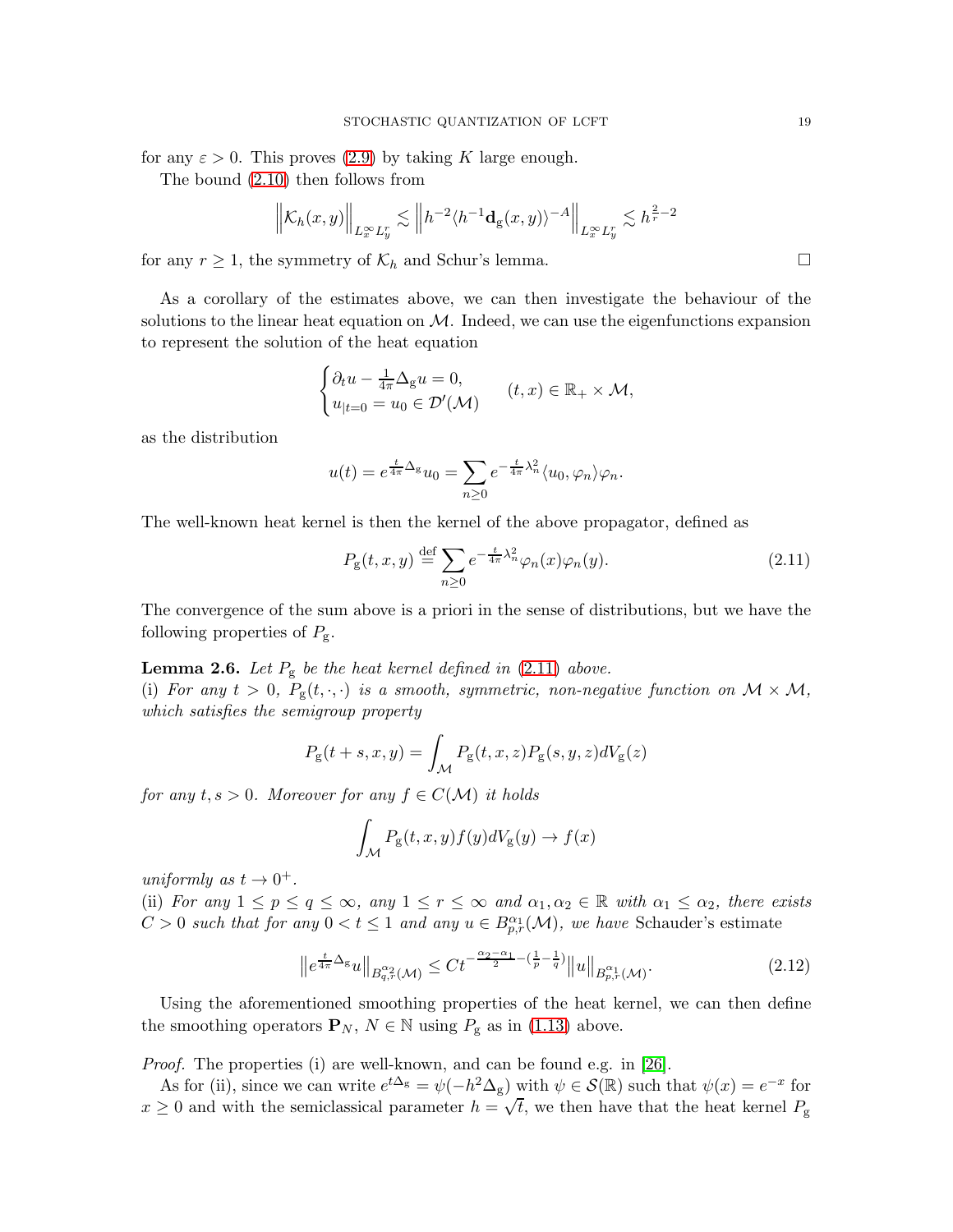for any $\varepsilon > 0$. This proves (2.9) by taking $K$ large enough.

The bound (2.10) then follows from

$$\Big\|\mathcal{K}_h(x,y)\Big\|_{L^\infty_x L^r_y} \lesssim \Big\|h^{-2}\langle h^{-1}\mathbf{d}_{\mathrm{g}}(x,y)\rangle^{-A}\Big\|_{L^\infty_x L^r_y} \lesssim h^{\frac{2}{r}-2}$$

for any $r \geq 1$, the symmetry of $\mathcal{K}_h$ and Schur's lemma. $\square$

As a corollary of the estimates above, we can then investigate the behaviour of the solutions to the linear heat equation on $\mathcal{M}$. Indeed, we can use the eigenfunctions expansion to represent the solution of the heat equation

$$\begin{cases} \partial_t u - \frac{1}{4\pi}\Delta_{\mathrm{g}} u = 0, \\ u_{|t=0} = u_0 \in \mathcal{D}'(\mathcal{M}) \end{cases} \qquad (t,x) \in \mathbb{R}_+ \times \mathcal{M},$$

as the distribution

$$u(t) = e^{\frac{t}{4\pi}\Delta_{\mathrm{g}}} u_0 = \sum_{n\geq 0} e^{-\frac{t}{4\pi}\lambda_n^2}\langle u_0, \varphi_n\rangle \varphi_n.$$

The well-known heat kernel is then the kernel of the above propagator, defined as

$$P_{\mathrm{g}}(t,x,y) \stackrel{\text{def}}{=} \sum_{n\geq 0} e^{-\frac{t}{4\pi}\lambda_n^2}\varphi_n(x)\varphi_n(y). \tag{2.11}$$

The convergence of the sum above is a priori in the sense of distributions, but we have the following properties of $P_{\mathrm{g}}$.

**Lemma 2.6.** *Let $P_{\mathrm{g}}$ be the heat kernel defined in (2.11) above.*
(i) *For any $t > 0$, $P_{\mathrm{g}}(t,\cdot,\cdot)$ is a smooth, symmetric, non-negative function on $\mathcal{M}\times\mathcal{M}$, which satisfies the semigroup property*

$$P_{\mathrm{g}}(t+s,x,y) = \int_{\mathcal{M}} P_{\mathrm{g}}(t,x,z)P_{\mathrm{g}}(s,y,z)dV_{\mathrm{g}}(z)$$

*for any $t,s > 0$. Moreover for any $f \in C(\mathcal{M})$ it holds*

$$\int_{\mathcal{M}} P_{\mathrm{g}}(t,x,y)f(y)dV_{\mathrm{g}}(y) \to f(x)$$

*uniformly as $t \to 0^+$.*
(ii) *For any $1 \leq p \leq q \leq \infty$, any $1 \leq r \leq \infty$ and $\alpha_1, \alpha_2 \in \mathbb{R}$ with $\alpha_1 \leq \alpha_2$, there exists $C > 0$ such that for any $0 < t \leq 1$ and any $u \in B^{\alpha_1}_{p,r}(\mathcal{M})$, we have* Schauder's estimate

$$\big\|e^{\frac{t}{4\pi}\Delta_{\mathrm{g}}} u\big\|_{B^{\alpha_2}_{q,r}(\mathcal{M})} \leq Ct^{-\frac{\alpha_2-\alpha_1}{2}-(\frac{1}{p}-\frac{1}{q})}\big\|u\big\|_{B^{\alpha_1}_{p,r}(\mathcal{M})}. \tag{2.12}$$

Using the aforementioned smoothing properties of the heat kernel, we can then define the smoothing operators $\mathbf{P}_N$, $N \in \mathbb{N}$ using $P_{\mathrm{g}}$ as in (1.13) above.

*Proof.* The properties (i) are well-known, and can be found e.g. in [26].

As for (ii), since we can write $e^{t\Delta_{\mathrm{g}}} = \psi(-h^2\Delta_{\mathrm{g}})$ with $\psi \in \mathcal{S}(\mathbb{R})$ such that $\psi(x) = e^{-x}$ for $x \geq 0$ and with the semiclassical parameter $h = \sqrt{t}$, we then have that the heat kernel $P_{\mathrm{g}}$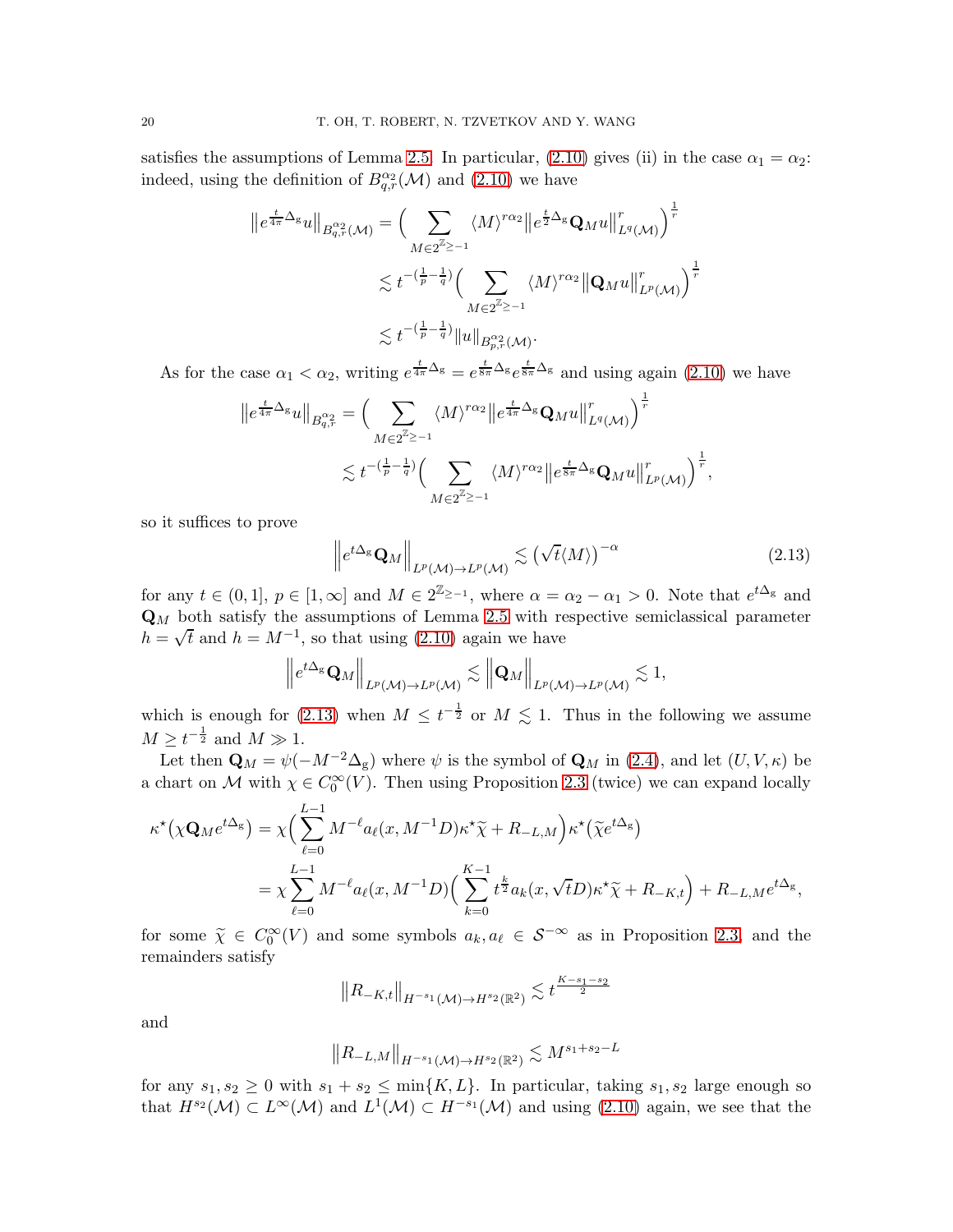satisfies the assumptions of Lemma 2.5. In particular, (2.10) gives (ii) in the case $\alpha_1 = \alpha_2$: indeed, using the definition of $B^{\alpha_2}_{q,r}(\mathcal{M})$ and (2.10) we have

$$
\begin{aligned}
\big\|e^{\frac{t}{4\pi}\Delta_{\rm g}}u\big\|_{B^{\alpha_2}_{q,r}(\mathcal{M})} &= \Big(\sum_{M\in 2^{\mathbb{Z}_{\geq -1}}} \langle M\rangle^{r\alpha_2}\big\|e^{\frac{t}{2}\Delta_{\rm g}}\mathbf{Q}_M u\big\|^r_{L^q(\mathcal{M})}\Big)^{\frac{1}{r}}\\
&\lesssim t^{-(\frac{1}{p}-\frac{1}{q})}\Big(\sum_{M\in 2^{\mathbb{Z}_{\geq -1}}} \langle M\rangle^{r\alpha_2}\big\|\mathbf{Q}_M u\big\|^r_{L^p(\mathcal{M})}\Big)^{\frac{1}{r}}\\
&\lesssim t^{-(\frac{1}{p}-\frac{1}{q})}\|u\|_{B^{\alpha_2}_{p,r}(\mathcal{M})}.
\end{aligned}
$$

As for the case $\alpha_1 < \alpha_2$, writing $e^{\frac{t}{4\pi}\Delta_{\rm g}} = e^{\frac{t}{8\pi}\Delta_{\rm g}}e^{\frac{t}{8\pi}\Delta_{\rm g}}$ and using again (2.10) we have

$$
\begin{aligned}
\big\|e^{\frac{t}{4\pi}\Delta_{\rm g}}u\big\|_{B^{\alpha_2}_{q,r}} &= \Big(\sum_{M\in 2^{\mathbb{Z}_{\geq -1}}} \langle M\rangle^{r\alpha_2}\big\|e^{\frac{t}{4\pi}\Delta_{\rm g}}\mathbf{Q}_M u\big\|^r_{L^q(\mathcal{M})}\Big)^{\frac{1}{r}}\\
&\lesssim t^{-(\frac{1}{p}-\frac{1}{q})}\Big(\sum_{M\in 2^{\mathbb{Z}_{\geq -1}}} \langle M\rangle^{r\alpha_2}\big\|e^{\frac{t}{8\pi}\Delta_{\rm g}}\mathbf{Q}_M u\big\|^r_{L^p(\mathcal{M})}\Big)^{\frac{1}{r}},
\end{aligned}
$$

so it suffices to prove

$$
\Big\|e^{t\Delta_{\rm g}}\mathbf{Q}_M\Big\|_{L^p(\mathcal{M})\to L^p(\mathcal{M})} \lesssim \big(\sqrt{t}\langle M\rangle\big)^{-\alpha} \tag{2.13}
$$

for any $t\in(0,1]$, $p\in[1,\infty]$ and $M\in 2^{\mathbb{Z}_{\geq -1}}$, where $\alpha = \alpha_2-\alpha_1 > 0$. Note that $e^{t\Delta_{\rm g}}$ and $\mathbf{Q}_M$ both satisfy the assumptions of Lemma 2.5 with respective semiclassical parameter $h=\sqrt{t}$ and $h = M^{-1}$, so that using (2.10) again we have

$$
\Big\|e^{t\Delta_{\rm g}}\mathbf{Q}_M\Big\|_{L^p(\mathcal{M})\to L^p(\mathcal{M})} \lesssim \Big\|\mathbf{Q}_M\Big\|_{L^p(\mathcal{M})\to L^p(\mathcal{M})}\lesssim 1,
$$

which is enough for (2.13) when $M\leq t^{-\frac{1}{2}}$ or $M\lesssim 1$. Thus in the following we assume $M\geq t^{-\frac{1}{2}}$ and $M\gg 1$.

Let then $\mathbf{Q}_M = \psi(-M^{-2}\Delta_{\rm g})$ where $\psi$ is the symbol of $\mathbf{Q}_M$ in (2.4), and let $(U,V,\kappa)$ be a chart on $\mathcal{M}$ with $\chi\in C^\infty_0(V)$. Then using Proposition 2.3 (twice) we can expand locally

$$
\begin{aligned}
\kappa^\star\big(\chi\mathbf{Q}_M e^{t\Delta_{\rm g}}\big) &= \chi\Big(\sum_{\ell=0}^{L-1}M^{-\ell}a_\ell(x,M^{-1}D)\kappa^\star\widetilde{\chi} + R_{-L,M}\Big)\kappa^\star\big(\widetilde{\chi}e^{t\Delta_{\rm g}}\big)\\
&= \chi\sum_{\ell=0}^{L-1}M^{-\ell}a_\ell(x,M^{-1}D)\Big(\sum_{k=0}^{K-1}t^{\frac{k}{2}}a_k(x,\sqrt{t}D)\kappa^\star\widetilde{\chi} + R_{-K,t}\Big) + R_{-L,M}e^{t\Delta_{\rm g}},
\end{aligned}
$$

for some $\widetilde{\chi}\in C^\infty_0(V)$ and some symbols $a_k, a_\ell\in\mathcal{S}^{-\infty}$ as in Proposition 2.3, and the remainders satisfy

$$
\big\|R_{-K,t}\big\|_{H^{-s_1}(\mathcal{M})\to H^{s_2}(\mathbb{R}^2)} \lesssim t^{\frac{K-s_1-s_2}{2}}
$$

and

$$
\big\|R_{-L,M}\big\|_{H^{-s_1}(\mathcal{M})\to H^{s_2}(\mathbb{R}^2)} \lesssim M^{s_1+s_2-L}
$$

for any $s_1,s_2\geq 0$ with $s_1+s_2\leq \min\{K,L\}$. In particular, taking $s_1,s_2$ large enough so that $H^{s_2}(\mathcal{M})\subset L^\infty(\mathcal{M})$ and $L^1(\mathcal{M})\subset H^{-s_1}(\mathcal{M})$ and using (2.10) again, we see that the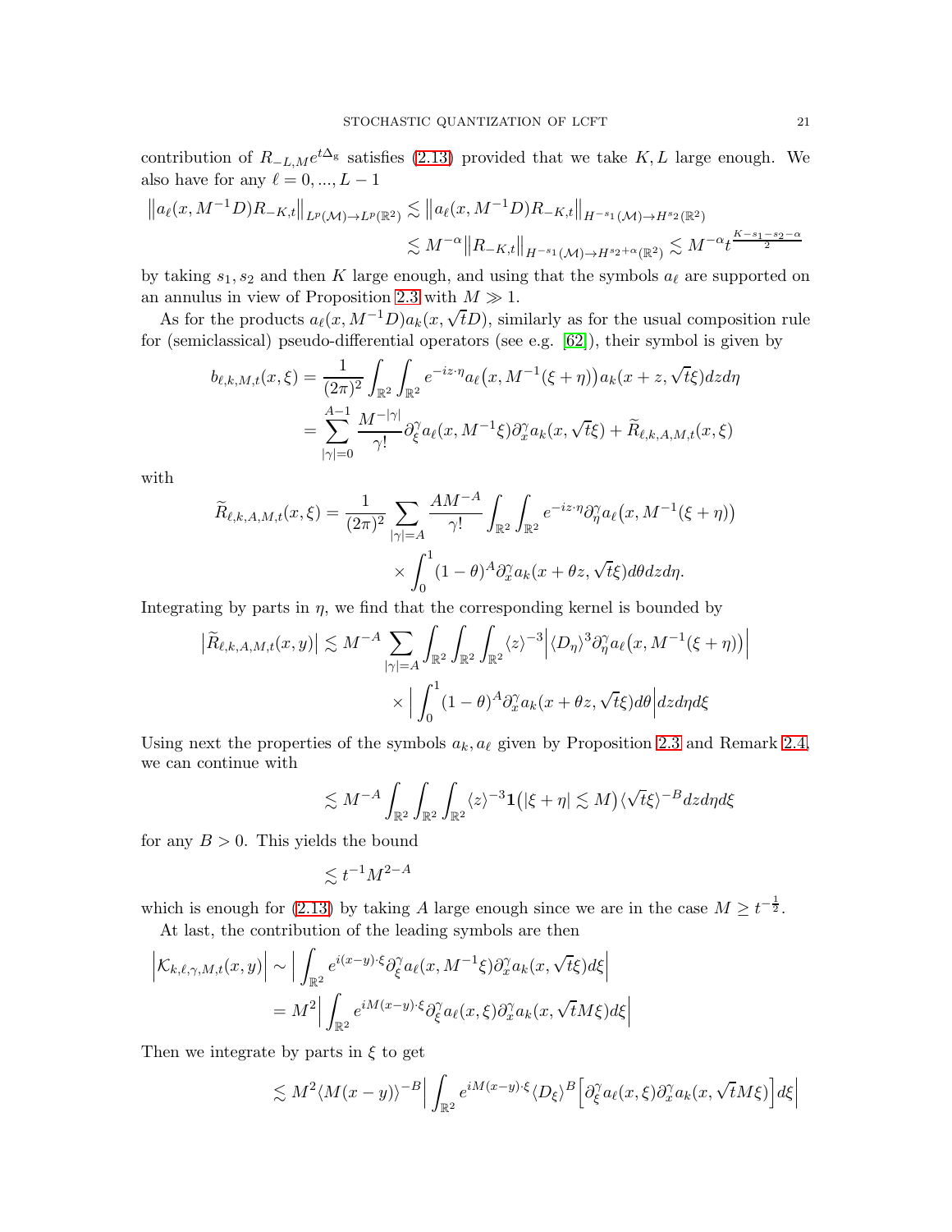contribution of $R_{-L,M}e^{t\Delta_g}$ satisfies (2.13) provided that we take $K, L$ large enough. We also have for any $\ell = 0, ..., L-1$

$$\big\|a_\ell(x, M^{-1}D)R_{-K,t}\big\|_{L^p(\mathcal{M})\to L^p(\mathbb{R}^2)} \lesssim \big\|a_\ell(x, M^{-1}D)R_{-K,t}\big\|_{H^{-s_1}(\mathcal{M})\to H^{s_2}(\mathbb{R}^2)}$$
$$\lesssim M^{-\alpha}\big\|R_{-K,t}\big\|_{H^{-s_1}(\mathcal{M})\to H^{s_2+\alpha}(\mathbb{R}^2)} \lesssim M^{-\alpha}t^{\frac{K-s_1-s_2-\alpha}{2}}$$

by taking $s_1, s_2$ and then $K$ large enough, and using that the symbols $a_\ell$ are supported on an annulus in view of Proposition 2.3 with $M \gg 1$.

As for the products $a_\ell(x, M^{-1}D)a_k(x, \sqrt{t}D)$, similarly as for the usual composition rule for (semiclassical) pseudo-differential operators (see e.g. [62]), their symbol is given by

$$\begin{aligned}
b_{\ell,k,M,t}(x,\xi) &= \frac{1}{(2\pi)^2}\int_{\mathbb{R}^2}\int_{\mathbb{R}^2} e^{-iz\cdot\eta} a_\ell\big(x, M^{-1}(\xi+\eta)\big)a_k(x+z, \sqrt{t}\xi)dzd\eta \\
&= \sum_{|\gamma|=0}^{A-1}\frac{M^{-|\gamma|}}{\gamma!}\partial_\xi^\gamma a_\ell(x, M^{-1}\xi)\partial_x^\gamma a_k(x,\sqrt{t}\xi) + \widetilde{R}_{\ell,k,A,M,t}(x,\xi)
\end{aligned}$$

with

$$\begin{aligned}
\widetilde{R}_{\ell,k,A,M,t}(x,\xi) = \frac{1}{(2\pi)^2}\sum_{|\gamma|=A}\frac{AM^{-A}}{\gamma!}&\int_{\mathbb{R}^2}\int_{\mathbb{R}^2} e^{-iz\cdot\eta}\partial_\eta^\gamma a_\ell\big(x, M^{-1}(\xi+\eta)\big) \\
&\times\int_0^1(1-\theta)^A\partial_x^\gamma a_k(x+\theta z, \sqrt{t}\xi)d\theta dzd\eta.
\end{aligned}$$

Integrating by parts in $\eta$, we find that the corresponding kernel is bounded by

$$\begin{aligned}
\big|\widetilde{R}_{\ell,k,A,M,t}(x,y)\big| \lesssim M^{-A}\sum_{|\gamma|=A}&\int_{\mathbb{R}^2}\int_{\mathbb{R}^2}\int_{\mathbb{R}^2}\langle z\rangle^{-3}\Big|\langle D_\eta\rangle^3\partial_\eta^\gamma a_\ell\big(x, M^{-1}(\xi+\eta)\big)\Big| \\
&\times\Big|\int_0^1(1-\theta)^A\partial_x^\gamma a_k(x+\theta z, \sqrt{t}\xi)d\theta\Big|dzd\eta d\xi
\end{aligned}$$

Using next the properties of the symbols $a_k, a_\ell$ given by Proposition 2.3 and Remark 2.4, we can continue with

$$\lesssim M^{-A}\int_{\mathbb{R}^2}\int_{\mathbb{R}^2}\int_{\mathbb{R}^2}\langle z\rangle^{-3}\mathbf{1}\big(|\xi+\eta|\lesssim M\big)\langle\sqrt{t}\xi\rangle^{-B}dzd\eta d\xi$$

for any $B > 0$. This yields the bound

$$\lesssim t^{-1}M^{2-A}$$

which is enough for (2.13) by taking $A$ large enough since we are in the case $M \geq t^{-\frac{1}{2}}$.

At last, the contribution of the leading symbols are then

$$\begin{aligned}
\Big|\mathcal{K}_{k,\ell,\gamma,M,t}(x,y)\Big| &\sim \Big|\int_{\mathbb{R}^2} e^{i(x-y)\cdot\xi}\partial_\xi^\gamma a_\ell(x, M^{-1}\xi)\partial_x^\gamma a_k(x,\sqrt{t}\xi)d\xi\Big| \\
&= M^2\Big|\int_{\mathbb{R}^2} e^{iM(x-y)\cdot\xi}\partial_\xi^\gamma a_\ell(x,\xi)\partial_x^\gamma a_k(x,\sqrt{t}M\xi)d\xi\Big|
\end{aligned}$$

Then we integrate by parts in $\xi$ to get

$$\lesssim M^2\langle M(x-y)\rangle^{-B}\Big|\int_{\mathbb{R}^2} e^{iM(x-y)\cdot\xi}\langle D_\xi\rangle^B\Big[\partial_\xi^\gamma a_\ell(x,\xi)\partial_x^\gamma a_k(x,\sqrt{t}M\xi)\Big]d\xi\Big|$$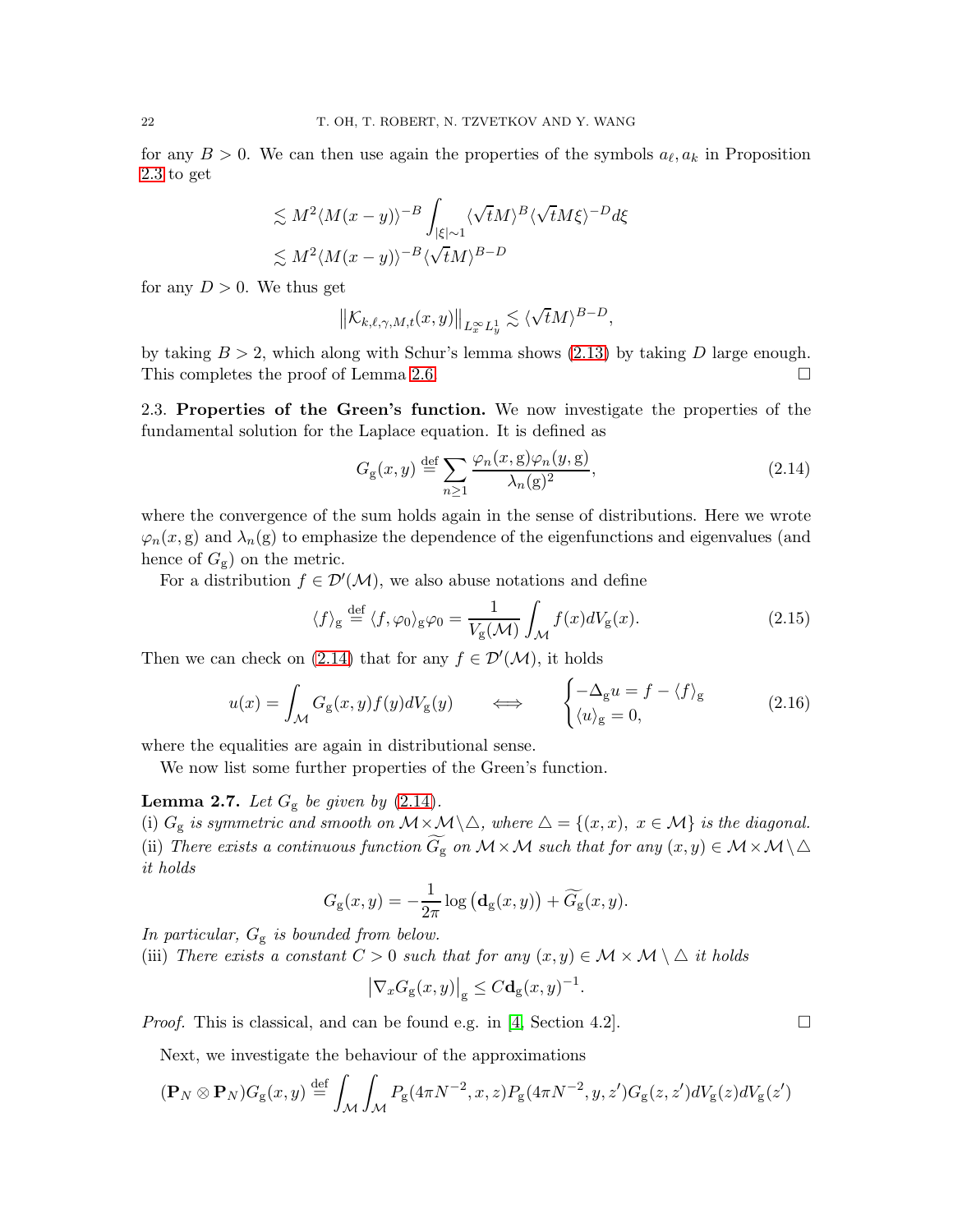for any $B > 0$. We can then use again the properties of the symbols $a_\ell, a_k$ in Proposition 2.3 to get

$$\lesssim M^2 \langle M(x-y)\rangle^{-B} \int_{|\xi|\sim 1} \langle \sqrt{t} M\rangle^{B} \langle \sqrt{t} M \xi\rangle^{-D} d\xi$$
$$\lesssim M^2 \langle M(x-y)\rangle^{-B} \langle \sqrt{t} M\rangle^{B-D}$$

for any $D > 0$. We thus get

$$\big\| \mathcal{K}_{k,\ell,\gamma,M,t}(x,y) \big\|_{L^\infty_x L^1_y} \lesssim \langle \sqrt{t} M\rangle^{B-D},$$

by taking $B > 2$, which along with Schur's lemma shows (2.13) by taking $D$ large enough. This completes the proof of Lemma 2.6. $\square$

2.3. **Properties of the Green's function.** We now investigate the properties of the fundamental solution for the Laplace equation. It is defined as

$$G_{\mathrm{g}}(x,y) \overset{\text{def}}{=} \sum_{n\geq 1} \frac{\varphi_n(x,\mathrm{g})\varphi_n(y,\mathrm{g})}{\lambda_n(\mathrm{g})^2}, \tag{2.14}$$

where the convergence of the sum holds again in the sense of distributions. Here we wrote $\varphi_n(x,\mathrm{g})$ and $\lambda_n(\mathrm{g})$ to emphasize the dependence of the eigenfunctions and eigenvalues (and hence of $G_{\mathrm{g}}$) on the metric.

For a distribution $f \in \mathcal{D}'(\mathcal{M})$, we also abuse notations and define

$$\langle f\rangle_{\mathrm{g}} \overset{\text{def}}{=} \langle f, \varphi_0\rangle_{\mathrm{g}} \varphi_0 = \frac{1}{V_{\mathrm{g}}(\mathcal{M})} \int_{\mathcal{M}} f(x) dV_{\mathrm{g}}(x). \tag{2.15}$$

Then we can check on (2.14) that for any $f \in \mathcal{D}'(\mathcal{M})$, it holds

$$u(x) = \int_{\mathcal{M}} G_{\mathrm{g}}(x,y) f(y) dV_{\mathrm{g}}(y) \qquad \Longleftrightarrow \qquad \begin{cases} -\Delta_{\mathrm{g}} u = f - \langle f\rangle_{\mathrm{g}} \\ \langle u\rangle_{\mathrm{g}} = 0, \end{cases} \tag{2.16}$$

where the equalities are again in distributional sense.

We now list some further properties of the Green's function.

**Lemma 2.7.** *Let $G_{\mathrm{g}}$ be given by (2.14).*
*(i) $G_{\mathrm{g}}$ is symmetric and smooth on $\mathcal{M}\times\mathcal{M}\setminus\triangle$, where $\triangle = \{(x,x),\ x\in\mathcal{M}\}$ is the diagonal.*
*(ii) There exists a continuous function $\widetilde{G}_{\mathrm{g}}$ on $\mathcal{M}\times\mathcal{M}$ such that for any $(x,y)\in\mathcal{M}\times\mathcal{M}\setminus\triangle$ it holds*

$$G_{\mathrm{g}}(x,y) = -\frac{1}{2\pi}\log\big(\mathbf{d}_{\mathrm{g}}(x,y)\big) + \widetilde{G}_{\mathrm{g}}(x,y).$$

*In particular, $G_{\mathrm{g}}$ is bounded from below.*
*(iii) There exists a constant $C > 0$ such that for any $(x,y)\in\mathcal{M}\times\mathcal{M}\setminus\triangle$ it holds*

$$\big|\nabla_x G_{\mathrm{g}}(x,y)\big|_{\mathrm{g}} \leq C\mathbf{d}_{\mathrm{g}}(x,y)^{-1}.$$

*Proof.* This is classical, and can be found e.g. in [4, Section 4.2]. $\square$

Next, we investigate the behaviour of the approximations

$$(\mathbf{P}_N\otimes\mathbf{P}_N)G_{\mathrm{g}}(x,y) \overset{\text{def}}{=} \int_{\mathcal{M}}\int_{\mathcal{M}} P_{\mathrm{g}}(4\pi N^{-2},x,z)P_{\mathrm{g}}(4\pi N^{-2},y,z')G_{\mathrm{g}}(z,z')dV_{\mathrm{g}}(z)dV_{\mathrm{g}}(z')$$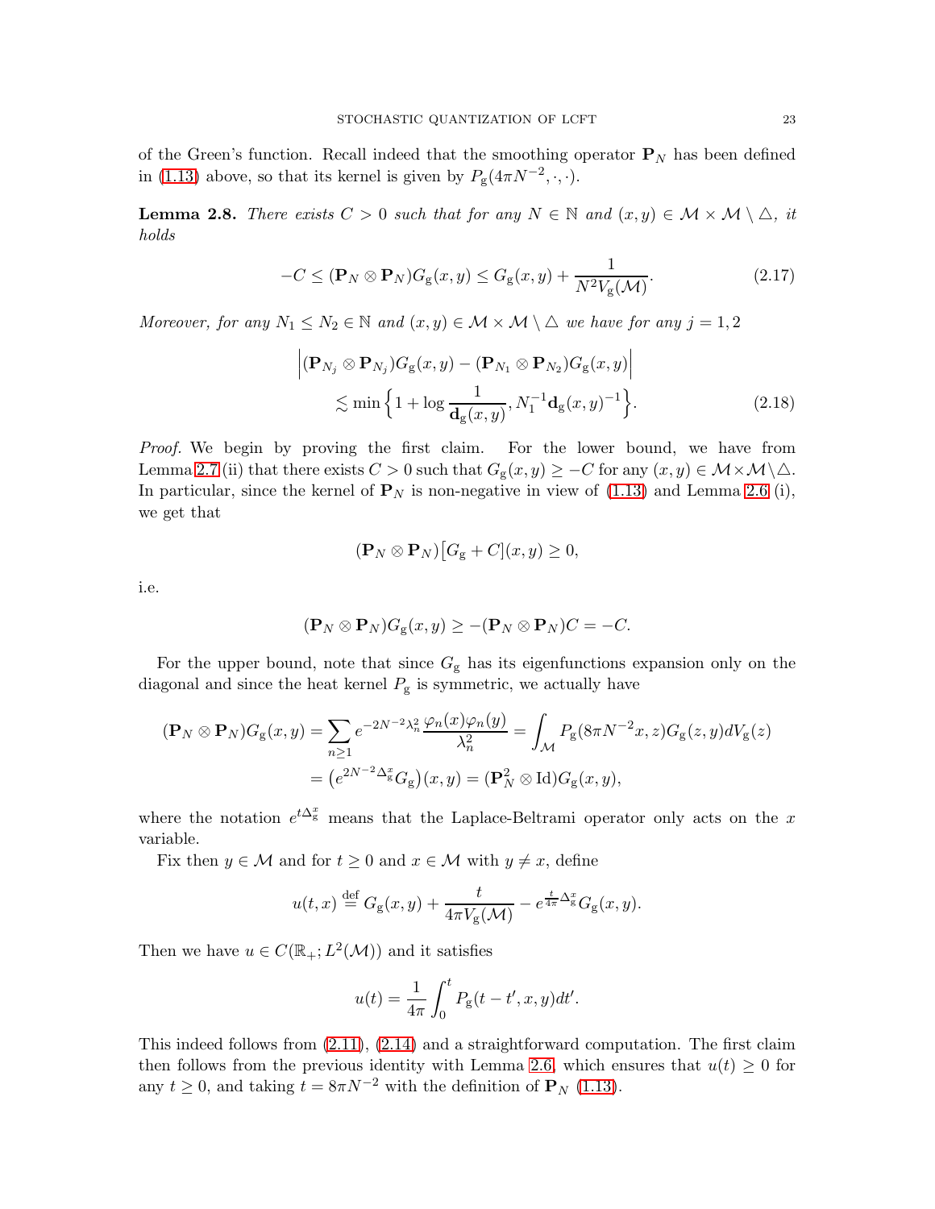of the Green's function. Recall indeed that the smoothing operator $\mathbf{P}_N$ has been defined in (1.13) above, so that its kernel is given by $P_{\mathrm{g}}(4\pi N^{-2},\cdot,\cdot)$.

**Lemma 2.8.** *There exists $C>0$ such that for any $N\in\mathbb{N}$ and $(x,y)\in\mathcal{M}\times\mathcal{M}\setminus\triangle$, it holds*

$$-C\le(\mathbf{P}_N\otimes\mathbf{P}_N)G_{\mathrm{g}}(x,y)\le G_{\mathrm{g}}(x,y)+\frac{1}{N^2V_{\mathrm{g}}(\mathcal{M})}. \tag{2.17}$$

*Moreover, for any $N_1\le N_2\in\mathbb{N}$ and $(x,y)\in\mathcal{M}\times\mathcal{M}\setminus\triangle$ we have for any $j=1,2$*

$$\begin{aligned}\Big|(\mathbf{P}_{N_j}\otimes\mathbf{P}_{N_j})G_{\mathrm{g}}(x,y)&-(\mathbf{P}_{N_1}\otimes\mathbf{P}_{N_2})G_{\mathrm{g}}(x,y)\Big|\\&\lesssim\min\Big\{1+\log\frac{1}{\mathbf{d}_{\mathrm{g}}(x,y)},N_1^{-1}\mathbf{d}_{\mathrm{g}}(x,y)^{-1}\Big\}.\end{aligned}\tag{2.18}$$

*Proof.* We begin by proving the first claim. For the lower bound, we have from Lemma 2.7 (ii) that there exists $C>0$ such that $G_{\mathrm{g}}(x,y)\ge -C$ for any $(x,y)\in\mathcal{M}\times\mathcal{M}\setminus\triangle$. In particular, since the kernel of $\mathbf{P}_N$ is non-negative in view of (1.13) and Lemma 2.6 (i), we get that

$$(\mathbf{P}_N\otimes\mathbf{P}_N)\big[G_{\mathrm{g}}+C\big](x,y)\ge 0,$$

i.e.

$$(\mathbf{P}_N\otimes\mathbf{P}_N)G_{\mathrm{g}}(x,y)\ge-(\mathbf{P}_N\otimes\mathbf{P}_N)C=-C.$$

For the upper bound, note that since $G_{\mathrm{g}}$ has its eigenfunctions expansion only on the diagonal and since the heat kernel $P_{\mathrm{g}}$ is symmetric, we actually have

$$\begin{aligned}(\mathbf{P}_N\otimes\mathbf{P}_N)G_{\mathrm{g}}(x,y)&=\sum_{n\ge1}e^{-2N^{-2}\lambda_n^2}\frac{\varphi_n(x)\varphi_n(y)}{\lambda_n^2}=\int_{\mathcal{M}}P_{\mathrm{g}}(8\pi N^{-2}x,z)G_{\mathrm{g}}(z,y)dV_{\mathrm{g}}(z)\\&=\big(e^{2N^{-2}\Delta_{\mathrm{g}}^x}G_{\mathrm{g}}\big)(x,y)=(\mathbf{P}_N^2\otimes\mathrm{Id})G_{\mathrm{g}}(x,y),\end{aligned}$$

where the notation $e^{t\Delta_{\mathrm{g}}^x}$ means that the Laplace-Beltrami operator only acts on the $x$ variable.

Fix then $y\in\mathcal{M}$ and for $t\ge0$ and $x\in\mathcal{M}$ with $y\neq x$, define

$$u(t,x)\stackrel{\text{def}}{=}G_{\mathrm{g}}(x,y)+\frac{t}{4\pi V_{\mathrm{g}}(\mathcal{M})}-e^{\frac{t}{4\pi}\Delta_{\mathrm{g}}^x}G_{\mathrm{g}}(x,y).$$

Then we have $u\in C(\mathbb{R}_+;L^2(\mathcal{M}))$ and it satisfies

$$u(t)=\frac{1}{4\pi}\int_0^t P_{\mathrm{g}}(t-t',x,y)dt'.$$

This indeed follows from (2.11), (2.14) and a straightforward computation. The first claim then follows from the previous identity with Lemma 2.6, which ensures that $u(t)\ge0$ for any $t\ge0$, and taking $t=8\pi N^{-2}$ with the definition of $\mathbf{P}_N$ (1.13).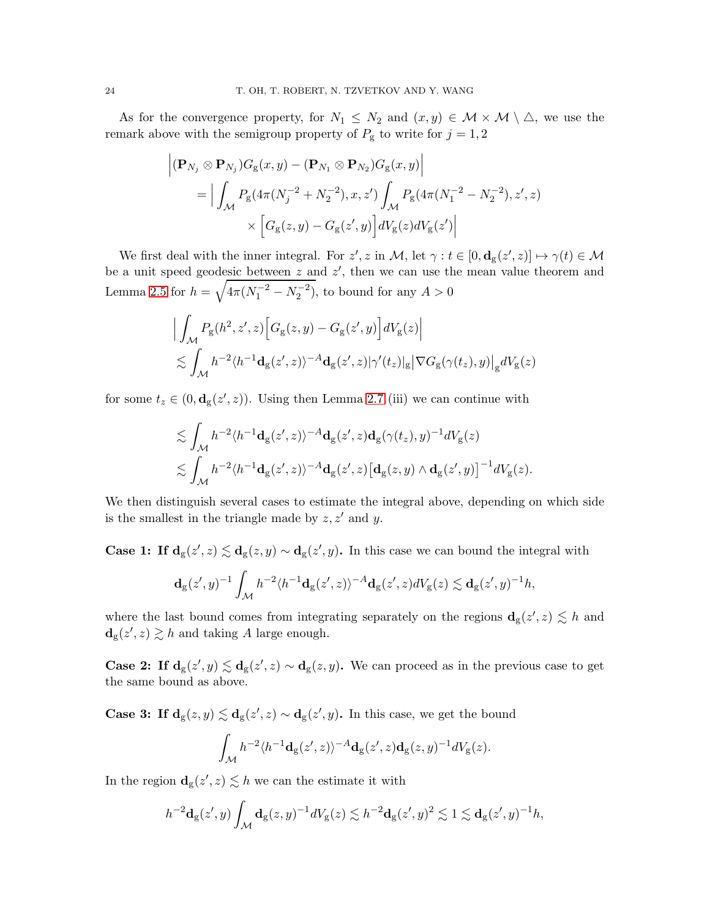As for the convergence property, for $N_1 \le N_2$ and $(x,y) \in \mathcal{M}\times\mathcal{M}\setminus \triangle$, we use the remark above with the semigroup property of $P_{\rm g}$ to write for $j=1,2$

$$
\begin{aligned}
&\Big|(\mathbf{P}_{N_j}\otimes \mathbf{P}_{N_j})G_{\rm g}(x,y) - (\mathbf{P}_{N_1}\otimes \mathbf{P}_{N_2})G_{\rm g}(x,y)\Big| \\
&\quad = \Big| \int_{\mathcal{M}} P_{\rm g}(4\pi(N_j^{-2}+N_2^{-2}),x,z')\int_{\mathcal{M}} P_{\rm g}(4\pi(N_1^{-2}-N_2^{-2}),z',z) \\
&\qquad\qquad \times \Big[G_{\rm g}(z,y) - G_{\rm g}(z',y)\Big] dV_{\rm g}(z)dV_{\rm g}(z')\Big|
\end{aligned}
$$

We first deal with the inner integral. For $z', z$ in $\mathcal{M}$, let $\gamma : t \in [0, \mathbf{d}_{\rm g}(z',z)] \mapsto \gamma(t) \in \mathcal{M}$ be a unit speed geodesic between $z$ and $z'$, then we can use the mean value theorem and Lemma 2.5 for $h = \sqrt{4\pi(N_1^{-2}-N_2^{-2})}$, to bound for any $A>0$

$$
\begin{aligned}
&\Big| \int_{\mathcal{M}} P_{\rm g}(h^2,z',z)\Big[G_{\rm g}(z,y) - G_{\rm g}(z',y)\Big]dV_{\rm g}(z)\Big| \\
&\lesssim \int_{\mathcal{M}} h^{-2}\langle h^{-1}\mathbf{d}_{\rm g}(z',z)\rangle^{-A}\mathbf{d}_{\rm g}(z',z)|\gamma'(t_z)|_{\rm g}\big|\nabla G_{\rm g}(\gamma(t_z),y)\big|_{\rm g} dV_{\rm g}(z)
\end{aligned}
$$

for some $t_z \in (0, \mathbf{d}_{\rm g}(z',z))$. Using then Lemma 2.7 (iii) we can continue with

$$
\begin{aligned}
&\lesssim \int_{\mathcal{M}} h^{-2}\langle h^{-1}\mathbf{d}_{\rm g}(z',z)\rangle^{-A}\mathbf{d}_{\rm g}(z',z)\mathbf{d}_{\rm g}(\gamma(t_z),y)^{-1}dV_{\rm g}(z) \\
&\lesssim \int_{\mathcal{M}} h^{-2}\langle h^{-1}\mathbf{d}_{\rm g}(z',z)\rangle^{-A}\mathbf{d}_{\rm g}(z',z)\big[\mathbf{d}_{\rm g}(z,y)\wedge \mathbf{d}_{\rm g}(z',y)\big]^{-1}dV_{\rm g}(z).
\end{aligned}
$$

We then distinguish several cases to estimate the integral above, depending on which side is the smallest in the triangle made by $z, z'$ and $y$.

**Case 1: If $\mathbf{d}_{\rm g}(z',z) \lesssim \mathbf{d}_{\rm g}(z,y) \sim \mathbf{d}_{\rm g}(z',y)$.** In this case we can bound the integral with

$$
\mathbf{d}_{\rm g}(z',y)^{-1}\int_{\mathcal{M}} h^{-2}\langle h^{-1}\mathbf{d}_{\rm g}(z',z)\rangle^{-A}\mathbf{d}_{\rm g}(z',z)dV_{\rm g}(z) \lesssim \mathbf{d}_{\rm g}(z',y)^{-1}h,
$$

where the last bound comes from integrating separately on the regions $\mathbf{d}_{\rm g}(z',z) \lesssim h$ and $\mathbf{d}_{\rm g}(z',z) \gtrsim h$ and taking $A$ large enough.

**Case 2: If $\mathbf{d}_{\rm g}(z',y) \lesssim \mathbf{d}_{\rm g}(z',z) \sim \mathbf{d}_{\rm g}(z,y)$.** We can proceed as in the previous case to get the same bound as above.

**Case 3: If $\mathbf{d}_{\rm g}(z,y) \lesssim \mathbf{d}_{\rm g}(z',z) \sim \mathbf{d}_{\rm g}(z',y)$.** In this case, we get the bound

$$
\int_{\mathcal{M}} h^{-2}\langle h^{-1}\mathbf{d}_{\rm g}(z',z)\rangle^{-A}\mathbf{d}_{\rm g}(z',z)\mathbf{d}_{\rm g}(z,y)^{-1}dV_{\rm g}(z).
$$

In the region $\mathbf{d}_{\rm g}(z',z) \lesssim h$ we can the estimate it with

$$
h^{-2}\mathbf{d}_{\rm g}(z',y)\int_{\mathcal{M}} \mathbf{d}_{\rm g}(z,y)^{-1}dV_{\rm g}(z) \lesssim h^{-2}\mathbf{d}_{\rm g}(z',y)^2 \lesssim 1 \lesssim \mathbf{d}_{\rm g}(z',y)^{-1}h,
$$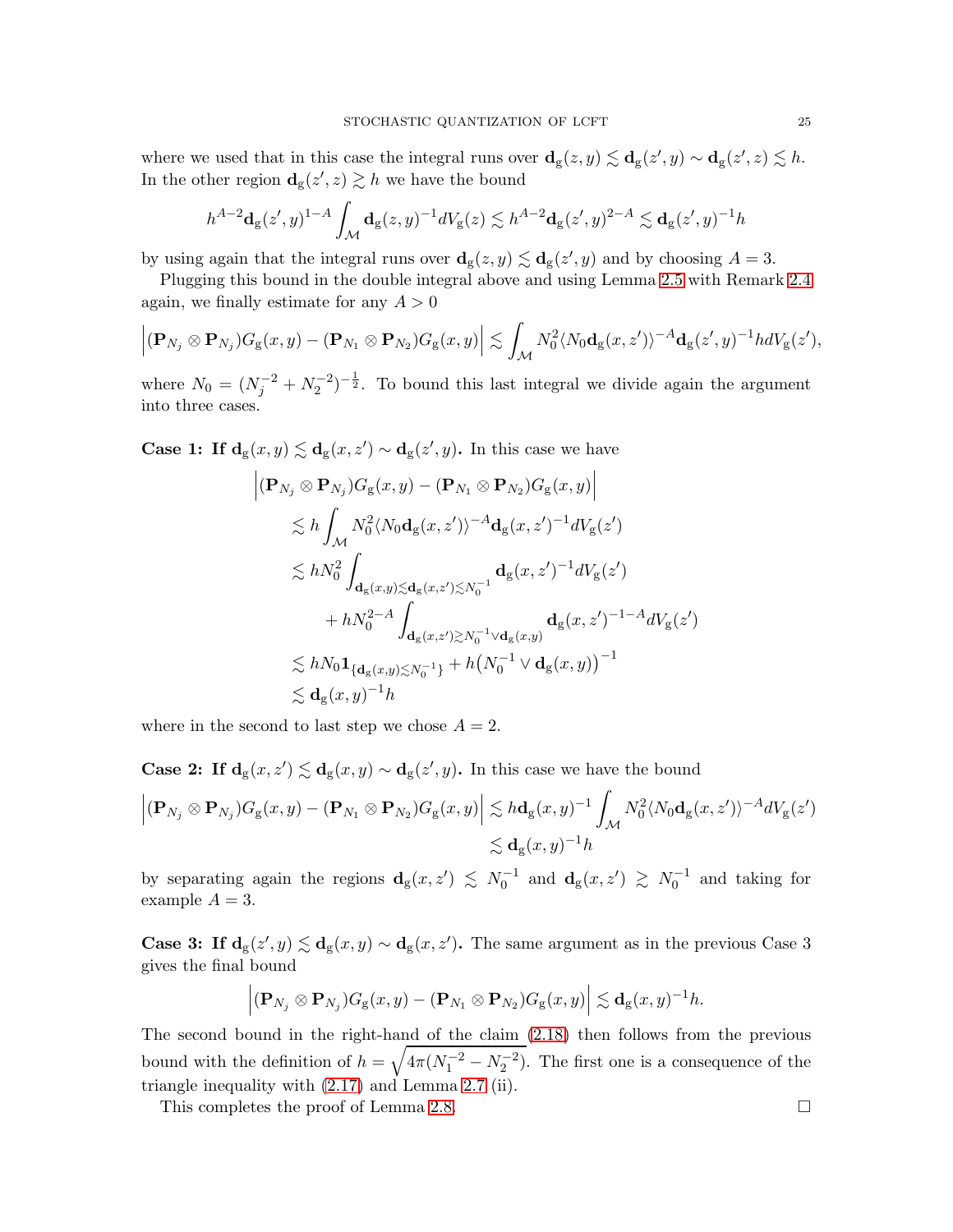where we used that in this case the integral runs over $\mathbf{d}_g(z,y) \lesssim \mathbf{d}_g(z',y) \sim \mathbf{d}_g(z',z) \lesssim h$. In the other region $\mathbf{d}_g(z',z) \gtrsim h$ we have the bound

$$h^{A-2}\mathbf{d}_g(z',y)^{1-A}\int_{\mathcal{M}} \mathbf{d}_g(z,y)^{-1}dV_g(z) \lesssim h^{A-2}\mathbf{d}_g(z',y)^{2-A} \lesssim \mathbf{d}_g(z',y)^{-1}h$$

by using again that the integral runs over $\mathbf{d}_g(z,y) \lesssim \mathbf{d}_g(z',y)$ and by choosing $A=3$.

Plugging this bound in the double integral above and using Lemma 2.5 with Remark 2.4 again, we finally estimate for any $A>0$

$$\Big|(\mathbf{P}_{N_j}\otimes\mathbf{P}_{N_j})G_g(x,y) - (\mathbf{P}_{N_1}\otimes\mathbf{P}_{N_2})G_g(x,y)\Big| \lesssim \int_{\mathcal{M}} N_0^2\langle N_0\mathbf{d}_g(x,z')\rangle^{-A}\mathbf{d}_g(z',y)^{-1}h\,dV_g(z'),$$

where $N_0 = (N_j^{-2}+N_2^{-2})^{-\frac{1}{2}}$. To bound this last integral we divide again the argument into three cases.

**Case 1: If $\mathbf{d}_g(x,y) \lesssim \mathbf{d}_g(x,z') \sim \mathbf{d}_g(z',y)$.** In this case we have

$$\begin{aligned}
&\Big|(\mathbf{P}_{N_j}\otimes\mathbf{P}_{N_j})G_g(x,y) - (\mathbf{P}_{N_1}\otimes\mathbf{P}_{N_2})G_g(x,y)\Big| \\
&\quad\lesssim h\int_{\mathcal{M}} N_0^2\langle N_0\mathbf{d}_g(x,z')\rangle^{-A}\mathbf{d}_g(x,z')^{-1}dV_g(z') \\
&\quad\lesssim hN_0^2\int_{\mathbf{d}_g(x,y)\lesssim\mathbf{d}_g(x,z')\lesssim N_0^{-1}} \mathbf{d}_g(x,z')^{-1}dV_g(z') \\
&\qquad + hN_0^{2-A}\int_{\mathbf{d}_g(x,z')\gtrsim N_0^{-1}\vee\mathbf{d}_g(x,y)} \mathbf{d}_g(x,z')^{-1-A}dV_g(z') \\
&\quad\lesssim hN_0\mathbf{1}_{\{\mathbf{d}_g(x,y)\lesssim N_0^{-1}\}} + h\big(N_0^{-1}\vee\mathbf{d}_g(x,y)\big)^{-1} \\
&\quad\lesssim \mathbf{d}_g(x,y)^{-1}h
\end{aligned}$$

where in the second to last step we chose $A=2$.

**Case 2: If $\mathbf{d}_g(x,z') \lesssim \mathbf{d}_g(x,y) \sim \mathbf{d}_g(z',y)$.** In this case we have the bound

$$\begin{aligned}
\Big|(\mathbf{P}_{N_j}\otimes\mathbf{P}_{N_j})G_g(x,y) - (\mathbf{P}_{N_1}\otimes\mathbf{P}_{N_2})G_g(x,y)\Big| &\lesssim h\mathbf{d}_g(x,y)^{-1}\int_{\mathcal{M}} N_0^2\langle N_0\mathbf{d}_g(x,z')\rangle^{-A}dV_g(z') \\
&\lesssim \mathbf{d}_g(x,y)^{-1}h
\end{aligned}$$

by separating again the regions $\mathbf{d}_g(x,z') \lesssim N_0^{-1}$ and $\mathbf{d}_g(x,z') \gtrsim N_0^{-1}$ and taking for example $A=3$.

**Case 3: If $\mathbf{d}_g(z',y) \lesssim \mathbf{d}_g(x,y) \sim \mathbf{d}_g(x,z')$.** The same argument as in the previous Case 3 gives the final bound

$$\Big|(\mathbf{P}_{N_j}\otimes\mathbf{P}_{N_j})G_g(x,y) - (\mathbf{P}_{N_1}\otimes\mathbf{P}_{N_2})G_g(x,y)\Big| \lesssim \mathbf{d}_g(x,y)^{-1}h.$$

The second bound in the right-hand of the claim (2.18) then follows from the previous bound with the definition of $h=\sqrt{4\pi(N_1^{-2}-N_2^{-2})}$. The first one is a consequence of the triangle inequality with (2.17) and Lemma 2.7 (ii).

This completes the proof of Lemma 2.8. □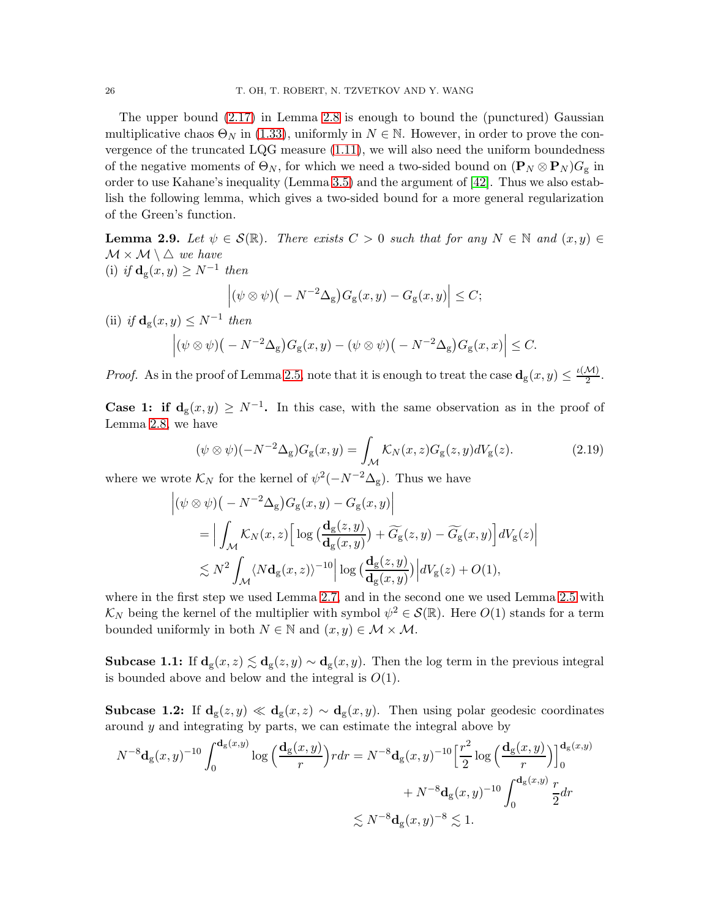The upper bound (2.17) in Lemma 2.8 is enough to bound the (punctured) Gaussian multiplicative chaos $\Theta_N$ in (1.33), uniformly in $N \in \mathbb{N}$. However, in order to prove the convergence of the truncated LQG measure (1.11), we will also need the uniform boundedness of the negative moments of $\Theta_N$, for which we need a two-sided bound on $(\mathbf{P}_N \otimes \mathbf{P}_N)G_\mathrm{g}$ in order to use Kahane's inequality (Lemma 3.5) and the argument of [42]. Thus we also establish the following lemma, which gives a two-sided bound for a more general regularization of the Green's function.

**Lemma 2.9.** *Let $\psi \in \mathcal{S}(\mathbb{R})$. There exists $C > 0$ such that for any $N \in \mathbb{N}$ and $(x,y) \in \mathcal{M} \times \mathcal{M} \setminus \triangle$ we have*
(i) *if $\mathbf{d}_\mathrm{g}(x,y) \geq N^{-1}$ then*

$$\Big|(\psi \otimes \psi)\big(-N^{-2}\Delta_\mathrm{g}\big)G_\mathrm{g}(x,y) - G_\mathrm{g}(x,y)\Big| \leq C;$$

(ii) *if $\mathbf{d}_\mathrm{g}(x,y) \leq N^{-1}$ then*

$$\Big|(\psi \otimes \psi)\big(-N^{-2}\Delta_\mathrm{g}\big)G_\mathrm{g}(x,y) - (\psi \otimes \psi)\big(-N^{-2}\Delta_\mathrm{g}\big)G_\mathrm{g}(x,x)\Big| \leq C.$$

*Proof.* As in the proof of Lemma 2.5, note that it is enough to treat the case $\mathbf{d}_\mathrm{g}(x,y) \leq \frac{\iota(\mathcal{M})}{2}$.

**Case 1: if $\mathbf{d}_\mathrm{g}(x,y) \geq N^{-1}$.** In this case, with the same observation as in the proof of Lemma 2.8, we have

$$(\psi \otimes \psi)(-N^{-2}\Delta_\mathrm{g})G_\mathrm{g}(x,y) = \int_\mathcal{M} \mathcal{K}_N(x,z)G_\mathrm{g}(z,y)dV_\mathrm{g}(z). \tag{2.19}$$

where we wrote $\mathcal{K}_N$ for the kernel of $\psi^2(-N^{-2}\Delta_\mathrm{g})$. Thus we have

$$\begin{aligned}
&\Big|(\psi \otimes \psi)\big(-N^{-2}\Delta_\mathrm{g}\big)G_\mathrm{g}(x,y) - G_\mathrm{g}(x,y)\Big| \\
&\quad = \Big| \int_\mathcal{M} \mathcal{K}_N(x,z)\Big[\log\big(\frac{\mathbf{d}_\mathrm{g}(z,y)}{\mathbf{d}_\mathrm{g}(x,y)}\big) + \widetilde{G}_\mathrm{g}(z,y) - \widetilde{G}_\mathrm{g}(x,y)\Big]dV_\mathrm{g}(z)\Big| \\
&\quad \lesssim N^2 \int_\mathcal{M} \langle N\mathbf{d}_\mathrm{g}(x,z)\rangle^{-10}\Big|\log\big(\frac{\mathbf{d}_\mathrm{g}(z,y)}{\mathbf{d}_\mathrm{g}(x,y)}\big)\Big|dV_\mathrm{g}(z) + O(1),
\end{aligned}$$

where in the first step we used Lemma 2.7, and in the second one we used Lemma 2.5 with $\mathcal{K}_N$ being the kernel of the multiplier with symbol $\psi^2 \in \mathcal{S}(\mathbb{R})$. Here $O(1)$ stands for a term bounded uniformly in both $N \in \mathbb{N}$ and $(x,y) \in \mathcal{M} \times \mathcal{M}$.

**Subcase 1.1:** If $\mathbf{d}_\mathrm{g}(x,z) \lesssim \mathbf{d}_\mathrm{g}(z,y) \sim \mathbf{d}_\mathrm{g}(x,y)$. Then the log term in the previous integral is bounded above and below and the integral is $O(1)$.

**Subcase 1.2:** If $\mathbf{d}_\mathrm{g}(z,y) \ll \mathbf{d}_\mathrm{g}(x,z) \sim \mathbf{d}_\mathrm{g}(x,y)$. Then using polar geodesic coordinates around $y$ and integrating by parts, we can estimate the integral above by

$$\begin{aligned}
N^{-8}\mathbf{d}_\mathrm{g}(x,y)^{-10}\int_0^{\mathbf{d}_\mathrm{g}(x,y)} \log\Big(\frac{\mathbf{d}_\mathrm{g}(x,y)}{r}\Big)rdr &= N^{-8}\mathbf{d}_\mathrm{g}(x,y)^{-10}\Big[\frac{r^2}{2}\log\Big(\frac{\mathbf{d}_\mathrm{g}(x,y)}{r}\Big)\Big]_0^{\mathbf{d}_\mathrm{g}(x,y)} \\
&\quad + N^{-8}\mathbf{d}_\mathrm{g}(x,y)^{-10}\int_0^{\mathbf{d}_\mathrm{g}(x,y)} \frac{r}{2}dr \\
&\lesssim N^{-8}\mathbf{d}_\mathrm{g}(x,y)^{-8} \lesssim 1.
\end{aligned}$$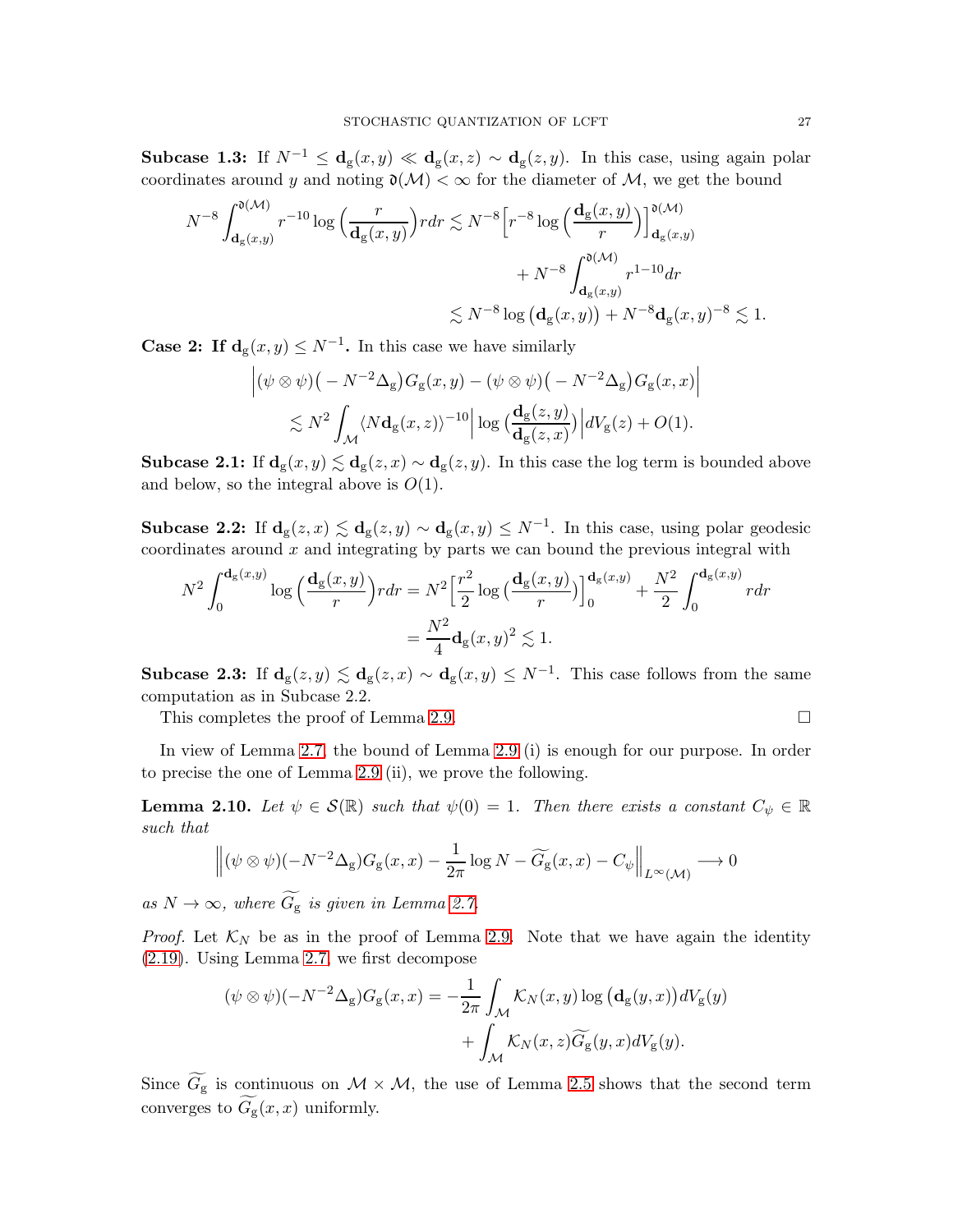**Subcase 1.3:** If $N^{-1} \leq \mathbf{d}_{\mathrm{g}}(x,y) \ll \mathbf{d}_{\mathrm{g}}(x,z) \sim \mathbf{d}_{\mathrm{g}}(z,y)$. In this case, using again polar coordinates around $y$ and noting $\mathfrak{d}(\mathcal{M}) < \infty$ for the diameter of $\mathcal{M}$, we get the bound

$$
\begin{aligned}
N^{-8} \int_{\mathbf{d}_{\mathrm{g}}(x,y)}^{\mathfrak{d}(\mathcal{M})} r^{-10} \log\Big(\frac{r}{\mathbf{d}_{\mathrm{g}}(x,y)}\Big) r dr &\lesssim N^{-8} \Big[ r^{-8} \log\Big(\frac{\mathbf{d}_{\mathrm{g}}(x,y)}{r}\Big)\Big]_{\mathbf{d}_{\mathrm{g}}(x,y)}^{\mathfrak{d}(\mathcal{M})} \\
&\qquad + N^{-8} \int_{\mathbf{d}_{\mathrm{g}}(x,y)}^{\mathfrak{d}(\mathcal{M})} r^{1-10} dr \\
&\lesssim N^{-8} \log\big(\mathbf{d}_{\mathrm{g}}(x,y)\big) + N^{-8} \mathbf{d}_{\mathrm{g}}(x,y)^{-8} \lesssim 1.
\end{aligned}
$$

**Case 2: If $\mathbf{d}_{\mathrm{g}}(x,y) \leq N^{-1}$.** In this case we have similarly

$$
\begin{aligned}
&\Big| (\psi\otimes\psi)\big(-N^{-2}\Delta_{\mathrm{g}}\big) G_{\mathrm{g}}(x,y) - (\psi\otimes\psi)\big(-N^{-2}\Delta_{\mathrm{g}}\big) G_{\mathrm{g}}(x,x)\Big| \\
&\qquad \lesssim N^2 \int_{\mathcal{M}} \langle N \mathbf{d}_{\mathrm{g}}(x,z)\rangle^{-10} \Big| \log\Big(\frac{\mathbf{d}_{\mathrm{g}}(z,y)}{\mathbf{d}_{\mathrm{g}}(z,x)}\Big)\Big| dV_{\mathrm{g}}(z) + O(1).
\end{aligned}
$$

**Subcase 2.1:** If $\mathbf{d}_{\mathrm{g}}(x,y) \lesssim \mathbf{d}_{\mathrm{g}}(z,x) \sim \mathbf{d}_{\mathrm{g}}(z,y)$. In this case the log term is bounded above and below, so the integral above is $O(1)$.

**Subcase 2.2:** If $\mathbf{d}_{\mathrm{g}}(z,x) \lesssim \mathbf{d}_{\mathrm{g}}(z,y) \sim \mathbf{d}_{\mathrm{g}}(x,y) \leq N^{-1}$. In this case, using polar geodesic coordinates around $x$ and integrating by parts we can bound the previous integral with

$$
\begin{aligned}
N^2 \int_0^{\mathbf{d}_{\mathrm{g}}(x,y)} \log\Big(\frac{\mathbf{d}_{\mathrm{g}}(x,y)}{r}\Big) r dr &= N^2 \Big[\frac{r^2}{2} \log\Big(\frac{\mathbf{d}_{\mathrm{g}}(x,y)}{r}\Big)\Big]_0^{\mathbf{d}_{\mathrm{g}}(x,y)} + \frac{N^2}{2} \int_0^{\mathbf{d}_{\mathrm{g}}(x,y)} r dr \\
&= \frac{N^2}{4} \mathbf{d}_{\mathrm{g}}(x,y)^2 \lesssim 1.
\end{aligned}
$$

**Subcase 2.3:** If $\mathbf{d}_{\mathrm{g}}(z,y) \lesssim \mathbf{d}_{\mathrm{g}}(z,x) \sim \mathbf{d}_{\mathrm{g}}(x,y) \leq N^{-1}$. This case follows from the same computation as in Subcase 2.2.

This completes the proof of Lemma 2.9. $\square$

In view of Lemma 2.7, the bound of Lemma 2.9 (i) is enough for our purpose. In order to precise the one of Lemma 2.9 (ii), we prove the following.

**Lemma 2.10.** *Let $\psi \in \mathcal{S}(\mathbb{R})$ such that $\psi(0) = 1$. Then there exists a constant $C_\psi \in \mathbb{R}$ such that*

$$
\Big\| (\psi\otimes\psi)(-N^{-2}\Delta_{\mathrm{g}}) G_{\mathrm{g}}(x,x) - \frac{1}{2\pi}\log N - \widetilde{G_{\mathrm{g}}}(x,x) - C_\psi \Big\|_{L^\infty(\mathcal{M})} \longrightarrow 0
$$

*as $N \to \infty$, where $\widetilde{G_{\mathrm{g}}}$ is given in Lemma 2.7.*

*Proof.* Let $\mathcal{K}_N$ be as in the proof of Lemma 2.9. Note that we have again the identity (2.19). Using Lemma 2.7, we first decompose

$$
\begin{aligned}
(\psi\otimes\psi)(-N^{-2}\Delta_{\mathrm{g}}) G_{\mathrm{g}}(x,x) = &-\frac{1}{2\pi} \int_{\mathcal{M}} \mathcal{K}_N(x,y) \log\big(\mathbf{d}_{\mathrm{g}}(y,x)\big) dV_{\mathrm{g}}(y) \\
&+ \int_{\mathcal{M}} \mathcal{K}_N(x,z) \widetilde{G_{\mathrm{g}}}(y,x) dV_{\mathrm{g}}(y).
\end{aligned}
$$

Since $\widetilde{G_{\mathrm{g}}}$ is continuous on $\mathcal{M}\times\mathcal{M}$, the use of Lemma 2.5 shows that the second term converges to $\widetilde{G_{\mathrm{g}}}(x,x)$ uniformly.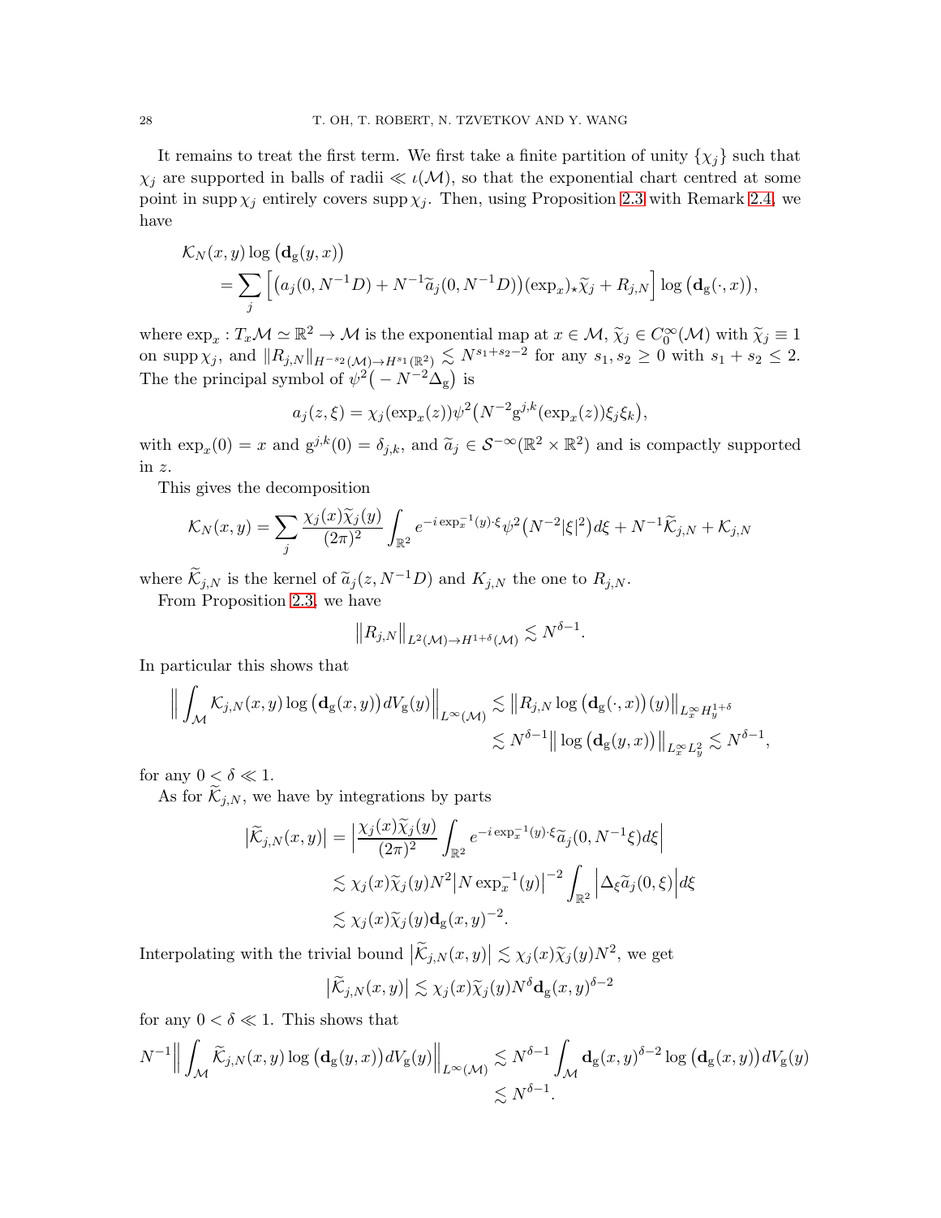It remains to treat the first term. We first take a finite partition of unity $\{\chi_j\}$ such that $\chi_j$ are supported in balls of radii $\ll \iota(\mathcal{M})$, so that the exponential chart centred at some point in $\operatorname{supp}\chi_j$ entirely covers $\operatorname{supp}\chi_j$. Then, using Proposition 2.3 with Remark 2.4, we have

$$
\begin{aligned}
&\mathcal{K}_N(x,y)\log\big(\mathbf{d}_{\mathrm{g}}(y,x)\big)\\
&\qquad= \sum_j \Big[\big(a_j(0,N^{-1}D)+N^{-1}\widetilde{a}_j(0,N^{-1}D)\big)(\exp_x)_\star\widetilde{\chi}_j + R_{j,N}\Big]\log\big(\mathbf{d}_{\mathrm{g}}(\cdot,x)\big),
\end{aligned}
$$

where $\exp_x : T_x\mathcal{M}\simeq\mathbb{R}^2\to\mathcal{M}$ is the exponential map at $x\in\mathcal{M}$, $\widetilde{\chi}_j\in C_0^\infty(\mathcal{M})$ with $\widetilde{\chi}_j\equiv 1$ on $\operatorname{supp}\chi_j$, and $\|R_{j,N}\|_{H^{-s_2}(\mathcal{M})\to H^{s_1}(\mathbb{R}^2)}\lesssim N^{s_1+s_2-2}$ for any $s_1,s_2\ge 0$ with $s_1+s_2\le 2$. The the principal symbol of $\psi^2\big(-N^{-2}\Delta_{\mathrm{g}}\big)$ is

$$
a_j(z,\xi)=\chi_j(\exp_x(z))\psi^2\big(N^{-2}\mathrm{g}^{j,k}(\exp_x(z))\xi_j\xi_k\big),
$$

with $\exp_x(0)=x$ and $\mathrm{g}^{j,k}(0)=\delta_{j,k}$, and $\widetilde{a}_j\in\mathcal{S}^{-\infty}(\mathbb{R}^2\times\mathbb{R}^2)$ and is compactly supported in $z$.

This gives the decomposition

$$
\mathcal{K}_N(x,y)=\sum_j\frac{\chi_j(x)\widetilde{\chi}_j(y)}{(2\pi)^2}\int_{\mathbb{R}^2}e^{-i\exp_x^{-1}(y)\cdot\xi}\psi^2\big(N^{-2}|\xi|^2\big)d\xi + N^{-1}\widetilde{\mathcal{K}}_{j,N}+\mathcal{K}_{j,N}
$$

where $\widetilde{\mathcal{K}}_{j,N}$ is the kernel of $\widetilde{a}_j(z,N^{-1}D)$ and $K_{j,N}$ the one to $R_{j,N}$.

From Proposition 2.3, we have

$$
\big\|R_{j,N}\big\|_{L^2(\mathcal{M})\to H^{1+\delta}(\mathcal{M})}\lesssim N^{\delta-1}.
$$

In particular this shows that

$$
\begin{aligned}
\Big\|\int_{\mathcal{M}}\mathcal{K}_{j,N}(x,y)\log\big(\mathbf{d}_{\mathrm{g}}(x,y)\big)dV_{\mathrm{g}}(y)\Big\|_{L^\infty(\mathcal{M})} &\lesssim \big\|R_{j,N}\log\big(\mathbf{d}_{\mathrm{g}}(\cdot,x)\big)(y)\big\|_{L^\infty_xH^{1+\delta}_y}\\
&\lesssim N^{\delta-1}\big\|\log\big(\mathbf{d}_{\mathrm{g}}(y,x)\big)\big\|_{L^\infty_xL^2_y}\lesssim N^{\delta-1},
\end{aligned}
$$

for any $0<\delta\ll 1$.

As for $\widetilde{\mathcal{K}}_{j,N}$, we have by integrations by parts

$$
\begin{aligned}
\big|\widetilde{\mathcal{K}}_{j,N}(x,y)\big| &= \Big|\frac{\chi_j(x)\widetilde{\chi}_j(y)}{(2\pi)^2}\int_{\mathbb{R}^2}e^{-i\exp_x^{-1}(y)\cdot\xi}\widetilde{a}_j(0,N^{-1}\xi)d\xi\Big|\\
&\lesssim \chi_j(x)\widetilde{\chi}_j(y)N^2\big|N\exp_x^{-1}(y)\big|^{-2}\int_{\mathbb{R}^2}\Big|\Delta_\xi\widetilde{a}_j(0,\xi)\Big|d\xi\\
&\lesssim \chi_j(x)\widetilde{\chi}_j(y)\mathbf{d}_{\mathrm{g}}(x,y)^{-2}.
\end{aligned}
$$

Interpolating with the trivial bound $\big|\widetilde{\mathcal{K}}_{j,N}(x,y)\big|\lesssim\chi_j(x)\widetilde{\chi}_j(y)N^2$, we get

$$
\big|\widetilde{\mathcal{K}}_{j,N}(x,y)\big|\lesssim\chi_j(x)\widetilde{\chi}_j(y)N^\delta\mathbf{d}_{\mathrm{g}}(x,y)^{\delta-2}
$$

for any $0<\delta\ll 1$. This shows that

$$
\begin{aligned}
N^{-1}\Big\|\int_{\mathcal{M}}\widetilde{\mathcal{K}}_{j,N}(x,y)\log\big(\mathbf{d}_{\mathrm{g}}(y,x)\big)dV_{\mathrm{g}}(y)\Big\|_{L^\infty(\mathcal{M})} &\lesssim N^{\delta-1}\int_{\mathcal{M}}\mathbf{d}_{\mathrm{g}}(x,y)^{\delta-2}\log\big(\mathbf{d}_{\mathrm{g}}(x,y)\big)dV_{\mathrm{g}}(y)\\
&\lesssim N^{\delta-1}.
\end{aligned}
$$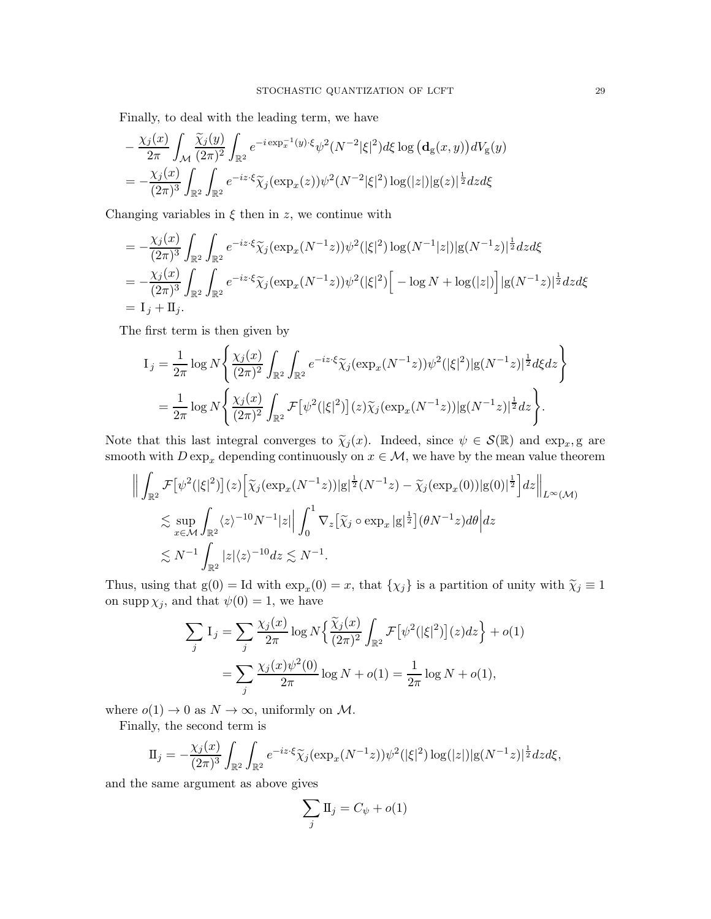Finally, to deal with the leading term, we have

$$
\begin{aligned}
&-\frac{\chi_j(x)}{2\pi}\int_{\mathcal{M}}\frac{\widetilde{\chi}_j(y)}{(2\pi)^2}\int_{\mathbb{R}^2}e^{-i\exp_x^{-1}(y)\cdot\xi}\psi^2(N^{-2}|\xi|^2)d\xi\log\big(\mathbf{d}_{\mathrm{g}}(x,y)\big)dV_{\mathrm{g}}(y)\\
&=-\frac{\chi_j(x)}{(2\pi)^3}\int_{\mathbb{R}^2}\int_{\mathbb{R}^2}e^{-iz\cdot\xi}\widetilde{\chi}_j(\exp_x(z))\psi^2(N^{-2}|\xi|^2)\log(|z|)|\mathrm{g}(z)|^{\frac{1}{2}}dzd\xi
\end{aligned}
$$

Changing variables in $\xi$ then in $z$, we continue with

$$
\begin{aligned}
&=-\frac{\chi_j(x)}{(2\pi)^3}\int_{\mathbb{R}^2}\int_{\mathbb{R}^2}e^{-iz\cdot\xi}\widetilde{\chi}_j(\exp_x(N^{-1}z))\psi^2(|\xi|^2)\log(N^{-1}|z|)|\mathrm{g}(N^{-1}z)|^{\frac{1}{2}}dzd\xi\\
&=-\frac{\chi_j(x)}{(2\pi)^3}\int_{\mathbb{R}^2}\int_{\mathbb{R}^2}e^{-iz\cdot\xi}\widetilde{\chi}_j(\exp_x(N^{-1}z))\psi^2(|\xi|^2)\Big[-\log N+\log(|z|)\Big]|\mathrm{g}(N^{-1}z)|^{\frac{1}{2}}dzd\xi\\
&=\mathrm{I}_j+\mathrm{II}_j.
\end{aligned}
$$

The first term is then given by

$$
\begin{aligned}
\mathrm{I}_j&=\frac{1}{2\pi}\log N\Bigg\{\frac{\chi_j(x)}{(2\pi)^2}\int_{\mathbb{R}^2}\int_{\mathbb{R}^2}e^{-iz\cdot\xi}\widetilde{\chi}_j(\exp_x(N^{-1}z))\psi^2(|\xi|^2)|\mathrm{g}(N^{-1}z)|^{\frac{1}{2}}d\xi dz\Bigg\}\\
&=\frac{1}{2\pi}\log N\Bigg\{\frac{\chi_j(x)}{(2\pi)^2}\int_{\mathbb{R}^2}\mathcal{F}\big[\psi^2(|\xi|^2)\big](z)\widetilde{\chi}_j(\exp_x(N^{-1}z))|\mathrm{g}(N^{-1}z)|^{\frac{1}{2}}dz\Bigg\}.
\end{aligned}
$$

Note that this last integral converges to $\widetilde{\chi}_j(x)$. Indeed, since $\psi\in\mathcal{S}(\mathbb{R})$ and $\exp_x,\mathrm{g}$ are smooth with $D\exp_x$ depending continuously on $x\in\mathcal{M}$, we have by the mean value theorem

$$
\begin{aligned}
&\Big\|\int_{\mathbb{R}^2}\mathcal{F}\big[\psi^2(|\xi|^2)\big](z)\Big[\widetilde{\chi}_j(\exp_x(N^{-1}z))|\mathrm{g}|^{\frac{1}{2}}(N^{-1}z)-\widetilde{\chi}_j(\exp_x(0))|\mathrm{g}(0)|^{\frac{1}{2}}\Big]dz\Big\|_{L^\infty(\mathcal{M})}\\
&\lesssim\sup_{x\in\mathcal{M}}\int_{\mathbb{R}^2}\langle z\rangle^{-10}N^{-1}|z|\Big|\int_0^1\nabla_z\big[\widetilde{\chi}_j\circ\exp_x|\mathrm{g}|^{\frac{1}{2}}\big](\theta N^{-1}z)d\theta\Big|dz\\
&\lesssim N^{-1}\int_{\mathbb{R}^2}|z|\langle z\rangle^{-10}dz\lesssim N^{-1}.
\end{aligned}
$$

Thus, using that $\mathrm{g}(0)=\mathrm{Id}$ with $\exp_x(0)=x$, that $\{\chi_j\}$ is a partition of unity with $\widetilde{\chi}_j\equiv 1$ on $\operatorname{supp}\chi_j$, and that $\psi(0)=1$, we have

$$
\begin{aligned}
\sum_j\mathrm{I}_j&=\sum_j\frac{\chi_j(x)}{2\pi}\log N\Big\{\frac{\widetilde{\chi}_j(x)}{(2\pi)^2}\int_{\mathbb{R}^2}\mathcal{F}\big[\psi^2(|\xi|^2)\big](z)dz\Big\}+o(1)\\
&=\sum_j\frac{\chi_j(x)\psi^2(0)}{2\pi}\log N+o(1)=\frac{1}{2\pi}\log N+o(1),
\end{aligned}
$$

where $o(1)\to 0$ as $N\to\infty$, uniformly on $\mathcal{M}$.

Finally, the second term is

$$
\mathrm{II}_j=-\frac{\chi_j(x)}{(2\pi)^3}\int_{\mathbb{R}^2}\int_{\mathbb{R}^2}e^{-iz\cdot\xi}\widetilde{\chi}_j(\exp_x(N^{-1}z))\psi^2(|\xi|^2)\log(|z|)|\mathrm{g}(N^{-1}z)|^{\frac{1}{2}}dzd\xi,
$$

and the same argument as above gives

$$
\sum_j\mathrm{II}_j=C_\psi+o(1)
$$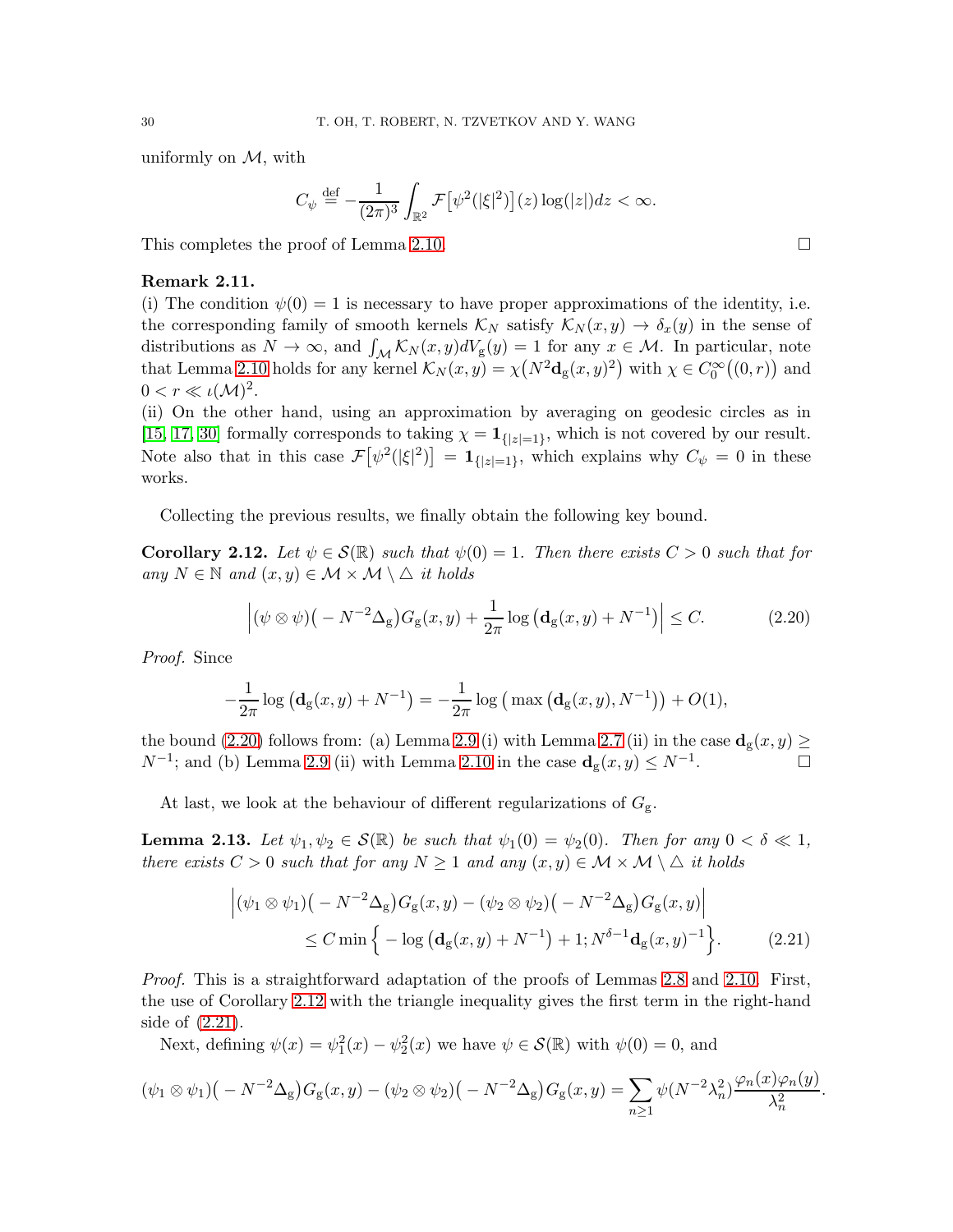uniformly on $\mathcal{M}$, with

$$C_\psi \stackrel{\text{def}}{=} -\frac{1}{(2\pi)^3}\int_{\mathbb{R}^2} \mathcal{F}\big[\psi^2(|\xi|^2)\big](z)\log(|z|)dz < \infty.$$

This completes the proof of Lemma 2.10. $\square$

**Remark 2.11.**
(i) The condition $\psi(0) = 1$ is necessary to have proper approximations of the identity, i.e. the corresponding family of smooth kernels $\mathcal{K}_N$ satisfy $\mathcal{K}_N(x,y) \to \delta_x(y)$ in the sense of distributions as $N \to \infty$, and $\int_{\mathcal{M}} \mathcal{K}_N(x,y)dV_{\mathrm{g}}(y) = 1$ for any $x \in \mathcal{M}$. In particular, note that Lemma 2.10 holds for any kernel $\mathcal{K}_N(x,y) = \chi\big(N^2\mathbf{d}_{\mathrm{g}}(x,y)^2\big)$ with $\chi \in C_0^\infty\big((0,r)\big)$ and $0 < r \ll \iota(\mathcal{M})^2$.
(ii) On the other hand, using an approximation by averaging on geodesic circles as in [15, 17, 30] formally corresponds to taking $\chi = \mathbf{1}_{\{|z|=1\}}$, which is not covered by our result. Note also that in this case $\mathcal{F}\big[\psi^2(|\xi|^2)\big] = \mathbf{1}_{\{|z|=1\}}$, which explains why $C_\psi = 0$ in these works.

Collecting the previous results, we finally obtain the following key bound.

**Corollary 2.12.** *Let $\psi \in \mathcal{S}(\mathbb{R})$ such that $\psi(0) = 1$. Then there exists $C > 0$ such that for any $N \in \mathbb{N}$ and $(x,y) \in \mathcal{M}\times\mathcal{M}\setminus\triangle$ it holds*

$$\Big|(\psi\otimes\psi)\big(-N^{-2}\Delta_{\mathrm{g}}\big)G_{\mathrm{g}}(x,y) + \frac{1}{2\pi}\log\big(\mathbf{d}_{\mathrm{g}}(x,y) + N^{-1}\big)\Big| \le C. \tag{2.20}$$

*Proof.* Since

$$-\frac{1}{2\pi}\log\big(\mathbf{d}_{\mathrm{g}}(x,y) + N^{-1}\big) = -\frac{1}{2\pi}\log\big(\max\big(\mathbf{d}_{\mathrm{g}}(x,y), N^{-1}\big)\big) + O(1),$$

the bound (2.20) follows from: (a) Lemma 2.9 (i) with Lemma 2.7 (ii) in the case $\mathbf{d}_{\mathrm{g}}(x,y) \ge N^{-1}$; and (b) Lemma 2.9 (ii) with Lemma 2.10 in the case $\mathbf{d}_{\mathrm{g}}(x,y) \le N^{-1}$. $\square$

At last, we look at the behaviour of different regularizations of $G_{\mathrm{g}}$.

**Lemma 2.13.** *Let $\psi_1, \psi_2 \in \mathcal{S}(\mathbb{R})$ be such that $\psi_1(0) = \psi_2(0)$. Then for any $0 < \delta \ll 1$, there exists $C > 0$ such that for any $N \ge 1$ and any $(x,y) \in \mathcal{M}\times\mathcal{M}\setminus\triangle$ it holds*

$$\begin{aligned}\Big|(\psi_1\otimes\psi_1)\big(-N^{-2}\Delta_{\mathrm{g}}\big)G_{\mathrm{g}}(x,y) - (\psi_2\otimes\psi_2)\big(-N^{-2}\Delta_{\mathrm{g}}\big)G_{\mathrm{g}}(x,y)\Big|&\\ \le C\min\Big\{-\log\big(\mathbf{d}_{\mathrm{g}}(x,y) + N^{-1}\big) + 1; N^{\delta-1}\mathbf{d}_{\mathrm{g}}(x,y)^{-1}\Big\}&.\end{aligned} \tag{2.21}$$

*Proof.* This is a straightforward adaptation of the proofs of Lemmas 2.8 and 2.10. First, the use of Corollary 2.12 with the triangle inequality gives the first term in the right-hand side of (2.21).

Next, defining $\psi(x) = \psi_1^2(x) - \psi_2^2(x)$ we have $\psi \in \mathcal{S}(\mathbb{R})$ with $\psi(0) = 0$, and

$$(\psi_1\otimes\psi_1)\big(-N^{-2}\Delta_{\mathrm{g}}\big)G_{\mathrm{g}}(x,y) - (\psi_2\otimes\psi_2)\big(-N^{-2}\Delta_{\mathrm{g}}\big)G_{\mathrm{g}}(x,y) = \sum_{n\ge1}\psi(N^{-2}\lambda_n^2)\frac{\varphi_n(x)\varphi_n(y)}{\lambda_n^2}.$$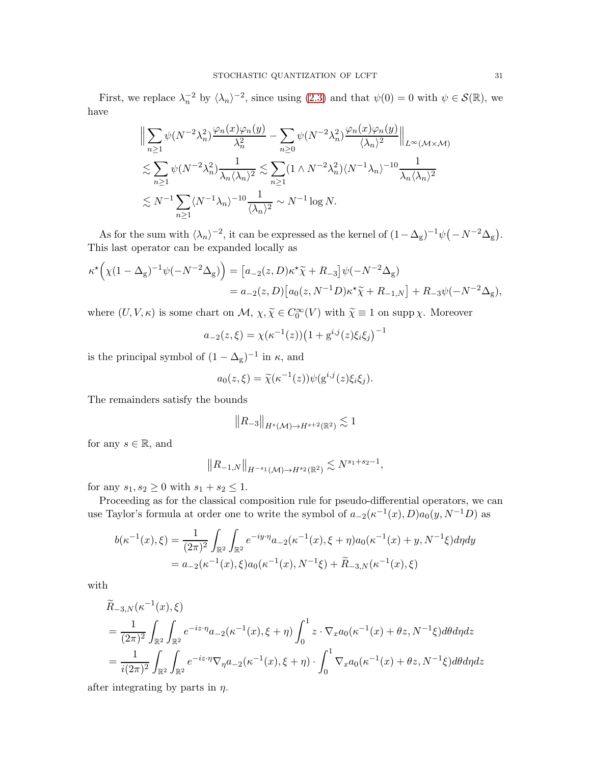First, we replace $\lambda_n^{-2}$ by $\langle\lambda_n\rangle^{-2}$, since using (2.3) and that $\psi(0)=0$ with $\psi\in\mathcal{S}(\mathbb{R})$, we have

$$
\begin{aligned}
&\Big\|\sum_{n\geq 1}\psi(N^{-2}\lambda_n^2)\frac{\varphi_n(x)\varphi_n(y)}{\lambda_n^2}-\sum_{n\geq 0}\psi(N^{-2}\lambda_n^2)\frac{\varphi_n(x)\varphi_n(y)}{\langle\lambda_n\rangle^2}\Big\|_{L^\infty(\mathcal{M}\times\mathcal{M})}\\
&\lesssim\sum_{n\geq 1}\psi(N^{-2}\lambda_n^2)\frac{1}{\lambda_n\langle\lambda_n\rangle^2}\lesssim\sum_{n\geq 1}(1\wedge N^{-2}\lambda_n^2)\langle N^{-1}\lambda_n\rangle^{-10}\frac{1}{\lambda_n\langle\lambda_n\rangle^2}\\
&\lesssim N^{-1}\sum_{n\geq 1}\langle N^{-1}\lambda_n\rangle^{-10}\frac{1}{\langle\lambda_n\rangle^2}\sim N^{-1}\log N.
\end{aligned}
$$

As for the sum with $\langle\lambda_n\rangle^{-2}$, it can be expressed as the kernel of $(1-\Delta_{\mathrm{g}})^{-1}\psi\big(-N^{-2}\Delta_{\mathrm{g}}\big)$. This last operator can be expanded locally as

$$
\begin{aligned}
\kappa^\star\Big(\chi(1-\Delta_{\mathrm{g}})^{-1}\psi(-N^{-2}\Delta_{\mathrm{g}})\Big)&=\big[a_{-2}(z,D)\kappa^\star\widetilde{\chi}+R_{-3}\big]\psi(-N^{-2}\Delta_{\mathrm{g}})\\
&=a_{-2}(z,D)\big[a_0(z,N^{-1}D)\kappa^\star\widetilde{\chi}+R_{-1,N}\big]+R_{-3}\psi(-N^{-2}\Delta_{\mathrm{g}}),
\end{aligned}
$$

where $(U,V,\kappa)$ is some chart on $\mathcal{M}$, $\chi,\widetilde{\chi}\in C_0^\infty(V)$ with $\widetilde{\chi}\equiv 1$ on $\operatorname{supp}\chi$. Moreover

$$
a_{-2}(z,\xi)=\chi(\kappa^{-1}(z))\big(1+\mathrm{g}^{i,j}(z)\xi_i\xi_j\big)^{-1}
$$

is the principal symbol of $(1-\Delta_{\mathrm{g}})^{-1}$ in $\kappa$, and

$$
a_0(z,\xi)=\widetilde{\chi}(\kappa^{-1}(z))\psi(\mathrm{g}^{i,j}(z)\xi_i\xi_j).
$$

The remainders satisfy the bounds

$$
\big\|R_{-3}\big\|_{H^s(\mathcal{M})\to H^{s+2}(\mathbb{R}^2)}\lesssim 1
$$

for any $s\in\mathbb{R}$, and

$$
\big\|R_{-1,N}\big\|_{H^{-s_1}(\mathcal{M})\to H^{s_2}(\mathbb{R}^2)}\lesssim N^{s_1+s_2-1},
$$

for any $s_1,s_2\geq 0$ with $s_1+s_2\leq 1$.

Proceeding as for the classical composition rule for pseudo-differential operators, we can use Taylor's formula at order one to write the symbol of $a_{-2}(\kappa^{-1}(x),D)a_0(y,N^{-1}D)$ as

$$
\begin{aligned}
b(\kappa^{-1}(x),\xi)&=\frac{1}{(2\pi)^2}\int_{\mathbb{R}^2}\int_{\mathbb{R}^2}e^{-iy\cdot\eta}a_{-2}(\kappa^{-1}(x),\xi+\eta)a_0(\kappa^{-1}(x)+y,N^{-1}\xi)d\eta dy\\
&=a_{-2}(\kappa^{-1}(x),\xi)a_0(\kappa^{-1}(x),N^{-1}\xi)+\widetilde{R}_{-3,N}(\kappa^{-1}(x),\xi)
\end{aligned}
$$

with

$$
\begin{aligned}
&\widetilde{R}_{-3,N}(\kappa^{-1}(x),\xi)\\
&=\frac{1}{(2\pi)^2}\int_{\mathbb{R}^2}\int_{\mathbb{R}^2}e^{-iz\cdot\eta}a_{-2}(\kappa^{-1}(x),\xi+\eta)\int_0^1 z\cdot\nabla_x a_0(\kappa^{-1}(x)+\theta z,N^{-1}\xi)d\theta d\eta dz\\
&=\frac{1}{i(2\pi)^2}\int_{\mathbb{R}^2}\int_{\mathbb{R}^2}e^{-iz\cdot\eta}\nabla_\eta a_{-2}(\kappa^{-1}(x),\xi+\eta)\cdot\int_0^1\nabla_x a_0(\kappa^{-1}(x)+\theta z,N^{-1}\xi)d\theta d\eta dz
\end{aligned}
$$

after integrating by parts in $\eta$.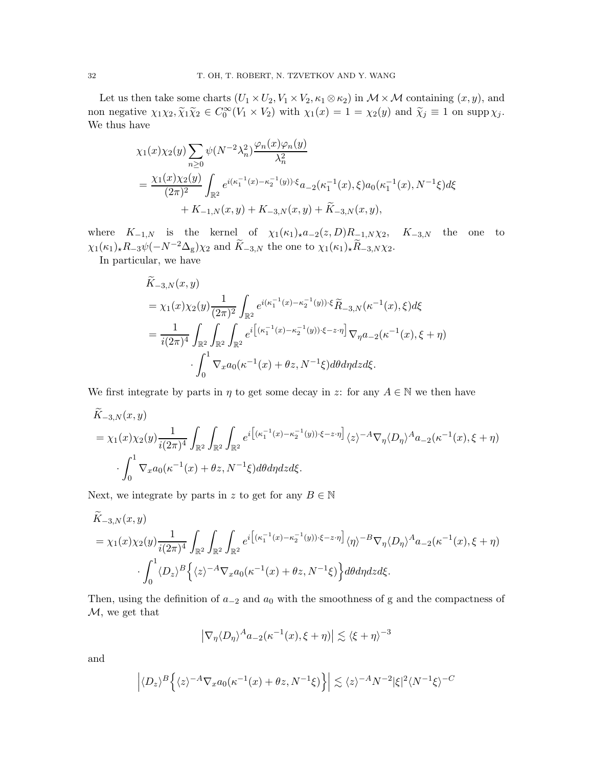Let us then take some charts $(U_1 \times U_2, V_1 \times V_2, \kappa_1 \otimes \kappa_2)$ in $\mathcal{M} \times \mathcal{M}$ containing $(x, y)$, and non negative $\chi_1\chi_2, \widetilde{\chi}_1\widetilde{\chi}_2 \in C_0^\infty(V_1 \times V_2)$ with $\chi_1(x) = 1 = \chi_2(y)$ and $\widetilde{\chi}_j \equiv 1$ on $\operatorname{supp} \chi_j$. We thus have

$$
\begin{aligned}
&\chi_1(x)\chi_2(y) \sum_{n \geq 0} \psi(N^{-2}\lambda_n^2) \frac{\varphi_n(x)\varphi_n(y)}{\lambda_n^2} \\
&= \frac{\chi_1(x)\chi_2(y)}{(2\pi)^2} \int_{\mathbb{R}^2} e^{i(\kappa_1^{-1}(x) - \kappa_2^{-1}(y)) \cdot \xi} a_{-2}(\kappa_1^{-1}(x), \xi) a_0(\kappa_1^{-1}(x), N^{-1}\xi) d\xi \\
&\qquad + K_{-1,N}(x, y) + K_{-3,N}(x, y) + \widetilde{K}_{-3,N}(x, y),
\end{aligned}
$$

where $K_{-1,N}$ is the kernel of $\chi_1(\kappa_1)_\star a_{-2}(z, D) R_{-1,N}\chi_2$, $K_{-3,N}$ the one to $\chi_1(\kappa_1)_\star R_{-3}\psi(-N^{-2}\Delta_{\mathrm{g}})\chi_2$ and $\widetilde{K}_{-3,N}$ the one to $\chi_1(\kappa_1)_\star \widetilde{R}_{-3,N}\chi_2$.

In particular, we have

$$
\begin{aligned}
&\widetilde{K}_{-3,N}(x, y) \\
&= \chi_1(x)\chi_2(y) \frac{1}{(2\pi)^2} \int_{\mathbb{R}^2} e^{i(\kappa_1^{-1}(x) - \kappa_2^{-1}(y)) \cdot \xi} \widetilde{R}_{-3,N}(\kappa^{-1}(x), \xi) d\xi \\
&= \frac{1}{i(2\pi)^4} \int_{\mathbb{R}^2} \int_{\mathbb{R}^2} \int_{\mathbb{R}^2} e^{i\left[(\kappa_1^{-1}(x) - \kappa_2^{-1}(y)) \cdot \xi - z \cdot \eta\right]} \nabla_\eta a_{-2}(\kappa^{-1}(x), \xi + \eta) \\
&\qquad \cdot \int_0^1 \nabla_x a_0(\kappa^{-1}(x) + \theta z, N^{-1}\xi) d\theta d\eta dz d\xi.
\end{aligned}
$$

We first integrate by parts in $\eta$ to get some decay in $z$: for any $A \in \mathbb{N}$ we then have

$$
\begin{aligned}
&\widetilde{K}_{-3,N}(x, y) \\
&= \chi_1(x)\chi_2(y) \frac{1}{i(2\pi)^4} \int_{\mathbb{R}^2} \int_{\mathbb{R}^2} \int_{\mathbb{R}^2} e^{i\left[(\kappa_1^{-1}(x) - \kappa_2^{-1}(y)) \cdot \xi - z \cdot \eta\right]} \langle z \rangle^{-A} \nabla_\eta \langle D_\eta \rangle^A a_{-2}(\kappa^{-1}(x), \xi + \eta) \\
&\qquad \cdot \int_0^1 \nabla_x a_0(\kappa^{-1}(x) + \theta z, N^{-1}\xi) d\theta d\eta dz d\xi.
\end{aligned}
$$

Next, we integrate by parts in $z$ to get for any $B \in \mathbb{N}$

$$
\begin{aligned}
&\widetilde{K}_{-3,N}(x, y) \\
&= \chi_1(x)\chi_2(y) \frac{1}{i(2\pi)^4} \int_{\mathbb{R}^2} \int_{\mathbb{R}^2} \int_{\mathbb{R}^2} e^{i\left[(\kappa_1^{-1}(x) - \kappa_2^{-1}(y)) \cdot \xi - z \cdot \eta\right]} \langle \eta \rangle^{-B} \nabla_\eta \langle D_\eta \rangle^A a_{-2}(\kappa^{-1}(x), \xi + \eta) \\
&\qquad \cdot \int_0^1 \langle D_z \rangle^B \Big\{ \langle z \rangle^{-A} \nabla_x a_0(\kappa^{-1}(x) + \theta z, N^{-1}\xi) \Big\} d\theta d\eta dz d\xi.
\end{aligned}
$$

Then, using the definition of $a_{-2}$ and $a_0$ with the smoothness of g and the compactness of $\mathcal{M}$, we get that

$$
\left| \nabla_\eta \langle D_\eta \rangle^A a_{-2}(\kappa^{-1}(x), \xi + \eta) \right| \lesssim \langle \xi + \eta \rangle^{-3}
$$

and

$$
\left| \langle D_z \rangle^B \Big\{ \langle z \rangle^{-A} \nabla_x a_0(\kappa^{-1}(x) + \theta z, N^{-1}\xi) \Big\} \right| \lesssim \langle z \rangle^{-A} N^{-2} |\xi|^2 \langle N^{-1}\xi \rangle^{-C}
$$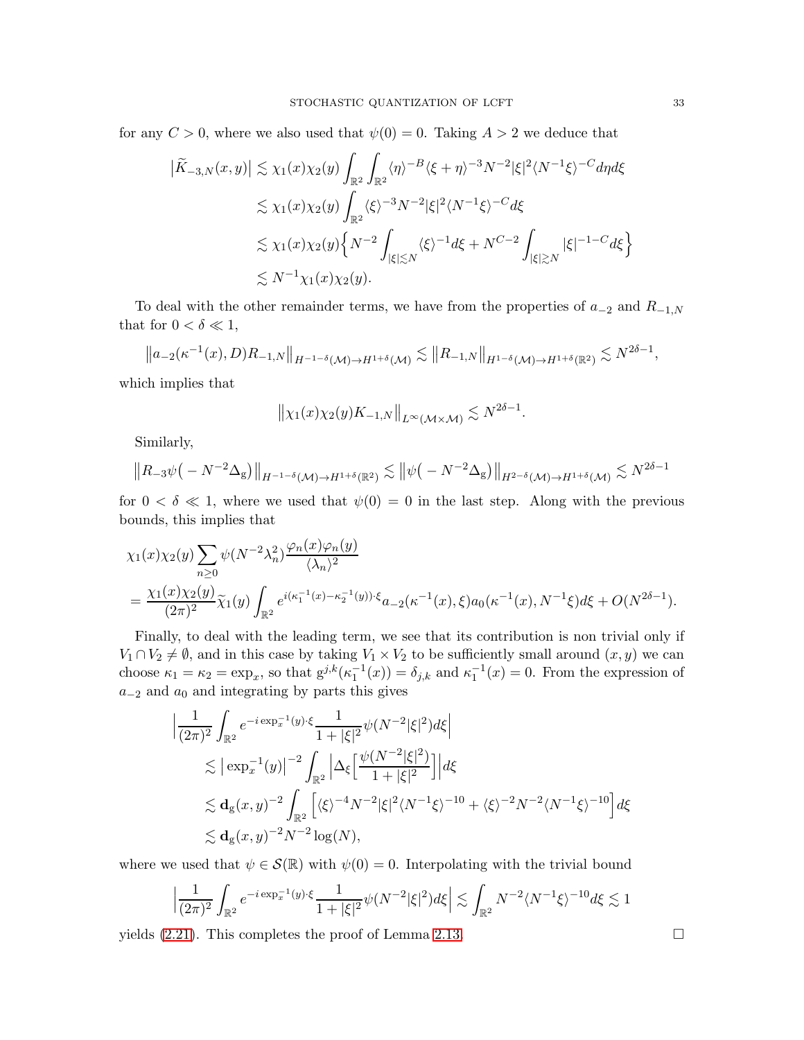for any $C > 0$, where we also used that $\psi(0) = 0$. Taking $A > 2$ we deduce that

$$
\begin{aligned}
\big|\widetilde{K}_{-3,N}(x,y)\big| &\lesssim \chi_1(x)\chi_2(y)\int_{\mathbb{R}^2}\int_{\mathbb{R}^2}\langle\eta\rangle^{-B}\langle\xi+\eta\rangle^{-3}N^{-2}|\xi|^2\langle N^{-1}\xi\rangle^{-C}d\eta d\xi\\
&\lesssim \chi_1(x)\chi_2(y)\int_{\mathbb{R}^2}\langle\xi\rangle^{-3}N^{-2}|\xi|^2\langle N^{-1}\xi\rangle^{-C}d\xi\\
&\lesssim \chi_1(x)\chi_2(y)\Big\{N^{-2}\int_{|\xi|\lesssim N}\langle\xi\rangle^{-1}d\xi + N^{C-2}\int_{|\xi|\gtrsim N}|\xi|^{-1-C}d\xi\Big\}\\
&\lesssim N^{-1}\chi_1(x)\chi_2(y).
\end{aligned}
$$

To deal with the other remainder terms, we have from the properties of $a_{-2}$ and $R_{-1,N}$ that for $0 < \delta \ll 1$,

$$
\big\|a_{-2}(\kappa^{-1}(x),D)R_{-1,N}\big\|_{H^{-1-\delta}(\mathcal{M})\to H^{1+\delta}(\mathcal{M})} \lesssim \big\|R_{-1,N}\big\|_{H^{1-\delta}(\mathcal{M})\to H^{1+\delta}(\mathbb{R}^2)} \lesssim N^{2\delta-1},
$$

which implies that

$$
\big\|\chi_1(x)\chi_2(y)K_{-1,N}\big\|_{L^\infty(\mathcal{M}\times\mathcal{M})} \lesssim N^{2\delta-1}.
$$

Similarly,

$$
\big\|R_{-3}\psi\big(-N^{-2}\Delta_{\mathrm{g}}\big)\big\|_{H^{-1-\delta}(\mathcal{M})\to H^{1+\delta}(\mathbb{R}^2)} \lesssim \big\|\psi\big(-N^{-2}\Delta_{\mathrm{g}}\big)\big\|_{H^{2-\delta}(\mathcal{M})\to H^{1+\delta}(\mathcal{M})} \lesssim N^{2\delta-1}
$$

for $0 < \delta \ll 1$, where we used that $\psi(0) = 0$ in the last step. Along with the previous bounds, this implies that

$$
\begin{aligned}
&\chi_1(x)\chi_2(y)\sum_{n\geq 0}\psi(N^{-2}\lambda_n^2)\frac{\varphi_n(x)\varphi_n(y)}{\langle\lambda_n\rangle^2}\\
&= \frac{\chi_1(x)\chi_2(y)}{(2\pi)^2}\widetilde{\chi}_1(y)\int_{\mathbb{R}^2}e^{i(\kappa_1^{-1}(x)-\kappa_2^{-1}(y))\cdot\xi}a_{-2}(\kappa^{-1}(x),\xi)a_0(\kappa^{-1}(x),N^{-1}\xi)d\xi + O(N^{2\delta-1}).
\end{aligned}
$$

Finally, to deal with the leading term, we see that its contribution is non trivial only if $V_1\cap V_2 \neq \emptyset$, and in this case by taking $V_1\times V_2$ to be sufficiently small around $(x,y)$ we can choose $\kappa_1 = \kappa_2 = \exp_x$, so that $\mathrm{g}^{j,k}(\kappa_1^{-1}(x)) = \delta_{j,k}$ and $\kappa_1^{-1}(x) = 0$. From the expression of $a_{-2}$ and $a_0$ and integrating by parts this gives

$$
\begin{aligned}
&\Big|\frac{1}{(2\pi)^2}\int_{\mathbb{R}^2}e^{-i\exp_x^{-1}(y)\cdot\xi}\frac{1}{1+|\xi|^2}\psi(N^{-2}|\xi|^2)d\xi\Big|\\
&\quad\lesssim \big|\exp_x^{-1}(y)\big|^{-2}\int_{\mathbb{R}^2}\Big|\Delta_\xi\Big[\frac{\psi(N^{-2}|\xi|^2)}{1+|\xi|^2}\Big]\Big|d\xi\\
&\quad\lesssim \mathbf{d}_{\mathrm{g}}(x,y)^{-2}\int_{\mathbb{R}^2}\Big[\langle\xi\rangle^{-4}N^{-2}|\xi|^2\langle N^{-1}\xi\rangle^{-10} + \langle\xi\rangle^{-2}N^{-2}\langle N^{-1}\xi\rangle^{-10}\Big]d\xi\\
&\quad\lesssim \mathbf{d}_{\mathrm{g}}(x,y)^{-2}N^{-2}\log(N),
\end{aligned}
$$

where we used that $\psi\in\mathcal{S}(\mathbb{R})$ with $\psi(0) = 0$. Interpolating with the trivial bound

$$
\Big|\frac{1}{(2\pi)^2}\int_{\mathbb{R}^2}e^{-i\exp_x^{-1}(y)\cdot\xi}\frac{1}{1+|\xi|^2}\psi(N^{-2}|\xi|^2)d\xi\Big| \lesssim \int_{\mathbb{R}^2}N^{-2}\langle N^{-1}\xi\rangle^{-10}d\xi \lesssim 1
$$

yields (2.21). This completes the proof of Lemma 2.13. □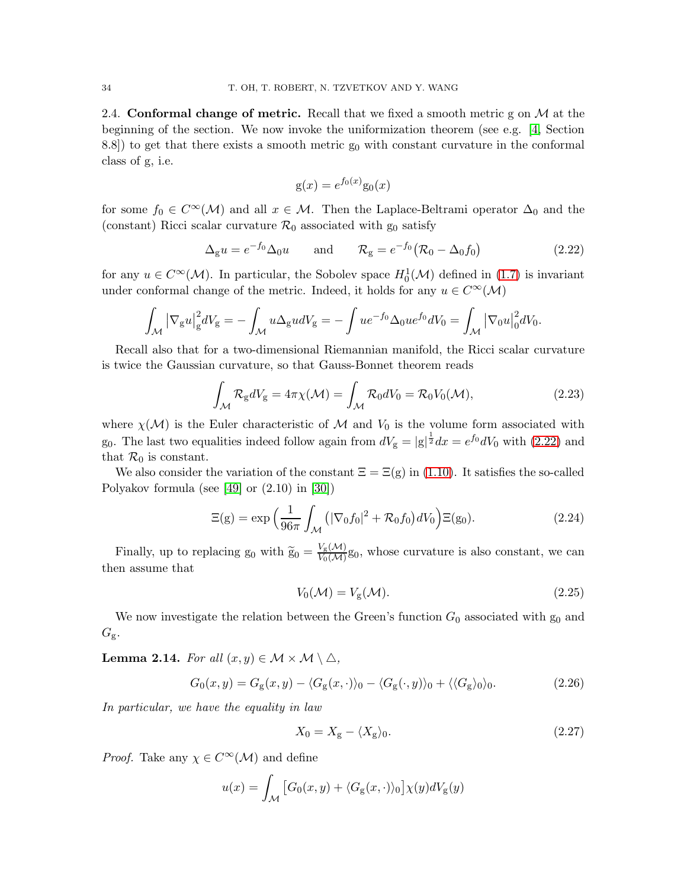2.4. **Conformal change of metric.** Recall that we fixed a smooth metric g on $\mathcal{M}$ at the beginning of the section. We now invoke the uniformization theorem (see e.g. [4, Section 8.8]) to get that there exists a smooth metric $\mathrm{g}_0$ with constant curvature in the conformal class of g, i.e.

$$\mathrm{g}(x) = e^{f_0(x)}\mathrm{g}_0(x)$$

for some $f_0 \in C^\infty(\mathcal{M})$ and all $x \in \mathcal{M}$. Then the Laplace-Beltrami operator $\Delta_0$ and the (constant) Ricci scalar curvature $\mathcal{R}_0$ associated with $\mathrm{g}_0$ satisfy

$$\Delta_\mathrm{g} u = e^{-f_0}\Delta_0 u \qquad \text{and} \qquad \mathcal{R}_\mathrm{g} = e^{-f_0}\big(\mathcal{R}_0 - \Delta_0 f_0\big) \tag{2.22}$$

for any $u \in C^\infty(\mathcal{M})$. In particular, the Sobolev space $H^1_0(\mathcal{M})$ defined in (1.7) is invariant under conformal change of the metric. Indeed, it holds for any $u \in C^\infty(\mathcal{M})$

$$\int_\mathcal{M} \big|\nabla_\mathrm{g} u\big|_\mathrm{g}^2 dV_\mathrm{g} = -\int_\mathcal{M} u\Delta_\mathrm{g} u dV_\mathrm{g} = -\int u e^{-f_0}\Delta_0 u e^{f_0} dV_0 = \int_\mathcal{M} \big|\nabla_0 u\big|_0^2 dV_0.$$

Recall also that for a two-dimensional Riemannian manifold, the Ricci scalar curvature is twice the Gaussian curvature, so that Gauss-Bonnet theorem reads

$$\int_\mathcal{M} \mathcal{R}_\mathrm{g} dV_\mathrm{g} = 4\pi\chi(\mathcal{M}) = \int_\mathcal{M} \mathcal{R}_0 dV_0 = \mathcal{R}_0 V_0(\mathcal{M}), \tag{2.23}$$

where $\chi(\mathcal{M})$ is the Euler characteristic of $\mathcal{M}$ and $V_0$ is the volume form associated with $\mathrm{g}_0$. The last two equalities indeed follow again from $dV_\mathrm{g} = |\mathrm{g}|^{\frac{1}{2}}dx = e^{f_0}dV_0$ with (2.22) and that $\mathcal{R}_0$ is constant.

We also consider the variation of the constant $\Xi = \Xi(\mathrm{g})$ in (1.10). It satisfies the so-called Polyakov formula (see [49] or (2.10) in [30])

$$\Xi(\mathrm{g}) = \exp\Big(\frac{1}{96\pi}\int_\mathcal{M} \big(|\nabla_0 f_0|^2 + \mathcal{R}_0 f_0\big) dV_0\Big)\Xi(\mathrm{g}_0). \tag{2.24}$$

Finally, up to replacing $\mathrm{g}_0$ with $\widetilde{\mathrm{g}}_0 = \frac{V_\mathrm{g}(\mathcal{M})}{V_0(\mathcal{M})}\mathrm{g}_0$, whose curvature is also constant, we can then assume that

$$V_0(\mathcal{M}) = V_\mathrm{g}(\mathcal{M}). \tag{2.25}$$

We now investigate the relation between the Green's function $G_0$ associated with $\mathrm{g}_0$ and $G_\mathrm{g}$.

**Lemma 2.14.** *For all $(x, y) \in \mathcal{M}\times\mathcal{M}\setminus\triangle$,*

$$G_0(x, y) = G_\mathrm{g}(x, y) - \langle G_\mathrm{g}(x,\cdot)\rangle_0 - \langle G_\mathrm{g}(\cdot, y)\rangle_0 + \langle\langle G_\mathrm{g}\rangle_0\rangle_0. \tag{2.26}$$

*In particular, we have the equality in law*

$$X_0 = X_\mathrm{g} - \langle X_\mathrm{g}\rangle_0. \tag{2.27}$$

*Proof.* Take any $\chi \in C^\infty(\mathcal{M})$ and define

$$u(x) = \int_\mathcal{M} \big[G_0(x, y) + \langle G_\mathrm{g}(x,\cdot)\rangle_0\big]\chi(y) dV_\mathrm{g}(y)$$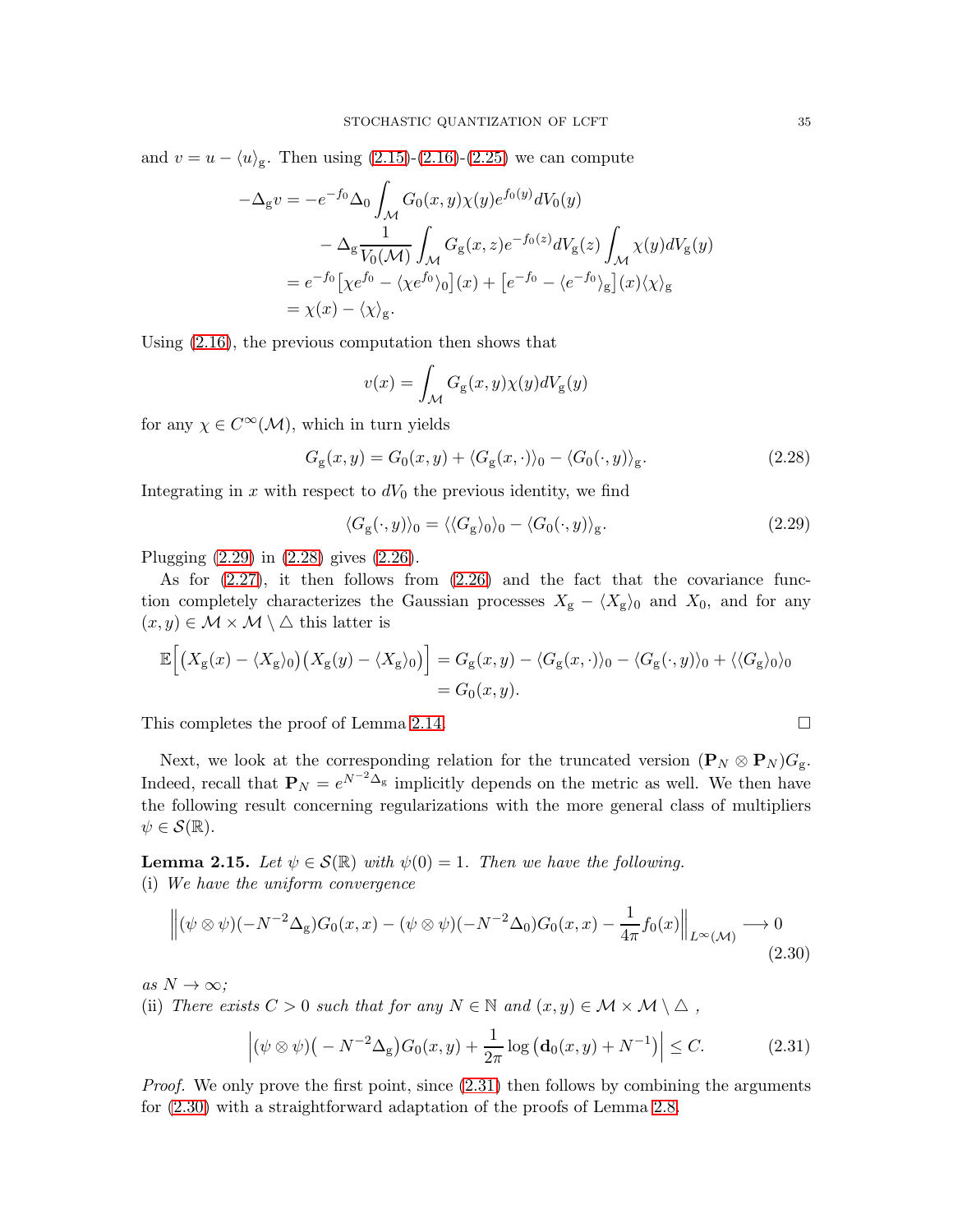and $v = u - \langle u \rangle_{\mathrm{g}}$. Then using (2.15)-(2.16)-(2.25) we can compute

$$
\begin{aligned}
-\Delta_{\mathrm{g}} v &= -e^{-f_0}\Delta_0 \int_{\mathcal{M}} G_0(x,y)\chi(y)e^{f_0(y)}dV_0(y) \\
&\qquad - \Delta_{\mathrm{g}} \frac{1}{V_0(\mathcal{M})}\int_{\mathcal{M}} G_{\mathrm{g}}(x,z)e^{-f_0(z)}dV_{\mathrm{g}}(z)\int_{\mathcal{M}}\chi(y)dV_{\mathrm{g}}(y) \\
&= e^{-f_0}\big[\chi e^{f_0} - \langle \chi e^{f_0}\rangle_0\big](x) + \big[e^{-f_0} - \langle e^{-f_0}\rangle_{\mathrm{g}}\big](x)\langle \chi\rangle_{\mathrm{g}} \\
&= \chi(x) - \langle \chi \rangle_{\mathrm{g}}.
\end{aligned}
$$

Using (2.16), the previous computation then shows that

$$
v(x) = \int_{\mathcal{M}} G_{\mathrm{g}}(x,y)\chi(y)dV_{\mathrm{g}}(y)
$$

for any $\chi \in C^\infty(\mathcal{M})$, which in turn yields

$$
G_{\mathrm{g}}(x,y) = G_0(x,y) + \langle G_{\mathrm{g}}(x,\cdot)\rangle_0 - \langle G_0(\cdot,y)\rangle_{\mathrm{g}}. \tag{2.28}
$$

Integrating in $x$ with respect to $dV_0$ the previous identity, we find

$$
\langle G_{\mathrm{g}}(\cdot,y)\rangle_0 = \langle\langle G_{\mathrm{g}}\rangle_0\rangle_0 - \langle G_0(\cdot,y)\rangle_{\mathrm{g}}. \tag{2.29}
$$

Plugging (2.29) in (2.28) gives (2.26).

As for (2.27), it then follows from (2.26) and the fact that the covariance function completely characterizes the Gaussian processes $X_{\mathrm{g}} - \langle X_{\mathrm{g}}\rangle_0$ and $X_0$, and for any $(x,y) \in \mathcal{M}\times\mathcal{M}\setminus \triangle$ this latter is

$$
\begin{aligned}
\mathbb{E}\Big[\big(X_{\mathrm{g}}(x) - \langle X_{\mathrm{g}}\rangle_0\big)\big(X_{\mathrm{g}}(y) - \langle X_{\mathrm{g}}\rangle_0\big)\Big] &= G_{\mathrm{g}}(x,y) - \langle G_{\mathrm{g}}(x,\cdot)\rangle_0 - \langle G_{\mathrm{g}}(\cdot,y)\rangle_0 + \langle\langle G_{\mathrm{g}}\rangle_0\rangle_0 \\
&= G_0(x,y).
\end{aligned}
$$

This completes the proof of Lemma 2.14. □

Next, we look at the corresponding relation for the truncated version $(\mathbf{P}_N\otimes\mathbf{P}_N)G_{\mathrm{g}}$. Indeed, recall that $\mathbf{P}_N = e^{N^{-2}\Delta_{\mathrm{g}}}$ implicitly depends on the metric as well. We then have the following result concerning regularizations with the more general class of multipliers $\psi \in \mathcal{S}(\mathbb{R})$.

**Lemma 2.15.** *Let $\psi \in \mathcal{S}(\mathbb{R})$ with $\psi(0) = 1$. Then we have the following.*
(i) *We have the uniform convergence*

$$
\Big\|(\psi\otimes\psi)(-N^{-2}\Delta_{\mathrm{g}})G_0(x,x) - (\psi\otimes\psi)(-N^{-2}\Delta_0)G_0(x,x) - \frac{1}{4\pi}f_0(x)\Big\|_{L^\infty(\mathcal{M})} \longrightarrow 0 \tag{2.30}
$$

*as $N\to\infty$;*
(ii) *There exists $C > 0$ such that for any $N\in\mathbb{N}$ and $(x,y)\in\mathcal{M}\times\mathcal{M}\setminus\triangle$ ,*

$$
\Big|(\psi\otimes\psi)\big(-N^{-2}\Delta_{\mathrm{g}}\big)G_0(x,y) + \frac{1}{2\pi}\log\big(\mathbf{d}_0(x,y) + N^{-1}\big)\Big| \le C. \tag{2.31}
$$

*Proof.* We only prove the first point, since (2.31) then follows by combining the arguments for (2.30) with a straightforward adaptation of the proofs of Lemma 2.8.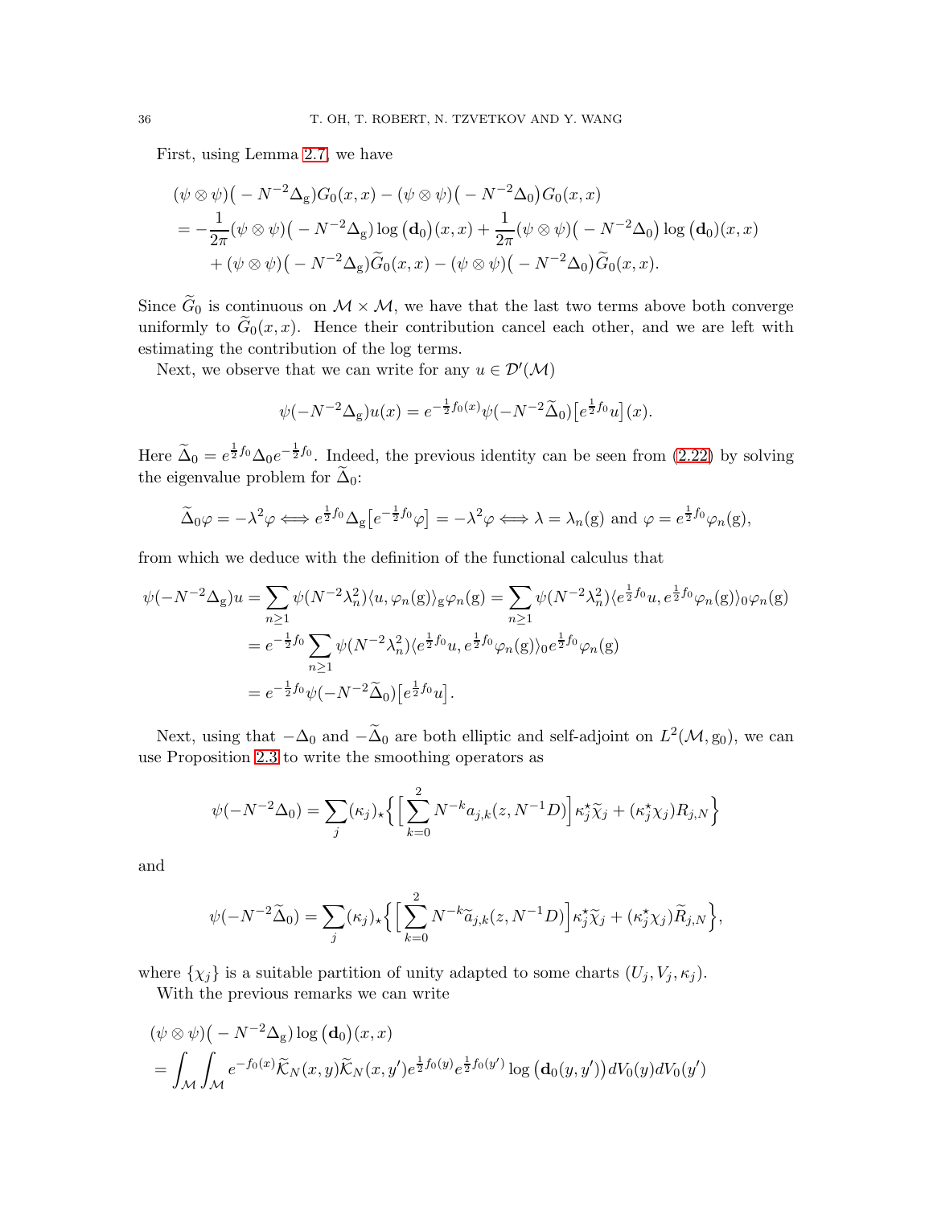First, using Lemma 2.7, we have

$$
\begin{aligned}
&(\psi \otimes \psi)\big( - N^{-2}\Delta_{\mathrm{g}}\big)G_0(x,x) - (\psi \otimes \psi)\big( - N^{-2}\Delta_0\big)G_0(x,x)\\
&= -\frac{1}{2\pi}(\psi \otimes \psi)\big( - N^{-2}\Delta_{\mathrm{g}}\big)\log\big(\mathbf{d}_0\big)(x,x) + \frac{1}{2\pi}(\psi \otimes \psi)\big( - N^{-2}\Delta_0\big)\log\big(\mathbf{d}_0\big)(x,x)\\
&\quad + (\psi \otimes \psi)\big( - N^{-2}\Delta_{\mathrm{g}}\big)\widetilde{G}_0(x,x) - (\psi \otimes \psi)\big( - N^{-2}\Delta_0\big)\widetilde{G}_0(x,x).
\end{aligned}
$$

Since $\widetilde{G}_0$ is continuous on $\mathcal{M}\times\mathcal{M}$, we have that the last two terms above both converge uniformly to $\widetilde{G}_0(x,x)$. Hence their contribution cancel each other, and we are left with estimating the contribution of the log terms.

Next, we observe that we can write for any $u \in \mathcal{D}'(\mathcal{M})$

$$
\psi(-N^{-2}\Delta_{\mathrm{g}})u(x) = e^{-\frac{1}{2}f_0(x)}\psi(-N^{-2}\widetilde{\Delta}_0)\big[e^{\frac{1}{2}f_0}u\big](x).
$$

Here $\widetilde{\Delta}_0 = e^{\frac{1}{2}f_0}\Delta_0 e^{-\frac{1}{2}f_0}$. Indeed, the previous identity can be seen from (2.22) by solving the eigenvalue problem for $\widetilde{\Delta}_0$:

$$
\widetilde{\Delta}_0\varphi = -\lambda^2\varphi \Longleftrightarrow e^{\frac{1}{2}f_0}\Delta_{\mathrm{g}}\big[e^{-\frac{1}{2}f_0}\varphi\big] = -\lambda^2\varphi \Longleftrightarrow \lambda = \lambda_n(\mathrm{g}) \text{ and } \varphi = e^{\frac{1}{2}f_0}\varphi_n(\mathrm{g}),
$$

from which we deduce with the definition of the functional calculus that

$$
\begin{aligned}
\psi(-N^{-2}\Delta_{\mathrm{g}})u &= \sum_{n\geq 1}\psi(N^{-2}\lambda_n^2)\langle u, \varphi_n(\mathrm{g})\rangle_{\mathrm{g}}\varphi_n(\mathrm{g}) = \sum_{n\geq 1}\psi(N^{-2}\lambda_n^2)\langle e^{\frac{1}{2}f_0}u, e^{\frac{1}{2}f_0}\varphi_n(\mathrm{g})\rangle_0\varphi_n(\mathrm{g})\\
&= e^{-\frac{1}{2}f_0}\sum_{n\geq 1}\psi(N^{-2}\lambda_n^2)\langle e^{\frac{1}{2}f_0}u, e^{\frac{1}{2}f_0}\varphi_n(\mathrm{g})\rangle_0 e^{\frac{1}{2}f_0}\varphi_n(\mathrm{g})\\
&= e^{-\frac{1}{2}f_0}\psi(-N^{-2}\widetilde{\Delta}_0)\big[e^{\frac{1}{2}f_0}u\big].
\end{aligned}
$$

Next, using that $-\Delta_0$ and $-\widetilde{\Delta}_0$ are both elliptic and self-adjoint on $L^2(\mathcal{M},\mathrm{g}_0)$, we can use Proposition 2.3 to write the smoothing operators as

$$
\psi(-N^{-2}\Delta_0) = \sum_j (\kappa_j)_\star\Big\{\Big[\sum_{k=0}^{2}N^{-k}a_{j,k}(z,N^{-1}D)\Big]\kappa_j^\star\widetilde{\chi}_j + (\kappa_j^\star\chi_j)R_{j,N}\Big\}
$$

and

$$
\psi(-N^{-2}\widetilde{\Delta}_0) = \sum_j (\kappa_j)_\star\Big\{\Big[\sum_{k=0}^{2}N^{-k}\widetilde{a}_{j,k}(z,N^{-1}D)\Big]\kappa_j^\star\widetilde{\chi}_j + (\kappa_j^\star\chi_j)\widetilde{R}_{j,N}\Big\},
$$

where $\{\chi_j\}$ is a suitable partition of unity adapted to some charts $(U_j,V_j,\kappa_j)$.

With the previous remarks we can write

$$
\begin{aligned}
&(\psi \otimes \psi)\big( - N^{-2}\Delta_{\mathrm{g}}\big)\log\big(\mathbf{d}_0\big)(x,x)\\
&= \int_{\mathcal{M}}\int_{\mathcal{M}} e^{-f_0(x)}\widetilde{\mathcal{K}}_N(x,y)\widetilde{\mathcal{K}}_N(x,y')e^{\frac{1}{2}f_0(y)}e^{\frac{1}{2}f_0(y')}\log\big(\mathbf{d}_0(y,y')\big)dV_0(y)dV_0(y')
\end{aligned}
$$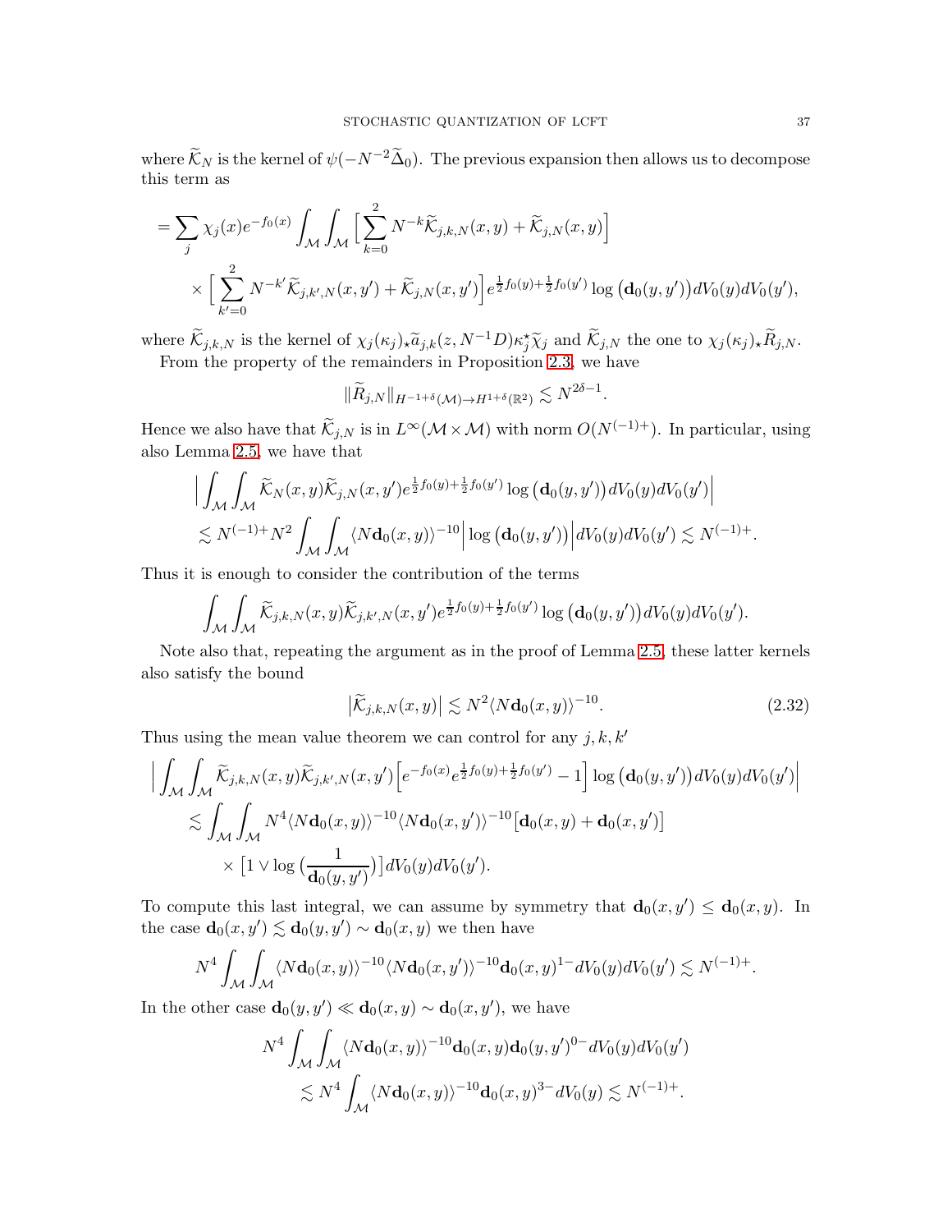where $\widetilde{\mathcal{K}}_N$ is the kernel of $\psi(-N^{-2}\widetilde{\Delta}_0)$. The previous expansion then allows us to decompose this term as

$$
\begin{aligned}
= \sum_j \chi_j(x) e^{-f_0(x)} \int_{\mathcal{M}} \int_{\mathcal{M}} \Big[ \sum_{k=0}^{2} N^{-k} \widetilde{\mathcal{K}}_{j,k,N}(x,y) + \widetilde{\mathcal{K}}_{j,N}(x,y) \Big] \\
\times \Big[ \sum_{k'=0}^{2} N^{-k'} \widetilde{\mathcal{K}}_{j,k',N}(x,y') + \widetilde{\mathcal{K}}_{j,N}(x,y') \Big] e^{\frac{1}{2}f_0(y)+\frac{1}{2}f_0(y')} \log\big(\mathbf{d}_0(y,y')\big) dV_0(y) dV_0(y'),
\end{aligned}
$$

where $\widetilde{\mathcal{K}}_{j,k,N}$ is the kernel of $\chi_j(\kappa_j)_\star \widetilde{a}_{j,k}(z, N^{-1}D)\kappa_j^\star \widetilde{\chi}_j$ and $\widetilde{\mathcal{K}}_{j,N}$ the one to $\chi_j(\kappa_j)_\star \widetilde{R}_{j,N}$.

From the property of the remainders in Proposition 2.3, we have

$$
\|\widetilde{R}_{j,N}\|_{H^{-1+\delta}(\mathcal{M}) \to H^{1+\delta}(\mathbb{R}^2)} \lesssim N^{2\delta-1}.
$$

Hence we also have that $\widetilde{\mathcal{K}}_{j,N}$ is in $L^\infty(\mathcal{M}\times\mathcal{M})$ with norm $O(N^{(-1)+})$. In particular, using also Lemma 2.5, we have that

$$
\begin{aligned}
\Big| \int_{\mathcal{M}} \int_{\mathcal{M}} \widetilde{\mathcal{K}}_N(x,y) \widetilde{\mathcal{K}}_{j,N}(x,y') e^{\frac{1}{2}f_0(y)+\frac{1}{2}f_0(y')} \log\big(\mathbf{d}_0(y,y')\big) dV_0(y) dV_0(y') \Big| \\
\lesssim N^{(-1)+} N^2 \int_{\mathcal{M}} \int_{\mathcal{M}} \langle N\mathbf{d}_0(x,y)\rangle^{-10} \Big| \log\big(\mathbf{d}_0(y,y')\big) \Big| dV_0(y) dV_0(y') \lesssim N^{(-1)+}.
\end{aligned}
$$

Thus it is enough to consider the contribution of the terms

$$
\int_{\mathcal{M}} \int_{\mathcal{M}} \widetilde{\mathcal{K}}_{j,k,N}(x,y) \widetilde{\mathcal{K}}_{j,k',N}(x,y') e^{\frac{1}{2}f_0(y)+\frac{1}{2}f_0(y')} \log\big(\mathbf{d}_0(y,y')\big) dV_0(y) dV_0(y').
$$

Note also that, repeating the argument as in the proof of Lemma 2.5, these latter kernels also satisfy the bound

$$
\big|\widetilde{\mathcal{K}}_{j,k,N}(x,y)\big| \lesssim N^2 \langle N\mathbf{d}_0(x,y)\rangle^{-10}. \tag{2.32}
$$

Thus using the mean value theorem we can control for any $j,k,k'$

$$
\begin{aligned}
\Big| \int_{\mathcal{M}} \int_{\mathcal{M}} \widetilde{\mathcal{K}}_{j,k,N}(x,y) \widetilde{\mathcal{K}}_{j,k',N}(x,y') \Big[ e^{-f_0(x)} e^{\frac{1}{2}f_0(y)+\frac{1}{2}f_0(y')} - 1 \Big] \log\big(\mathbf{d}_0(y,y')\big) dV_0(y) dV_0(y') \Big| \\
\lesssim \int_{\mathcal{M}} \int_{\mathcal{M}} N^4 \langle N\mathbf{d}_0(x,y)\rangle^{-10} \langle N\mathbf{d}_0(x,y')\rangle^{-10} \big[\mathbf{d}_0(x,y) + \mathbf{d}_0(x,y')\big] \\
\times \big[1 \vee \log\big(\frac{1}{\mathbf{d}_0(y,y')}\big)\big] dV_0(y) dV_0(y').
\end{aligned}
$$

To compute this last integral, we can assume by symmetry that $\mathbf{d}_0(x,y') \le \mathbf{d}_0(x,y)$. In the case $\mathbf{d}_0(x,y') \lesssim \mathbf{d}_0(y,y') \sim \mathbf{d}_0(x,y)$ we then have

$$
N^4 \int_{\mathcal{M}} \int_{\mathcal{M}} \langle N\mathbf{d}_0(x,y)\rangle^{-10} \langle N\mathbf{d}_0(x,y')\rangle^{-10} \mathbf{d}_0(x,y)^{1-} dV_0(y) dV_0(y') \lesssim N^{(-1)+}.
$$

In the other case $\mathbf{d}_0(y,y') \ll \mathbf{d}_0(x,y) \sim \mathbf{d}_0(x,y')$, we have

$$
\begin{aligned}
N^4 \int_{\mathcal{M}} \int_{\mathcal{M}} \langle N\mathbf{d}_0(x,y)\rangle^{-10} \mathbf{d}_0(x,y) \mathbf{d}_0(y,y')^{0-} dV_0(y) dV_0(y') \\
\lesssim N^4 \int_{\mathcal{M}} \langle N\mathbf{d}_0(x,y)\rangle^{-10} \mathbf{d}_0(x,y)^{3-} dV_0(y) \lesssim N^{(-1)+}.
\end{aligned}
$$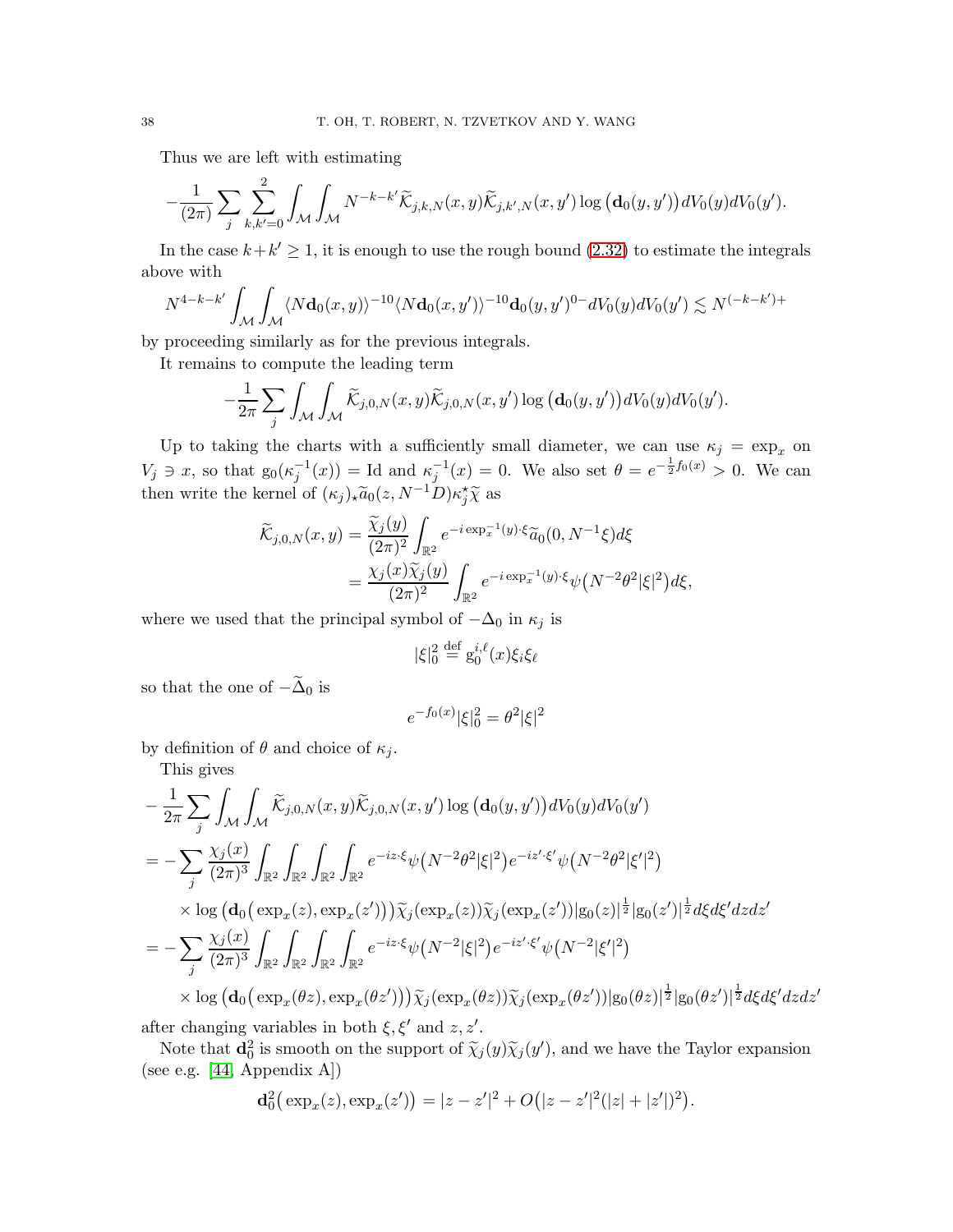Thus we are left with estimating

$$-\frac{1}{(2\pi)}\sum_j \sum_{k,k'=0}^{2} \int_{\mathcal{M}}\int_{\mathcal{M}} N^{-k-k'}\widetilde{\mathcal{K}}_{j,k,N}(x,y)\widetilde{\mathcal{K}}_{j,k',N}(x,y')\log\big(\mathbf{d}_0(y,y')\big)dV_0(y)dV_0(y').$$

In the case $k+k'\geq 1$, it is enough to use the rough bound (2.32) to estimate the integrals above with

$$N^{4-k-k'}\int_{\mathcal{M}}\int_{\mathcal{M}} \langle N\mathbf{d}_0(x,y)\rangle^{-10}\langle N\mathbf{d}_0(x,y')\rangle^{-10}\mathbf{d}_0(y,y')^{0-}dV_0(y)dV_0(y') \lesssim N^{(-k-k')+}$$

by proceeding similarly as for the previous integrals.

It remains to compute the leading term

$$-\frac{1}{2\pi}\sum_j \int_{\mathcal{M}}\int_{\mathcal{M}} \widetilde{\mathcal{K}}_{j,0,N}(x,y)\widetilde{\mathcal{K}}_{j,0,N}(x,y')\log\big(\mathbf{d}_0(y,y')\big)dV_0(y)dV_0(y').$$

Up to taking the charts with a sufficiently small diameter, we can use $\kappa_j = \exp_x$ on $V_j \ni x$, so that $\mathrm{g}_0(\kappa_j^{-1}(x)) = \mathrm{Id}$ and $\kappa_j^{-1}(x) = 0$. We also set $\theta = e^{-\frac{1}{2}f_0(x)} > 0$. We can then write the kernel of $(\kappa_j)_\star \widetilde{a}_0(z, N^{-1}D)\kappa_j^\star\widetilde{\chi}$ as

$$\begin{aligned}
\widetilde{\mathcal{K}}_{j,0,N}(x,y) &= \frac{\widetilde{\chi}_j(y)}{(2\pi)^2}\int_{\mathbb{R}^2} e^{-i\exp_x^{-1}(y)\cdot\xi}\widetilde{a}_0(0,N^{-1}\xi)d\xi\\
&= \frac{\chi_j(x)\widetilde{\chi}_j(y)}{(2\pi)^2}\int_{\mathbb{R}^2} e^{-i\exp_x^{-1}(y)\cdot\xi}\psi\big(N^{-2}\theta^2|\xi|^2\big)d\xi,
\end{aligned}$$

where we used that the principal symbol of $-\Delta_0$ in $\kappa_j$ is

$$|\xi|_0^2 \stackrel{\text{def}}{=} \mathrm{g}_0^{i,\ell}(x)\xi_i\xi_\ell$$

so that the one of $-\widetilde{\Delta}_0$ is

$$e^{-f_0(x)}|\xi|_0^2 = \theta^2|\xi|^2$$

by definition of $\theta$ and choice of $\kappa_j$.

This gives

$$\begin{aligned}
&-\frac{1}{2\pi}\sum_j \int_{\mathcal{M}}\int_{\mathcal{M}} \widetilde{\mathcal{K}}_{j,0,N}(x,y)\widetilde{\mathcal{K}}_{j,0,N}(x,y')\log\big(\mathbf{d}_0(y,y')\big)dV_0(y)dV_0(y')\\
&= -\sum_j \frac{\chi_j(x)}{(2\pi)^3}\int_{\mathbb{R}^2}\int_{\mathbb{R}^2}\int_{\mathbb{R}^2}\int_{\mathbb{R}^2} e^{-iz\cdot\xi}\psi\big(N^{-2}\theta^2|\xi|^2\big)e^{-iz'\cdot\xi'}\psi\big(N^{-2}\theta^2|\xi'|^2\big)\\
&\qquad \times \log\big(\mathbf{d}_0\big(\exp_x(z),\exp_x(z')\big)\big)\widetilde{\chi}_j(\exp_x(z))\widetilde{\chi}_j(\exp_x(z'))|\mathrm{g}_0(z)|^{\frac{1}{2}}|\mathrm{g}_0(z')|^{\frac{1}{2}}d\xi d\xi' dz dz'\\
&= -\sum_j \frac{\chi_j(x)}{(2\pi)^3}\int_{\mathbb{R}^2}\int_{\mathbb{R}^2}\int_{\mathbb{R}^2}\int_{\mathbb{R}^2} e^{-iz\cdot\xi}\psi\big(N^{-2}|\xi|^2\big)e^{-iz'\cdot\xi'}\psi\big(N^{-2}|\xi'|^2\big)\\
&\qquad \times \log\big(\mathbf{d}_0\big(\exp_x(\theta z),\exp_x(\theta z')\big)\big)\widetilde{\chi}_j(\exp_x(\theta z))\widetilde{\chi}_j(\exp_x(\theta z'))|\mathrm{g}_0(\theta z)|^{\frac{1}{2}}|\mathrm{g}_0(\theta z')|^{\frac{1}{2}}d\xi d\xi' dz dz'
\end{aligned}$$

after changing variables in both $\xi, \xi'$ and $z, z'$.

Note that $\mathbf{d}_0^2$ is smooth on the support of $\widetilde{\chi}_j(y)\widetilde{\chi}_j(y')$, and we have the Taylor expansion (see e.g. [44, Appendix A])

$$\mathbf{d}_0^2\big(\exp_x(z),\exp_x(z')\big) = |z-z'|^2 + O\big(|z-z'|^2(|z|+|z'|)^2\big).$$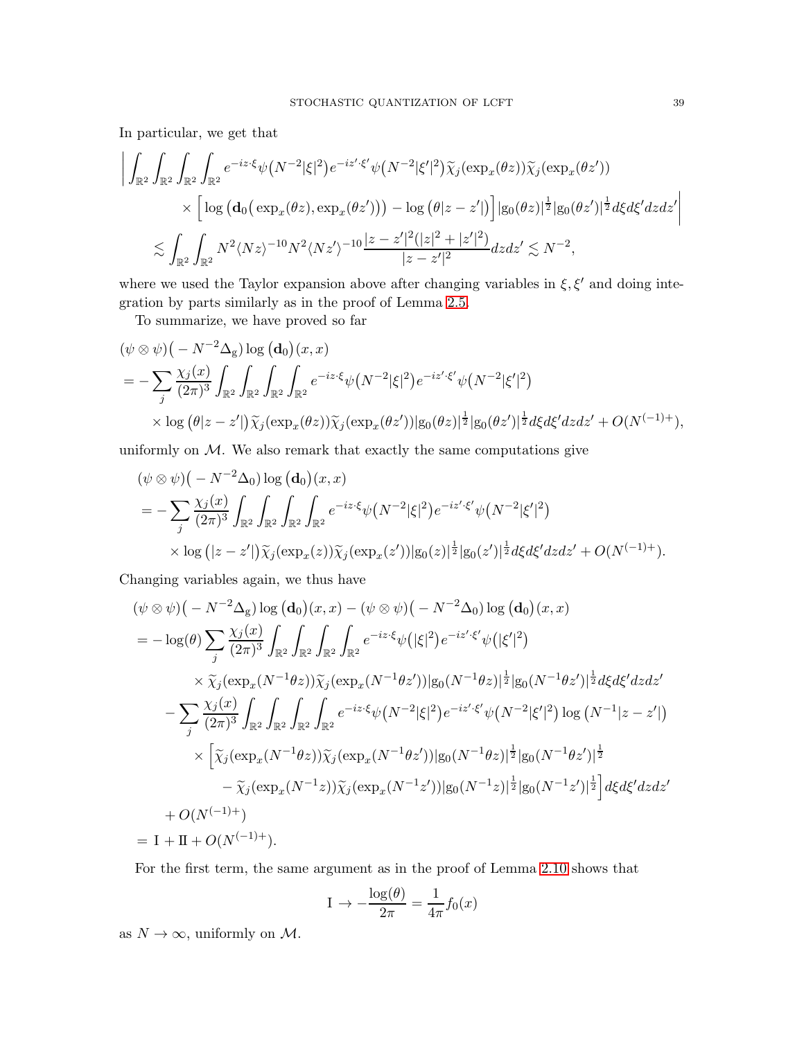In particular, we get that

$$
\begin{aligned}
&\bigg| \int_{\mathbb{R}^2}\int_{\mathbb{R}^2}\int_{\mathbb{R}^2}\int_{\mathbb{R}^2} e^{-iz\cdot\xi}\psi\big(N^{-2}|\xi|^2\big)e^{-iz'\cdot\xi'}\psi\big(N^{-2}|\xi'|^2\big)\widetilde{\chi}_j(\exp_x(\theta z))\widetilde{\chi}_j(\exp_x(\theta z')) \\
&\qquad\qquad \times \Big[\log\big(\mathbf{d}_0\big(\exp_x(\theta z),\exp_x(\theta z')\big)\big) - \log\big(\theta|z-z'|\big)\Big]|\mathrm{g}_0(\theta z)|^{\frac12}|\mathrm{g}_0(\theta z')|^{\frac12}d\xi d\xi' dz dz'\bigg| \\
&\quad \lesssim \int_{\mathbb{R}^2}\int_{\mathbb{R}^2} N^2\langle Nz\rangle^{-10}N^2\langle Nz'\rangle^{-10}\frac{|z-z'|^2(|z|^2+|z'|^2)}{|z-z'|^2}dzdz' \lesssim N^{-2},
\end{aligned}
$$

where we used the Taylor expansion above after changing variables in $\xi,\xi'$ and doing integration by parts similarly as in the proof of Lemma 2.5.

To summarize, we have proved so far

$$
\begin{aligned}
&(\psi\otimes\psi)\big(-N^{-2}\Delta_{\mathrm{g}}\big)\log\big(\mathbf{d}_0\big)(x,x) \\
&= -\sum_j \frac{\chi_j(x)}{(2\pi)^3}\int_{\mathbb{R}^2}\int_{\mathbb{R}^2}\int_{\mathbb{R}^2}\int_{\mathbb{R}^2} e^{-iz\cdot\xi}\psi\big(N^{-2}|\xi|^2\big)e^{-iz'\cdot\xi'}\psi\big(N^{-2}|\xi'|^2\big) \\
&\quad \times \log\big(\theta|z-z'|\big)\widetilde{\chi}_j(\exp_x(\theta z))\widetilde{\chi}_j(\exp_x(\theta z'))|\mathrm{g}_0(\theta z)|^{\frac12}|\mathrm{g}_0(\theta z')|^{\frac12}d\xi d\xi' dz dz' + O(N^{(-1)+}),
\end{aligned}
$$

uniformly on $\mathcal{M}$. We also remark that exactly the same computations give

$$
\begin{aligned}
&(\psi\otimes\psi)\big(-N^{-2}\Delta_0\big)\log\big(\mathbf{d}_0\big)(x,x) \\
&\quad = -\sum_j \frac{\chi_j(x)}{(2\pi)^3}\int_{\mathbb{R}^2}\int_{\mathbb{R}^2}\int_{\mathbb{R}^2}\int_{\mathbb{R}^2} e^{-iz\cdot\xi}\psi\big(N^{-2}|\xi|^2\big)e^{-iz'\cdot\xi'}\psi\big(N^{-2}|\xi'|^2\big) \\
&\qquad \times \log\big(|z-z'|\big)\widetilde{\chi}_j(\exp_x(z))\widetilde{\chi}_j(\exp_x(z'))|\mathrm{g}_0(z)|^{\frac12}|\mathrm{g}_0(z')|^{\frac12}d\xi d\xi' dz dz' + O(N^{(-1)+}).
\end{aligned}
$$

Changing variables again, we thus have

$$
\begin{aligned}
&(\psi\otimes\psi)\big(-N^{-2}\Delta_{\mathrm{g}}\big)\log\big(\mathbf{d}_0\big)(x,x) - (\psi\otimes\psi)\big(-N^{-2}\Delta_0\big)\log\big(\mathbf{d}_0\big)(x,x) \\
&= -\log(\theta)\sum_j \frac{\chi_j(x)}{(2\pi)^3}\int_{\mathbb{R}^2}\int_{\mathbb{R}^2}\int_{\mathbb{R}^2}\int_{\mathbb{R}^2} e^{-iz\cdot\xi}\psi\big(|\xi|^2\big)e^{-iz'\cdot\xi'}\psi\big(|\xi'|^2\big) \\
&\qquad \times \widetilde{\chi}_j(\exp_x(N^{-1}\theta z))\widetilde{\chi}_j(\exp_x(N^{-1}\theta z'))|\mathrm{g}_0(N^{-1}\theta z)|^{\frac12}|\mathrm{g}_0(N^{-1}\theta z')|^{\frac12}d\xi d\xi' dz dz' \\
&\quad - \sum_j \frac{\chi_j(x)}{(2\pi)^3}\int_{\mathbb{R}^2}\int_{\mathbb{R}^2}\int_{\mathbb{R}^2}\int_{\mathbb{R}^2} e^{-iz\cdot\xi}\psi\big(N^{-2}|\xi|^2\big)e^{-iz'\cdot\xi'}\psi\big(N^{-2}|\xi'|^2\big)\log\big(N^{-1}|z-z'|\big) \\
&\qquad \times \Big[\widetilde{\chi}_j(\exp_x(N^{-1}\theta z))\widetilde{\chi}_j(\exp_x(N^{-1}\theta z'))|\mathrm{g}_0(N^{-1}\theta z)|^{\frac12}|\mathrm{g}_0(N^{-1}\theta z')|^{\frac12} \\
&\qquad\qquad - \widetilde{\chi}_j(\exp_x(N^{-1}z))\widetilde{\chi}_j(\exp_x(N^{-1}z'))|\mathrm{g}_0(N^{-1}z)|^{\frac12}|\mathrm{g}_0(N^{-1}z')|^{\frac12}\Big]d\xi d\xi' dz dz' \\
&\quad + O(N^{(-1)+}) \\
&= \mathrm{I} + \mathrm{II} + O(N^{(-1)+}).
\end{aligned}
$$

For the first term, the same argument as in the proof of Lemma 2.10 shows that

$$
\mathrm{I} \to -\frac{\log(\theta)}{2\pi} = \frac{1}{4\pi}f_0(x)
$$

as $N\to\infty$, uniformly on $\mathcal{M}$.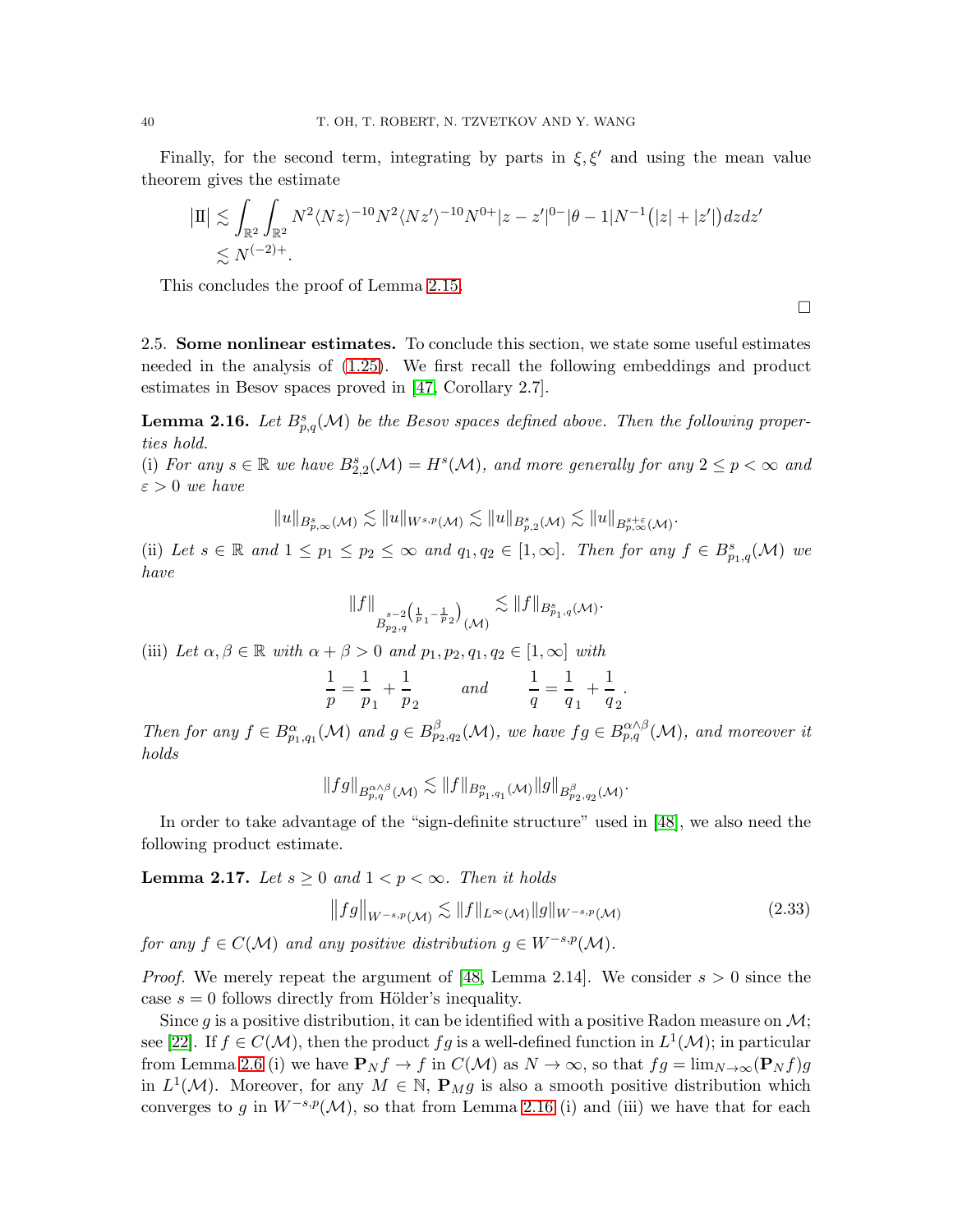Finally, for the second term, integrating by parts in $\xi, \xi'$ and using the mean value theorem gives the estimate

$$
\begin{aligned}
\big|\mathrm{II}\big| &\lesssim \int_{\mathbb{R}^2}\int_{\mathbb{R}^2} N^2\langle Nz\rangle^{-10} N^2\langle Nz'\rangle^{-10} N^{0+}|z-z'|^{0-}|\theta-1|N^{-1}\big(|z|+|z'|\big)dzdz' \\
&\lesssim N^{(-2)+}.
\end{aligned}
$$

This concludes the proof of Lemma 2.15. $\square$

2.5. **Some nonlinear estimates.** To conclude this section, we state some useful estimates needed in the analysis of (1.25). We first recall the following embeddings and product estimates in Besov spaces proved in [47, Corollary 2.7].

**Lemma 2.16.** *Let $B^s_{p,q}(\mathcal{M})$ be the Besov spaces defined above. Then the following properties hold.*
*(i) For any $s\in\mathbb{R}$ we have $B^s_{2,2}(\mathcal{M}) = H^s(\mathcal{M})$, and more generally for any $2\le p<\infty$ and $\varepsilon>0$ we have*

$$
\|u\|_{B^s_{p,\infty}(\mathcal{M})} \lesssim \|u\|_{W^{s,p}(\mathcal{M})} \lesssim \|u\|_{B^s_{p,2}(\mathcal{M})} \lesssim \|u\|_{B^{s+\varepsilon}_{p,\infty}(\mathcal{M})}.
$$

*(ii) Let $s\in\mathbb{R}$ and $1\le p_1\le p_2\le\infty$ and $q_1,q_2\in[1,\infty]$. Then for any $f\in B^s_{p_1,q}(\mathcal{M})$ we have*

$$
\|f\|_{B^{s-2\left(\frac{1}{p_1}-\frac{1}{p_2}\right)}_{p_2,q}(\mathcal{M})} \lesssim \|f\|_{B^s_{p_1,q}(\mathcal{M})}.
$$

*(iii) Let $\alpha,\beta\in\mathbb{R}$ with $\alpha+\beta>0$ and $p_1,p_2,q_1,q_2\in[1,\infty]$ with*

$$
\frac{1}{p} = \frac{1}{p_1}+\frac{1}{p_2} \qquad \text{and} \qquad \frac{1}{q} = \frac{1}{q_1}+\frac{1}{q_2}.
$$

*Then for any $f\in B^\alpha_{p_1,q_1}(\mathcal{M})$ and $g\in B^\beta_{p_2,q_2}(\mathcal{M})$, we have $fg\in B^{\alpha\wedge\beta}_{p,q}(\mathcal{M})$, and moreover it holds*

$$
\|fg\|_{B^{\alpha\wedge\beta}_{p,q}(\mathcal{M})} \lesssim \|f\|_{B^\alpha_{p_1,q_1}(\mathcal{M})}\|g\|_{B^\beta_{p_2,q_2}(\mathcal{M})}.
$$

In order to take advantage of the "sign-definite structure" used in [48], we also need the following product estimate.

**Lemma 2.17.** *Let $s\ge 0$ and $1<p<\infty$. Then it holds*

$$
\big\|fg\big\|_{W^{-s,p}(\mathcal{M})} \lesssim \|f\|_{L^\infty(\mathcal{M})}\|g\|_{W^{-s,p}(\mathcal{M})} \tag{2.33}
$$

*for any $f\in C(\mathcal{M})$ and any positive distribution $g\in W^{-s,p}(\mathcal{M})$.*

*Proof.* We merely repeat the argument of [48, Lemma 2.14]. We consider $s>0$ since the case $s=0$ follows directly from Hölder's inequality.

Since $g$ is a positive distribution, it can be identified with a positive Radon measure on $\mathcal{M}$; see [22]. If $f\in C(\mathcal{M})$, then the product $fg$ is a well-defined function in $L^1(\mathcal{M})$; in particular from Lemma 2.6 (i) we have $\mathbf{P}_N f\to f$ in $C(\mathcal{M})$ as $N\to\infty$, so that $fg=\lim_{N\to\infty}(\mathbf{P}_N f)g$ in $L^1(\mathcal{M})$. Moreover, for any $M\in\mathbb{N}$, $\mathbf{P}_M g$ is also a smooth positive distribution which converges to $g$ in $W^{-s,p}(\mathcal{M})$, so that from Lemma 2.16 (i) and (iii) we have that for each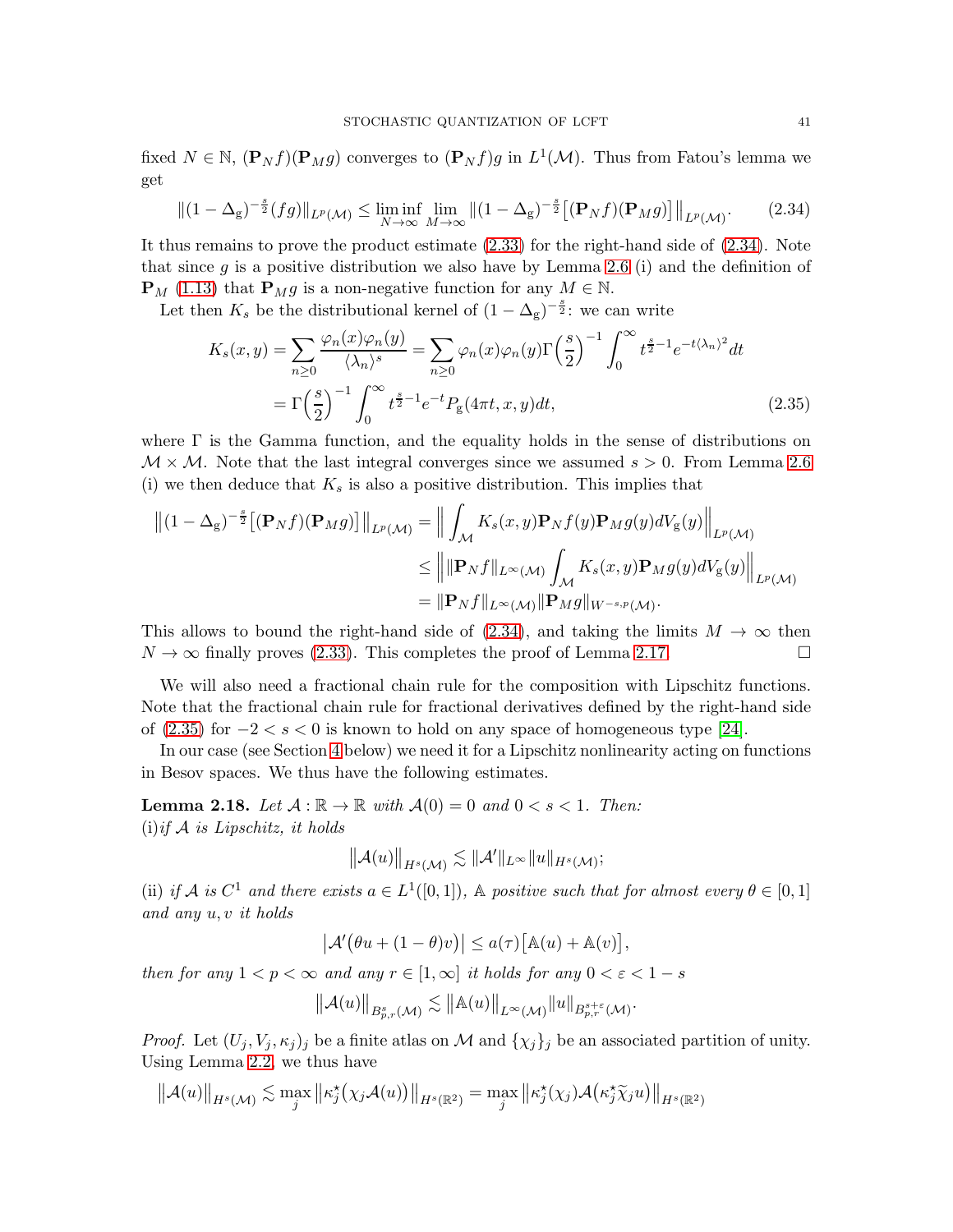fixed $N \in \mathbb{N}$, $(\mathbf{P}_N f)(\mathbf{P}_M g)$ converges to $(\mathbf{P}_N f)g$ in $L^1(\mathcal{M})$. Thus from Fatou's lemma we get

$$\|(1-\Delta_{\rm g})^{-\frac{s}{2}}(fg)\|_{L^p(\mathcal{M})} \le \liminf_{N\to\infty} \lim_{M\to\infty} \|(1-\Delta_{\rm g})^{-\frac{s}{2}}\big[(\mathbf{P}_N f)(\mathbf{P}_M g)\big]\|_{L^p(\mathcal{M})}. \tag{2.34}$$

It thus remains to prove the product estimate (2.33) for the right-hand side of (2.34). Note that since $g$ is a positive distribution we also have by Lemma 2.6 (i) and the definition of $\mathbf{P}_M$ (1.13) that $\mathbf{P}_M g$ is a non-negative function for any $M \in \mathbb{N}$.

Let then $K_s$ be the distributional kernel of $(1-\Delta_{\rm g})^{-\frac{s}{2}}$: we can write

$$\begin{aligned}
K_s(x,y) &= \sum_{n\ge 0} \frac{\varphi_n(x)\varphi_n(y)}{\langle\lambda_n\rangle^s} = \sum_{n\ge 0} \varphi_n(x)\varphi_n(y)\Gamma\Big(\frac{s}{2}\Big)^{-1}\int_0^\infty t^{\frac{s}{2}-1}e^{-t\langle\lambda_n\rangle^2}dt \\
&= \Gamma\Big(\frac{s}{2}\Big)^{-1}\int_0^\infty t^{\frac{s}{2}-1}e^{-t}P_{\rm g}(4\pi t,x,y)dt,
\end{aligned} \tag{2.35}$$

where $\Gamma$ is the Gamma function, and the equality holds in the sense of distributions on $\mathcal{M}\times\mathcal{M}$. Note that the last integral converges since we assumed $s>0$. From Lemma 2.6 (i) we then deduce that $K_s$ is also a positive distribution. This implies that

$$\begin{aligned}
\big\|(1-\Delta_{\rm g})^{-\frac{s}{2}}\big[(\mathbf{P}_N f)(\mathbf{P}_M g)\big]\big\|_{L^p(\mathcal{M})} &= \Big\|\int_{\mathcal{M}} K_s(x,y)\mathbf{P}_N f(y)\mathbf{P}_M g(y)dV_{\rm g}(y)\Big\|_{L^p(\mathcal{M})} \\
&\le \Big\|\|\mathbf{P}_N f\|_{L^\infty(\mathcal{M})}\int_{\mathcal{M}} K_s(x,y)\mathbf{P}_M g(y)dV_{\rm g}(y)\Big\|_{L^p(\mathcal{M})} \\
&= \|\mathbf{P}_N f\|_{L^\infty(\mathcal{M})}\|\mathbf{P}_M g\|_{W^{-s,p}(\mathcal{M})}.
\end{aligned}$$

This allows to bound the right-hand side of (2.34), and taking the limits $M\to\infty$ then $N\to\infty$ finally proves (2.33). This completes the proof of Lemma 2.17. $\square$

We will also need a fractional chain rule for the composition with Lipschitz functions. Note that the fractional chain rule for fractional derivatives defined by the right-hand side of (2.35) for $-2<s<0$ is known to hold on any space of homogeneous type [24].

In our case (see Section 4 below) we need it for a Lipschitz nonlinearity acting on functions in Besov spaces. We thus have the following estimates.

**Lemma 2.18.** *Let $\mathcal{A}:\mathbb{R}\to\mathbb{R}$ with $\mathcal{A}(0)=0$ and $0<s<1$. Then:*
(i)*if $\mathcal{A}$ is Lipschitz, it holds*

$$\big\|\mathcal{A}(u)\big\|_{H^s(\mathcal{M})} \lesssim \|\mathcal{A}'\|_{L^\infty}\|u\|_{H^s(\mathcal{M})};$$

(ii) *if $\mathcal{A}$ is $C^1$ and there exists $a\in L^1([0,1])$, $\mathbb{A}$ positive such that for almost every $\theta\in[0,1]$ and any $u,v$ it holds*

$$\big|\mathcal{A}'\big(\theta u+(1-\theta)v\big)\big| \le a(\tau)\big[\mathbb{A}(u)+\mathbb{A}(v)\big],$$

*then for any $1<p<\infty$ and any $r\in[1,\infty]$ it holds for any $0<\varepsilon<1-s$*

$$\big\|\mathcal{A}(u)\big\|_{B^s_{p,r}(\mathcal{M})} \lesssim \big\|\mathbb{A}(u)\big\|_{L^\infty(\mathcal{M})}\|u\|_{B^{s+\varepsilon}_{p,r}(\mathcal{M})}.$$

*Proof.* Let $(U_j,V_j,\kappa_j)_j$ be a finite atlas on $\mathcal{M}$ and $\{\chi_j\}_j$ be an associated partition of unity. Using Lemma 2.2, we thus have

$$\big\|\mathcal{A}(u)\big\|_{H^s(\mathcal{M})} \lesssim \max_j \big\|\kappa_j^\star\big(\chi_j\mathcal{A}(u)\big)\big\|_{H^s(\mathbb{R}^2)} = \max_j \big\|\kappa_j^\star(\chi_j)\mathcal{A}\big(\kappa_j^\star\widetilde{\chi}_j u\big)\big\|_{H^s(\mathbb{R}^2)}$$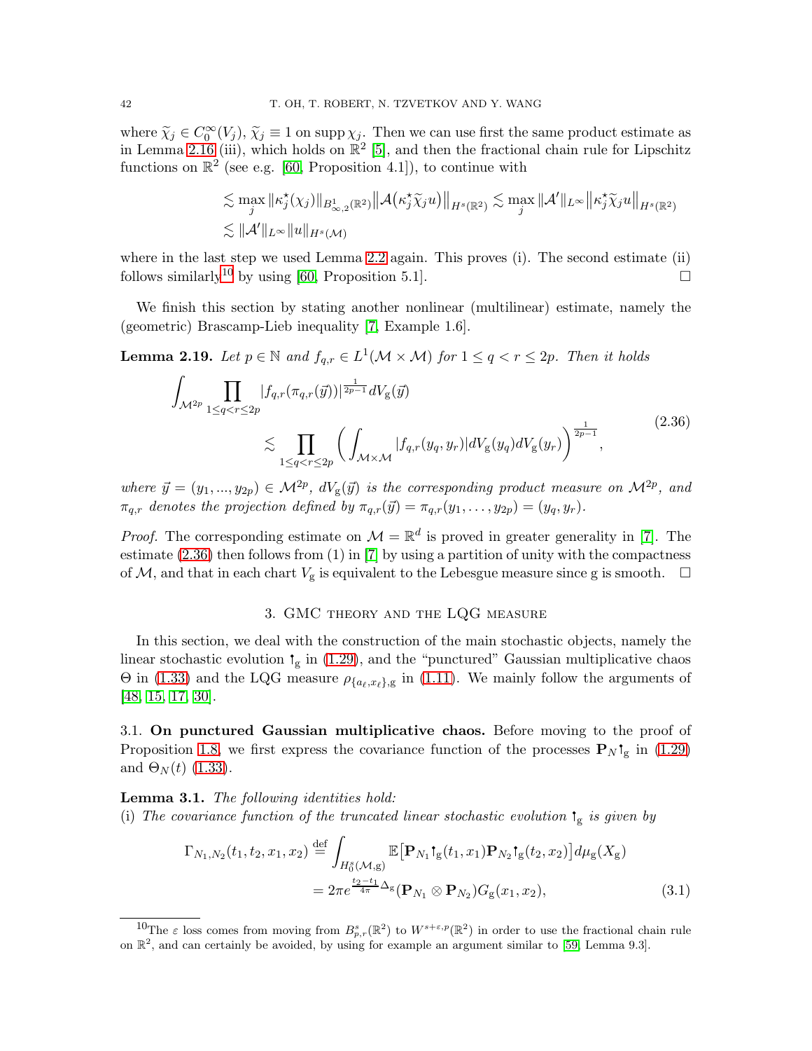where $\widetilde{\chi}_j \in C_0^\infty(V_j)$, $\widetilde{\chi}_j \equiv 1$ on $\operatorname{supp} \chi_j$. Then we can use first the same product estimate as in Lemma 2.16 (iii), which holds on $\mathbb{R}^2$ [5], and then the fractional chain rule for Lipschitz functions on $\mathbb{R}^2$ (see e.g. [60, Proposition 4.1]), to continue with

$$
\begin{aligned}
&\lesssim \max_j \|\kappa_j^\star(\chi_j)\|_{B^1_{\infty,2}(\mathbb{R}^2)} \big\|\mathcal{A}\big(\kappa_j^\star \widetilde{\chi}_j u\big)\big\|_{H^s(\mathbb{R}^2)} \lesssim \max_j \|\mathcal{A}'\|_{L^\infty} \big\|\kappa_j^\star \widetilde{\chi}_j u\big\|_{H^s(\mathbb{R}^2)} \\
&\lesssim \|\mathcal{A}'\|_{L^\infty} \|u\|_{H^s(\mathcal{M})}
\end{aligned}
$$

where in the last step we used Lemma 2.2 again. This proves (i). The second estimate (ii) follows similarly[10] by using [60, Proposition 5.1]. $\square$

We finish this section by stating another nonlinear (multilinear) estimate, namely the (geometric) Brascamp-Lieb inequality [7, Example 1.6].

**Lemma 2.19.** *Let $p \in \mathbb{N}$ and $f_{q,r} \in L^1(\mathcal{M} \times \mathcal{M})$ for $1 \le q < r \le 2p$. Then it holds*

$$
\begin{aligned}
\int_{\mathcal{M}^{2p}} \prod_{1 \le q < r \le 2p} |f_{q,r}(\pi_{q,r}(\vec{y}))|^{\frac{1}{2p-1}} dV_{\mathrm{g}}(\vec{y}) \\
\lesssim \prod_{1 \le q < r \le 2p} \bigg( \int_{\mathcal{M}\times\mathcal{M}} |f_{q,r}(y_q, y_r)| dV_{\mathrm{g}}(y_q) dV_{\mathrm{g}}(y_r) \bigg)^{\frac{1}{2p-1}},
\end{aligned}
\tag{2.36}
$$

*where $\vec{y} = (y_1, ..., y_{2p}) \in \mathcal{M}^{2p}$, $dV_{\mathrm{g}}(\vec{y})$ is the corresponding product measure on $\mathcal{M}^{2p}$, and $\pi_{q,r}$ denotes the projection defined by $\pi_{q,r}(\vec{y}) = \pi_{q,r}(y_1, \dots, y_{2p}) = (y_q, y_r)$.*

*Proof.* The corresponding estimate on $\mathcal{M} = \mathbb{R}^d$ is proved in greater generality in [7]. The estimate (2.36) then follows from (1) in [7] by using a partition of unity with the compactness of $\mathcal{M}$, and that in each chart $V_{\mathrm{g}}$ is equivalent to the Lebesgue measure since g is smooth. $\square$

## 3. GMC theory and the LQG measure

In this section, we deal with the construction of the main stochastic objects, namely the linear stochastic evolution $\mathbin{\uparrow}_{\mathrm{g}}$ in (1.29), and the "punctured" Gaussian multiplicative chaos $\Theta$ in (1.33) and the LQG measure $\rho_{\{a_\ell, x_\ell\},\mathrm{g}}$ in (1.11). We mainly follow the arguments of [48, 15, 17, 30].

### 3.1. On punctured Gaussian multiplicative chaos.

Before moving to the proof of Proposition 1.8, we first express the covariance function of the processes $\mathbf{P}_N \mathbin{\uparrow}_{\mathrm{g}}$ in (1.29) and $\Theta_N(t)$ (1.33).

**Lemma 3.1.** *The following identities hold:*
(i) *The covariance function of the truncated linear stochastic evolution $\mathbin{\uparrow}_{\mathrm{g}}$ is given by*

$$
\begin{aligned}
\Gamma_{N_1,N_2}(t_1,t_2,x_1,x_2) &\stackrel{\text{def}}{=} \int_{H^s_0(\mathcal{M},\mathrm{g})} \mathbb{E}\big[\mathbf{P}_{N_1}\mathbin{\uparrow}_{\mathrm{g}}(t_1,x_1)\mathbf{P}_{N_2}\mathbin{\uparrow}_{\mathrm{g}}(t_2,x_2)\big] d\mu_{\mathrm{g}}(X_{\mathrm{g}}) \\
&= 2\pi e^{\frac{t_2-t_1}{4\pi}\Delta_{\mathrm{g}}}(\mathbf{P}_{N_1} \otimes \mathbf{P}_{N_2}) G_{\mathrm{g}}(x_1,x_2),
\end{aligned}
\tag{3.1}
$$

[10] The $\varepsilon$ loss comes from moving from $B^s_{p,r}(\mathbb{R}^2)$ to $W^{s+\varepsilon,p}(\mathbb{R}^2)$ in order to use the fractional chain rule on $\mathbb{R}^2$, and can certainly be avoided, by using for example an argument similar to [59, Lemma 9.3].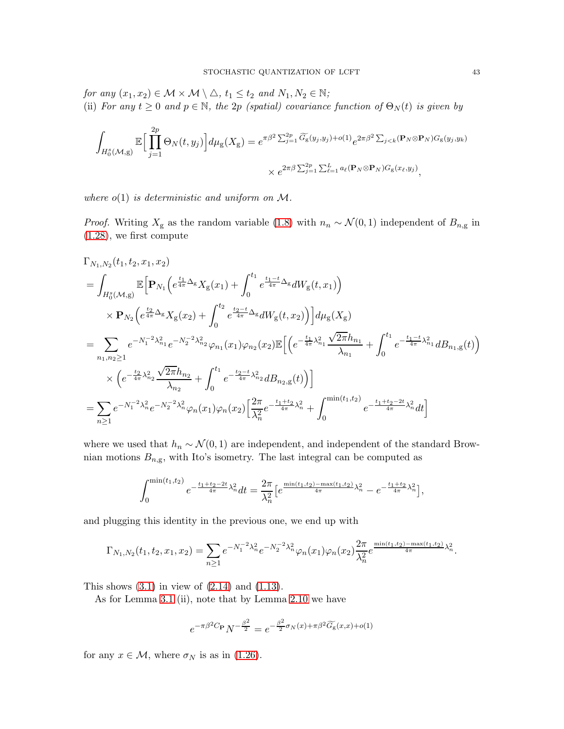*for any* $(x_1, x_2) \in \mathcal{M} \times \mathcal{M} \setminus \triangle$, $t_1 \le t_2$ *and* $N_1, N_2 \in \mathbb{N}$*;*
(ii) *For any* $t \ge 0$ *and* $p \in \mathbb{N}$*, the* $2p$ *(spatial) covariance function of* $\Theta_N(t)$ *is given by*

$$\int_{H_0^s(\mathcal{M},\mathrm{g})} \mathbb{E}\Big[\prod_{j=1}^{2p} \Theta_N(t, y_j)\Big] d\mu_{\mathrm{g}}(X_{\mathrm{g}}) = e^{\pi\beta^2 \sum_{j=1}^{2p} \widetilde{G_{\mathrm{g}}}(y_j, y_j) + o(1)} e^{2\pi\beta^2 \sum_{j<k} (\mathbf{P}_N \otimes \mathbf{P}_N) G_{\mathrm{g}}(y_j, y_k)}$$
$$\times\, e^{2\pi\beta \sum_{j=1}^{2p} \sum_{\ell=1}^{L} a_\ell (\mathbf{P}_N \otimes \mathbf{P}_N) G_{\mathrm{g}}(x_\ell, y_j)},$$

*where* $o(1)$ *is deterministic and uniform on* $\mathcal{M}$*.*

*Proof.* Writing $X_{\mathrm{g}}$ as the random variable (1.8) with $n_n \sim \mathcal{N}(0,1)$ independent of $B_{n,\mathrm{g}}$ in (1.28), we first compute

$$\begin{aligned}
&\Gamma_{N_1,N_2}(t_1, t_2, x_1, x_2) \\
&= \int_{H_0^s(\mathcal{M},\mathrm{g})} \mathbb{E}\Big[\mathbf{P}_{N_1}\Big(e^{\frac{t_1}{4\pi}\Delta_{\mathrm{g}}} X_{\mathrm{g}}(x_1) + \int_0^{t_1} e^{\frac{t_1 - t}{4\pi}\Delta_{\mathrm{g}}} dW_{\mathrm{g}}(t, x_1)\Big) \\
&\quad \times \mathbf{P}_{N_2}\Big(e^{\frac{t_2}{4\pi}\Delta_{\mathrm{g}}} X_{\mathrm{g}}(x_2) + \int_0^{t_2} e^{\frac{t_2 - t}{4\pi}\Delta_{\mathrm{g}}} dW_{\mathrm{g}}(t, x_2)\Big)\Big] d\mu_{\mathrm{g}}(X_{\mathrm{g}}) \\
&= \sum_{n_1, n_2 \ge 1} e^{-N_1^{-2}\lambda_{n_1}^2} e^{-N_2^{-2}\lambda_{n_2}^2} \varphi_{n_1}(x_1)\varphi_{n_2}(x_2) \mathbb{E}\Big[\Big(e^{-\frac{t_1}{4\pi}\lambda_{n_1}^2} \frac{\sqrt{2\pi} h_{n_1}}{\lambda_{n_1}} + \int_0^{t_1} e^{-\frac{t_1 - t}{4\pi}\lambda_{n_1}^2} dB_{n_1,\mathrm{g}}(t)\Big) \\
&\quad \times \Big(e^{-\frac{t_2}{4\pi}\lambda_{n_2}^2} \frac{\sqrt{2\pi} h_{n_2}}{\lambda_{n_2}} + \int_0^{t_1} e^{-\frac{t_2 - t}{4\pi}\lambda_{n_2}^2} dB_{n_2,\mathrm{g}}(t)\Big)\Big] \\
&= \sum_{n \ge 1} e^{-N_1^{-2}\lambda_n^2} e^{-N_2^{-2}\lambda_n^2} \varphi_n(x_1)\varphi_n(x_2) \Big[\frac{2\pi}{\lambda_n^2} e^{-\frac{t_1 + t_2}{4\pi}\lambda_n^2} + \int_0^{\min(t_1, t_2)} e^{-\frac{t_1 + t_2 - 2t}{4\pi}\lambda_n^2} dt\Big]
\end{aligned}$$

where we used that $h_n \sim \mathcal{N}(0,1)$ are independent, and independent of the standard Brownian motions $B_{n,\mathrm{g}}$, with Ito's isometry. The last integral can be computed as

$$\int_0^{\min(t_1, t_2)} e^{-\frac{t_1 + t_2 - 2t}{4\pi}\lambda_n^2} dt = \frac{2\pi}{\lambda_n^2}\big[e^{\frac{\min(t_1,t_2) - \max(t_1,t_2)}{4\pi}\lambda_n^2} - e^{-\frac{t_1 + t_2}{4\pi}\lambda_n^2}\big],$$

and plugging this identity in the previous one, we end up with

$$\Gamma_{N_1,N_2}(t_1, t_2, x_1, x_2) = \sum_{n \ge 1} e^{-N_1^{-2}\lambda_n^2} e^{-N_2^{-2}\lambda_n^2} \varphi_n(x_1)\varphi_n(x_2) \frac{2\pi}{\lambda_n^2} e^{\frac{\min(t_1,t_2) - \max(t_1,t_2)}{4\pi}\lambda_n^2}.$$

This shows (3.1) in view of (2.14) and (1.13).

As for Lemma 3.1 (ii), note that by Lemma 2.10 we have

$$e^{-\pi\beta^2 C_{\mathbf{P}}} N^{-\frac{\beta^2}{2}} = e^{-\frac{\beta^2}{2}\sigma_N(x) + \pi\beta^2 \widetilde{G_{\mathrm{g}}}(x,x) + o(1)}$$

for any $x \in \mathcal{M}$, where $\sigma_N$ is as in (1.26).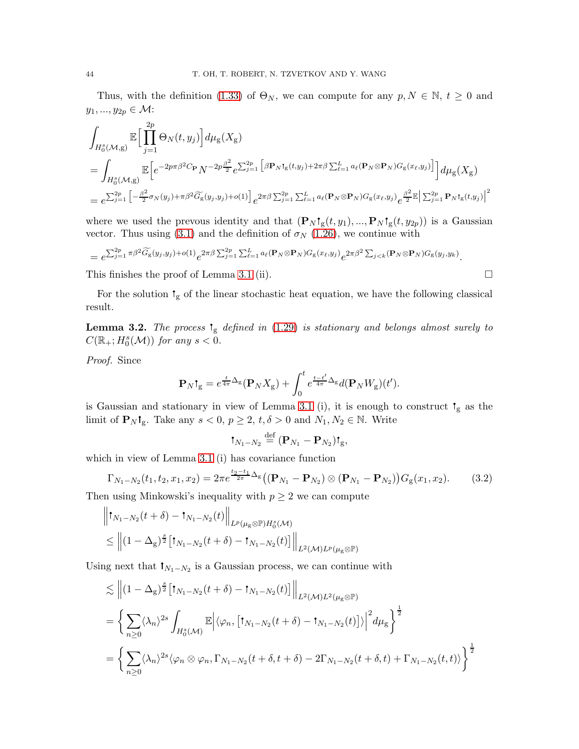Thus, with the definition (1.33) of $\Theta_N$, we can compute for any $p, N \in \mathbb{N}$, $t \geq 0$ and $y_1, ..., y_{2p} \in \mathcal{M}$:

$$
\begin{aligned}
&\int_{H_0^s(\mathcal{M},\mathrm{g})} \mathbb{E}\Big[\prod_{j=1}^{2p} \Theta_N(t, y_j)\Big] d\mu_{\mathrm{g}}(X_{\mathrm{g}}) \\
&= \int_{H_0^s(\mathcal{M},\mathrm{g})} \mathbb{E}\Big[e^{-2p\pi\beta^2 C_{\mathbf{P}}} N^{-2p\frac{\beta^2}{2}} e^{\sum_{j=1}^{2p}\big[\beta \mathbf{P}_N \Psi_{\mathrm{g}}(t,y_j) + 2\pi\beta \sum_{\ell=1}^{L} a_\ell (\mathbf{P}_N \otimes \mathbf{P}_N) G_{\mathrm{g}}(x_\ell, y_j)\big]}\Big] d\mu_{\mathrm{g}}(X_{\mathrm{g}}) \\
&= e^{\sum_{j=1}^{2p}\big[-\frac{\beta^2}{2}\sigma_N(y_j) + \pi\beta^2 \widetilde{G_{\mathrm{g}}}(y_j,y_j) + o(1)\big]} e^{2\pi\beta \sum_{j=1}^{2p}\sum_{\ell=1}^{L} a_\ell (\mathbf{P}_N \otimes \mathbf{P}_N) G_{\mathrm{g}}(x_\ell, y_j)} e^{\frac{\beta^2}{2}\mathbb{E}\big|\sum_{j=1}^{2p} \mathbf{P}_N \Psi_{\mathrm{g}}(t,y_j)\big|^2}
\end{aligned}
$$

where we used the prevous identity and that $(\mathbf{P}_N \Psi_{\mathrm{g}}(t, y_1), ..., \mathbf{P}_N \Psi_{\mathrm{g}}(t, y_{2p}))$ is a Gaussian vector. Thus using (3.1) and the definition of $\sigma_N$ (1.26), we continue with

$$
= e^{\sum_{j=1}^{2p} \pi\beta^2 \widetilde{G_{\mathrm{g}}}(y_j,y_j) + o(1)} e^{2\pi\beta \sum_{j=1}^{2p}\sum_{\ell=1}^{L} a_\ell (\mathbf{P}_N \otimes \mathbf{P}_N) G_{\mathrm{g}}(x_\ell, y_j)} e^{2\pi\beta^2 \sum_{j<k} (\mathbf{P}_N \otimes \mathbf{P}_N) G_{\mathrm{g}}(y_j, y_k)}.
$$

This finishes the proof of Lemma 3.1 (ii). $\square$

For the solution $\Psi_{\mathrm{g}}$ of the linear stochastic heat equation, we have the following classical result.

**Lemma 3.2.** *The process $\Psi_{\mathrm{g}}$ defined in (1.29) is stationary and belongs almost surely to $C(\mathbb{R}_+; H_0^s(\mathcal{M}))$ for any $s < 0$.*

*Proof.* Since

$$
\mathbf{P}_N \Psi_{\mathrm{g}} = e^{\frac{t}{4\pi}\Delta_{\mathrm{g}}}(\mathbf{P}_N X_{\mathrm{g}}) + \int_0^t e^{\frac{t-t'}{4\pi}\Delta_{\mathrm{g}}} d(\mathbf{P}_N W_{\mathrm{g}})(t').
$$

is Gaussian and stationary in view of Lemma 3.1 (i), it is enough to construct $\Psi_{\mathrm{g}}$ as the limit of $\mathbf{P}_N \Psi_{\mathrm{g}}$. Take any $s < 0$, $p \geq 2$, $t, \delta > 0$ and $N_1, N_2 \in \mathbb{N}$. Write

$$
\Psi_{N_1 - N_2} \overset{\text{def}}{=} (\mathbf{P}_{N_1} - \mathbf{P}_{N_2})\Psi_{\mathrm{g}},
$$

which in view of Lemma 3.1 (i) has covariance function

$$
\Gamma_{N_1-N_2}(t_1, t_2, x_1, x_2) = 2\pi e^{\frac{t_2 - t_1}{2\pi}\Delta_{\mathrm{g}}}\big((\mathbf{P}_{N_1} - \mathbf{P}_{N_2}) \otimes (\mathbf{P}_{N_1} - \mathbf{P}_{N_2})\big) G_{\mathrm{g}}(x_1, x_2). \tag{3.2}
$$

Then using Minkowski's inequality with $p \geq 2$ we can compute

$$
\begin{aligned}
&\Big\| \Psi_{N_1-N_2}(t+\delta) - \Psi_{N_1-N_2}(t) \Big\|_{L^p(\mu_{\mathrm{g}} \otimes \mathbb{P}) H_0^s(\mathcal{M})} \\
&\leq \Big\| (1 - \Delta_{\mathrm{g}})^{\frac{s}{2}} \big[\Psi_{N_1-N_2}(t+\delta) - \Psi_{N_1-N_2}(t)\big] \Big\|_{L^2(\mathcal{M}) L^p(\mu_{\mathrm{g}} \otimes \mathbb{P})}
\end{aligned}
$$

Using next that $\Psi_{N_1-N_2}$ is a Gaussian process, we can continue with

$$
\begin{aligned}
&\lesssim \Big\| (1 - \Delta_{\mathrm{g}})^{\frac{s}{2}} \big[\Psi_{N_1-N_2}(t+\delta) - \Psi_{N_1-N_2}(t)\big] \Big\|_{L^2(\mathcal{M}) L^2(\mu_{\mathrm{g}} \otimes \mathbb{P})} \\
&= \bigg\{ \sum_{n \geq 0} \langle \lambda_n \rangle^{2s} \int_{H_0^s(\mathcal{M})} \mathbb{E}\Big| \langle \varphi_n, \big[\Psi_{N_1-N_2}(t+\delta) - \Psi_{N_1-N_2}(t)\big] \rangle \Big|^2 d\mu_{\mathrm{g}} \bigg\}^{\frac{1}{2}} \\
&= \bigg\{ \sum_{n \geq 0} \langle \lambda_n \rangle^{2s} \langle \varphi_n \otimes \varphi_n, \Gamma_{N_1-N_2}(t+\delta, t+\delta) - 2\Gamma_{N_1-N_2}(t+\delta, t) + \Gamma_{N_1-N_2}(t, t) \rangle \bigg\}^{\frac{1}{2}}
\end{aligned}
$$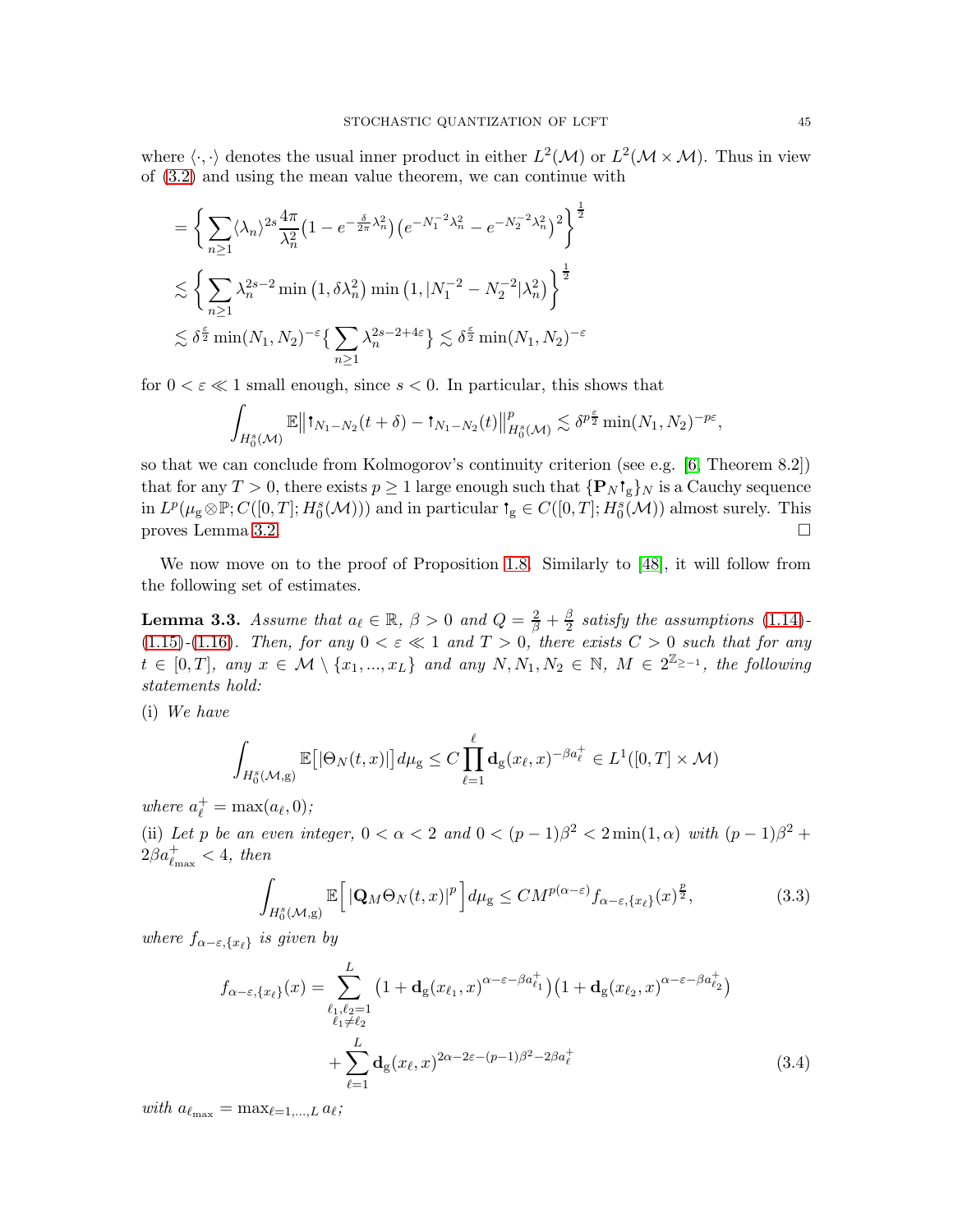where $\langle \cdot, \cdot \rangle$ denotes the usual inner product in either $L^2(\mathcal{M})$ or $L^2(\mathcal{M}\times\mathcal{M})$. Thus in view of (3.2) and using the mean value theorem, we can continue with

$$
\begin{aligned}
&= \bigg\{ \sum_{n\geq 1} \langle \lambda_n \rangle^{2s} \frac{4\pi}{\lambda_n^2}\big(1-e^{-\frac{\delta}{2\pi}\lambda_n^2}\big)\big(e^{-N_1^{-2}\lambda_n^2}-e^{-N_2^{-2}\lambda_n^2}\big)^2\bigg\}^{\frac12}\\
&\lesssim \bigg\{ \sum_{n\geq 1} \lambda_n^{2s-2}\min\big(1,\delta\lambda_n^2\big)\min\big(1,|N_1^{-2}-N_2^{-2}|\lambda_n^2\big)\bigg\}^{\frac12}\\
&\lesssim \delta^{\frac{\varepsilon}{2}}\min(N_1,N_2)^{-\varepsilon}\big\{\sum_{n\geq 1}\lambda_n^{2s-2+4\varepsilon}\big\} \lesssim \delta^{\frac{\varepsilon}{2}}\min(N_1,N_2)^{-\varepsilon}
\end{aligned}
$$

for $0<\varepsilon \ll 1$ small enough, since $s<0$. In particular, this shows that

$$
\int_{H_0^s(\mathcal{M})}\mathbb{E}\big\|\upharpoonleft_{N_1-N_2}(t+\delta)-\upharpoonleft_{N_1-N_2}(t)\big\|^p_{H_0^s(\mathcal{M})} \lesssim \delta^{p\frac{\varepsilon}{2}}\min(N_1,N_2)^{-p\varepsilon},
$$

so that we can conclude from Kolmogorov's continuity criterion (see e.g. [6, Theorem 8.2]) that for any $T>0$, there exists $p\geq 1$ large enough such that $\{\mathbf{P}_N\upharpoonleft_{\mathrm{g}}\}_N$ is a Cauchy sequence in $L^p(\mu_{\mathrm{g}}\otimes\mathbb{P};C([0,T];H_0^s(\mathcal{M})))$ and in particular $\upharpoonleft_{\mathrm{g}}\in C([0,T];H_0^s(\mathcal{M}))$ almost surely. This proves Lemma 3.2. □

We now move on to the proof of Proposition 1.8. Similarly to [48], it will follow from the following set of estimates.

**Lemma 3.3.** *Assume that $a_\ell\in\mathbb{R}$, $\beta>0$ and $Q=\frac{2}{\beta}+\frac{\beta}{2}$ satisfy the assumptions (1.14)-(1.15)-(1.16). Then, for any $0<\varepsilon\ll 1$ and $T>0$, there exists $C>0$ such that for any $t\in[0,T]$, any $x\in\mathcal{M}\setminus\{x_1,...,x_L\}$ and any $N,N_1,N_2\in\mathbb{N}$, $M\in 2^{\mathbb{Z}_{\geq -1}}$, the following statements hold:*

(i) *We have*

$$
\int_{H_0^s(\mathcal{M},\mathrm{g})}\mathbb{E}\big[|\Theta_N(t,x)|\big]d\mu_{\mathrm{g}} \leq C\prod_{\ell=1}^{\ell}\mathbf{d}_{\mathrm{g}}(x_\ell,x)^{-\beta a_\ell^+}\in L^1([0,T]\times\mathcal{M})
$$

*where $a_\ell^+=\max(a_\ell,0)$;*

(ii) *Let $p$ be an even integer, $0<\alpha<2$ and $0<(p-1)\beta^2<2\min(1,\alpha)$ with $(p-1)\beta^2+2\beta a_{\ell_{\max}}^+<4$, then*

$$
\int_{H_0^s(\mathcal{M},\mathrm{g})}\mathbb{E}\Big[\big|\mathbf{Q}_M\Theta_N(t,x)\big|^p\Big]d\mu_{\mathrm{g}} \leq CM^{p(\alpha-\varepsilon)}f_{\alpha-\varepsilon,\{x_\ell\}}(x)^{\frac{p}{2}}, \tag{3.3}
$$

*where $f_{\alpha-\varepsilon,\{x_\ell\}}$ is given by*

$$
\begin{aligned}
f_{\alpha-\varepsilon,\{x_\ell\}}(x) = &\sum_{\substack{\ell_1,\ell_2=1\\ \ell_1\neq\ell_2}}^{L}\big(1+\mathbf{d}_{\mathrm{g}}(x_{\ell_1},x)^{\alpha-\varepsilon-\beta a_{\ell_1}^+}\big)\big(1+\mathbf{d}_{\mathrm{g}}(x_{\ell_2},x)^{\alpha-\varepsilon-\beta a_{\ell_2}^+}\big)\\
&+\sum_{\ell=1}^{L}\mathbf{d}_{\mathrm{g}}(x_\ell,x)^{2\alpha-2\varepsilon-(p-1)\beta^2-2\beta a_\ell^+}
\end{aligned} \tag{3.4}
$$

*with $a_{\ell_{\max}}=\max_{\ell=1,\ldots,L}a_\ell$;*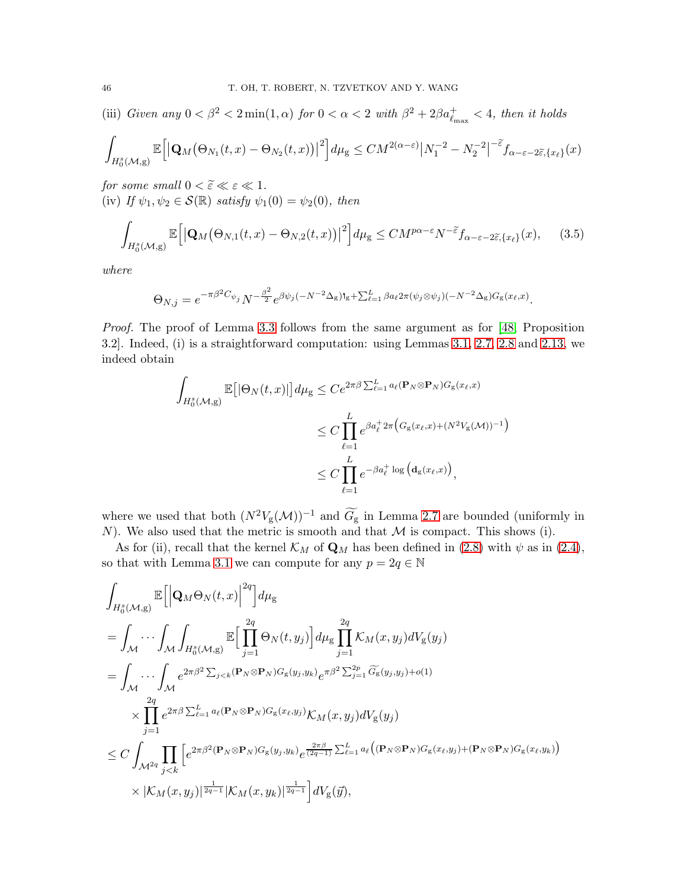(iii) *Given any* $0 < \beta^2 < 2\min(1,\alpha)$ *for* $0 < \alpha < 2$ *with* $\beta^2 + 2\beta a^+_{\ell_{\max}} < 4$*, then it holds*

$$\int_{H^s_0(\mathcal{M},\mathrm{g})} \mathbb{E}\Big[\big|\mathbf{Q}_M\big(\Theta_{N_1}(t,x) - \Theta_{N_2}(t,x)\big)\big|^2\Big] d\mu_{\mathrm{g}} \le CM^{2(\alpha-\varepsilon)}\big|N_1^{-2} - N_2^{-2}\big|^{-\widetilde{\varepsilon}} f_{\alpha-\varepsilon-2\widetilde{\varepsilon},\{x_\ell\}}(x)$$

*for some small* $0 < \widetilde{\varepsilon} \ll \varepsilon \ll 1$.

(iv) *If* $\psi_1, \psi_2 \in \mathcal{S}(\mathbb{R})$ *satisfy* $\psi_1(0) = \psi_2(0)$*, then*

$$\int_{H^s_0(\mathcal{M},\mathrm{g})} \mathbb{E}\Big[\big|\mathbf{Q}_M\big(\Theta_{N,1}(t,x) - \Theta_{N,2}(t,x)\big)\big|^2\Big] d\mu_{\mathrm{g}} \le CM^{p\alpha-\varepsilon} N^{-\widetilde{\varepsilon}} f_{\alpha-\varepsilon-2\widetilde{\varepsilon},\{x_\ell\}}(x), \tag{3.5}$$

*where*

$$\Theta_{N,j} = e^{-\pi\beta^2 C_{\psi_j}} N^{-\frac{\beta^2}{2}} e^{\beta\psi_j(-N^{-2}\Delta_{\mathrm{g}})\mathfrak{l}_{\mathrm{g}} + \sum_{\ell=1}^L \beta a_\ell 2\pi(\psi_j\otimes\psi_j)(-N^{-2}\Delta_{\mathrm{g}})G_{\mathrm{g}}(x_\ell,x)}.$$

*Proof.* The proof of Lemma 3.3 follows from the same argument as for [48, Proposition 3.2]. Indeed, (i) is a straightforward computation: using Lemmas 3.1, 2.7, 2.8 and 2.13, we indeed obtain

$$\begin{aligned}
\int_{H^s_0(\mathcal{M},\mathrm{g})} \mathbb{E}\big[|\Theta_N(t,x)|\big] d\mu_{\mathrm{g}} &\le C e^{2\pi\beta\sum_{\ell=1}^L a_\ell (\mathbf{P}_N\otimes\mathbf{P}_N)G_{\mathrm{g}}(x_\ell,x)} \\
&\le C\prod_{\ell=1}^L e^{\beta a_\ell^+ 2\pi\left(G_{\mathrm{g}}(x_\ell,x) + (N^2 V_{\mathrm{g}}(\mathcal{M}))^{-1}\right)} \\
&\le C\prod_{\ell=1}^L e^{-\beta a_\ell^+ \log\left(\mathbf{d}_{\mathrm{g}}(x_\ell,x)\right)},
\end{aligned}$$

where we used that both $(N^2 V_{\mathrm{g}}(\mathcal{M}))^{-1}$ and $\widetilde{G_{\mathrm{g}}}$ in Lemma 2.7 are bounded (uniformly in $N$). We also used that the metric is smooth and that $\mathcal{M}$ is compact. This shows (i).

As for (ii), recall that the kernel $\mathcal{K}_M$ of $\mathbf{Q}_M$ has been defined in (2.8) with $\psi$ as in (2.4), so that with Lemma 3.1 we can compute for any $p = 2q \in \mathbb{N}$

$$\begin{aligned}
&\int_{H^s_0(\mathcal{M},\mathrm{g})} \mathbb{E}\Big[\Big|\mathbf{Q}_M\Theta_N(t,x)\Big|^{2q}\Big] d\mu_{\mathrm{g}} \\
&= \int_{\mathcal{M}}\cdots\int_{\mathcal{M}}\int_{H^s_0(\mathcal{M},\mathrm{g})} \mathbb{E}\Big[\prod_{j=1}^{2q}\Theta_N(t,y_j)\Big] d\mu_{\mathrm{g}} \prod_{j=1}^{2q}\mathcal{K}_M(x,y_j)dV_{\mathrm{g}}(y_j) \\
&= \int_{\mathcal{M}}\cdots\int_{\mathcal{M}} e^{2\pi\beta^2\sum_{j<k}(\mathbf{P}_N\otimes\mathbf{P}_N)G_{\mathrm{g}}(y_j,y_k)} e^{\pi\beta^2\sum_{j=1}^{2p}\widetilde{G_{\mathrm{g}}}(y_j,y_j)+o(1)} \\
&\quad\times\prod_{j=1}^{2q} e^{2\pi\beta\sum_{\ell=1}^L a_\ell(\mathbf{P}_N\otimes\mathbf{P}_N)G_{\mathrm{g}}(x_\ell,y_j)}\mathcal{K}_M(x,y_j)dV_{\mathrm{g}}(y_j) \\
&\le C\int_{\mathcal{M}^{2q}}\prod_{j<k}\Big[e^{2\pi\beta^2(\mathbf{P}_N\otimes\mathbf{P}_N)G_{\mathrm{g}}(y_j,y_k)} e^{\frac{2\pi\beta}{(2q-1)}\sum_{\ell=1}^L a_\ell\left((\mathbf{P}_N\otimes\mathbf{P}_N)G_{\mathrm{g}}(x_\ell,y_j) + (\mathbf{P}_N\otimes\mathbf{P}_N)G_{\mathrm{g}}(x_\ell,y_k)\right)} \\
&\quad\times|\mathcal{K}_M(x,y_j)|^{\frac{1}{2q-1}}|\mathcal{K}_M(x,y_k)|^{\frac{1}{2q-1}}\Big] dV_{\mathrm{g}}(\vec{y}),
\end{aligned}$$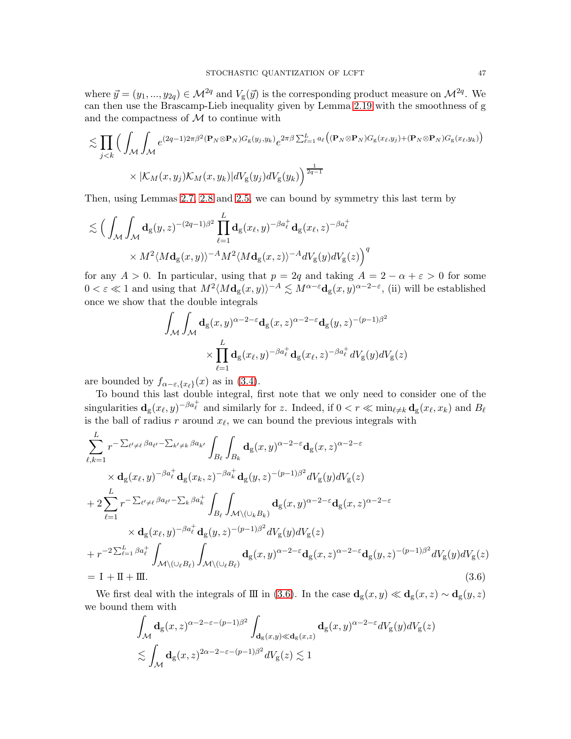where $\vec{y} = (y_1, ..., y_{2q}) \in \mathcal{M}^{2q}$ and $V_{\mathrm{g}}(\vec{y})$ is the corresponding product measure on $\mathcal{M}^{2q}$. We can then use the Brascamp-Lieb inequality given by Lemma 2.19 with the smoothness of g and the compactness of $\mathcal{M}$ to continue with

$$\lesssim \prod_{j<k} \Big( \int_{\mathcal{M}} \int_{\mathcal{M}} e^{(2q-1)2\pi\beta^2 (\mathbf{P}_N \otimes \mathbf{P}_N) G_{\mathrm{g}}(y_j, y_k)} e^{2\pi\beta \sum_{\ell=1}^{L} a_\ell \big( (\mathbf{P}_N \otimes \mathbf{P}_N) G_{\mathrm{g}}(x_\ell, y_j) + (\mathbf{P}_N \otimes \mathbf{P}_N) G_{\mathrm{g}}(x_\ell, y_k) \big)}$$
$$\times |\mathcal{K}_M(x, y_j) \mathcal{K}_M(x, y_k)| dV_{\mathrm{g}}(y_j) dV_{\mathrm{g}}(y_k) \Big)^{\frac{1}{2q-1}}$$

Then, using Lemmas 2.7, 2.8 and 2.5, we can bound by symmetry this last term by

$$\lesssim \Big( \int_{\mathcal{M}} \int_{\mathcal{M}} \mathbf{d}_{\mathrm{g}}(y,z)^{-(2q-1)\beta^2} \prod_{\ell=1}^{L} \mathbf{d}_{\mathrm{g}}(x_\ell, y)^{-\beta a_\ell^+} \mathbf{d}_{\mathrm{g}}(x_\ell, z)^{-\beta a_\ell^+}$$
$$\times M^2 \langle M \mathbf{d}_{\mathrm{g}}(x,y) \rangle^{-A} M^2 \langle M \mathbf{d}_{\mathrm{g}}(x,z) \rangle^{-A} dV_{\mathrm{g}}(y) dV_{\mathrm{g}}(z) \Big)^q$$

for any $A > 0$. In particular, using that $p = 2q$ and taking $A = 2 - \alpha + \varepsilon > 0$ for some $0 < \varepsilon \ll 1$ and using that $M^2 \langle M \mathbf{d}_{\mathrm{g}}(x,y) \rangle^{-A} \lesssim M^{\alpha-\varepsilon} \mathbf{d}_{\mathrm{g}}(x,y)^{\alpha-2-\varepsilon}$, (ii) will be established once we show that the double integrals

$$\int_{\mathcal{M}} \int_{\mathcal{M}} \mathbf{d}_{\mathrm{g}}(x,y)^{\alpha-2-\varepsilon} \mathbf{d}_{\mathrm{g}}(x,z)^{\alpha-2-\varepsilon} \mathbf{d}_{\mathrm{g}}(y,z)^{-(p-1)\beta^2}$$
$$\times \prod_{\ell=1}^{L} \mathbf{d}_{\mathrm{g}}(x_\ell, y)^{-\beta a_\ell^+} \mathbf{d}_{\mathrm{g}}(x_\ell, z)^{-\beta a_\ell^+} dV_{\mathrm{g}}(y) dV_{\mathrm{g}}(z)$$

are bounded by $f_{\alpha-\varepsilon, \{x_\ell\}}(x)$ as in (3.4).

To bound this last double integral, first note that we only need to consider one of the singularities $\mathbf{d}_{\mathrm{g}}(x_\ell, y)^{-\beta a_\ell^+}$ and similarly for $z$. Indeed, if $0 < r \ll \min_{\ell \neq k} \mathbf{d}_{\mathrm{g}}(x_\ell, x_k)$ and $B_\ell$ is the ball of radius $r$ around $x_\ell$, we can bound the previous integrals with

$$\begin{aligned}
&\sum_{\ell,k=1}^{L} r^{-\sum_{\ell' \neq \ell} \beta a_{\ell'} - \sum_{k' \neq k} \beta a_{k'}} \int_{B_\ell} \int_{B_k} \mathbf{d}_{\mathrm{g}}(x,y)^{\alpha-2-\varepsilon} \mathbf{d}_{\mathrm{g}}(x,z)^{\alpha-2-\varepsilon} \\
&\qquad \times \mathbf{d}_{\mathrm{g}}(x_\ell, y)^{-\beta a_\ell^+} \mathbf{d}_{\mathrm{g}}(x_k, z)^{-\beta a_k^+} \mathbf{d}_{\mathrm{g}}(y,z)^{-(p-1)\beta^2} dV_{\mathrm{g}}(y) dV_{\mathrm{g}}(z) \\
&+ 2 \sum_{\ell=1}^{L} r^{-\sum_{\ell' \neq \ell} \beta a_{\ell'} - \sum_k \beta a_k^+} \int_{B_\ell} \int_{\mathcal{M} \setminus (\cup_k B_k)} \mathbf{d}_{\mathrm{g}}(x,y)^{\alpha-2-\varepsilon} \mathbf{d}_{\mathrm{g}}(x,z)^{\alpha-2-\varepsilon} \\
&\qquad \times \mathbf{d}_{\mathrm{g}}(x_\ell, y)^{-\beta a_\ell^+} \mathbf{d}_{\mathrm{g}}(y,z)^{-(p-1)\beta^2} dV_{\mathrm{g}}(y) dV_{\mathrm{g}}(z) \\
&+ r^{-2\sum_{\ell=1}^{L} \beta a_\ell^+} \int_{\mathcal{M} \setminus (\cup_\ell B_\ell)} \int_{\mathcal{M} \setminus (\cup_\ell B_\ell)} \mathbf{d}_{\mathrm{g}}(x,y)^{\alpha-2-\varepsilon} \mathbf{d}_{\mathrm{g}}(x,z)^{\alpha-2-\varepsilon} \mathbf{d}_{\mathrm{g}}(y,z)^{-(p-1)\beta^2} dV_{\mathrm{g}}(y) dV_{\mathrm{g}}(z) \\
&= \mathrm{I} + \mathrm{II} + \mathrm{III}.
\end{aligned} \tag{3.6}$$

We first deal with the integrals of III in (3.6). In the case $\mathbf{d}_{\mathrm{g}}(x,y) \ll \mathbf{d}_{\mathrm{g}}(x,z) \sim \mathbf{d}_{\mathrm{g}}(y,z)$ we bound them with

$$\int_{\mathcal{M}} \mathbf{d}_{\mathrm{g}}(x,z)^{\alpha-2-\varepsilon-(p-1)\beta^2} \int_{\mathbf{d}_{\mathrm{g}}(x,y) \ll \mathbf{d}_{\mathrm{g}}(x,z)} \mathbf{d}_{\mathrm{g}}(x,y)^{\alpha-2-\varepsilon} dV_{\mathrm{g}}(y) dV_{\mathrm{g}}(z)$$
$$\lesssim \int_{\mathcal{M}} \mathbf{d}_{\mathrm{g}}(x,z)^{2\alpha-2-\varepsilon-(p-1)\beta^2} dV_{\mathrm{g}}(z) \lesssim 1$$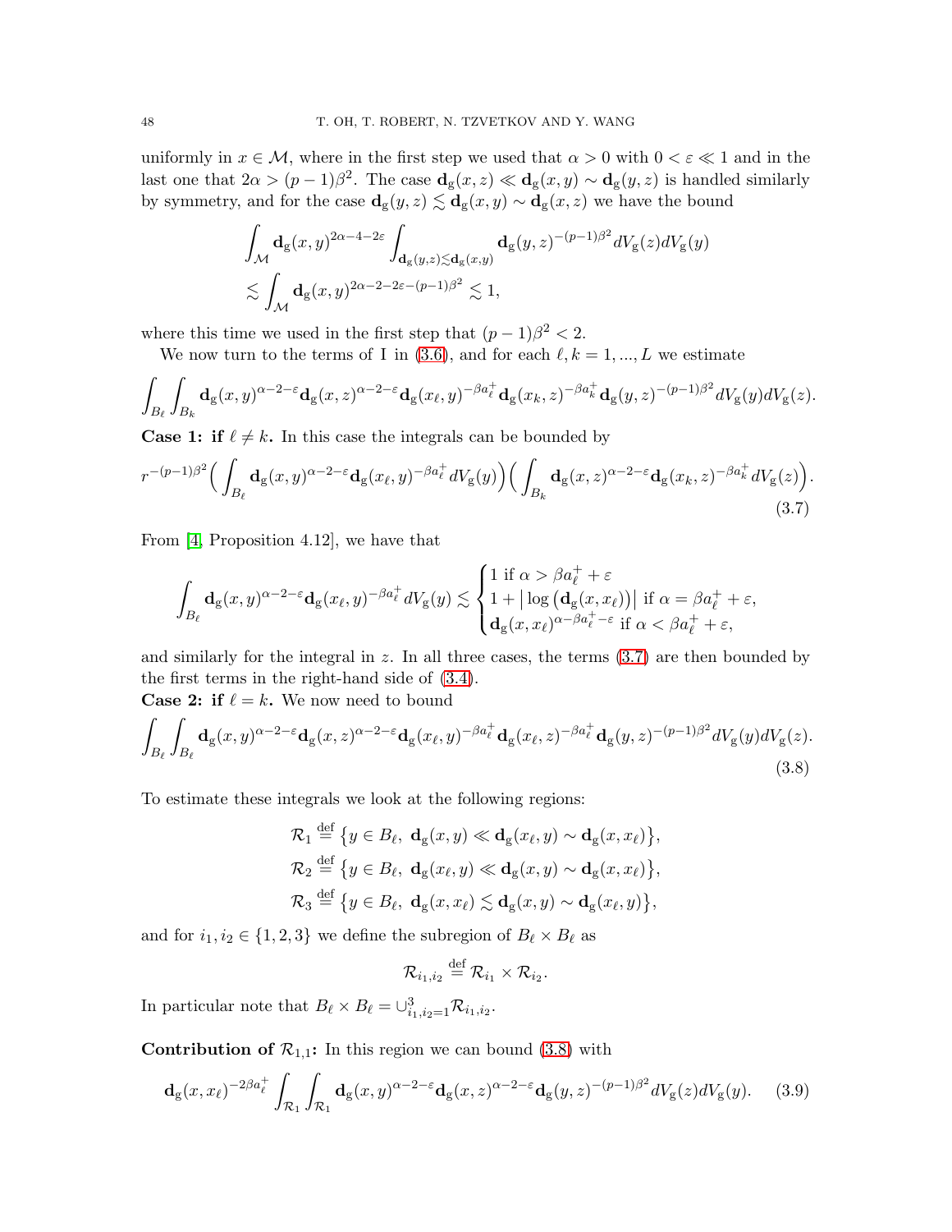uniformly in $x \in \mathcal{M}$, where in the first step we used that $\alpha > 0$ with $0 < \varepsilon \ll 1$ and in the last one that $2\alpha > (p-1)\beta^2$. The case $\mathbf{d}_{\mathrm{g}}(x,z) \ll \mathbf{d}_{\mathrm{g}}(x,y) \sim \mathbf{d}_{\mathrm{g}}(y,z)$ is handled similarly by symmetry, and for the case $\mathbf{d}_{\mathrm{g}}(y,z) \lesssim \mathbf{d}_{\mathrm{g}}(x,y) \sim \mathbf{d}_{\mathrm{g}}(x,z)$ we have the bound

$$
\begin{aligned}
&\int_{\mathcal{M}} \mathbf{d}_{\mathrm{g}}(x,y)^{2\alpha-4-2\varepsilon} \int_{\mathbf{d}_{\mathrm{g}}(y,z)\lesssim \mathbf{d}_{\mathrm{g}}(x,y)} \mathbf{d}_{\mathrm{g}}(y,z)^{-(p-1)\beta^2} dV_{\mathrm{g}}(z) dV_{\mathrm{g}}(y)\\
&\lesssim \int_{\mathcal{M}} \mathbf{d}_{\mathrm{g}}(x,y)^{2\alpha-2-2\varepsilon-(p-1)\beta^2} \lesssim 1,
\end{aligned}
$$

where this time we used in the first step that $(p-1)\beta^2 < 2$.

We now turn to the terms of I in (3.6), and for each $\ell, k = 1, ..., L$ we estimate

$$
\int_{B_\ell}\int_{B_k} \mathbf{d}_{\mathrm{g}}(x,y)^{\alpha-2-\varepsilon}\mathbf{d}_{\mathrm{g}}(x,z)^{\alpha-2-\varepsilon}\mathbf{d}_{\mathrm{g}}(x_\ell,y)^{-\beta a_\ell^+}\mathbf{d}_{\mathrm{g}}(x_k,z)^{-\beta a_k^+}\mathbf{d}_{\mathrm{g}}(y,z)^{-(p-1)\beta^2} dV_{\mathrm{g}}(y)dV_{\mathrm{g}}(z).
$$

**Case 1: if $\ell \neq k$.** In this case the integrals can be bounded by

$$
r^{-(p-1)\beta^2}\Big(\int_{B_\ell} \mathbf{d}_{\mathrm{g}}(x,y)^{\alpha-2-\varepsilon}\mathbf{d}_{\mathrm{g}}(x_\ell,y)^{-\beta a_\ell^+} dV_{\mathrm{g}}(y)\Big)\Big(\int_{B_k} \mathbf{d}_{\mathrm{g}}(x,z)^{\alpha-2-\varepsilon}\mathbf{d}_{\mathrm{g}}(x_k,z)^{-\beta a_k^+} dV_{\mathrm{g}}(z)\Big). \tag{3.7}
$$

From [4, Proposition 4.12], we have that

$$
\int_{B_\ell} \mathbf{d}_{\mathrm{g}}(x,y)^{\alpha-2-\varepsilon}\mathbf{d}_{\mathrm{g}}(x_\ell,y)^{-\beta a_\ell^+} dV_{\mathrm{g}}(y) \lesssim \begin{cases} 1 \text{ if } \alpha > \beta a_\ell^+ + \varepsilon\\ 1 + \big|\log\big(\mathbf{d}_{\mathrm{g}}(x,x_\ell)\big)\big| \text{ if } \alpha = \beta a_\ell^+ + \varepsilon,\\ \mathbf{d}_{\mathrm{g}}(x,x_\ell)^{\alpha-\beta a_\ell^+-\varepsilon} \text{ if } \alpha < \beta a_\ell^+ + \varepsilon,\end{cases}
$$

and similarly for the integral in $z$. In all three cases, the terms (3.7) are then bounded by the first terms in the right-hand side of (3.4).

**Case 2: if $\ell = k$.** We now need to bound

$$
\int_{B_\ell}\int_{B_\ell} \mathbf{d}_{\mathrm{g}}(x,y)^{\alpha-2-\varepsilon}\mathbf{d}_{\mathrm{g}}(x,z)^{\alpha-2-\varepsilon}\mathbf{d}_{\mathrm{g}}(x_\ell,y)^{-\beta a_\ell^+}\mathbf{d}_{\mathrm{g}}(x_\ell,z)^{-\beta a_\ell^+}\mathbf{d}_{\mathrm{g}}(y,z)^{-(p-1)\beta^2} dV_{\mathrm{g}}(y)dV_{\mathrm{g}}(z). \tag{3.8}
$$

To estimate these integrals we look at the following regions:

$$
\begin{aligned}
\mathcal{R}_1 &\stackrel{\text{def}}{=} \big\{y \in B_\ell,\ \mathbf{d}_{\mathrm{g}}(x,y) \ll \mathbf{d}_{\mathrm{g}}(x_\ell,y) \sim \mathbf{d}_{\mathrm{g}}(x,x_\ell)\big\},\\
\mathcal{R}_2 &\stackrel{\text{def}}{=} \big\{y \in B_\ell,\ \mathbf{d}_{\mathrm{g}}(x_\ell,y) \ll \mathbf{d}_{\mathrm{g}}(x,y) \sim \mathbf{d}_{\mathrm{g}}(x,x_\ell)\big\},\\
\mathcal{R}_3 &\stackrel{\text{def}}{=} \big\{y \in B_\ell,\ \mathbf{d}_{\mathrm{g}}(x,x_\ell) \lesssim \mathbf{d}_{\mathrm{g}}(x,y) \sim \mathbf{d}_{\mathrm{g}}(x_\ell,y)\big\},
\end{aligned}
$$

and for $i_1, i_2 \in \{1,2,3\}$ we define the subregion of $B_\ell \times B_\ell$ as

$$
\mathcal{R}_{i_1,i_2} \stackrel{\text{def}}{=} \mathcal{R}_{i_1} \times \mathcal{R}_{i_2}.
$$

In particular note that $B_\ell \times B_\ell = \cup_{i_1,i_2=1}^3 \mathcal{R}_{i_1,i_2}$.

**Contribution of $\mathcal{R}_{1,1}$:** In this region we can bound (3.8) with

$$
\mathbf{d}_{\mathrm{g}}(x,x_\ell)^{-2\beta a_\ell^+}\int_{\mathcal{R}_1}\int_{\mathcal{R}_1} \mathbf{d}_{\mathrm{g}}(x,y)^{\alpha-2-\varepsilon}\mathbf{d}_{\mathrm{g}}(x,z)^{\alpha-2-\varepsilon}\mathbf{d}_{\mathrm{g}}(y,z)^{-(p-1)\beta^2} dV_{\mathrm{g}}(z)dV_{\mathrm{g}}(y). \tag{3.9}
$$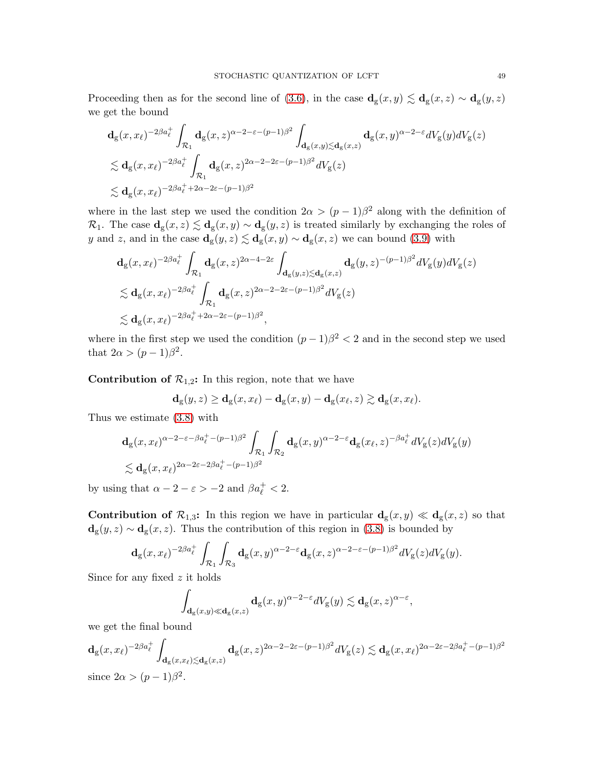Proceeding then as for the second line of (3.6), in the case $\mathbf{d}_{\mathrm{g}}(x,y) \lesssim \mathbf{d}_{\mathrm{g}}(x,z) \sim \mathbf{d}_{\mathrm{g}}(y,z)$ we get the bound

$$
\begin{aligned}
&\mathbf{d}_{\mathrm{g}}(x,x_\ell)^{-2\beta a_\ell^+} \int_{\mathcal{R}_1} \mathbf{d}_{\mathrm{g}}(x,z)^{\alpha-2-\varepsilon-(p-1)\beta^2} \int_{\mathbf{d}_{\mathrm{g}}(x,y)\lesssim \mathbf{d}_{\mathrm{g}}(x,z)} \mathbf{d}_{\mathrm{g}}(x,y)^{\alpha-2-\varepsilon} dV_{\mathrm{g}}(y) dV_{\mathrm{g}}(z) \\
&\lesssim \mathbf{d}_{\mathrm{g}}(x,x_\ell)^{-2\beta a_\ell^+} \int_{\mathcal{R}_1} \mathbf{d}_{\mathrm{g}}(x,z)^{2\alpha-2-2\varepsilon-(p-1)\beta^2} dV_{\mathrm{g}}(z) \\
&\lesssim \mathbf{d}_{\mathrm{g}}(x,x_\ell)^{-2\beta a_\ell^+ + 2\alpha - 2\varepsilon - (p-1)\beta^2}
\end{aligned}
$$

where in the last step we used the condition $2\alpha > (p-1)\beta^2$ along with the definition of $\mathcal{R}_1$. The case $\mathbf{d}_{\mathrm{g}}(x,z) \lesssim \mathbf{d}_{\mathrm{g}}(x,y) \sim \mathbf{d}_{\mathrm{g}}(y,z)$ is treated similarly by exchanging the roles of $y$ and $z$, and in the case $\mathbf{d}_{\mathrm{g}}(y,z) \lesssim \mathbf{d}_{\mathrm{g}}(x,y) \sim \mathbf{d}_{\mathrm{g}}(x,z)$ we can bound (3.9) with

$$
\begin{aligned}
&\mathbf{d}_{\mathrm{g}}(x,x_\ell)^{-2\beta a_\ell^+} \int_{\mathcal{R}_1} \mathbf{d}_{\mathrm{g}}(x,z)^{2\alpha-4-2\varepsilon} \int_{\mathbf{d}_{\mathrm{g}}(y,z)\lesssim \mathbf{d}_{\mathrm{g}}(x,z)} \mathbf{d}_{\mathrm{g}}(y,z)^{-(p-1)\beta^2} dV_{\mathrm{g}}(y) dV_{\mathrm{g}}(z) \\
&\lesssim \mathbf{d}_{\mathrm{g}}(x,x_\ell)^{-2\beta a_\ell^+} \int_{\mathcal{R}_1} \mathbf{d}_{\mathrm{g}}(x,z)^{2\alpha-2-2\varepsilon-(p-1)\beta^2} dV_{\mathrm{g}}(z) \\
&\lesssim \mathbf{d}_{\mathrm{g}}(x,x_\ell)^{-2\beta a_\ell^+ + 2\alpha - 2\varepsilon - (p-1)\beta^2},
\end{aligned}
$$

where in the first step we used the condition $(p-1)\beta^2 < 2$ and in the second step we used that $2\alpha > (p-1)\beta^2$.

**Contribution of $\mathcal{R}_{1,2}$:** In this region, note that we have

$$
\mathbf{d}_{\mathrm{g}}(y,z) \geq \mathbf{d}_{\mathrm{g}}(x,x_\ell) - \mathbf{d}_{\mathrm{g}}(x,y) - \mathbf{d}_{\mathrm{g}}(x_\ell,z) \gtrsim \mathbf{d}_{\mathrm{g}}(x,x_\ell).
$$

Thus we estimate (3.8) with

$$
\begin{aligned}
&\mathbf{d}_{\mathrm{g}}(x,x_\ell)^{\alpha-2-\varepsilon-\beta a_\ell^+ - (p-1)\beta^2} \int_{\mathcal{R}_1} \int_{\mathcal{R}_2} \mathbf{d}_{\mathrm{g}}(x,y)^{\alpha-2-\varepsilon} \mathbf{d}_{\mathrm{g}}(x_\ell,z)^{-\beta a_\ell^+} dV_{\mathrm{g}}(z) dV_{\mathrm{g}}(y) \\
&\lesssim \mathbf{d}_{\mathrm{g}}(x,x_\ell)^{2\alpha-2\varepsilon-2\beta a_\ell^+ - (p-1)\beta^2}
\end{aligned}
$$

by using that $\alpha - 2 - \varepsilon > -2$ and $\beta a_\ell^+ < 2$.

**Contribution of $\mathcal{R}_{1,3}$:** In this region we have in particular $\mathbf{d}_{\mathrm{g}}(x,y) \ll \mathbf{d}_{\mathrm{g}}(x,z)$ so that $\mathbf{d}_{\mathrm{g}}(y,z) \sim \mathbf{d}_{\mathrm{g}}(x,z)$. Thus the contribution of this region in (3.8) is bounded by

$$
\mathbf{d}_{\mathrm{g}}(x,x_\ell)^{-2\beta a_\ell^+} \int_{\mathcal{R}_1} \int_{\mathcal{R}_3} \mathbf{d}_{\mathrm{g}}(x,y)^{\alpha-2-\varepsilon} \mathbf{d}_{\mathrm{g}}(x,z)^{\alpha-2-\varepsilon-(p-1)\beta^2} dV_{\mathrm{g}}(z) dV_{\mathrm{g}}(y).
$$

Since for any fixed $z$ it holds

$$
\int_{\mathbf{d}_{\mathrm{g}}(x,y)\ll \mathbf{d}_{\mathrm{g}}(x,z)} \mathbf{d}_{\mathrm{g}}(x,y)^{\alpha-2-\varepsilon} dV_{\mathrm{g}}(y) \lesssim \mathbf{d}_{\mathrm{g}}(x,z)^{\alpha-\varepsilon},
$$

we get the final bound

$$
\mathbf{d}_{\mathrm{g}}(x,x_\ell)^{-2\beta a_\ell^+} \int_{\mathbf{d}_{\mathrm{g}}(x,x_\ell)\lesssim \mathbf{d}_{\mathrm{g}}(x,z)} \mathbf{d}_{\mathrm{g}}(x,z)^{2\alpha-2-2\varepsilon-(p-1)\beta^2} dV_{\mathrm{g}}(z) \lesssim \mathbf{d}_{\mathrm{g}}(x,x_\ell)^{2\alpha-2\varepsilon-2\beta a_\ell^+ - (p-1)\beta^2}
$$

since $2\alpha > (p-1)\beta^2$.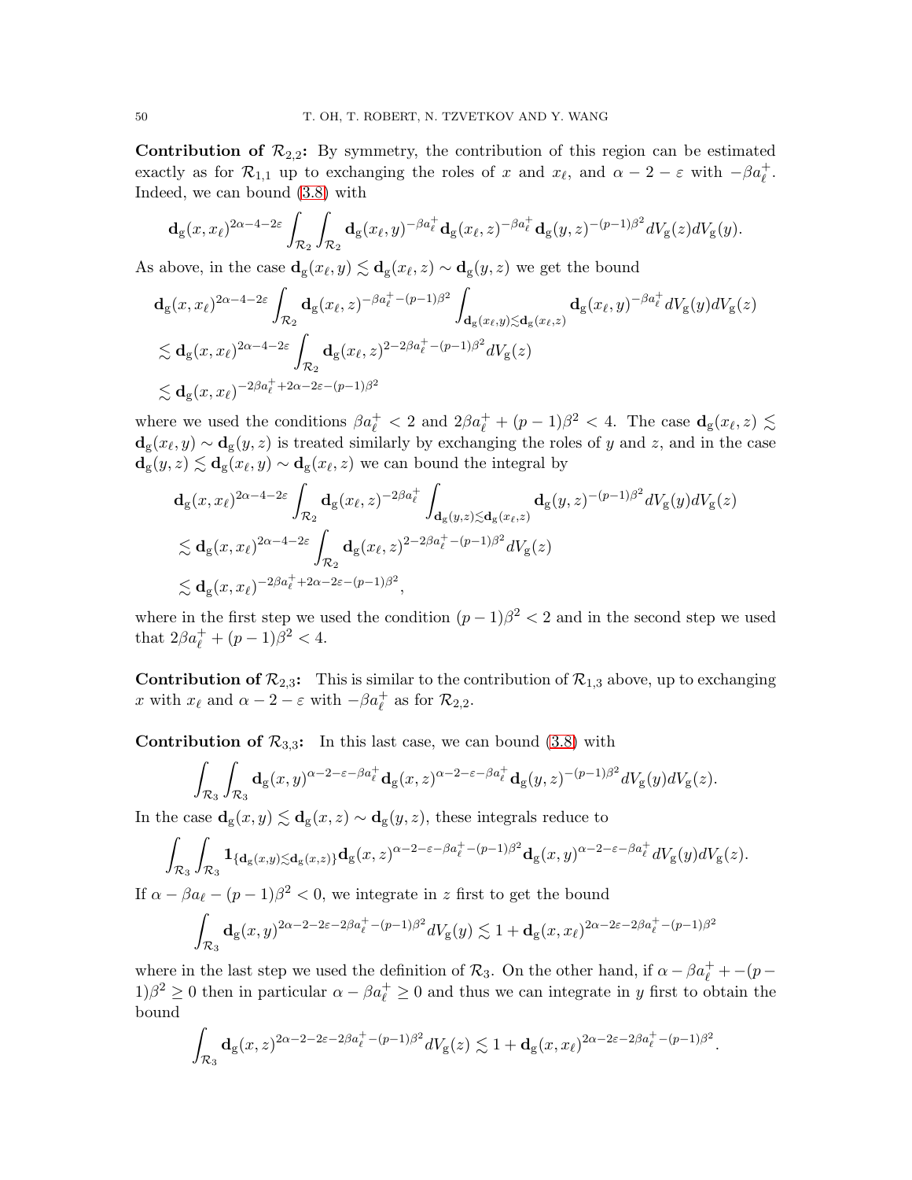**Contribution of $\mathcal{R}_{2,2}$:** By symmetry, the contribution of this region can be estimated exactly as for $\mathcal{R}_{1,1}$ up to exchanging the roles of $x$ and $x_\ell$, and $\alpha - 2 - \varepsilon$ with $-\beta a_\ell^+$. Indeed, we can bound (3.8) with

$$\mathbf{d}_{\mathrm{g}}(x,x_\ell)^{2\alpha-4-2\varepsilon}\int_{\mathcal{R}_2}\int_{\mathcal{R}_2}\mathbf{d}_{\mathrm{g}}(x_\ell,y)^{-\beta a_\ell^+}\mathbf{d}_{\mathrm{g}}(x_\ell,z)^{-\beta a_\ell^+}\mathbf{d}_{\mathrm{g}}(y,z)^{-(p-1)\beta^2}dV_{\mathrm{g}}(z)dV_{\mathrm{g}}(y).$$

As above, in the case $\mathbf{d}_{\mathrm{g}}(x_\ell,y)\lesssim \mathbf{d}_{\mathrm{g}}(x_\ell,z)\sim \mathbf{d}_{\mathrm{g}}(y,z)$ we get the bound

$$\begin{aligned}
&\mathbf{d}_{\mathrm{g}}(x,x_\ell)^{2\alpha-4-2\varepsilon}\int_{\mathcal{R}_2}\mathbf{d}_{\mathrm{g}}(x_\ell,z)^{-\beta a_\ell^+-(p-1)\beta^2}\int_{\mathbf{d}_{\mathrm{g}}(x_\ell,y)\lesssim \mathbf{d}_{\mathrm{g}}(x_\ell,z)}\mathbf{d}_{\mathrm{g}}(x_\ell,y)^{-\beta a_\ell^+}dV_{\mathrm{g}}(y)dV_{\mathrm{g}}(z)\\
&\lesssim \mathbf{d}_{\mathrm{g}}(x,x_\ell)^{2\alpha-4-2\varepsilon}\int_{\mathcal{R}_2}\mathbf{d}_{\mathrm{g}}(x_\ell,z)^{2-2\beta a_\ell^+-(p-1)\beta^2}dV_{\mathrm{g}}(z)\\
&\lesssim \mathbf{d}_{\mathrm{g}}(x,x_\ell)^{-2\beta a_\ell^++2\alpha-2\varepsilon-(p-1)\beta^2}
\end{aligned}$$

where we used the conditions $\beta a_\ell^+<2$ and $2\beta a_\ell^+ + (p-1)\beta^2<4$. The case $\mathbf{d}_{\mathrm{g}}(x_\ell,z)\lesssim \mathbf{d}_{\mathrm{g}}(x_\ell,y)\sim \mathbf{d}_{\mathrm{g}}(y,z)$ is treated similarly by exchanging the roles of $y$ and $z$, and in the case $\mathbf{d}_{\mathrm{g}}(y,z)\lesssim \mathbf{d}_{\mathrm{g}}(x_\ell,y)\sim \mathbf{d}_{\mathrm{g}}(x_\ell,z)$ we can bound the integral by

$$\begin{aligned}
&\mathbf{d}_{\mathrm{g}}(x,x_\ell)^{2\alpha-4-2\varepsilon}\int_{\mathcal{R}_2}\mathbf{d}_{\mathrm{g}}(x_\ell,z)^{-2\beta a_\ell^+}\int_{\mathbf{d}_{\mathrm{g}}(y,z)\lesssim \mathbf{d}_{\mathrm{g}}(x_\ell,z)}\mathbf{d}_{\mathrm{g}}(y,z)^{-(p-1)\beta^2}dV_{\mathrm{g}}(y)dV_{\mathrm{g}}(z)\\
&\lesssim \mathbf{d}_{\mathrm{g}}(x,x_\ell)^{2\alpha-4-2\varepsilon}\int_{\mathcal{R}_2}\mathbf{d}_{\mathrm{g}}(x_\ell,z)^{2-2\beta a_\ell^+-(p-1)\beta^2}dV_{\mathrm{g}}(z)\\
&\lesssim \mathbf{d}_{\mathrm{g}}(x,x_\ell)^{-2\beta a_\ell^++2\alpha-2\varepsilon-(p-1)\beta^2},
\end{aligned}$$

where in the first step we used the condition $(p-1)\beta^2<2$ and in the second step we used that $2\beta a_\ell^+ + (p-1)\beta^2<4$.

**Contribution of $\mathcal{R}_{2,3}$:** This is similar to the contribution of $\mathcal{R}_{1,3}$ above, up to exchanging $x$ with $x_\ell$ and $\alpha-2-\varepsilon$ with $-\beta a_\ell^+$ as for $\mathcal{R}_{2,2}$.

**Contribution of $\mathcal{R}_{3,3}$:** In this last case, we can bound (3.8) with

$$\int_{\mathcal{R}_3}\int_{\mathcal{R}_3}\mathbf{d}_{\mathrm{g}}(x,y)^{\alpha-2-\varepsilon-\beta a_\ell^+}\mathbf{d}_{\mathrm{g}}(x,z)^{\alpha-2-\varepsilon-\beta a_\ell^+}\mathbf{d}_{\mathrm{g}}(y,z)^{-(p-1)\beta^2}dV_{\mathrm{g}}(y)dV_{\mathrm{g}}(z).$$

In the case $\mathbf{d}_{\mathrm{g}}(x,y)\lesssim \mathbf{d}_{\mathrm{g}}(x,z)\sim \mathbf{d}_{\mathrm{g}}(y,z)$, these integrals reduce to

$$\int_{\mathcal{R}_3}\int_{\mathcal{R}_3}\mathbf{1}_{\{\mathbf{d}_{\mathrm{g}}(x,y)\lesssim \mathbf{d}_{\mathrm{g}}(x,z)\}}\mathbf{d}_{\mathrm{g}}(x,z)^{\alpha-2-\varepsilon-\beta a_\ell^+-(p-1)\beta^2}\mathbf{d}_{\mathrm{g}}(x,y)^{\alpha-2-\varepsilon-\beta a_\ell^+}dV_{\mathrm{g}}(y)dV_{\mathrm{g}}(z).$$

If $\alpha-\beta a_\ell-(p-1)\beta^2<0$, we integrate in $z$ first to get the bound

$$\int_{\mathcal{R}_3}\mathbf{d}_{\mathrm{g}}(x,y)^{2\alpha-2-2\varepsilon-2\beta a_\ell^+-(p-1)\beta^2}dV_{\mathrm{g}}(y)\lesssim 1+\mathbf{d}_{\mathrm{g}}(x,x_\ell)^{2\alpha-2\varepsilon-2\beta a_\ell^+-(p-1)\beta^2}$$

where in the last step we used the definition of $\mathcal{R}_3$. On the other hand, if $\alpha-\beta a_\ell^+ + -(p-1)\beta^2\geq 0$ then in particular $\alpha-\beta a_\ell^+\geq 0$ and thus we can integrate in $y$ first to obtain the bound

$$\int_{\mathcal{R}_3}\mathbf{d}_{\mathrm{g}}(x,z)^{2\alpha-2-2\varepsilon-2\beta a_\ell^+-(p-1)\beta^2}dV_{\mathrm{g}}(z)\lesssim 1+\mathbf{d}_{\mathrm{g}}(x,x_\ell)^{2\alpha-2\varepsilon-2\beta a_\ell^+-(p-1)\beta^2}.$$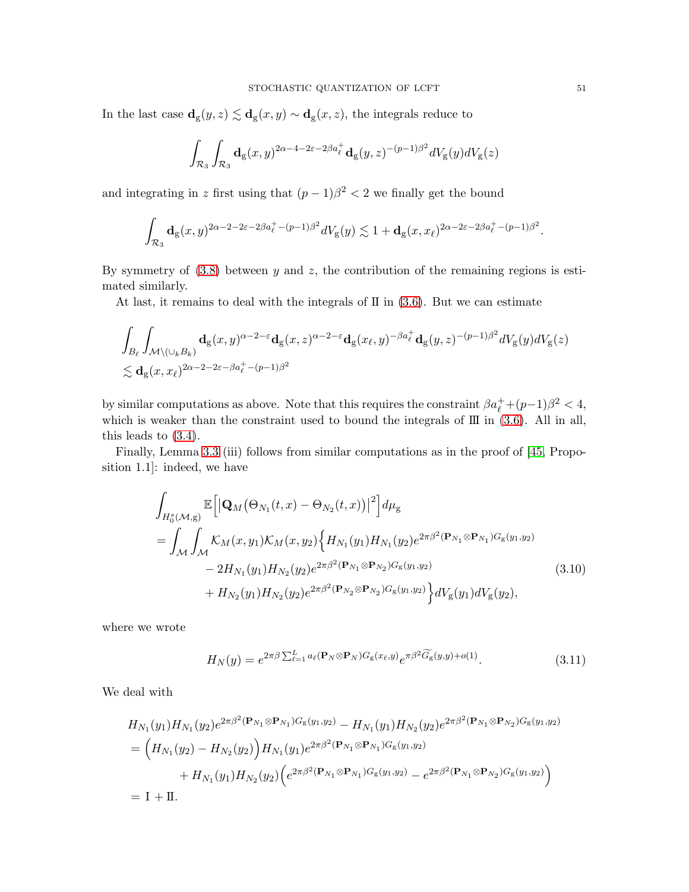In the last case $\mathbf{d}_{\mathrm{g}}(y,z) \lesssim \mathbf{d}_{\mathrm{g}}(x,y) \sim \mathbf{d}_{\mathrm{g}}(x,z)$, the integrals reduce to

$$\int_{\mathcal{R}_3}\int_{\mathcal{R}_3} \mathbf{d}_{\mathrm{g}}(x,y)^{2\alpha-4-2\varepsilon-2\beta a_\ell^+}\mathbf{d}_{\mathrm{g}}(y,z)^{-(p-1)\beta^2}dV_{\mathrm{g}}(y)dV_{\mathrm{g}}(z)$$

and integrating in $z$ first using that $(p-1)\beta^2 < 2$ we finally get the bound

$$\int_{\mathcal{R}_3} \mathbf{d}_{\mathrm{g}}(x,y)^{2\alpha-2-2\varepsilon-2\beta a_\ell^+-(p-1)\beta^2}dV_{\mathrm{g}}(y) \lesssim 1 + \mathbf{d}_{\mathrm{g}}(x,x_\ell)^{2\alpha-2\varepsilon-2\beta a_\ell^+-(p-1)\beta^2}.$$

By symmetry of (3.8) between $y$ and $z$, the contribution of the remaining regions is estimated similarly.

At last, it remains to deal with the integrals of II in (3.6). But we can estimate

$$\begin{aligned}
&\int_{B_\ell}\int_{\mathcal{M}\setminus(\cup_k B_k)} \mathbf{d}_{\mathrm{g}}(x,y)^{\alpha-2-\varepsilon}\mathbf{d}_{\mathrm{g}}(x,z)^{\alpha-2-\varepsilon}\mathbf{d}_{\mathrm{g}}(x_\ell,y)^{-\beta a_\ell^+}\mathbf{d}_{\mathrm{g}}(y,z)^{-(p-1)\beta^2}dV_{\mathrm{g}}(y)dV_{\mathrm{g}}(z)\\
&\lesssim \mathbf{d}_{\mathrm{g}}(x,x_\ell)^{2\alpha-2-2\varepsilon-\beta a_\ell^+-(p-1)\beta^2}
\end{aligned}$$

by similar computations as above. Note that this requires the constraint $\beta a_\ell^+ + (p-1)\beta^2 < 4$, which is weaker than the constraint used to bound the integrals of III in (3.6). All in all, this leads to (3.4).

Finally, Lemma 3.3 (iii) follows from similar computations as in the proof of [45, Proposition 1.1]: indeed, we have

$$\begin{aligned}
&\int_{H_0^s(\mathcal{M},\mathrm{g})} \mathbb{E}\Big[\big|\mathbf{Q}_M\big(\Theta_{N_1}(t,x) - \Theta_{N_2}(t,x)\big)\big|^2\Big]d\mu_{\mathrm{g}}\\
&= \int_{\mathcal{M}}\int_{\mathcal{M}} \mathcal{K}_M(x,y_1)\mathcal{K}_M(x,y_2)\Big\{H_{N_1}(y_1)H_{N_1}(y_2)e^{2\pi\beta^2(\mathbf{P}_{N_1}\otimes\mathbf{P}_{N_1})G_{\mathrm{g}}(y_1,y_2)}\\
&\qquad - 2H_{N_1}(y_1)H_{N_2}(y_2)e^{2\pi\beta^2(\mathbf{P}_{N_1}\otimes\mathbf{P}_{N_2})G_{\mathrm{g}}(y_1,y_2)}\\
&\qquad + H_{N_2}(y_1)H_{N_2}(y_2)e^{2\pi\beta^2(\mathbf{P}_{N_2}\otimes\mathbf{P}_{N_2})G_{\mathrm{g}}(y_1,y_2)}\Big\}dV_{\mathrm{g}}(y_1)dV_{\mathrm{g}}(y_2),
\end{aligned} \tag{3.10}$$

where we wrote

$$H_N(y) = e^{2\pi\beta\sum_{\ell=1}^L a_\ell(\mathbf{P}_N\otimes\mathbf{P}_N)G_{\mathrm{g}}(x_\ell,y)}e^{\pi\beta^2\widetilde{G_{\mathrm{g}}}(y,y)+o(1)}. \tag{3.11}$$

We deal with

$$\begin{aligned}
&H_{N_1}(y_1)H_{N_1}(y_2)e^{2\pi\beta^2(\mathbf{P}_{N_1}\otimes\mathbf{P}_{N_1})G_{\mathrm{g}}(y_1,y_2)} - H_{N_1}(y_1)H_{N_2}(y_2)e^{2\pi\beta^2(\mathbf{P}_{N_1}\otimes\mathbf{P}_{N_2})G_{\mathrm{g}}(y_1,y_2)}\\
&= \Big(H_{N_1}(y_2) - H_{N_2}(y_2)\Big)H_{N_1}(y_1)e^{2\pi\beta^2(\mathbf{P}_{N_1}\otimes\mathbf{P}_{N_1})G_{\mathrm{g}}(y_1,y_2)}\\
&\qquad + H_{N_1}(y_1)H_{N_2}(y_2)\Big(e^{2\pi\beta^2(\mathbf{P}_{N_1}\otimes\mathbf{P}_{N_1})G_{\mathrm{g}}(y_1,y_2)} - e^{2\pi\beta^2(\mathbf{P}_{N_1}\otimes\mathbf{P}_{N_2})G_{\mathrm{g}}(y_1,y_2)}\Big)\\
&= \mathrm{I} + \mathrm{II}.
\end{aligned}$$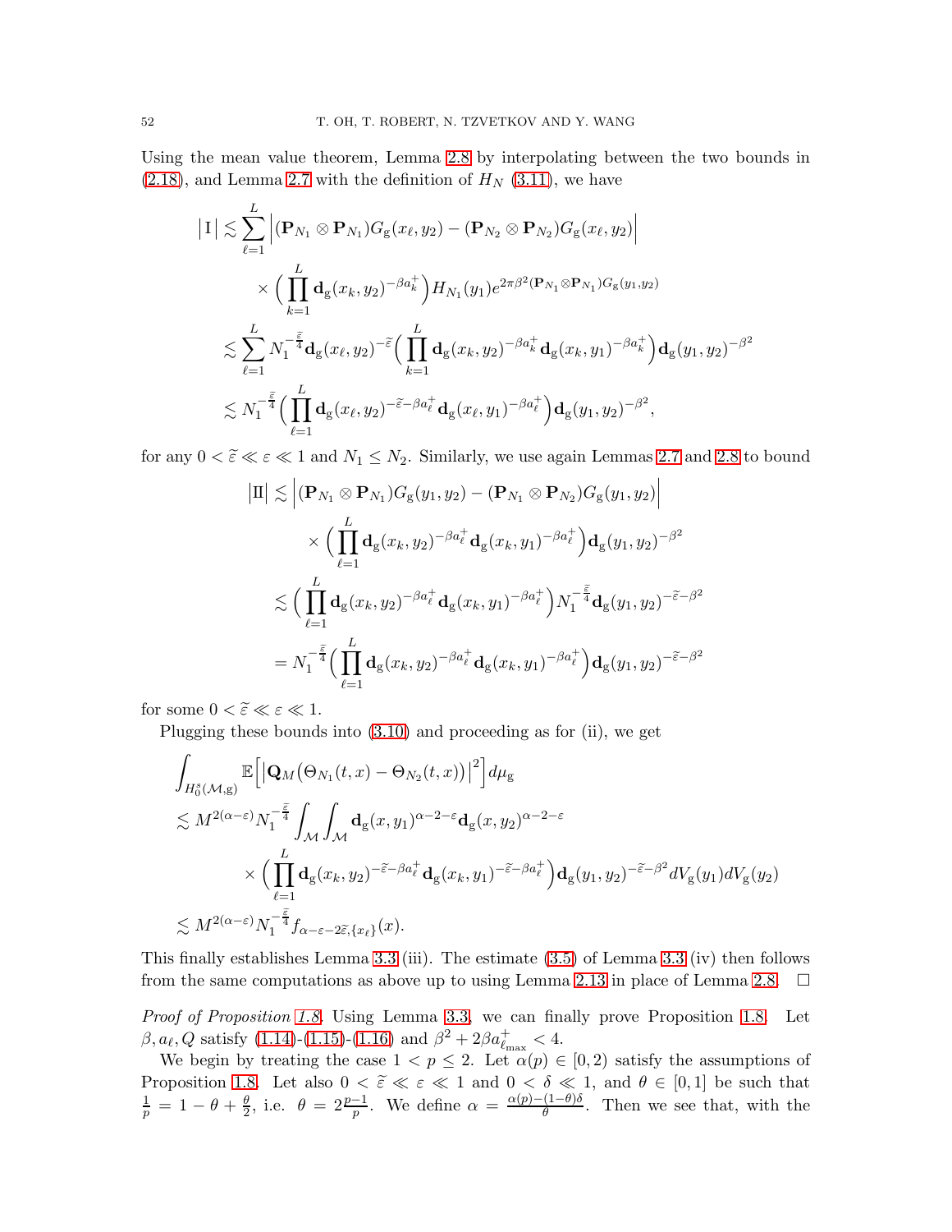Using the mean value theorem, Lemma 2.8 by interpolating between the two bounds in (2.18), and Lemma 2.7 with the definition of $H_N$ (3.11), we have

$$
\begin{aligned}
\big|\,\mathrm{I}\,\big| &\lesssim \sum_{\ell=1}^{L} \Big|(\mathbf{P}_{N_1}\otimes\mathbf{P}_{N_1})G_{\mathrm{g}}(x_\ell,y_2) - (\mathbf{P}_{N_2}\otimes\mathbf{P}_{N_1})G_{\mathrm{g}}(x_\ell,y_2)\Big| \\
&\qquad \times \Big(\prod_{k=1}^{L}\mathbf{d}_{\mathrm{g}}(x_k,y_2)^{-\beta a_k^+}\Big) H_{N_1}(y_1) e^{2\pi\beta^2(\mathbf{P}_{N_1}\otimes\mathbf{P}_{N_1})G_{\mathrm{g}}(y_1,y_2)} \\
&\lesssim \sum_{\ell=1}^{L} N_1^{-\frac{\widetilde{\varepsilon}}{4}}\mathbf{d}_{\mathrm{g}}(x_\ell,y_2)^{-\widetilde{\varepsilon}}\Big(\prod_{k=1}^{L}\mathbf{d}_{\mathrm{g}}(x_k,y_2)^{-\beta a_k^+}\mathbf{d}_{\mathrm{g}}(x_k,y_1)^{-\beta a_k^+}\Big)\mathbf{d}_{\mathrm{g}}(y_1,y_2)^{-\beta^2} \\
&\lesssim N_1^{-\frac{\widetilde{\varepsilon}}{4}}\Big(\prod_{\ell=1}^{L}\mathbf{d}_{\mathrm{g}}(x_\ell,y_2)^{-\widetilde{\varepsilon}-\beta a_\ell^+}\mathbf{d}_{\mathrm{g}}(x_\ell,y_1)^{-\beta a_\ell^+}\Big)\mathbf{d}_{\mathrm{g}}(y_1,y_2)^{-\beta^2},
\end{aligned}
$$

for any $0<\widetilde{\varepsilon}\ll\varepsilon\ll 1$ and $N_1\le N_2$. Similarly, we use again Lemmas 2.7 and 2.8 to bound

$$
\begin{aligned}
\big|\mathrm{II}\big| &\lesssim \Big|(\mathbf{P}_{N_1}\otimes\mathbf{P}_{N_1})G_{\mathrm{g}}(y_1,y_2) - (\mathbf{P}_{N_1}\otimes\mathbf{P}_{N_2})G_{\mathrm{g}}(y_1,y_2)\Big| \\
&\qquad \times \Big(\prod_{\ell=1}^{L}\mathbf{d}_{\mathrm{g}}(x_k,y_2)^{-\beta a_\ell^+}\mathbf{d}_{\mathrm{g}}(x_k,y_1)^{-\beta a_\ell^+}\Big)\mathbf{d}_{\mathrm{g}}(y_1,y_2)^{-\beta^2} \\
&\lesssim \Big(\prod_{\ell=1}^{L}\mathbf{d}_{\mathrm{g}}(x_k,y_2)^{-\beta a_\ell^+}\mathbf{d}_{\mathrm{g}}(x_k,y_1)^{-\beta a_\ell^+}\Big)N_1^{-\frac{\widetilde{\varepsilon}}{4}}\mathbf{d}_{\mathrm{g}}(y_1,y_2)^{-\widetilde{\varepsilon}-\beta^2} \\
&= N_1^{-\frac{\widetilde{\varepsilon}}{4}}\Big(\prod_{\ell=1}^{L}\mathbf{d}_{\mathrm{g}}(x_k,y_2)^{-\beta a_\ell^+}\mathbf{d}_{\mathrm{g}}(x_k,y_1)^{-\beta a_\ell^+}\Big)\mathbf{d}_{\mathrm{g}}(y_1,y_2)^{-\widetilde{\varepsilon}-\beta^2}
\end{aligned}
$$

for some $0<\widetilde{\varepsilon}\ll\varepsilon\ll 1$.

Plugging these bounds into (3.10) and proceeding as for (ii), we get

$$
\begin{aligned}
&\int_{H_0^s(\mathcal{M},\mathrm{g})}\mathbb{E}\Big[\big|\mathbf{Q}_M\big(\Theta_{N_1}(t,x)-\Theta_{N_2}(t,x)\big)\big|^2\Big]d\mu_{\mathrm{g}} \\
&\lesssim M^{2(\alpha-\varepsilon)}N_1^{-\frac{\widetilde{\varepsilon}}{4}}\int_{\mathcal{M}}\int_{\mathcal{M}}\mathbf{d}_{\mathrm{g}}(x,y_1)^{\alpha-2-\varepsilon}\mathbf{d}_{\mathrm{g}}(x,y_2)^{\alpha-2-\varepsilon} \\
&\qquad\times\Big(\prod_{\ell=1}^{L}\mathbf{d}_{\mathrm{g}}(x_k,y_2)^{-\widetilde{\varepsilon}-\beta a_\ell^+}\mathbf{d}_{\mathrm{g}}(x_k,y_1)^{-\widetilde{\varepsilon}-\beta a_\ell^+}\Big)\mathbf{d}_{\mathrm{g}}(y_1,y_2)^{-\widetilde{\varepsilon}-\beta^2}dV_{\mathrm{g}}(y_1)dV_{\mathrm{g}}(y_2) \\
&\lesssim M^{2(\alpha-\varepsilon)}N_1^{-\frac{\widetilde{\varepsilon}}{4}}f_{\alpha-\varepsilon-2\widetilde{\varepsilon},\{x_\ell\}}(x).
\end{aligned}
$$

This finally establishes Lemma 3.3 (iii). The estimate (3.5) of Lemma 3.3 (iv) then follows from the same computations as above up to using Lemma 2.13 in place of Lemma 2.8. $\square$

*Proof of Proposition 1.8.* Using Lemma 3.3, we can finally prove Proposition 1.8. Let $\beta, a_\ell, Q$ satisfy (1.14)-(1.15)-(1.16) and $\beta^2+2\beta a_{\ell_{\max}}^+<4$.

We begin by treating the case $1<p\le 2$. Let $\alpha(p)\in[0,2)$ satisfy the assumptions of Proposition 1.8. Let also $0<\widetilde{\varepsilon}\ll\varepsilon\ll 1$ and $0<\delta\ll 1$, and $\theta\in[0,1]$ be such that $\frac{1}{p}=1-\theta+\frac{\theta}{2}$, i.e. $\theta=2\frac{p-1}{p}$. We define $\alpha=\frac{\alpha(p)-(1-\theta)\delta}{\theta}$. Then we see that, with the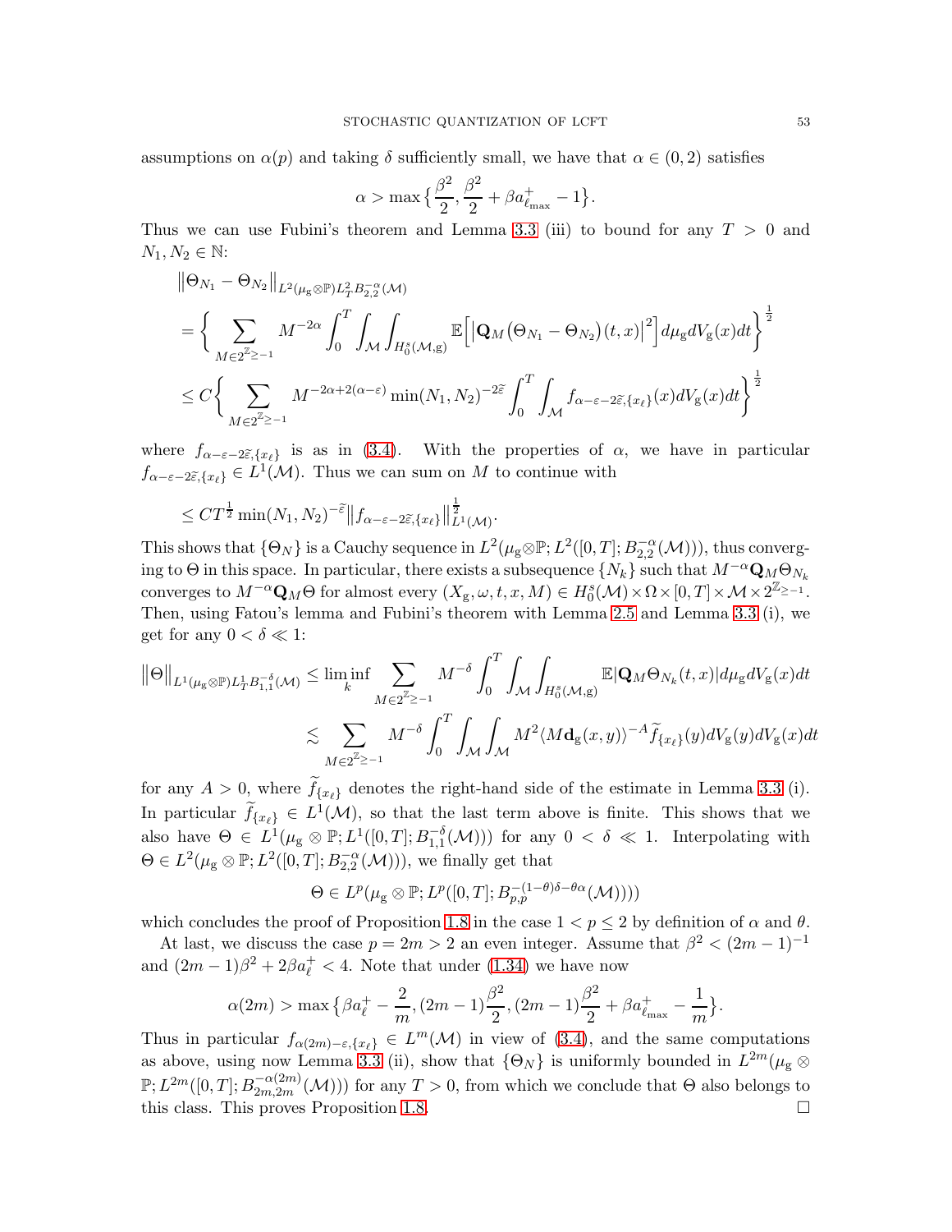assumptions on $\alpha(p)$ and taking $\delta$ sufficiently small, we have that $\alpha \in (0,2)$ satisfies

$$\alpha > \max\big\{\frac{\beta^2}{2}, \frac{\beta^2}{2} + \beta a^+_{\ell_{\max}} - 1\big\}.$$

Thus we can use Fubini's theorem and Lemma 3.3 (iii) to bound for any $T > 0$ and $N_1, N_2 \in \mathbb{N}$:

$$\begin{aligned}
&\big\|\Theta_{N_1} - \Theta_{N_2}\big\|_{L^2(\mu_{\mathrm{g}}\otimes\mathbb{P})L^2_T B^{-\alpha}_{2,2}(\mathcal{M})} \\
&= \Big\{\sum_{M\in 2^{\mathbb{Z}_{\geq -1}}} M^{-2\alpha}\int_0^T\int_{\mathcal{M}}\int_{H^s_0(\mathcal{M},\mathrm{g})}\mathbb{E}\Big[\big|\mathbf{Q}_M\big(\Theta_{N_1}-\Theta_{N_2}\big)(t,x)\big|^2\Big]d\mu_{\mathrm{g}}dV_{\mathrm{g}}(x)dt\Big\}^{\frac12} \\
&\leq C\Big\{\sum_{M\in 2^{\mathbb{Z}_{\geq -1}}} M^{-2\alpha+2(\alpha-\varepsilon)}\min(N_1,N_2)^{-2\widetilde{\varepsilon}}\int_0^T\int_{\mathcal{M}} f_{\alpha-\varepsilon-2\widetilde{\varepsilon},\{x_\ell\}}(x)dV_{\mathrm{g}}(x)dt\Big\}^{\frac12}
\end{aligned}$$

where $f_{\alpha-\varepsilon-2\widetilde{\varepsilon},\{x_\ell\}}$ is as in (3.4). With the properties of $\alpha$, we have in particular $f_{\alpha-\varepsilon-2\widetilde{\varepsilon},\{x_\ell\}} \in L^1(\mathcal{M})$. Thus we can sum on $M$ to continue with

$$\leq CT^{\frac12}\min(N_1,N_2)^{-\widetilde{\varepsilon}}\big\|f_{\alpha-\varepsilon-2\widetilde{\varepsilon},\{x_\ell\}}\big\|^{\frac12}_{L^1(\mathcal{M})}.$$

This shows that $\{\Theta_N\}$ is a Cauchy sequence in $L^2(\mu_{\mathrm{g}}\otimes\mathbb{P}; L^2([0,T]; B^{-\alpha}_{2,2}(\mathcal{M})))$, thus converging to $\Theta$ in this space. In particular, there exists a subsequence $\{N_k\}$ such that $M^{-\alpha}\mathbf{Q}_M\Theta_{N_k}$ converges to $M^{-\alpha}\mathbf{Q}_M\Theta$ for almost every $(X_{\mathrm{g}},\omega,t,x,M) \in H^s_0(\mathcal{M})\times\Omega\times[0,T]\times\mathcal{M}\times 2^{\mathbb{Z}_{\geq -1}}$. Then, using Fatou's lemma and Fubini's theorem with Lemma 2.5 and Lemma 3.3 (i), we get for any $0 < \delta \ll 1$:

$$\begin{aligned}
\big\|\Theta\big\|_{L^1(\mu_{\mathrm{g}}\otimes\mathbb{P})L^1_T B^{-\delta}_{1,1}(\mathcal{M})} &\leq \liminf_k \sum_{M\in 2^{\mathbb{Z}_{\geq -1}}} M^{-\delta}\int_0^T\int_{\mathcal{M}}\int_{H^s_0(\mathcal{M},\mathrm{g})}\mathbb{E}|\mathbf{Q}_M\Theta_{N_k}(t,x)|d\mu_{\mathrm{g}}dV_{\mathrm{g}}(x)dt \\
&\lesssim \sum_{M\in 2^{\mathbb{Z}_{\geq -1}}} M^{-\delta}\int_0^T\int_{\mathcal{M}}\int_{\mathcal{M}} M^2\langle M\mathbf{d}_{\mathrm{g}}(x,y)\rangle^{-A}\widetilde{f}_{\{x_\ell\}}(y)dV_{\mathrm{g}}(y)dV_{\mathrm{g}}(x)dt
\end{aligned}$$

for any $A > 0$, where $\widetilde{f}_{\{x_\ell\}}$ denotes the right-hand side of the estimate in Lemma 3.3 (i). In particular $\widetilde{f}_{\{x_\ell\}} \in L^1(\mathcal{M})$, so that the last term above is finite. This shows that we also have $\Theta \in L^1(\mu_{\mathrm{g}}\otimes\mathbb{P}; L^1([0,T]; B^{-\delta}_{1,1}(\mathcal{M})))$ for any $0 < \delta \ll 1$. Interpolating with $\Theta \in L^2(\mu_{\mathrm{g}}\otimes\mathbb{P}; L^2([0,T]; B^{-\alpha}_{2,2}(\mathcal{M})))$, we finally get that

$$\Theta \in L^p(\mu_{\mathrm{g}}\otimes\mathbb{P}; L^p([0,T]; B^{-(1-\theta)\delta-\theta\alpha}_{p,p}(\mathcal{M}))))$$

which concludes the proof of Proposition 1.8 in the case $1 < p \leq 2$ by definition of $\alpha$ and $\theta$.

At last, we discuss the case $p = 2m > 2$ an even integer. Assume that $\beta^2 < (2m-1)^{-1}$ and $(2m-1)\beta^2 + 2\beta a^+_\ell < 4$. Note that under (1.34) we have now

$$\alpha(2m) > \max\big\{\beta a^+_\ell - \frac{2}{m}, (2m-1)\frac{\beta^2}{2}, (2m-1)\frac{\beta^2}{2} + \beta a^+_{\ell_{\max}} - \frac{1}{m}\big\}.$$

Thus in particular $f_{\alpha(2m)-\varepsilon,\{x_\ell\}} \in L^m(\mathcal{M})$ in view of (3.4), and the same computations as above, using now Lemma 3.3 (ii), show that $\{\Theta_N\}$ is uniformly bounded in $L^{2m}(\mu_{\mathrm{g}}\otimes\mathbb{P}; L^{2m}([0,T]; B^{-\alpha(2m)}_{2m,2m}(\mathcal{M})))$ for any $T > 0$, from which we conclude that $\Theta$ also belongs to this class. This proves Proposition 1.8. $\square$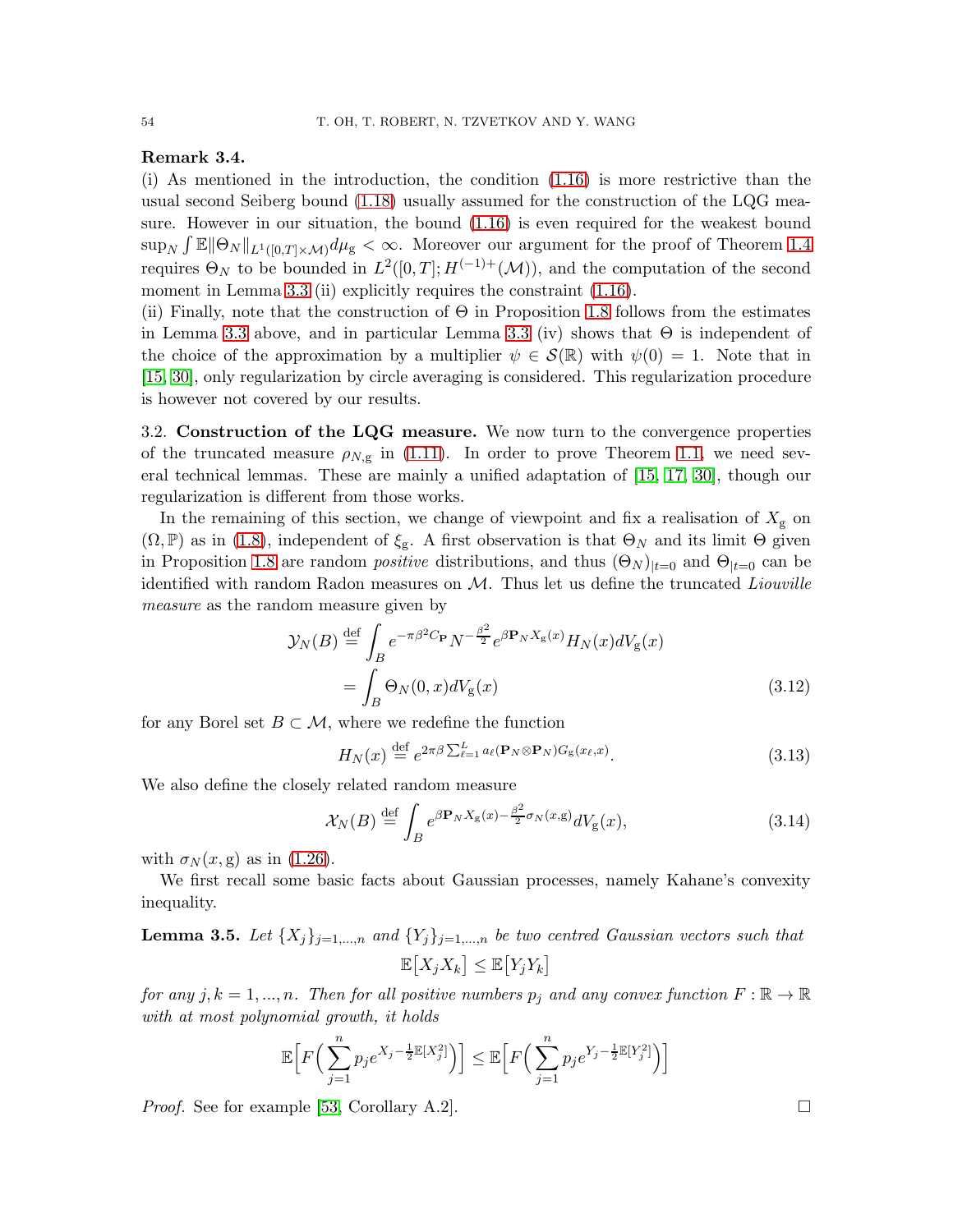**Remark 3.4.**
(i) As mentioned in the introduction, the condition (1.16) is more restrictive than the usual second Seiberg bound (1.18) usually assumed for the construction of the LQG measure. However in our situation, the bound (1.16) is even required for the weakest bound $\sup_N \int \mathbb{E}\|\Theta_N\|_{L^1([0,T]\times\mathcal{M})} d\mu_{\mathrm{g}} < \infty$. Moreover our argument for the proof of Theorem 1.4 requires $\Theta_N$ to be bounded in $L^2([0,T]; H^{(-1)+}(\mathcal{M}))$, and the computation of the second moment in Lemma 3.3 (ii) explicitly requires the constraint (1.16).
(ii) Finally, note that the construction of $\Theta$ in Proposition 1.8 follows from the estimates in Lemma 3.3 above, and in particular Lemma 3.3 (iv) shows that $\Theta$ is independent of the choice of the approximation by a multiplier $\psi \in \mathcal{S}(\mathbb{R})$ with $\psi(0) = 1$. Note that in [15, 30], only regularization by circle averaging is considered. This regularization procedure is however not covered by our results.

3.2. **Construction of the LQG measure.** We now turn to the convergence properties of the truncated measure $\rho_{N,\mathrm{g}}$ in (1.11). In order to prove Theorem 1.1, we need several technical lemmas. These are mainly a unified adaptation of [15, 17, 30], though our regularization is different from those works.

In the remaining of this section, we change of viewpoint and fix a realisation of $X_{\mathrm{g}}$ on $(\Omega, \mathbb{P})$ as in (1.8), independent of $\xi_{\mathrm{g}}$. A first observation is that $\Theta_N$ and its limit $\Theta$ given in Proposition 1.8 are random *positive* distributions, and thus $(\Theta_N)_{|t=0}$ and $\Theta_{|t=0}$ can be identified with random Radon measures on $\mathcal{M}$. Thus let us define the truncated *Liouville measure* as the random measure given by

$$
\begin{aligned}
\mathcal{Y}_N(B) &\overset{\text{def}}{=} \int_B e^{-\pi\beta^2 C_{\mathbf{P}}} N^{-\frac{\beta^2}{2}} e^{\beta \mathbf{P}_N X_{\mathrm{g}}(x)} H_N(x) dV_{\mathrm{g}}(x) \\
&= \int_B \Theta_N(0,x) dV_{\mathrm{g}}(x)
\end{aligned}
\tag{3.12}
$$

for any Borel set $B \subset \mathcal{M}$, where we redefine the function

$$
H_N(x) \overset{\text{def}}{=} e^{2\pi\beta \sum_{\ell=1}^{L} a_\ell (\mathbf{P}_N \otimes \mathbf{P}_N) G_{\mathrm{g}}(x_\ell, x)}. \tag{3.13}
$$

We also define the closely related random measure

$$
\mathcal{X}_N(B) \overset{\text{def}}{=} \int_B e^{\beta \mathbf{P}_N X_{\mathrm{g}}(x) - \frac{\beta^2}{2}\sigma_N(x,\mathrm{g})} dV_{\mathrm{g}}(x), \tag{3.14}
$$

with $\sigma_N(x,\mathrm{g})$ as in (1.26).

We first recall some basic facts about Gaussian processes, namely Kahane's convexity inequality.

**Lemma 3.5.** *Let $\{X_j\}_{j=1,\dots,n}$ and $\{Y_j\}_{j=1,\dots,n}$ be two centred Gaussian vectors such that*

$$
\mathbb{E}\big[X_j X_k\big] \le \mathbb{E}\big[Y_j Y_k\big]
$$

*for any $j,k = 1,\dots,n$. Then for all positive numbers $p_j$ and any convex function $F : \mathbb{R} \to \mathbb{R}$ with at most polynomial growth, it holds*

$$
\mathbb{E}\Big[F\Big(\sum_{j=1}^{n} p_j e^{X_j - \frac{1}{2}\mathbb{E}[X_j^2]}\Big)\Big] \le \mathbb{E}\Big[F\Big(\sum_{j=1}^{n} p_j e^{Y_j - \frac{1}{2}\mathbb{E}[Y_j^2]}\Big)\Big]
$$

*Proof.* See for example [53, Corollary A.2]. □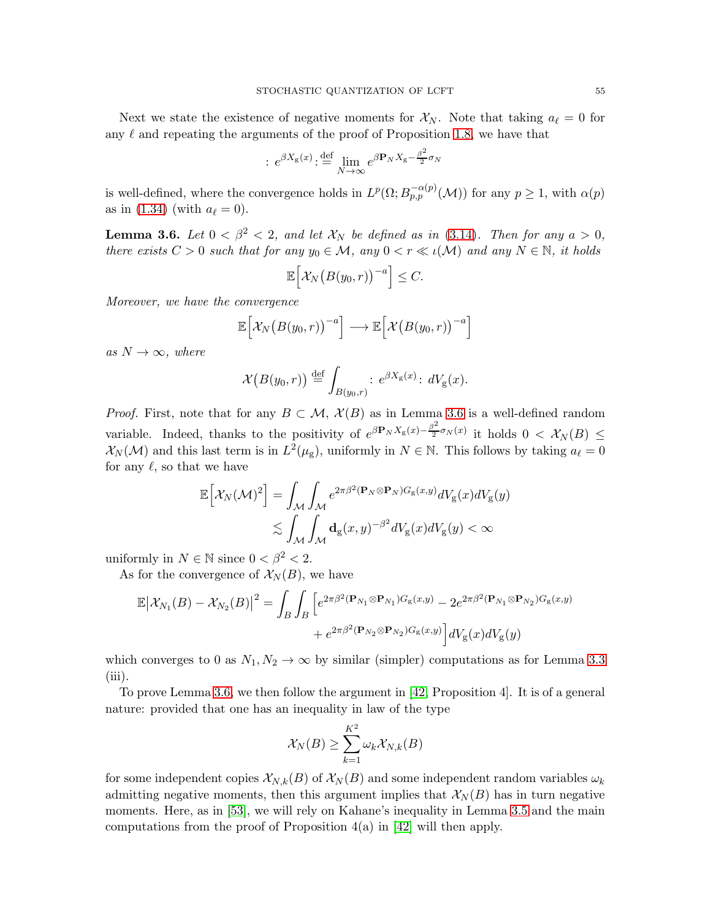Next we state the existence of negative moments for $\mathcal{X}_N$. Note that taking $a_\ell = 0$ for any $\ell$ and repeating the arguments of the proof of Proposition 1.8, we have that

$$: e^{\beta X_{\mathrm{g}}(x)} : \stackrel{\text{def}}{=} \lim_{N\to\infty} e^{\beta \mathbf{P}_N X_{\mathrm{g}} - \frac{\beta^2}{2}\sigma_N}$$

is well-defined, where the convergence holds in $L^p(\Omega; B^{-\alpha(p)}_{p,p}(\mathcal{M}))$ for any $p \geq 1$, with $\alpha(p)$ as in (1.34) (with $a_\ell = 0$).

**Lemma 3.6.** *Let $0 < \beta^2 < 2$, and let $\mathcal{X}_N$ be defined as in (3.14). Then for any $a > 0$, there exists $C > 0$ such that for any $y_0 \in \mathcal{M}$, any $0 < r \ll \iota(\mathcal{M})$ and any $N \in \mathbb{N}$, it holds*

$$\mathbb{E}\Big[\mathcal{X}_N\big(B(y_0,r)\big)^{-a}\Big] \leq C.$$

*Moreover, we have the convergence*

$$\mathbb{E}\Big[\mathcal{X}_N\big(B(y_0,r)\big)^{-a}\Big] \longrightarrow \mathbb{E}\Big[\mathcal{X}\big(B(y_0,r)\big)^{-a}\Big]$$

*as $N \to \infty$, where*

$$\mathcal{X}\big(B(y_0,r)\big) \stackrel{\text{def}}{=} \int_{B(y_0,r)} : e^{\beta X_{\mathrm{g}}(x)} : \, dV_{\mathrm{g}}(x).$$

*Proof.* First, note that for any $B \subset \mathcal{M}$, $\mathcal{X}(B)$ as in Lemma 3.6 is a well-defined random variable. Indeed, thanks to the positivity of $e^{\beta \mathbf{P}_N X_{\mathrm{g}}(x) - \frac{\beta^2}{2}\sigma_N(x)}$ it holds $0 < \mathcal{X}_N(B) \leq \mathcal{X}_N(\mathcal{M})$ and this last term is in $L^2(\mu_{\mathrm{g}})$, uniformly in $N \in \mathbb{N}$. This follows by taking $a_\ell = 0$ for any $\ell$, so that we have

$$\begin{aligned}
\mathbb{E}\Big[\mathcal{X}_N(\mathcal{M})^2\Big] &= \int_{\mathcal{M}}\int_{\mathcal{M}} e^{2\pi\beta^2 (\mathbf{P}_N \otimes \mathbf{P}_N) G_{\mathrm{g}}(x,y)} dV_{\mathrm{g}}(x) dV_{\mathrm{g}}(y) \\
&\lesssim \int_{\mathcal{M}}\int_{\mathcal{M}} \mathbf{d}_{\mathrm{g}}(x,y)^{-\beta^2} dV_{\mathrm{g}}(x) dV_{\mathrm{g}}(y) < \infty
\end{aligned}$$

uniformly in $N \in \mathbb{N}$ since $0 < \beta^2 < 2$.

As for the convergence of $\mathcal{X}_N(B)$, we have

$$\begin{aligned}
\mathbb{E}\big|\mathcal{X}_{N_1}(B) - \mathcal{X}_{N_2}(B)\big|^2 = \int_B \int_B \Big[ & e^{2\pi\beta^2 (\mathbf{P}_{N_1} \otimes \mathbf{P}_{N_1}) G_{\mathrm{g}}(x,y)} - 2 e^{2\pi\beta^2 (\mathbf{P}_{N_1} \otimes \mathbf{P}_{N_2}) G_{\mathrm{g}}(x,y)} \\
& + e^{2\pi\beta^2 (\mathbf{P}_{N_2} \otimes \mathbf{P}_{N_2}) G_{\mathrm{g}}(x,y)} \Big] dV_{\mathrm{g}}(x) dV_{\mathrm{g}}(y)
\end{aligned}$$

which converges to 0 as $N_1, N_2 \to \infty$ by similar (simpler) computations as for Lemma 3.3 (iii).

To prove Lemma 3.6, we then follow the argument in [42, Proposition 4]. It is of a general nature: provided that one has an inequality in law of the type

$$\mathcal{X}_N(B) \geq \sum_{k=1}^{K^2} \omega_k \mathcal{X}_{N,k}(B)$$

for some independent copies $\mathcal{X}_{N,k}(B)$ of $\mathcal{X}_N(B)$ and some independent random variables $\omega_k$ admitting negative moments, then this argument implies that $\mathcal{X}_N(B)$ has in turn negative moments. Here, as in [53], we will rely on Kahane's inequality in Lemma 3.5 and the main computations from the proof of Proposition 4(a) in [42] will then apply.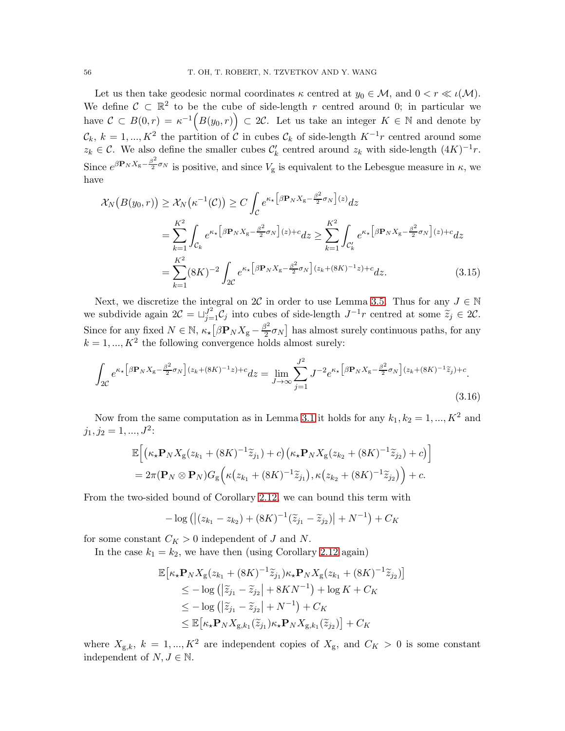Let us then take geodesic normal coordinates $\kappa$ centred at $y_0 \in \mathcal{M}$, and $0 < r \ll \iota(\mathcal{M})$. We define $\mathcal{C} \subset \mathbb{R}^2$ to be the cube of side-length $r$ centred around 0; in particular we have $\mathcal{C} \subset B(0,r) = \kappa^{-1}\Big(B(y_0,r)\Big) \subset 2\mathcal{C}$. Let us take an integer $K \in \mathbb{N}$ and denote by $\mathcal{C}_k$, $k = 1, ..., K^2$ the partition of $\mathcal{C}$ in cubes $\mathcal{C}_k$ of side-length $K^{-1}r$ centred around some $z_k \in \mathcal{C}$. We also define the smaller cubes $\mathcal{C}'_k$ centred around $z_k$ with side-length $(4K)^{-1}r$. Since $e^{\beta \mathbf{P}_N X_{\mathrm{g}} - \frac{\beta^2}{2}\sigma_N}$ is positive, and since $V_{\mathrm{g}}$ is equivalent to the Lebesgue measure in $\kappa$, we have

$$
\begin{aligned}
\mathcal{X}_N\big(B(y_0,r)\big) &\geq \mathcal{X}_N\big(\kappa^{-1}(\mathcal{C})\big) \geq C\int_{\mathcal{C}} e^{\kappa_\star\left[\beta \mathbf{P}_N X_{\mathrm{g}} - \frac{\beta^2}{2}\sigma_N\right](z)}dz \\
&= \sum_{k=1}^{K^2}\int_{\mathcal{C}_k} e^{\kappa_\star\left[\beta \mathbf{P}_N X_{\mathrm{g}} - \frac{\beta^2}{2}\sigma_N\right](z)+c}dz \geq \sum_{k=1}^{K^2}\int_{\mathcal{C}'_k} e^{\kappa_\star\left[\beta \mathbf{P}_N X_{\mathrm{g}} - \frac{\beta^2}{2}\sigma_N\right](z)+c}dz \\
&= \sum_{k=1}^{K^2}(8K)^{-2}\int_{2\mathcal{C}} e^{\kappa_\star\left[\beta \mathbf{P}_N X_{\mathrm{g}} - \frac{\beta^2}{2}\sigma_N\right](z_k+(8K)^{-1}z)+c}dz.
\end{aligned}
\tag{3.15}
$$

Next, we discretize the integral on $2\mathcal{C}$ in order to use Lemma 3.5. Thus for any $J \in \mathbb{N}$ we subdivide again $2\mathcal{C} = \sqcup_{j=1}^{J^2}\mathcal{C}_j$ into cubes of side-length $J^{-1}r$ centred at some $\widetilde{z}_j \in 2\mathcal{C}$. Since for any fixed $N \in \mathbb{N}$, $\kappa_\star\big[\beta \mathbf{P}_N X_{\mathrm{g}} - \frac{\beta^2}{2}\sigma_N\big]$ has almost surely continuous paths, for any $k = 1, ..., K^2$ the following convergence holds almost surely:

$$
\int_{2\mathcal{C}} e^{\kappa_\star\left[\beta \mathbf{P}_N X_{\mathrm{g}} - \frac{\beta^2}{2}\sigma_N\right](z_k+(8K)^{-1}z)+c}dz = \lim_{J\to\infty}\sum_{j=1}^{J^2} J^{-2}e^{\kappa_\star\left[\beta \mathbf{P}_N X_{\mathrm{g}} - \frac{\beta^2}{2}\sigma_N\right](z_k+(8K)^{-1}\widetilde{z}_j)+c}.
\tag{3.16}
$$

Now from the same computation as in Lemma 3.1 it holds for any $k_1, k_2 = 1, ..., K^2$ and $j_1, j_2 = 1, ..., J^2$:

$$
\begin{aligned}
&\mathbb{E}\Big[\big(\kappa_\star \mathbf{P}_N X_{\mathrm{g}}(z_{k_1} + (8K)^{-1}\widetilde{z}_{j_1}) + c\big)\big(\kappa_\star \mathbf{P}_N X_{\mathrm{g}}(z_{k_2} + (8K)^{-1}\widetilde{z}_{j_2}) + c\big)\Big] \\
&= 2\pi(\mathbf{P}_N \otimes \mathbf{P}_N)G_{\mathrm{g}}\Big(\kappa\big(z_{k_1} + (8K)^{-1}\widetilde{z}_{j_1}\big), \kappa\big(z_{k_2} + (8K)^{-1}\widetilde{z}_{j_2}\big)\Big) + c.
\end{aligned}
$$

From the two-sided bound of Corollary 2.12, we can bound this term with

$$
-\log\big(\big|(z_{k_1} - z_{k_2}) + (8K)^{-1}(\widetilde{z}_{j_1} - \widetilde{z}_{j_2})\big| + N^{-1}\big) + C_K
$$

for some constant $C_K > 0$ independent of $J$ and $N$.

In the case $k_1 = k_2$, we have then (using Corollary 2.12 again)

$$
\begin{aligned}
&\mathbb{E}\big[\kappa_\star \mathbf{P}_N X_{\mathrm{g}}(z_{k_1} + (8K)^{-1}\widetilde{z}_{j_1})\kappa_\star \mathbf{P}_N X_{\mathrm{g}}(z_{k_1} + (8K)^{-1}\widetilde{z}_{j_2})\big] \\
&\quad\leq -\log\big(\big|\widetilde{z}_{j_1} - \widetilde{z}_{j_2}\big| + 8KN^{-1}\big) + \log K + C_K \\
&\quad\leq -\log\big(\big|\widetilde{z}_{j_1} - \widetilde{z}_{j_2}\big| + N^{-1}\big) + C_K \\
&\quad\leq \mathbb{E}\big[\kappa_\star \mathbf{P}_N X_{\mathrm{g},k_1}(\widetilde{z}_{j_1})\kappa_\star \mathbf{P}_N X_{\mathrm{g},k_1}(\widetilde{z}_{j_2})\big] + C_K
\end{aligned}
$$

where $X_{\mathrm{g},k}$, $k = 1, ..., K^2$ are independent copies of $X_{\mathrm{g}}$, and $C_K > 0$ is some constant independent of $N, J \in \mathbb{N}$.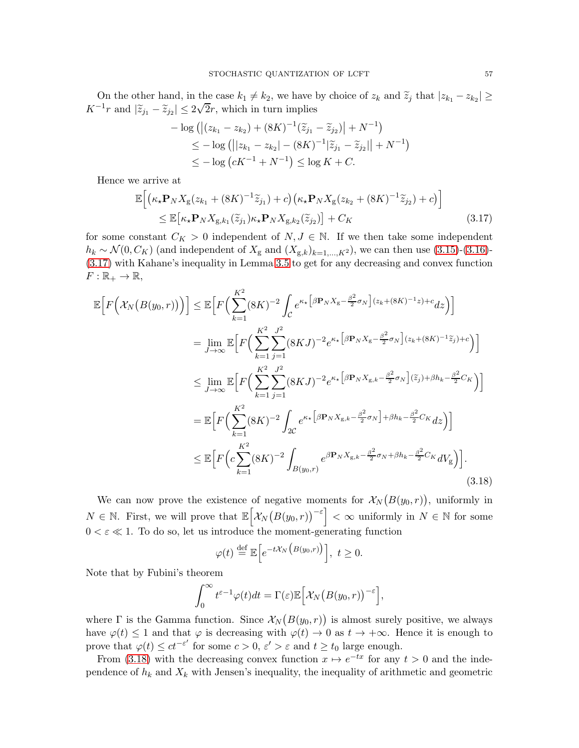On the other hand, in the case $k_1 \neq k_2$, we have by choice of $z_k$ and $\widetilde{z}_j$ that $|z_{k_1} - z_{k_2}| \geq K^{-1}r$ and $|\widetilde{z}_{j_1} - \widetilde{z}_{j_2}| \leq 2\sqrt{2}r$, which in turn implies

$$
\begin{aligned}
&- \log\big(\big|(z_{k_1} - z_{k_2}) + (8K)^{-1}(\widetilde{z}_{j_1} - \widetilde{z}_{j_2})\big| + N^{-1}\big) \\
&\qquad \leq - \log\big(\big||z_{k_1} - z_{k_2}| - (8K)^{-1}|\widetilde{z}_{j_1} - \widetilde{z}_{j_2}|\big| + N^{-1}\big) \\
&\qquad \leq - \log\big(cK^{-1} + N^{-1}\big) \leq \log K + C.
\end{aligned}
$$

Hence we arrive at

$$
\begin{aligned}
&\mathbb{E}\Big[\big(\kappa_\star \mathbf{P}_N X_{\rm g}(z_{k_1} + (8K)^{-1}\widetilde{z}_{j_1}) + c\big)\big(\kappa_\star \mathbf{P}_N X_{\rm g}(z_{k_2} + (8K)^{-1}\widetilde{z}_{j_2}) + c\big)\Big] \\
&\qquad \leq \mathbb{E}\big[\kappa_\star \mathbf{P}_N X_{{\rm g},k_1}(\widetilde{z}_{j_1}) \kappa_\star \mathbf{P}_N X_{{\rm g},k_2}(\widetilde{z}_{j_2})\big] + C_K
\end{aligned} \tag{3.17}
$$

for some constant $C_K > 0$ independent of $N, J \in \mathbb{N}$. If we then take some independent $h_k \sim \mathcal{N}(0, C_K)$ (and independent of $X_{\rm g}$ and $(X_{{\rm g},k})_{k=1,\dots,K^2}$), we can then use (3.15)-(3.16)-(3.17) with Kahane's inequality in Lemma 3.5 to get for any decreasing and convex function $F : \mathbb{R}_+ \to \mathbb{R}$,

$$
\begin{aligned}
\mathbb{E}\Big[F\Big(\mathcal{X}_N\big(B(y_0,r)\big)\Big)\Big] &\leq \mathbb{E}\Big[F\Big(\sum_{k=1}^{K^2} (8K)^{-2} \int_{\mathcal{C}} e^{\kappa_\star \left[\beta \mathbf{P}_N X_{\rm g} - \frac{\beta^2}{2}\sigma_N\right](z_k + (8K)^{-1}z) + c} dz\Big)\Big] \\
&= \lim_{J\to\infty} \mathbb{E}\Big[F\Big(\sum_{k=1}^{K^2}\sum_{j=1}^{J^2} (8KJ)^{-2} e^{\kappa_\star \left[\beta \mathbf{P}_N X_{\rm g} - \frac{\beta^2}{2}\sigma_N\right](z_k + (8K)^{-1}\widetilde{z}_j) + c}\Big)\Big] \\
&\leq \lim_{J\to\infty} \mathbb{E}\Big[F\Big(\sum_{k=1}^{K^2}\sum_{j=1}^{J^2} (8KJ)^{-2} e^{\kappa_\star \left[\beta \mathbf{P}_N X_{{\rm g},k} - \frac{\beta^2}{2}\sigma_N\right](\widetilde{z}_j) + \beta h_k - \frac{\beta^2}{2}C_K}\Big)\Big] \\
&= \mathbb{E}\Big[F\Big(\sum_{k=1}^{K^2} (8K)^{-2} \int_{2\mathcal{C}} e^{\kappa_\star \left[\beta \mathbf{P}_N X_{{\rm g},k} - \frac{\beta^2}{2}\sigma_N\right] + \beta h_k - \frac{\beta^2}{2}C_K} dz\Big)\Big] \\
&\leq \mathbb{E}\Big[F\Big(c\sum_{k=1}^{K^2} (8K)^{-2} \int_{B(y_0,r)} e^{\beta \mathbf{P}_N X_{{\rm g},k} - \frac{\beta^2}{2}\sigma_N + \beta h_k - \frac{\beta^2}{2}C_K} dV_{\rm g}\Big)\Big].
\end{aligned} \tag{3.18}
$$

We can now prove the existence of negative moments for $\mathcal{X}_N\big(B(y_0,r)\big)$, uniformly in $N \in \mathbb{N}$. First, we will prove that $\mathbb{E}\Big[\mathcal{X}_N\big(B(y_0,r)\big)^{-\varepsilon}\Big] < \infty$ uniformly in $N \in \mathbb{N}$ for some $0 < \varepsilon \ll 1$. To do so, let us introduce the moment-generating function

$$
\varphi(t) \stackrel{\text{def}}{=} \mathbb{E}\Big[e^{-t\mathcal{X}_N\left(B(y_0,r)\right)}\Big], \ t \geq 0.
$$

Note that by Fubini's theorem

$$
\int_0^\infty t^{\varepsilon-1}\varphi(t)dt = \Gamma(\varepsilon)\mathbb{E}\Big[\mathcal{X}_N\big(B(y_0,r)\big)^{-\varepsilon}\Big],
$$

where $\Gamma$ is the Gamma function. Since $\mathcal{X}_N\big(B(y_0,r)\big)$ is almost surely positive, we always have $\varphi(t) \leq 1$ and that $\varphi$ is decreasing with $\varphi(t) \to 0$ as $t \to +\infty$. Hence it is enough to prove that $\varphi(t) \leq ct^{-\varepsilon'}$ for some $c > 0$, $\varepsilon' > \varepsilon$ and $t \geq t_0$ large enough.

From (3.18) with the decreasing convex function $x \mapsto e^{-tx}$ for any $t > 0$ and the independence of $h_k$ and $X_k$ with Jensen's inequality, the inequality of arithmetic and geometric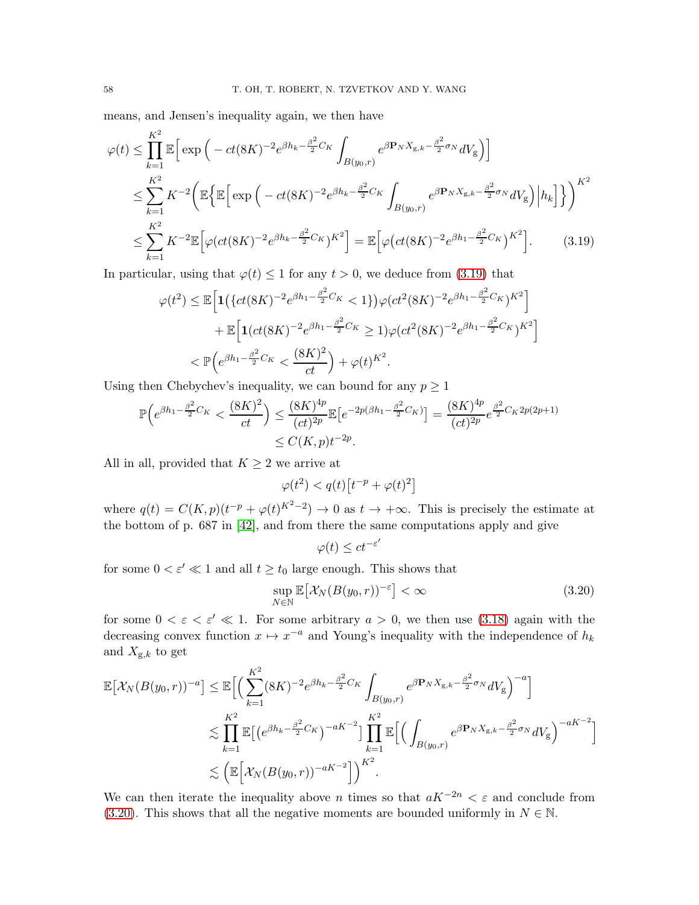means, and Jensen's inequality again, we then have

$$
\begin{aligned}
\varphi(t) &\le \prod_{k=1}^{K^2} \mathbb{E}\Big[\exp\Big(-ct(8K)^{-2}e^{\beta h_k-\frac{\beta^2}{2}C_K}\int_{B(y_0,r)} e^{\beta \mathbf{P}_N X_{\mathrm{g},k}-\frac{\beta^2}{2}\sigma_N}dV_{\mathrm{g}}\Big)\Big]\\
&\le \sum_{k=1}^{K^2} K^{-2}\bigg(\mathbb{E}\Big\{\mathbb{E}\Big[\exp\Big(-ct(8K)^{-2}e^{\beta h_k-\frac{\beta^2}{2}C_K}\int_{B(y_0,r)} e^{\beta \mathbf{P}_N X_{\mathrm{g},k}-\frac{\beta^2}{2}\sigma_N}dV_{\mathrm{g}}\Big)\Big|h_k\Big]\Big\}\bigg)^{K^2}\\
&\le \sum_{k=1}^{K^2} K^{-2}\mathbb{E}\Big[\varphi\big(ct(8K)^{-2}e^{\beta h_k-\frac{\beta^2}{2}C_K}\big)^{K^2}\Big] = \mathbb{E}\Big[\varphi\big(ct(8K)^{-2}e^{\beta h_1-\frac{\beta^2}{2}C_K}\big)^{K^2}\Big]. \qquad (3.19)
\end{aligned}
$$

In particular, using that $\varphi(t)\le 1$ for any $t>0$, we deduce from (3.19) that

$$
\begin{aligned}
\varphi(t^2) &\le \mathbb{E}\Big[\mathbf{1}\big(\{ct(8K)^{-2}e^{\beta h_1-\frac{\beta^2}{2}C_K}<1\}\big)\varphi(ct^2(8K)^{-2}e^{\beta h_1-\frac{\beta^2}{2}C_K})^{K^2}\Big]\\
&\quad + \mathbb{E}\Big[\mathbf{1}(ct(8K)^{-2}e^{\beta h_1-\frac{\beta^2}{2}C_K}\ge 1)\varphi(ct^2(8K)^{-2}e^{\beta h_1-\frac{\beta^2}{2}C_K})^{K^2}\Big]\\
&< \mathbb{P}\Big(e^{\beta h_1-\frac{\beta^2}{2}C_K}<\frac{(8K)^2}{ct}\Big)+\varphi(t)^{K^2}.
\end{aligned}
$$

Using then Chebychev's inequality, we can bound for any $p\ge 1$

$$
\begin{aligned}
\mathbb{P}\Big(e^{\beta h_1-\frac{\beta^2}{2}C_K}<\frac{(8K)^2}{ct}\Big) &\le \frac{(8K)^{4p}}{(ct)^{2p}}\mathbb{E}\big[e^{-2p(\beta h_1-\frac{\beta^2}{2}C_K)}\big] = \frac{(8K)^{4p}}{(ct)^{2p}}e^{\frac{\beta^2}{2}C_K 2p(2p+1)}\\
&\le C(K,p)t^{-2p}.
\end{aligned}
$$

All in all, provided that $K\ge 2$ we arrive at

$$
\varphi(t^2) < q(t)\big[t^{-p}+\varphi(t)^2\big]
$$

where $q(t)=C(K,p)(t^{-p}+\varphi(t)^{K^2-2})\to 0$ as $t\to+\infty$. This is precisely the estimate at the bottom of p. 687 in [42], and from there the same computations apply and give

$$
\varphi(t)\le ct^{-\varepsilon'}
$$

for some $0<\varepsilon'\ll 1$ and all $t\ge t_0$ large enough. This shows that

$$
\sup_{N\in\mathbb{N}}\mathbb{E}\big[\mathcal{X}_N(B(y_0,r))^{-\varepsilon}\big]<\infty \qquad (3.20)
$$

for some $0<\varepsilon<\varepsilon'\ll 1$. For some arbitrary $a>0$, we then use (3.18) again with the decreasing convex function $x\mapsto x^{-a}$ and Young's inequality with the independence of $h_k$ and $X_{\mathrm{g},k}$ to get

$$
\begin{aligned}
\mathbb{E}\big[\mathcal{X}_N(B(y_0,r))^{-a}\big] &\le \mathbb{E}\Big[\Big(\sum_{k=1}^{K^2}(8K)^{-2}e^{\beta h_k-\frac{\beta^2}{2}C_K}\int_{B(y_0,r)} e^{\beta \mathbf{P}_N X_{\mathrm{g},k}-\frac{\beta^2}{2}\sigma_N}dV_{\mathrm{g}}\Big)^{-a}\Big]\\
&\lesssim \prod_{k=1}^{K^2}\mathbb{E}\big[\big(e^{\beta h_k-\frac{\beta^2}{2}C_K}\big)^{-aK^{-2}}\big]\prod_{k=1}^{K^2}\mathbb{E}\Big[\Big(\int_{B(y_0,r)} e^{\beta \mathbf{P}_N X_{\mathrm{g},k}-\frac{\beta^2}{2}\sigma_N}dV_{\mathrm{g}}\Big)^{-aK^{-2}}\Big]\\
&\lesssim \Big(\mathbb{E}\Big[\mathcal{X}_N(B(y_0,r))^{-aK^{-2}}\Big]\Big)^{K^2}.
\end{aligned}
$$

We can then iterate the inequality above $n$ times so that $aK^{-2n}<\varepsilon$ and conclude from (3.20). This shows that all the negative moments are bounded uniformly in $N\in\mathbb{N}$.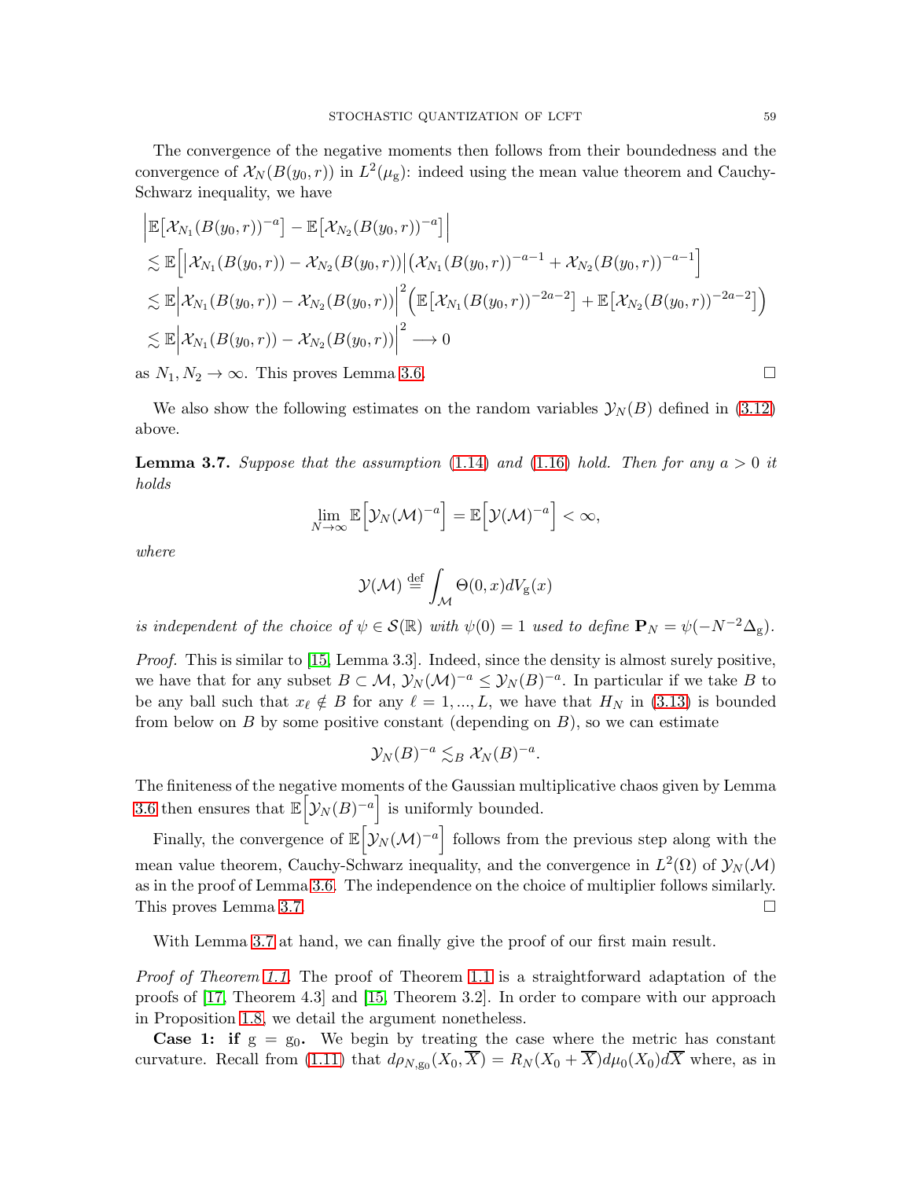The convergence of the negative moments then follows from their boundedness and the convergence of $\mathcal{X}_N(B(y_0,r))$ in $L^2(\mu_{\mathrm{g}})$: indeed using the mean value theorem and Cauchy-Schwarz inequality, we have

$$
\begin{aligned}
&\Big|\mathbb{E}\big[\mathcal{X}_{N_1}(B(y_0,r))^{-a}\big]-\mathbb{E}\big[\mathcal{X}_{N_2}(B(y_0,r))^{-a}\big]\Big|\\
&\lesssim \mathbb{E}\Big[\big|\mathcal{X}_{N_1}(B(y_0,r))-\mathcal{X}_{N_2}(B(y_0,r))\big|\big(\mathcal{X}_{N_1}(B(y_0,r))^{-a-1}+\mathcal{X}_{N_2}(B(y_0,r))^{-a-1}\Big]\\
&\lesssim \mathbb{E}\Big|\mathcal{X}_{N_1}(B(y_0,r))-\mathcal{X}_{N_2}(B(y_0,r))\Big|^2\Big(\mathbb{E}\big[\mathcal{X}_{N_1}(B(y_0,r))^{-2a-2}\big]+\mathbb{E}\big[\mathcal{X}_{N_2}(B(y_0,r))^{-2a-2}\big]\Big)\\
&\lesssim \mathbb{E}\Big|\mathcal{X}_{N_1}(B(y_0,r))-\mathcal{X}_{N_2}(B(y_0,r))\Big|^2\longrightarrow 0
\end{aligned}
$$

as $N_1,N_2\to\infty$. This proves Lemma 3.6. □

We also show the following estimates on the random variables $\mathcal{Y}_N(B)$ defined in (3.12) above.

**Lemma 3.7.** *Suppose that the assumption* (1.14) *and* (1.16) *hold. Then for any $a>0$ it holds*

$$
\lim_{N\to\infty}\mathbb{E}\Big[\mathcal{Y}_N(\mathcal{M})^{-a}\Big]=\mathbb{E}\Big[\mathcal{Y}(\mathcal{M})^{-a}\Big]<\infty,
$$

*where*

$$
\mathcal{Y}(\mathcal{M})\stackrel{\text{def}}{=}\int_{\mathcal{M}}\Theta(0,x)dV_{\mathrm{g}}(x)
$$

*is independent of the choice of $\psi\in\mathcal{S}(\mathbb{R})$ with $\psi(0)=1$ used to define $\mathbf{P}_N=\psi(-N^{-2}\Delta_{\mathrm{g}})$.*

*Proof.* This is similar to [15, Lemma 3.3]. Indeed, since the density is almost surely positive, we have that for any subset $B\subset\mathcal{M}$, $\mathcal{Y}_N(\mathcal{M})^{-a}\le\mathcal{Y}_N(B)^{-a}$. In particular if we take $B$ to be any ball such that $x_\ell\notin B$ for any $\ell=1,...,L$, we have that $H_N$ in (3.13) is bounded from below on $B$ by some positive constant (depending on $B$), so we can estimate

$$
\mathcal{Y}_N(B)^{-a}\lesssim_B\mathcal{X}_N(B)^{-a}.
$$

The finiteness of the negative moments of the Gaussian multiplicative chaos given by Lemma 3.6 then ensures that $\mathbb{E}\Big[\mathcal{Y}_N(B)^{-a}\Big]$ is uniformly bounded.

Finally, the convergence of $\mathbb{E}\Big[\mathcal{Y}_N(\mathcal{M})^{-a}\Big]$ follows from the previous step along with the mean value theorem, Cauchy-Schwarz inequality, and the convergence in $L^2(\Omega)$ of $\mathcal{Y}_N(\mathcal{M})$ as in the proof of Lemma 3.6. The independence on the choice of multiplier follows similarly. This proves Lemma 3.7. □

With Lemma 3.7 at hand, we can finally give the proof of our first main result.

*Proof of Theorem 1.1.* The proof of Theorem 1.1 is a straightforward adaptation of the proofs of [17, Theorem 4.3] and [15, Theorem 3.2]. In order to compare with our approach in Proposition 1.8, we detail the argument nonetheless.

**Case 1: if $\mathrm{g}=\mathrm{g}_0$.** We begin by treating the case where the metric has constant curvature. Recall from (1.11) that $d\rho_{N,\mathrm{g}_0}(X_0,\overline{X})=R_N(X_0+\overline{X})d\mu_0(X_0)d\overline{X}$ where, as in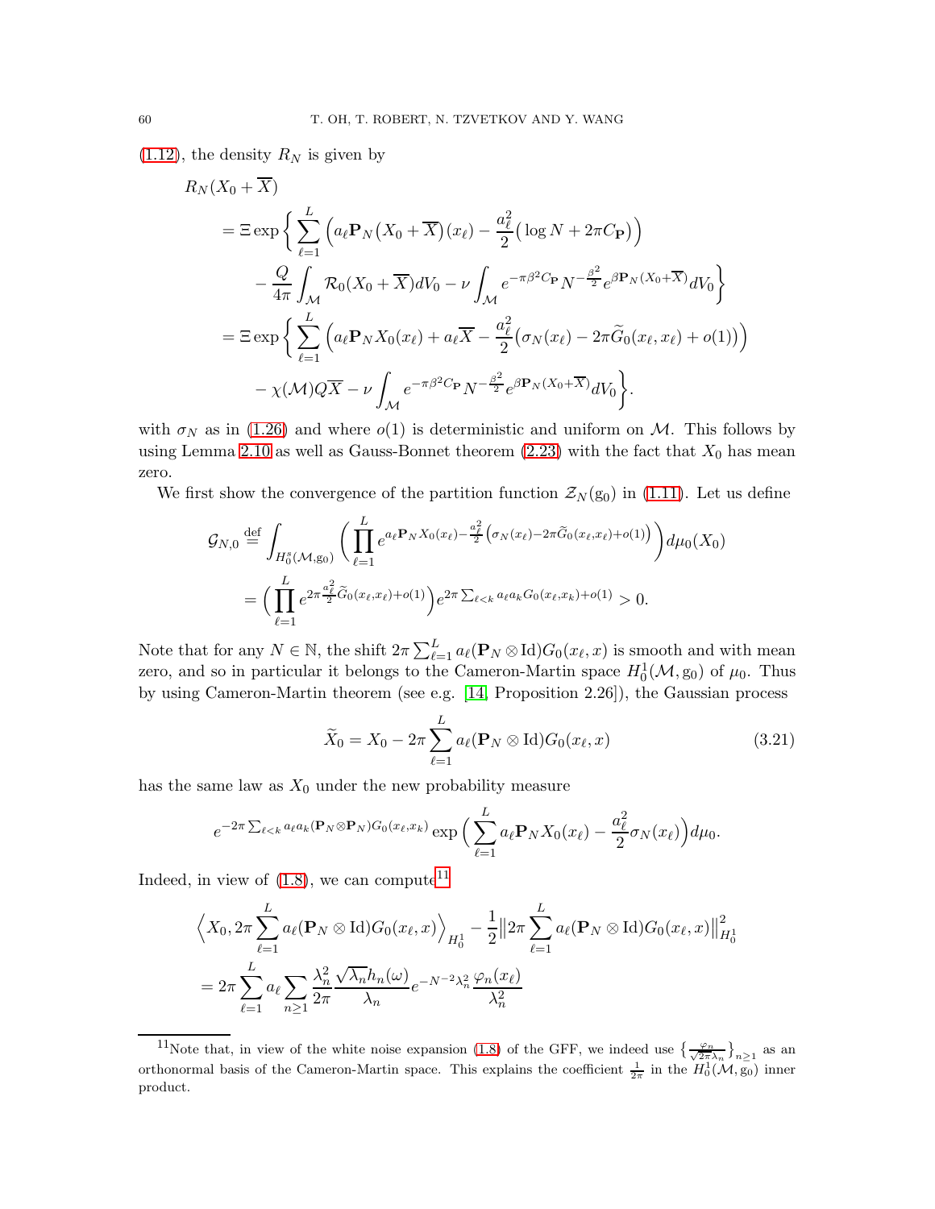(1.12), the density $R_N$ is given by

$$
\begin{aligned}
&R_N(X_0 + \overline{X}) \\
&= \Xi \exp\bigg\{ \sum_{\ell=1}^{L} \Big( a_\ell \mathbf{P}_N\big(X_0 + \overline{X}\big)(x_\ell) - \frac{a_\ell^2}{2}\big(\log N + 2\pi C_{\mathbf{P}}\big)\Big) \\
&\qquad - \frac{Q}{4\pi}\int_{\mathcal{M}} \mathcal{R}_0(X_0 + \overline{X}) dV_0 - \nu \int_{\mathcal{M}} e^{-\pi\beta^2 C_{\mathbf{P}}} N^{-\frac{\beta^2}{2}} e^{\beta \mathbf{P}_N(X_0+\overline{X})} dV_0 \bigg\} \\
&= \Xi \exp\bigg\{ \sum_{\ell=1}^{L} \Big( a_\ell \mathbf{P}_N X_0(x_\ell) + a_\ell \overline{X} - \frac{a_\ell^2}{2}\big(\sigma_N(x_\ell) - 2\pi \widetilde{G}_0(x_\ell, x_\ell) + o(1)\big)\Big) \\
&\qquad - \chi(\mathcal{M}) Q \overline{X} - \nu \int_{\mathcal{M}} e^{-\pi\beta^2 C_{\mathbf{P}}} N^{-\frac{\beta^2}{2}} e^{\beta \mathbf{P}_N(X_0+\overline{X})} dV_0 \bigg\}.
\end{aligned}
$$

with $\sigma_N$ as in (1.26) and where $o(1)$ is deterministic and uniform on $\mathcal{M}$. This follows by using Lemma 2.10 as well as Gauss-Bonnet theorem (2.23) with the fact that $X_0$ has mean zero.

We first show the convergence of the partition function $\mathcal{Z}_N(\mathrm{g}_0)$ in (1.11). Let us define

$$
\begin{aligned}
\mathcal{G}_{N,0} &\overset{\text{def}}{=} \int_{H_0^s(\mathcal{M},\mathrm{g}_0)} \bigg( \prod_{\ell=1}^{L} e^{a_\ell \mathbf{P}_N X_0(x_\ell) - \frac{a_\ell^2}{2}\left(\sigma_N(x_\ell) - 2\pi \widetilde{G}_0(x_\ell,x_\ell) + o(1)\right)} \bigg) d\mu_0(X_0) \\
&= \Big( \prod_{\ell=1}^{L} e^{2\pi \frac{a_\ell^2}{2} \widetilde{G}_0(x_\ell,x_\ell) + o(1)} \Big) e^{2\pi \sum_{\ell<k} a_\ell a_k G_0(x_\ell, x_k) + o(1)} > 0.
\end{aligned}
$$

Note that for any $N \in \mathbb{N}$, the shift $2\pi \sum_{\ell=1}^{L} a_\ell (\mathbf{P}_N \otimes \mathrm{Id}) G_0(x_\ell, x)$ is smooth and with mean zero, and so in particular it belongs to the Cameron-Martin space $H_0^1(\mathcal{M}, \mathrm{g}_0)$ of $\mu_0$. Thus by using Cameron-Martin theorem (see e.g. [14, Proposition 2.26]), the Gaussian process

$$
\widetilde{X}_0 = X_0 - 2\pi \sum_{\ell=1}^{L} a_\ell (\mathbf{P}_N \otimes \mathrm{Id}) G_0(x_\ell, x) \tag{3.21}
$$

has the same law as $X_0$ under the new probability measure

$$
e^{-2\pi \sum_{\ell<k} a_\ell a_k (\mathbf{P}_N \otimes \mathbf{P}_N) G_0(x_\ell, x_k)} \exp\Big( \sum_{\ell=1}^{L} a_\ell \mathbf{P}_N X_0(x_\ell) - \frac{a_\ell^2}{2} \sigma_N(x_\ell) \Big) d\mu_0.
$$

Indeed, in view of (1.8), we can compute[11]

$$
\begin{aligned}
&\Big\langle X_0, 2\pi \sum_{\ell=1}^{L} a_\ell (\mathbf{P}_N \otimes \mathrm{Id}) G_0(x_\ell, x) \Big\rangle_{H_0^1} - \frac{1}{2} \Big\| 2\pi \sum_{\ell=1}^{L} a_\ell (\mathbf{P}_N \otimes \mathrm{Id}) G_0(x_\ell, x) \Big\|_{H_0^1}^2 \\
&= 2\pi \sum_{\ell=1}^{L} a_\ell \sum_{n \geq 1} \frac{\lambda_n^2}{2\pi} \frac{\sqrt{\lambda_n} h_n(\omega)}{\lambda_n} e^{-N^{-2}\lambda_n^2} \frac{\varphi_n(x_\ell)}{\lambda_n^2}
\end{aligned}
$$

[11] Note that, in view of the white noise expansion (1.8) of the GFF, we indeed use $\big\{ \frac{\varphi_n}{\sqrt{2\pi\lambda_n}} \big\}_{n \geq 1}$ as an orthonormal basis of the Cameron-Martin space. This explains the coefficient $\frac{1}{2\pi}$ in the $H_0^1(\mathcal{M}, \mathrm{g}_0)$ inner product.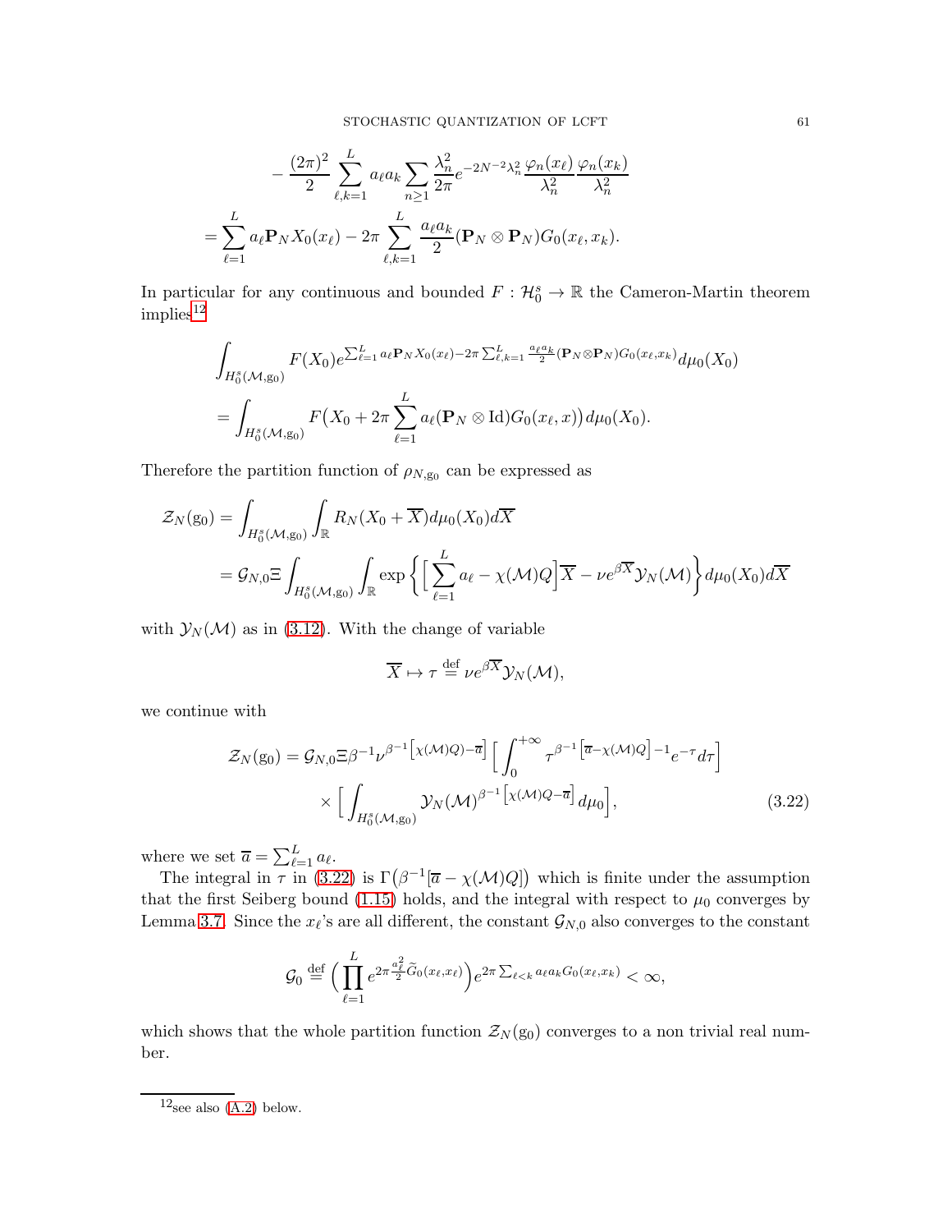$$
- \frac{(2\pi)^2}{2} \sum_{\ell,k=1}^{L} a_\ell a_k \sum_{n\geq 1} \frac{\lambda_n^2}{2\pi} e^{-2N^{-2}\lambda_n^2} \frac{\varphi_n(x_\ell)}{\lambda_n^2} \frac{\varphi_n(x_k)}{\lambda_n^2}
$$

$$
= \sum_{\ell=1}^{L} a_\ell \mathbf{P}_N X_0(x_\ell) - 2\pi \sum_{\ell,k=1}^{L} \frac{a_\ell a_k}{2} (\mathbf{P}_N \otimes \mathbf{P}_N) G_0(x_\ell, x_k).
$$

In particular for any continuous and bounded $F : \mathcal{H}_0^s \to \mathbb{R}$ the Cameron-Martin theorem implies[12]

$$
\int_{H_0^s(\mathcal{M},\mathrm{g}_0)} F(X_0) e^{\sum_{\ell=1}^{L} a_\ell \mathbf{P}_N X_0(x_\ell) - 2\pi \sum_{\ell,k=1}^{L} \frac{a_\ell a_k}{2} (\mathbf{P}_N \otimes \mathbf{P}_N) G_0(x_\ell, x_k)} d\mu_0(X_0)
$$

$$
= \int_{H_0^s(\mathcal{M},\mathrm{g}_0)} F\big(X_0 + 2\pi \sum_{\ell=1}^{L} a_\ell (\mathbf{P}_N \otimes \mathrm{Id}) G_0(x_\ell, x)\big) d\mu_0(X_0).
$$

Therefore the partition function of $\rho_{N,\mathrm{g}_0}$ can be expressed as

$$
\mathcal{Z}_N(\mathrm{g}_0) = \int_{H_0^s(\mathcal{M},\mathrm{g}_0)} \int_{\mathbb{R}} R_N(X_0 + \overline{X}) d\mu_0(X_0) d\overline{X}
$$

$$
= \mathcal{G}_{N,0} \Xi \int_{H_0^s(\mathcal{M},\mathrm{g}_0)} \int_{\mathbb{R}} \exp\Big\{ \Big[ \sum_{\ell=1}^{L} a_\ell - \chi(\mathcal{M}) Q \Big] \overline{X} - \nu e^{\beta \overline{X}} \mathcal{Y}_N(\mathcal{M}) \Big\} d\mu_0(X_0) d\overline{X}
$$

with $\mathcal{Y}_N(\mathcal{M})$ as in (3.12). With the change of variable

$$
\overline{X} \mapsto \tau \overset{\text{def}}{=} \nu e^{\beta \overline{X}} \mathcal{Y}_N(\mathcal{M}),
$$

we continue with

$$
\begin{aligned}
\mathcal{Z}_N(\mathrm{g}_0) = \mathcal{G}_{N,0} \Xi \beta^{-1} \nu^{\beta^{-1}\left[\chi(\mathcal{M})Q) - \overline{a}\right]} \Big[ \int_0^{+\infty} \tau^{\beta^{-1}\left[\overline{a} - \chi(\mathcal{M})Q\right] - 1} e^{-\tau} d\tau \Big] \\
\times \Big[ \int_{H_0^s(\mathcal{M},\mathrm{g}_0)} \mathcal{Y}_N(\mathcal{M})^{\beta^{-1}\left[\chi(\mathcal{M})Q - \overline{a}\right]} d\mu_0 \Big],
\end{aligned} \tag{3.22}
$$

where we set $\overline{a} = \sum_{\ell=1}^{L} a_\ell$.

The integral in $\tau$ in (3.22) is $\Gamma\big(\beta^{-1}[\overline{a} - \chi(\mathcal{M})Q]\big)$ which is finite under the assumption that the first Seiberg bound (1.15) holds, and the integral with respect to $\mu_0$ converges by Lemma 3.7. Since the $x_\ell$'s are all different, the constant $\mathcal{G}_{N,0}$ also converges to the constant

$$
\mathcal{G}_0 \overset{\text{def}}{=} \Big( \prod_{\ell=1}^{L} e^{2\pi \frac{a_\ell^2}{2} \widetilde{G}_0(x_\ell, x_\ell)} \Big) e^{2\pi \sum_{\ell<k} a_\ell a_k G_0(x_\ell, x_k)} < \infty,
$$

which shows that the whole partition function $\mathcal{Z}_N(\mathrm{g}_0)$ converges to a non trivial real number.

[12] see also (A.2) below.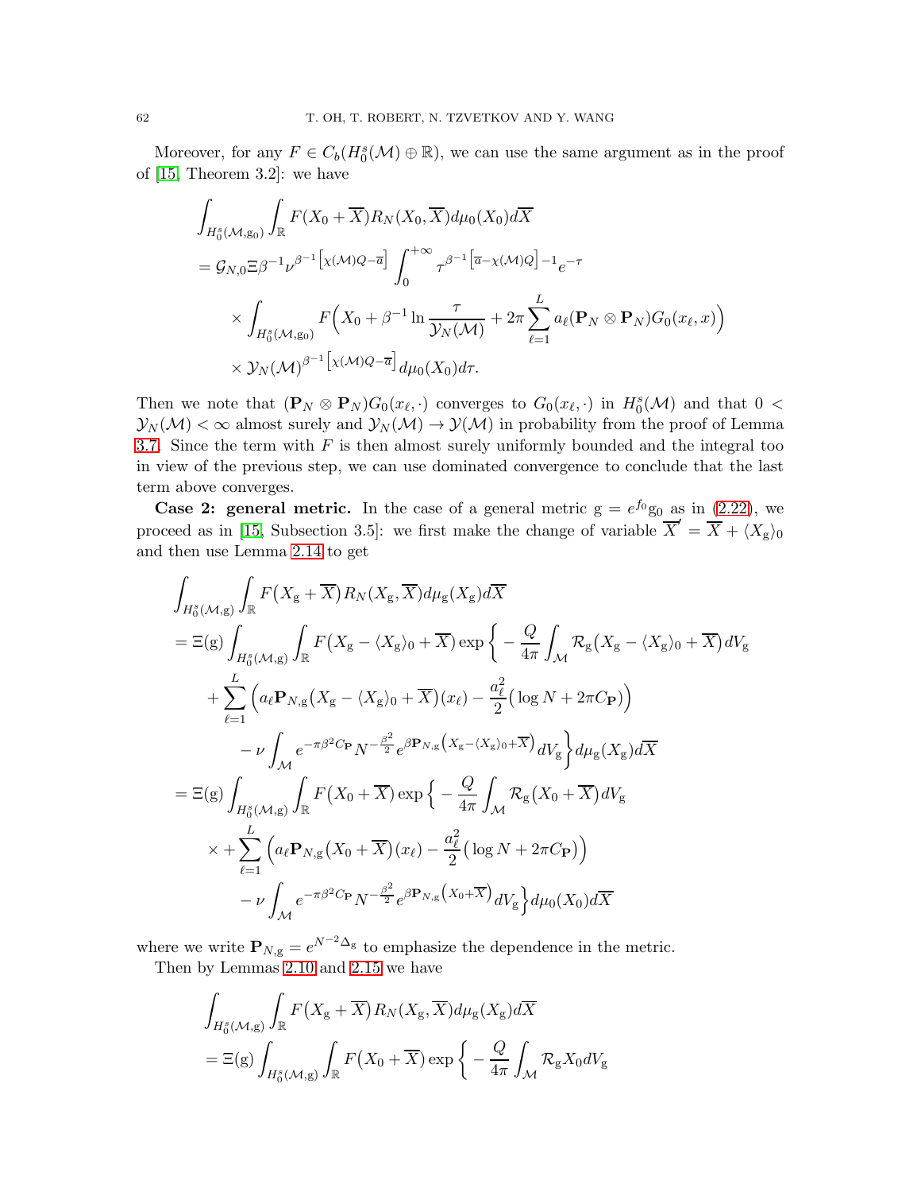Moreover, for any $F \in C_b(H_0^s(\mathcal{M}) \oplus \mathbb{R})$, we can use the same argument as in the proof of [15, Theorem 3.2]: we have

$$
\begin{aligned}
&\int_{H_0^s(\mathcal{M},\mathrm{g}_0)} \int_{\mathbb{R}} F(X_0 + \overline{X}) R_N(X_0, \overline{X}) d\mu_0(X_0) d\overline{X} \\
&= \mathcal{G}_{N,0} \Xi \beta^{-1} \nu^{\beta^{-1}\left[\chi(\mathcal{M})Q - \overline{a}\right]} \int_0^{+\infty} \tau^{\beta^{-1}\left[\overline{a} - \chi(\mathcal{M})Q\right] - 1} e^{-\tau} \\
&\quad \times \int_{H_0^s(\mathcal{M},\mathrm{g}_0)} F\Big(X_0 + \beta^{-1} \ln \frac{\tau}{\mathcal{Y}_N(\mathcal{M})} + 2\pi \sum_{\ell=1}^L a_\ell (\mathbf{P}_N \otimes \mathbf{P}_N) G_0(x_\ell, x)\Big) \\
&\quad \times \mathcal{Y}_N(\mathcal{M})^{\beta^{-1}\left[\chi(\mathcal{M})Q - \overline{a}\right]} d\mu_0(X_0) d\tau.
\end{aligned}
$$

Then we note that $(\mathbf{P}_N \otimes \mathbf{P}_N) G_0(x_\ell, \cdot)$ converges to $G_0(x_\ell, \cdot)$ in $H_0^s(\mathcal{M})$ and that $0 < \mathcal{Y}_N(\mathcal{M}) < \infty$ almost surely and $\mathcal{Y}_N(\mathcal{M}) \to \mathcal{Y}(\mathcal{M})$ in probability from the proof of Lemma 3.7. Since the term with $F$ is then almost surely uniformly bounded and the integral too in view of the previous step, we can use dominated convergence to conclude that the last term above converges.

**Case 2: general metric.** In the case of a general metric $\mathrm{g} = e^{f_0}\mathrm{g}_0$ as in (2.22), we proceed as in [15, Subsection 3.5]: we first make the change of variable $\overline{X}' = \overline{X} + \langle X_\mathrm{g} \rangle_0$ and then use Lemma 2.14 to get

$$
\begin{aligned}
&\int_{H_0^s(\mathcal{M},\mathrm{g})} \int_{\mathbb{R}} F\big(X_\mathrm{g} + \overline{X}\big) R_N(X_\mathrm{g}, \overline{X}) d\mu_\mathrm{g}(X_\mathrm{g}) d\overline{X} \\
&= \Xi(\mathrm{g}) \int_{H_0^s(\mathcal{M},\mathrm{g})} \int_{\mathbb{R}} F\big(X_\mathrm{g} - \langle X_\mathrm{g} \rangle_0 + \overline{X}\big) \exp\Big\{ -\frac{Q}{4\pi} \int_{\mathcal{M}} \mathcal{R}_\mathrm{g}\big(X_\mathrm{g} - \langle X_\mathrm{g} \rangle_0 + \overline{X}\big) dV_\mathrm{g} \\
&\quad + \sum_{\ell=1}^L \Big( a_\ell \mathbf{P}_{N,\mathrm{g}}\big(X_\mathrm{g} - \langle X_\mathrm{g} \rangle_0 + \overline{X}\big)(x_\ell) - \frac{a_\ell^2}{2}\big(\log N + 2\pi C_\mathbf{P}\big)\Big) \\
&\quad - \nu \int_{\mathcal{M}} e^{-\pi\beta^2 C_\mathbf{P}} N^{-\frac{\beta^2}{2}} e^{\beta \mathbf{P}_{N,\mathrm{g}}\left(X_\mathrm{g} - \langle X_\mathrm{g} \rangle_0 + \overline{X}\right)} dV_\mathrm{g} \Big\} d\mu_\mathrm{g}(X_\mathrm{g}) d\overline{X} \\
&= \Xi(\mathrm{g}) \int_{H_0^s(\mathcal{M},\mathrm{g})} \int_{\mathbb{R}} F\big(X_0 + \overline{X}\big) \exp\Big\{ -\frac{Q}{4\pi} \int_{\mathcal{M}} \mathcal{R}_\mathrm{g}\big(X_0 + \overline{X}\big) dV_\mathrm{g} \\
&\quad \times + \sum_{\ell=1}^L \Big( a_\ell \mathbf{P}_{N,\mathrm{g}}\big(X_0 + \overline{X}\big)(x_\ell) - \frac{a_\ell^2}{2}\big(\log N + 2\pi C_\mathbf{P}\big)\Big) \\
&\quad - \nu \int_{\mathcal{M}} e^{-\pi\beta^2 C_\mathbf{P}} N^{-\frac{\beta^2}{2}} e^{\beta \mathbf{P}_{N,\mathrm{g}}\left(X_0 + \overline{X}\right)} dV_\mathrm{g} \Big\} d\mu_0(X_0) d\overline{X}
\end{aligned}
$$

where we write $\mathbf{P}_{N,\mathrm{g}} = e^{N^{-2}\Delta_\mathrm{g}}$ to emphasize the dependence in the metric.

Then by Lemmas 2.10 and 2.15 we have

$$
\begin{aligned}
&\int_{H_0^s(\mathcal{M},\mathrm{g})} \int_{\mathbb{R}} F\big(X_\mathrm{g} + \overline{X}\big) R_N(X_\mathrm{g}, \overline{X}) d\mu_\mathrm{g}(X_\mathrm{g}) d\overline{X} \\
&= \Xi(\mathrm{g}) \int_{H_0^s(\mathcal{M},\mathrm{g})} \int_{\mathbb{R}} F\big(X_0 + \overline{X}\big) \exp\Big\{ -\frac{Q}{4\pi} \int_{\mathcal{M}} \mathcal{R}_\mathrm{g} X_0 dV_\mathrm{g}
\end{aligned}
$$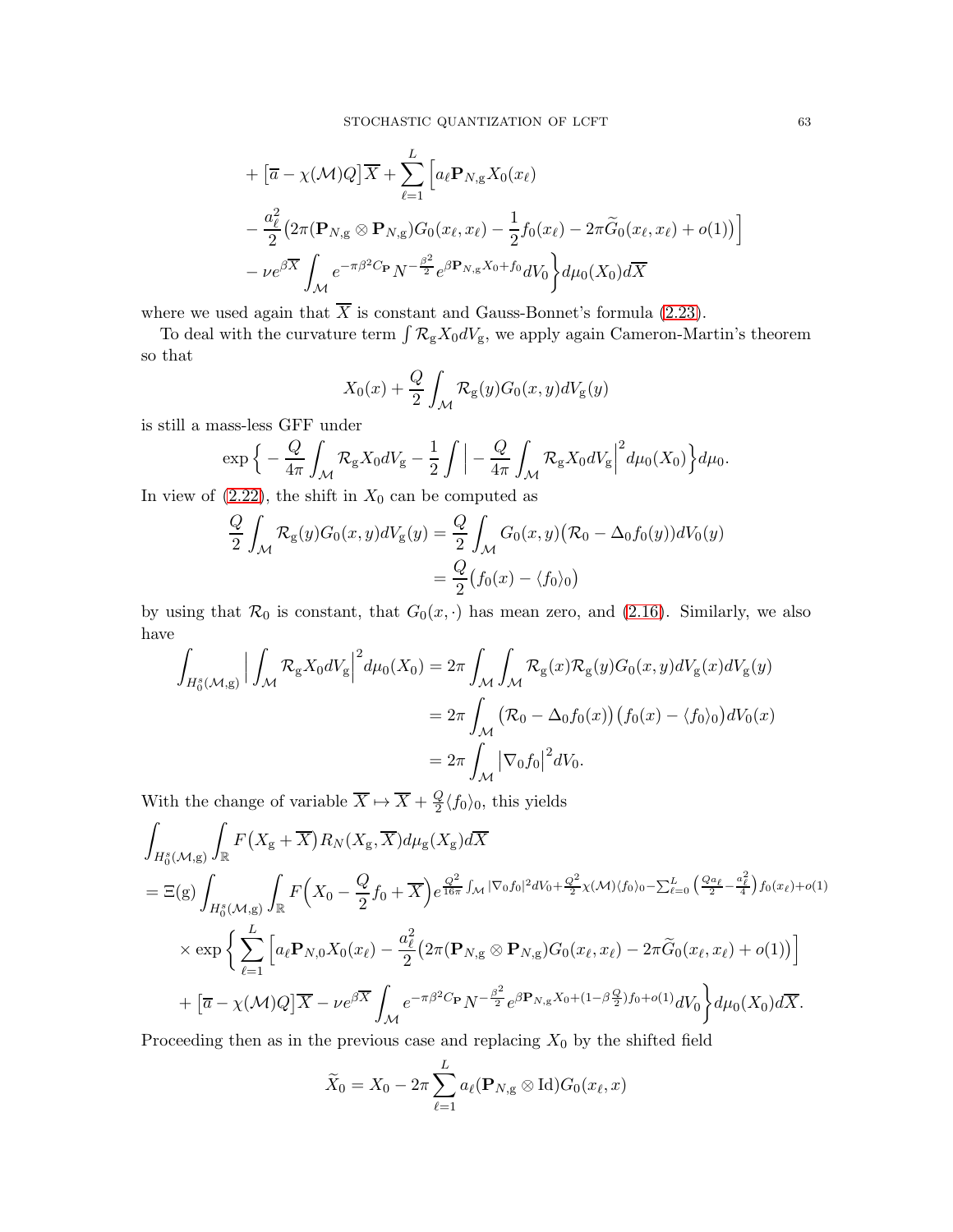$$
\begin{aligned}
&+ \big[\overline{a} - \chi(\mathcal{M})Q\big]\overline{X} + \sum_{\ell=1}^{L}\Big[a_\ell \mathbf{P}_{N,\mathrm{g}} X_0(x_\ell) \\
&- \frac{a_\ell^2}{2}\big(2\pi(\mathbf{P}_{N,\mathrm{g}}\otimes\mathbf{P}_{N,\mathrm{g}})G_0(x_\ell,x_\ell) - \frac{1}{2}f_0(x_\ell) - 2\pi\widetilde{G}_0(x_\ell,x_\ell) + o(1)\big)\Big] \\
&- \nu e^{\beta\overline{X}}\int_{\mathcal{M}} e^{-\pi\beta^2 C_{\mathbf{P}}} N^{-\frac{\beta^2}{2}} e^{\beta\mathbf{P}_{N,\mathrm{g}}X_0 + f_0} dV_0\Big\} d\mu_0(X_0)d\overline{X}
\end{aligned}
$$

where we used again that $\overline{X}$ is constant and Gauss-Bonnet's formula (2.23).

To deal with the curvature term $\int \mathcal{R}_\mathrm{g} X_0 dV_\mathrm{g}$, we apply again Cameron-Martin's theorem so that

$$
X_0(x) + \frac{Q}{2}\int_{\mathcal{M}} \mathcal{R}_\mathrm{g}(y)G_0(x,y)dV_\mathrm{g}(y)
$$

is still a mass-less GFF under

$$
\exp\Big\{-\frac{Q}{4\pi}\int_{\mathcal{M}}\mathcal{R}_\mathrm{g}X_0 dV_\mathrm{g} - \frac{1}{2}\int\Big| -\frac{Q}{4\pi}\int_{\mathcal{M}}\mathcal{R}_\mathrm{g}X_0dV_\mathrm{g}\Big|^2 d\mu_0(X_0)\Big\}d\mu_0.
$$

In view of (2.22), the shift in $X_0$ can be computed as

$$
\begin{aligned}
\frac{Q}{2}\int_{\mathcal{M}}\mathcal{R}_\mathrm{g}(y)G_0(x,y)dV_\mathrm{g}(y) &= \frac{Q}{2}\int_{\mathcal{M}} G_0(x,y)\big(\mathcal{R}_0 - \Delta_0 f_0(y)\big)dV_0(y) \\
&= \frac{Q}{2}\big(f_0(x) - \langle f_0\rangle_0\big)
\end{aligned}
$$

by using that $\mathcal{R}_0$ is constant, that $G_0(x,\cdot)$ has mean zero, and (2.16). Similarly, we also have

$$
\begin{aligned}
\int_{H_0^s(\mathcal{M},\mathrm{g})}\Big|\int_{\mathcal{M}}\mathcal{R}_\mathrm{g}X_0dV_\mathrm{g}\Big|^2 d\mu_0(X_0) &= 2\pi\int_{\mathcal{M}}\int_{\mathcal{M}}\mathcal{R}_\mathrm{g}(x)\mathcal{R}_\mathrm{g}(y)G_0(x,y)dV_\mathrm{g}(x)dV_\mathrm{g}(y) \\
&= 2\pi\int_{\mathcal{M}}\big(\mathcal{R}_0 - \Delta_0 f_0(x)\big)\big(f_0(x) - \langle f_0\rangle_0\big)dV_0(x) \\
&= 2\pi\int_{\mathcal{M}}\big|\nabla_0 f_0\big|^2 dV_0.
\end{aligned}
$$

With the change of variable $\overline{X}\mapsto\overline{X} + \frac{Q}{2}\langle f_0\rangle_0$, this yields

$$
\begin{aligned}
&\int_{H_0^s(\mathcal{M},\mathrm{g})}\int_{\mathbb{R}} F\big(X_\mathrm{g} + \overline{X}\big)R_N(X_\mathrm{g},\overline{X})d\mu_\mathrm{g}(X_\mathrm{g})d\overline{X} \\
&= \Xi(\mathrm{g})\int_{H_0^s(\mathcal{M},\mathrm{g})}\int_{\mathbb{R}} F\Big(X_0 - \frac{Q}{2}f_0 + \overline{X}\Big) e^{\frac{Q^2}{16\pi}\int_{\mathcal{M}}|\nabla_0 f_0|^2 dV_0 + \frac{Q^2}{2}\chi(\mathcal{M})\langle f_0\rangle_0 - \sum_{\ell=0}^{L}\left(\frac{Qa_\ell}{2} - \frac{a_\ell^2}{4}\right)f_0(x_\ell) + o(1)} \\
&\quad\times\exp\Big\{\sum_{\ell=1}^{L}\Big[a_\ell\mathbf{P}_{N,0}X_0(x_\ell) - \frac{a_\ell^2}{2}\big(2\pi(\mathbf{P}_{N,\mathrm{g}}\otimes\mathbf{P}_{N,\mathrm{g}})G_0(x_\ell,x_\ell) - 2\pi\widetilde{G}_0(x_\ell,x_\ell) + o(1)\big)\Big] \\
&\quad + \big[\overline{a} - \chi(\mathcal{M})Q\big]\overline{X} - \nu e^{\beta\overline{X}}\int_{\mathcal{M}} e^{-\pi\beta^2 C_{\mathbf{P}}}N^{-\frac{\beta^2}{2}} e^{\beta\mathbf{P}_{N,\mathrm{g}}X_0 + (1-\beta\frac{Q}{2})f_0 + o(1)}dV_0\Big\}d\mu_0(X_0)d\overline{X}.
\end{aligned}
$$

Proceeding then as in the previous case and replacing $X_0$ by the shifted field

$$
\widetilde{X}_0 = X_0 - 2\pi\sum_{\ell=1}^{L} a_\ell(\mathbf{P}_{N,\mathrm{g}}\otimes\mathrm{Id})G_0(x_\ell,x)
$$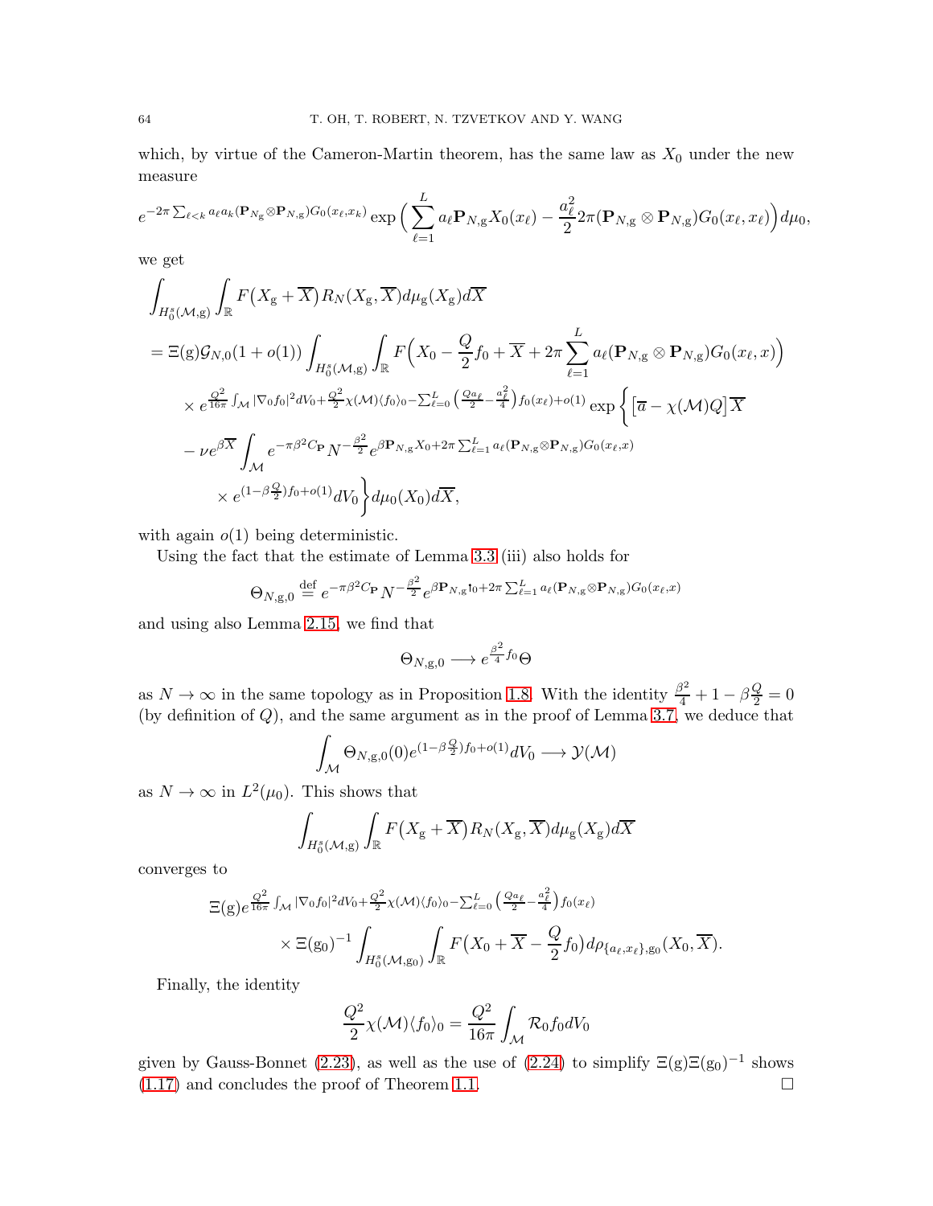which, by virtue of the Cameron-Martin theorem, has the same law as $X_0$ under the new measure

$$
e^{-2\pi \sum_{\ell<k} a_\ell a_k (\mathbf{P}_{N_{\rm g}} \otimes \mathbf{P}_{N,{\rm g}}) G_0(x_\ell, x_k)} \exp\Big( \sum_{\ell=1}^{L} a_\ell \mathbf{P}_{N,{\rm g}} X_0(x_\ell) - \frac{a_\ell^2}{2} 2\pi (\mathbf{P}_{N,{\rm g}} \otimes \mathbf{P}_{N,{\rm g}}) G_0(x_\ell, x_\ell) \Big) d\mu_0,
$$

we get

$$
\begin{aligned}
&\int_{H_0^s(\mathcal{M},{\rm g})} \int_{\mathbb{R}} F\big(X_{\rm g} + \overline{X}\big) R_N(X_{\rm g}, \overline{X}) d\mu_{\rm g}(X_{\rm g}) d\overline{X} \\
&= \Xi({\rm g}) \mathcal{G}_{N,0}(1+o(1)) \int_{H_0^s(\mathcal{M},{\rm g})} \int_{\mathbb{R}} F\Big( X_0 - \frac{Q}{2} f_0 + \overline{X} + 2\pi \sum_{\ell=1}^{L} a_\ell (\mathbf{P}_{N,{\rm g}} \otimes \mathbf{P}_{N,{\rm g}}) G_0(x_\ell, x) \Big) \\
&\quad \times e^{\frac{Q^2}{16\pi} \int_{\mathcal{M}} |\nabla_0 f_0|^2 dV_0 + \frac{Q^2}{2} \chi(\mathcal{M}) \langle f_0 \rangle_0 - \sum_{\ell=0}^{L} \big( \frac{Q a_\ell}{2} - \frac{a_\ell^2}{4} \big) f_0(x_\ell) + o(1)} \exp\bigg\{ \big[ \overline{a} - \chi(\mathcal{M}) Q \big] \overline{X} \\
&\quad - \nu e^{\beta \overline{X}} \int_{\mathcal{M}} e^{-\pi \beta^2 C_{\mathbf{P}}} N^{-\frac{\beta^2}{2}} e^{\beta \mathbf{P}_{N,{\rm g}} X_0 + 2\pi \sum_{\ell=1}^{L} a_\ell (\mathbf{P}_{N,{\rm g}} \otimes \mathbf{P}_{N,{\rm g}}) G_0(x_\ell, x)} \\
&\quad \times e^{(1 - \beta \frac{Q}{2}) f_0 + o(1)} dV_0 \bigg\} d\mu_0(X_0) d\overline{X},
\end{aligned}
$$

with again $o(1)$ being deterministic.

Using the fact that the estimate of Lemma 3.3 (iii) also holds for

$$
\Theta_{N,{\rm g},0} \stackrel{\rm def}{=} e^{-\pi \beta^2 C_{\mathbf{P}}} N^{-\frac{\beta^2}{2}} e^{\beta \mathbf{P}_{N,{\rm g}} \mathfrak{h}_0 + 2\pi \sum_{\ell=1}^{L} a_\ell (\mathbf{P}_{N,{\rm g}} \otimes \mathbf{P}_{N,{\rm g}}) G_0(x_\ell, x)}
$$

and using also Lemma 2.15, we find that

$$
\Theta_{N,{\rm g},0} \longrightarrow e^{\frac{\beta^2}{4} f_0} \Theta
$$

as $N \to \infty$ in the same topology as in Proposition 1.8. With the identity $\frac{\beta^2}{4} + 1 - \beta \frac{Q}{2} = 0$ (by definition of $Q$), and the same argument as in the proof of Lemma 3.7, we deduce that

$$
\int_{\mathcal{M}} \Theta_{N,{\rm g},0}(0) e^{(1 - \beta \frac{Q}{2}) f_0 + o(1)} dV_0 \longrightarrow \mathcal{Y}(\mathcal{M})
$$

as $N \to \infty$ in $L^2(\mu_0)$. This shows that

$$
\int_{H_0^s(\mathcal{M},{\rm g})} \int_{\mathbb{R}} F\big(X_{\rm g} + \overline{X}\big) R_N(X_{\rm g}, \overline{X}) d\mu_{\rm g}(X_{\rm g}) d\overline{X}
$$

converges to

$$
\begin{aligned}
&\Xi({\rm g}) e^{\frac{Q^2}{16\pi} \int_{\mathcal{M}} |\nabla_0 f_0|^2 dV_0 + \frac{Q^2}{2} \chi(\mathcal{M}) \langle f_0 \rangle_0 - \sum_{\ell=0}^{L} \big( \frac{Q a_\ell}{2} - \frac{a_\ell^2}{4} \big) f_0(x_\ell)} \\
&\quad \times \Xi({\rm g}_0)^{-1} \int_{H_0^s(\mathcal{M},{\rm g}_0)} \int_{\mathbb{R}} F\big( X_0 + \overline{X} - \frac{Q}{2} f_0 \big) d\rho_{\{a_\ell, x_\ell\}, {\rm g}_0}(X_0, \overline{X}).
\end{aligned}
$$

Finally, the identity

$$
\frac{Q^2}{2} \chi(\mathcal{M}) \langle f_0 \rangle_0 = \frac{Q^2}{16\pi} \int_{\mathcal{M}} \mathcal{R}_0 f_0 dV_0
$$

given by Gauss-Bonnet (2.23), as well as the use of (2.24) to simplify $\Xi({\rm g}) \Xi({\rm g}_0)^{-1}$ shows (1.17) and concludes the proof of Theorem 1.1. $\square$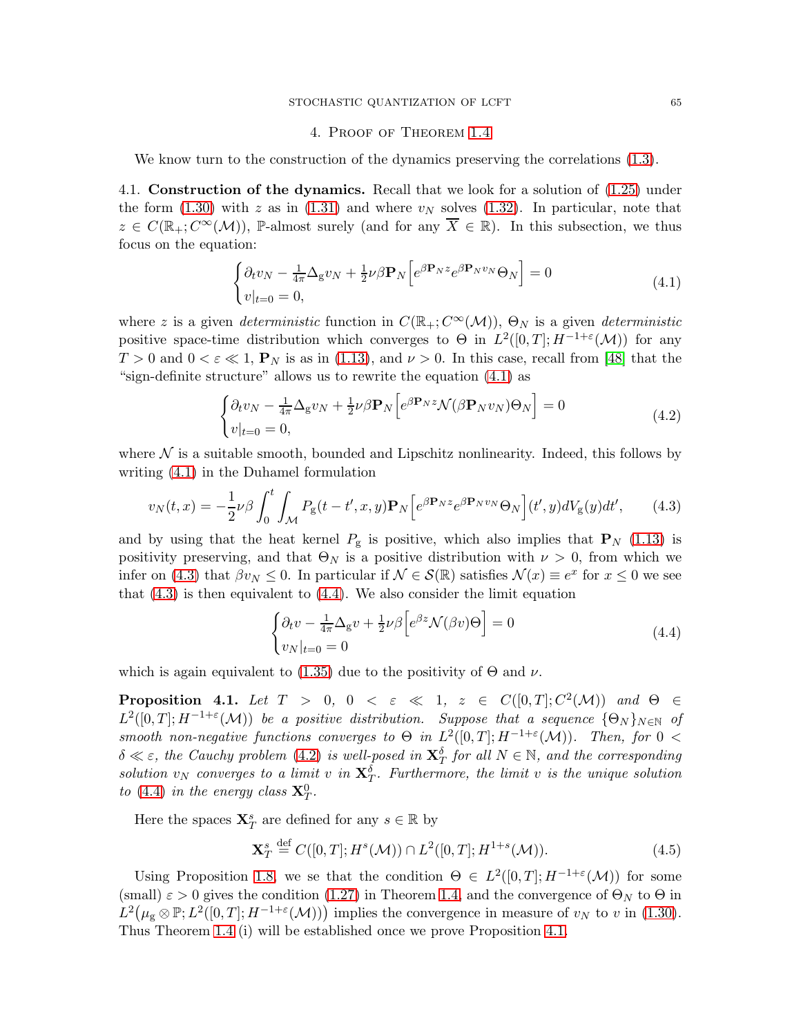## 4. Proof of Theorem 1.4

We know turn to the construction of the dynamics preserving the correlations (1.3).

**4.1. Construction of the dynamics.** Recall that we look for a solution of (1.25) under the form (1.30) with $z$ as in (1.31) and where $v_N$ solves (1.32). In particular, note that $z \in C(\mathbb{R}_+; C^\infty(\mathcal{M}))$, $\mathbb{P}$-almost surely (and for any $\overline{X} \in \mathbb{R}$). In this subsection, we thus focus on the equation:

$$
\begin{cases}
\partial_t v_N - \frac{1}{4\pi}\Delta_{\mathrm{g}} v_N + \frac{1}{2}\nu\beta \mathbf{P}_N\Big[e^{\beta \mathbf{P}_N z} e^{\beta \mathbf{P}_N v_N}\Theta_N\Big] = 0 \\
v|_{t=0} = 0,
\end{cases}
\tag{4.1}
$$

where $z$ is a given *deterministic* function in $C(\mathbb{R}_+; C^\infty(\mathcal{M}))$, $\Theta_N$ is a given *deterministic* positive space-time distribution which converges to $\Theta$ in $L^2([0,T]; H^{-1+\varepsilon}(\mathcal{M}))$ for any $T > 0$ and $0 < \varepsilon \ll 1$, $\mathbf{P}_N$ is as in (1.13), and $\nu > 0$. In this case, recall from [48] that the "sign-definite structure" allows us to rewrite the equation (4.1) as

$$
\begin{cases}
\partial_t v_N - \frac{1}{4\pi}\Delta_{\mathrm{g}} v_N + \frac{1}{2}\nu\beta \mathbf{P}_N\Big[e^{\beta \mathbf{P}_N z} \mathcal{N}(\beta \mathbf{P}_N v_N)\Theta_N\Big] = 0 \\
v|_{t=0} = 0,
\end{cases}
\tag{4.2}
$$

where $\mathcal{N}$ is a suitable smooth, bounded and Lipschitz nonlinearity. Indeed, this follows by writing (4.1) in the Duhamel formulation

$$
v_N(t,x) = -\frac{1}{2}\nu\beta \int_0^t \int_{\mathcal{M}} P_{\mathrm{g}}(t-t', x, y)\mathbf{P}_N\Big[e^{\beta \mathbf{P}_N z} e^{\beta \mathbf{P}_N v_N}\Theta_N\Big](t', y)dV_{\mathrm{g}}(y)dt', \tag{4.3}
$$

and by using that the heat kernel $P_{\mathrm{g}}$ is positive, which also implies that $\mathbf{P}_N$ (1.13) is positivity preserving, and that $\Theta_N$ is a positive distribution with $\nu > 0$, from which we infer on (4.3) that $\beta v_N \le 0$. In particular if $\mathcal{N} \in \mathcal{S}(\mathbb{R})$ satisfies $\mathcal{N}(x) \equiv e^x$ for $x \le 0$ we see that (4.3) is then equivalent to (4.4). We also consider the limit equation

$$
\begin{cases}
\partial_t v - \frac{1}{4\pi}\Delta_{\mathrm{g}} v + \frac{1}{2}\nu\beta\Big[e^{\beta z} \mathcal{N}(\beta v)\Theta\Big] = 0 \\
v_N|_{t=0} = 0
\end{cases}
\tag{4.4}
$$

which is again equivalent to (1.35) due to the positivity of $\Theta$ and $\nu$.

**Proposition 4.1.** *Let $T > 0$, $0 < \varepsilon \ll 1$, $z \in C([0,T]; C^2(\mathcal{M}))$ and $\Theta \in L^2([0,T]; H^{-1+\varepsilon}(\mathcal{M}))$ be a positive distribution. Suppose that a sequence $\{\Theta_N\}_{N\in\mathbb{N}}$ of smooth non-negative functions converges to $\Theta$ in $L^2([0,T]; H^{-1+\varepsilon}(\mathcal{M}))$. Then, for $0 < \delta \ll \varepsilon$, the Cauchy problem (4.2) is well-posed in $\mathbf{X}_T^\delta$ for all $N \in \mathbb{N}$, and the corresponding solution $v_N$ converges to a limit $v$ in $\mathbf{X}_T^\delta$. Furthermore, the limit $v$ is the unique solution to (4.4) in the energy class $\mathbf{X}_T^0$.*

Here the spaces $\mathbf{X}_T^s$ are defined for any $s \in \mathbb{R}$ by

$$
\mathbf{X}_T^s \stackrel{\text{def}}{=} C([0,T]; H^s(\mathcal{M})) \cap L^2([0,T]; H^{1+s}(\mathcal{M})). \tag{4.5}
$$

Using Proposition 1.8, we se that the condition $\Theta \in L^2([0,T]; H^{-1+\varepsilon}(\mathcal{M}))$ for some (small) $\varepsilon > 0$ gives the condition (1.27) in Theorem 1.4, and the convergence of $\Theta_N$ to $\Theta$ in $L^2\big(\mu_{\mathrm{g}} \otimes \mathbb{P}; L^2([0,T]; H^{-1+\varepsilon}(\mathcal{M}))\big)$ implies the convergence in measure of $v_N$ to $v$ in (1.30). Thus Theorem 1.4 (i) will be established once we prove Proposition 4.1.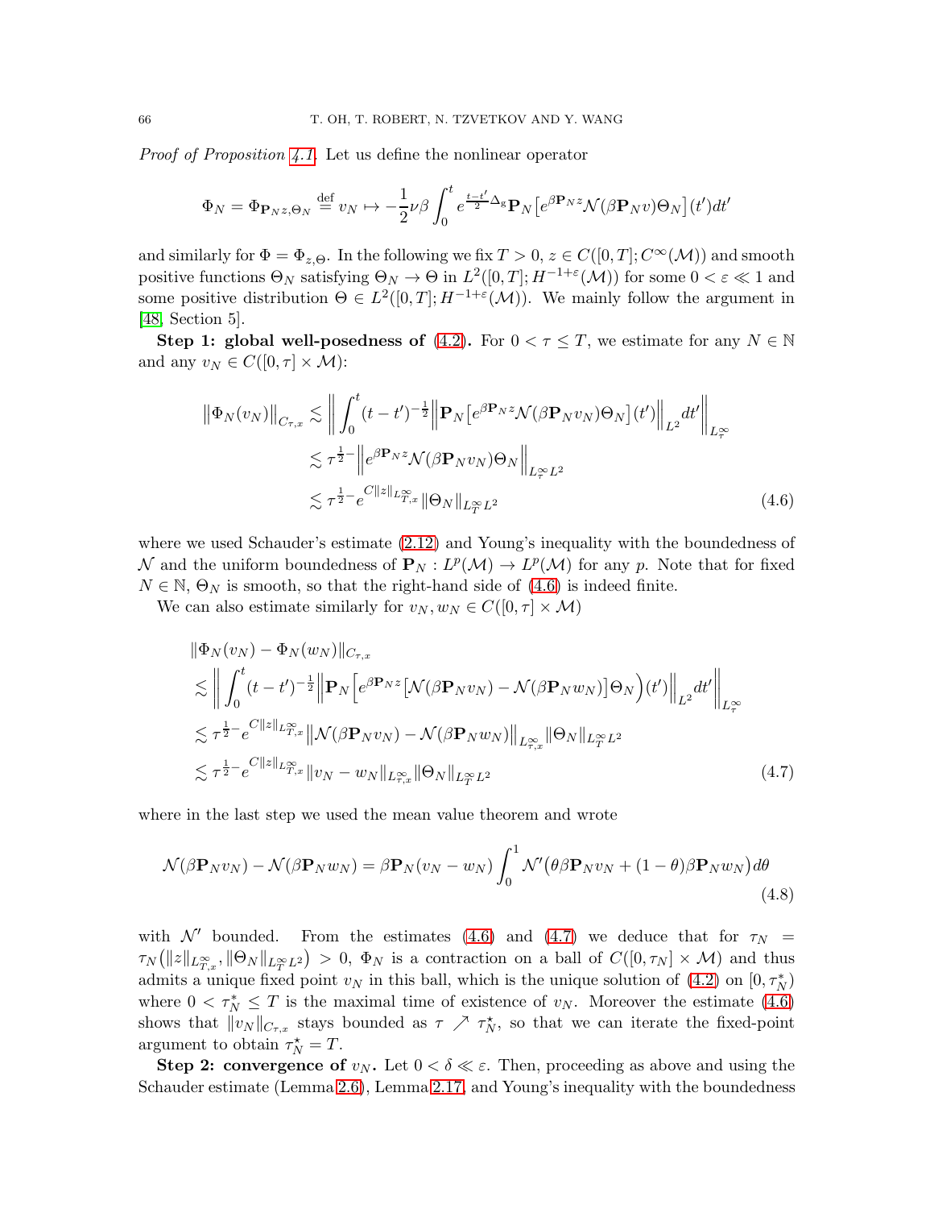*Proof of Proposition 4.1.* Let us define the nonlinear operator

$$\Phi_N = \Phi_{\mathbf{P}_N z, \Theta_N} \overset{\text{def}}{=} v_N \mapsto -\frac{1}{2}\nu\beta \int_0^t e^{\frac{t-t'}{2}\Delta_{\mathrm{g}}} \mathbf{P}_N \big[ e^{\beta \mathbf{P}_N z} \mathcal{N}(\beta \mathbf{P}_N v)\Theta_N \big](t')dt'$$

and similarly for $\Phi = \Phi_{z,\Theta}$. In the following we fix $T > 0$, $z \in C([0,T]; C^\infty(\mathcal{M}))$ and smooth positive functions $\Theta_N$ satisfying $\Theta_N \to \Theta$ in $L^2([0,T]; H^{-1+\varepsilon}(\mathcal{M}))$ for some $0 < \varepsilon \ll 1$ and some positive distribution $\Theta \in L^2([0,T]; H^{-1+\varepsilon}(\mathcal{M}))$. We mainly follow the argument in [48, Section 5].

**Step 1: global well-posedness of (4.2).** For $0 < \tau \le T$, we estimate for any $N \in \mathbb{N}$ and any $v_N \in C([0,\tau] \times \mathcal{M})$:

$$\begin{aligned}
\big\| \Phi_N(v_N) \big\|_{C_{\tau,x}} &\lesssim \bigg\| \int_0^t (t-t')^{-\frac{1}{2}} \Big\| \mathbf{P}_N \big[ e^{\beta \mathbf{P}_N z} \mathcal{N}(\beta \mathbf{P}_N v_N) \Theta_N \big](t') \Big\|_{L^2} dt' \bigg\|_{L^\infty_\tau} \\
&\lesssim \tau^{\frac{1}{2}-} \Big\| e^{\beta \mathbf{P}_N z} \mathcal{N}(\beta \mathbf{P}_N v_N) \Theta_N \Big\|_{L^\infty_\tau L^2} \\
&\lesssim \tau^{\frac{1}{2}-} e^{C\|z\|_{L^\infty_{T,x}}} \|\Theta_N\|_{L^\infty_T L^2}
\end{aligned} \tag{4.6}$$

where we used Schauder's estimate (2.12) and Young's inequality with the boundedness of $\mathcal{N}$ and the uniform boundedness of $\mathbf{P}_N : L^p(\mathcal{M}) \to L^p(\mathcal{M})$ for any $p$. Note that for fixed $N \in \mathbb{N}$, $\Theta_N$ is smooth, so that the right-hand side of (4.6) is indeed finite.

We can also estimate similarly for $v_N, w_N \in C([0,\tau] \times \mathcal{M})$

$$\begin{aligned}
&\|\Phi_N(v_N) - \Phi_N(w_N)\|_{C_{\tau,x}} \\
&\lesssim \bigg\| \int_0^t (t-t')^{-\frac{1}{2}} \Big\| \mathbf{P}_N \Big[ e^{\beta \mathbf{P}_N z} \big[ \mathcal{N}(\beta \mathbf{P}_N v_N) - \mathcal{N}(\beta \mathbf{P}_N w_N) \big] \Theta_N \Big)(t') \Big\|_{L^2} dt' \bigg\|_{L^\infty_\tau} \\
&\lesssim \tau^{\frac{1}{2}-} e^{C\|z\|_{L^\infty_{T,x}}} \big\| \mathcal{N}(\beta \mathbf{P}_N v_N) - \mathcal{N}(\beta \mathbf{P}_N w_N) \big\|_{L^\infty_{\tau,x}} \|\Theta_N\|_{L^\infty_T L^2} \\
&\lesssim \tau^{\frac{1}{2}-} e^{C\|z\|_{L^\infty_{T,x}}} \|v_N - w_N\|_{L^\infty_{\tau,x}} \|\Theta_N\|_{L^\infty_T L^2}
\end{aligned} \tag{4.7}$$

where in the last step we used the mean value theorem and wrote

$$\mathcal{N}(\beta \mathbf{P}_N v_N) - \mathcal{N}(\beta \mathbf{P}_N w_N) = \beta \mathbf{P}_N (v_N - w_N) \int_0^1 \mathcal{N}'\big(\theta \beta \mathbf{P}_N v_N + (1-\theta)\beta \mathbf{P}_N w_N\big) d\theta \tag{4.8}$$

with $\mathcal{N}'$ bounded. From the estimates (4.6) and (4.7) we deduce that for $\tau_N = \tau_N\big(\|z\|_{L^\infty_{T,x}}, \|\Theta_N\|_{L^\infty_T L^2}\big) > 0$, $\Phi_N$ is a contraction on a ball of $C([0,\tau_N] \times \mathcal{M})$ and thus admits a unique fixed point $v_N$ in this ball, which is the unique solution of (4.2) on $[0, \tau_N^*)$ where $0 < \tau_N^* \le T$ is the maximal time of existence of $v_N$. Moreover the estimate (4.6) shows that $\|v_N\|_{C_{\tau,x}}$ stays bounded as $\tau \nearrow \tau_N^*$, so that we can iterate the fixed-point argument to obtain $\tau_N^\star = T$.

**Step 2: convergence of $v_N$.** Let $0 < \delta \ll \varepsilon$. Then, proceeding as above and using the Schauder estimate (Lemma 2.6), Lemma 2.17, and Young's inequality with the boundedness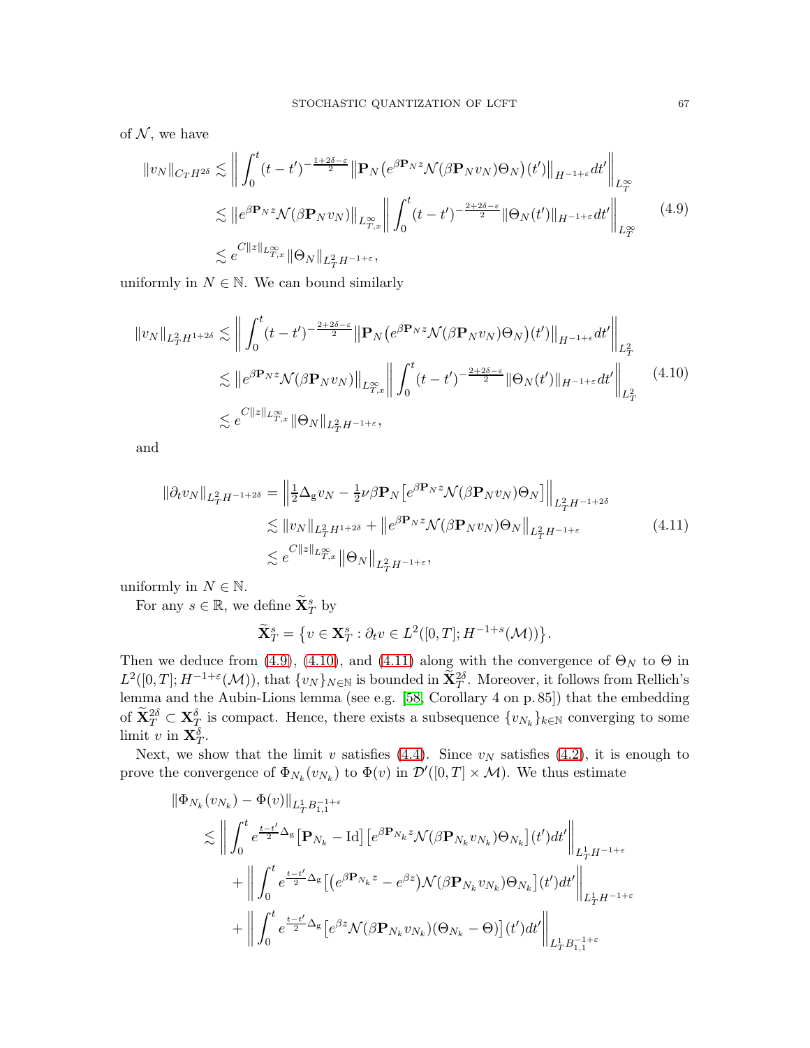of $\mathcal{N}$, we have

$$
\begin{aligned}
\|v_N\|_{C_T H^{2\delta}} &\lesssim \bigg\| \int_0^t (t-t')^{-\frac{1+2\delta-\varepsilon}{2}} \big\| \mathbf{P}_N \big( e^{\beta \mathbf{P}_N z} \mathcal{N}(\beta \mathbf{P}_N v_N) \Theta_N \big)(t') \big\|_{H^{-1+\varepsilon}} dt' \bigg\|_{L^\infty_T} \\
&\lesssim \big\| e^{\beta \mathbf{P}_N z} \mathcal{N}(\beta \mathbf{P}_N v_N) \big\|_{L^\infty_{T,x}} \bigg\| \int_0^t (t-t')^{-\frac{2+2\delta-\varepsilon}{2}} \|\Theta_N(t')\|_{H^{-1+\varepsilon}} dt' \bigg\|_{L^\infty_T} \\
&\lesssim e^{C\|z\|_{L^\infty_{T,x}}} \|\Theta_N\|_{L^2_T H^{-1+\varepsilon}},
\end{aligned}
\tag{4.9}
$$

uniformly in $N \in \mathbb{N}$. We can bound similarly

$$
\begin{aligned}
\|v_N\|_{L^2_T H^{1+2\delta}} &\lesssim \bigg\| \int_0^t (t-t')^{-\frac{2+2\delta-\varepsilon}{2}} \big\| \mathbf{P}_N \big( e^{\beta \mathbf{P}_N z} \mathcal{N}(\beta \mathbf{P}_N v_N) \Theta_N \big)(t') \big\|_{H^{-1+\varepsilon}} dt' \bigg\|_{L^2_T} \\
&\lesssim \big\| e^{\beta \mathbf{P}_N z} \mathcal{N}(\beta \mathbf{P}_N v_N) \big\|_{L^\infty_{T,x}} \bigg\| \int_0^t (t-t')^{-\frac{2+2\delta-\varepsilon}{2}} \|\Theta_N(t')\|_{H^{-1+\varepsilon}} dt' \bigg\|_{L^2_T} \\
&\lesssim e^{C\|z\|_{L^\infty_{T,x}}} \|\Theta_N\|_{L^2_T H^{-1+\varepsilon}},
\end{aligned}
\tag{4.10}
$$

and

$$
\begin{aligned}
\|\partial_t v_N\|_{L^2_T H^{-1+2\delta}} &= \Big\| \tfrac{1}{2} \Delta_g v_N - \tfrac{1}{2} \nu \beta \mathbf{P}_N \big[ e^{\beta \mathbf{P}_N z} \mathcal{N}(\beta \mathbf{P}_N v_N) \Theta_N \big] \Big\|_{L^2_T H^{-1+2\delta}} \\
&\lesssim \|v_N\|_{L^2_T H^{1+2\delta}} + \big\| e^{\beta \mathbf{P}_N z} \mathcal{N}(\beta \mathbf{P}_N v_N) \Theta_N \big\|_{L^2_T H^{-1+\varepsilon}} \\
&\lesssim e^{C\|z\|_{L^\infty_{T,x}}} \big\|\Theta_N\big\|_{L^2_T H^{-1+\varepsilon}},
\end{aligned}
\tag{4.11}
$$

uniformly in $N \in \mathbb{N}$.

For any $s \in \mathbb{R}$, we define $\widetilde{\mathbf{X}}^s_T$ by

$$
\widetilde{\mathbf{X}}^s_T = \big\{ v \in \mathbf{X}^s_T : \partial_t v \in L^2([0,T]; H^{-1+s}(\mathcal{M})) \big\}.
$$

Then we deduce from (4.9), (4.10), and (4.11) along with the convergence of $\Theta_N$ to $\Theta$ in $L^2([0,T]; H^{-1+\varepsilon}(\mathcal{M}))$, that $\{v_N\}_{N\in\mathbb{N}}$ is bounded in $\widetilde{\mathbf{X}}^{2\delta}_T$. Moreover, it follows from Rellich's lemma and the Aubin-Lions lemma (see e.g. [58, Corollary 4 on p. 85]) that the embedding of $\widetilde{\mathbf{X}}^{2\delta}_T \subset \mathbf{X}^{\delta}_T$ is compact. Hence, there exists a subsequence $\{v_{N_k}\}_{k\in\mathbb{N}}$ converging to some limit $v$ in $\mathbf{X}^{\delta}_T$.

Next, we show that the limit $v$ satisfies (4.4). Since $v_N$ satisfies (4.2), it is enough to prove the convergence of $\Phi_{N_k}(v_{N_k})$ to $\Phi(v)$ in $\mathcal{D}'([0,T]\times\mathcal{M})$. We thus estimate

$$
\begin{aligned}
&\|\Phi_{N_k}(v_{N_k}) - \Phi(v)\|_{L^1_T B^{-1+\varepsilon}_{1,1}} \\
&\quad\lesssim \bigg\| \int_0^t e^{\frac{t-t'}{2}\Delta_g} \big[ \mathbf{P}_{N_k} - \mathrm{Id} \big] \big[ e^{\beta \mathbf{P}_{N_k} z} \mathcal{N}(\beta \mathbf{P}_{N_k} v_{N_k}) \Theta_{N_k} \big](t') dt' \bigg\|_{L^1_T H^{-1+\varepsilon}} \\
&\qquad + \bigg\| \int_0^t e^{\frac{t-t'}{2}\Delta_g} \big[ \big( e^{\beta \mathbf{P}_{N_k} z} - e^{\beta z} \big) \mathcal{N}(\beta \mathbf{P}_{N_k} v_{N_k}) \Theta_{N_k} \big](t') dt' \bigg\|_{L^1_T H^{-1+\varepsilon}} \\
&\qquad + \bigg\| \int_0^t e^{\frac{t-t'}{2}\Delta_g} \big[ e^{\beta z} \mathcal{N}(\beta \mathbf{P}_{N_k} v_{N_k}) (\Theta_{N_k} - \Theta) \big](t') dt' \bigg\|_{L^1_T B^{-1+\varepsilon}_{1,1}}
\end{aligned}
$$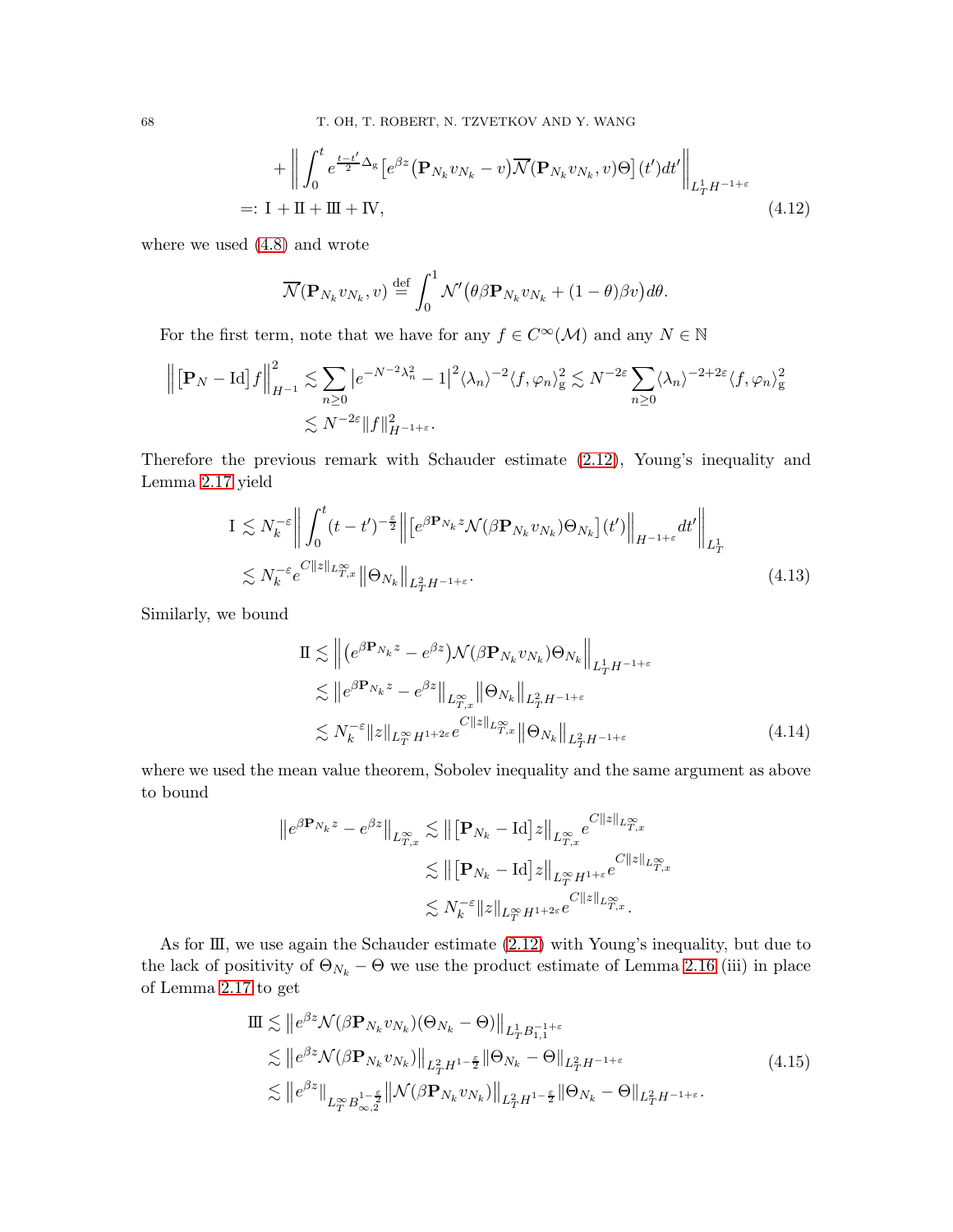$$
\begin{aligned}
&+ \bigg\| \int_0^t e^{\frac{t-t'}{2}\Delta_{\mathrm{g}}} \big[ e^{\beta z} (\mathbf{P}_{N_k} v_{N_k} - v) \overline{\mathcal{N}}(\mathbf{P}_{N_k} v_{N_k}, v) \Theta \big](t') dt' \bigg\|_{L^1_T H^{-1+\varepsilon}} \\
&=: \mathrm{I} + \mathrm{II} + \mathrm{III} + \mathrm{IV},
\end{aligned}
\tag{4.12}
$$

where we used (4.8) and wrote

$$
\overline{\mathcal{N}}(\mathbf{P}_{N_k} v_{N_k}, v) \stackrel{\text{def}}{=} \int_0^1 \mathcal{N}'\big(\theta \beta \mathbf{P}_{N_k} v_{N_k} + (1-\theta)\beta v\big) d\theta.
$$

For the first term, note that we have for any $f \in C^\infty(\mathcal{M})$ and any $N \in \mathbb{N}$

$$
\begin{aligned}
\Big\| \big[ \mathbf{P}_N - \mathrm{Id} \big] f \Big\|_{H^{-1}}^2 &\lesssim \sum_{n \geq 0} \big| e^{-N^{-2}\lambda_n^2} - 1 \big|^2 \langle \lambda_n \rangle^{-2} \langle f, \varphi_n \rangle_{\mathrm{g}}^2 \lesssim N^{-2\varepsilon} \sum_{n \geq 0} \langle \lambda_n \rangle^{-2+2\varepsilon} \langle f, \varphi_n \rangle_{\mathrm{g}}^2 \\
&\lesssim N^{-2\varepsilon} \| f \|_{H^{-1+\varepsilon}}^2.
\end{aligned}
$$

Therefore the previous remark with Schauder estimate (2.12), Young's inequality and Lemma 2.17 yield

$$
\begin{aligned}
\mathrm{I} &\lesssim N_k^{-\varepsilon} \bigg\| \int_0^t (t-t')^{-\frac{\varepsilon}{2}} \Big\| \big[ e^{\beta \mathbf{P}_{N_k} z} \mathcal{N}(\beta \mathbf{P}_{N_k} v_{N_k}) \Theta_{N_k} \big](t') \Big\|_{H^{-1+\varepsilon}} dt' \bigg\|_{L^1_T} \\
&\lesssim N_k^{-\varepsilon} e^{C \|z\|_{L^\infty_{T,x}}} \big\| \Theta_{N_k} \big\|_{L^2_T H^{-1+\varepsilon}}.
\end{aligned}
\tag{4.13}
$$

Similarly, we bound

$$
\begin{aligned}
\mathrm{II} &\lesssim \Big\| \big( e^{\beta \mathbf{P}_{N_k} z} - e^{\beta z} \big) \mathcal{N}(\beta \mathbf{P}_{N_k} v_{N_k}) \Theta_{N_k} \Big\|_{L^1_T H^{-1+\varepsilon}} \\
&\lesssim \big\| e^{\beta \mathbf{P}_{N_k} z} - e^{\beta z} \big\|_{L^\infty_{T,x}} \big\| \Theta_{N_k} \big\|_{L^2_T H^{-1+\varepsilon}} \\
&\lesssim N_k^{-\varepsilon} \|z\|_{L^\infty_T H^{1+2\varepsilon}} e^{C \|z\|_{L^\infty_{T,x}}} \big\| \Theta_{N_k} \big\|_{L^2_T H^{-1+\varepsilon}}
\end{aligned}
\tag{4.14}
$$

where we used the mean value theorem, Sobolev inequality and the same argument as above to bound

$$
\begin{aligned}
\big\| e^{\beta \mathbf{P}_{N_k} z} - e^{\beta z} \big\|_{L^\infty_{T,x}} &\lesssim \big\| \big[ \mathbf{P}_{N_k} - \mathrm{Id} \big] z \big\|_{L^\infty_{T,x}} e^{C \|z\|_{L^\infty_{T,x}}} \\
&\lesssim \big\| \big[ \mathbf{P}_{N_k} - \mathrm{Id} \big] z \big\|_{L^\infty_T H^{1+\varepsilon}} e^{C \|z\|_{L^\infty_{T,x}}} \\
&\lesssim N_k^{-\varepsilon} \|z\|_{L^\infty_T H^{1+2\varepsilon}} e^{C \|z\|_{L^\infty_{T,x}}}.
\end{aligned}
$$

As for III, we use again the Schauder estimate (2.12) with Young's inequality, but due to the lack of positivity of $\Theta_{N_k} - \Theta$ we use the product estimate of Lemma 2.16 (iii) in place of Lemma 2.17 to get

$$
\begin{aligned}
\mathrm{III} &\lesssim \big\| e^{\beta z} \mathcal{N}(\beta \mathbf{P}_{N_k} v_{N_k}) (\Theta_{N_k} - \Theta) \big\|_{L^1_T B^{-1+\varepsilon}_{1,1}} \\
&\lesssim \big\| e^{\beta z} \mathcal{N}(\beta \mathbf{P}_{N_k} v_{N_k}) \big\|_{L^2_T H^{1-\frac{\varepsilon}{2}}} \| \Theta_{N_k} - \Theta \|_{L^2_T H^{-1+\varepsilon}} \\
&\lesssim \big\| e^{\beta z} \big\|_{L^\infty_T B^{1-\frac{\varepsilon}{2}}_{\infty,2}} \big\| \mathcal{N}(\beta \mathbf{P}_{N_k} v_{N_k}) \big\|_{L^2_T H^{1-\frac{\varepsilon}{2}}} \| \Theta_{N_k} - \Theta \|_{L^2_T H^{-1+\varepsilon}}.
\end{aligned}
\tag{4.15}
$$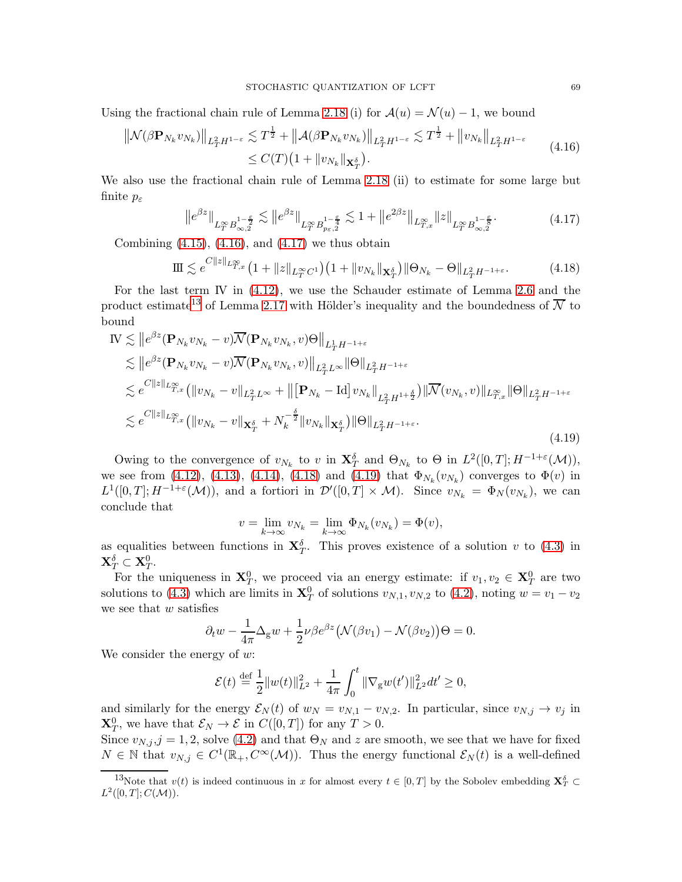Using the fractional chain rule of Lemma 2.18 (i) for $\mathcal{A}(u) = \mathcal{N}(u) - 1$, we bound

$$
\begin{aligned}
\big\|\mathcal{N}(\beta \mathbf{P}_{N_k} v_{N_k})\big\|_{L^2_T H^{1-\varepsilon}} &\lesssim T^{\frac12} + \big\|\mathcal{A}(\beta \mathbf{P}_{N_k} v_{N_k})\big\|_{L^2_T H^{1-\varepsilon}} \lesssim T^{\frac12} + \big\|v_{N_k}\big\|_{L^2_T H^{1-\varepsilon}} \\
&\leq C(T)\big(1 + \|v_{N_k}\|_{\mathbf{X}^\delta_T}\big).
\end{aligned}
\tag{4.16}
$$

We also use the fractional chain rule of Lemma 2.18 (ii) to estimate for some large but finite $p_\varepsilon$

$$
\big\|e^{\beta z}\big\|_{L^\infty_T B^{1-\frac{\varepsilon}{2}}_{\infty,2}} \lesssim \big\|e^{\beta z}\big\|_{L^\infty_T B^{1-\frac{\varepsilon}{4}}_{p_\varepsilon,2}} \lesssim 1 + \big\|e^{2\beta z}\big\|_{L^\infty_{T,x}} \|z\|_{L^\infty_T B^{1-\frac{\varepsilon}{8}}_{\infty,2}}.
\tag{4.17}
$$

Combining (4.15), (4.16), and (4.17) we thus obtain

$$
\mathrm{III} \lesssim e^{C\|z\|_{L^\infty_{T,x}}}\big(1 + \|z\|_{L^\infty_T C^1}\big)\big(1 + \|v_{N_k}\|_{\mathbf{X}^\delta_T}\big)\|\Theta_{N_k} - \Theta\|_{L^2_T H^{-1+\varepsilon}}.
\tag{4.18}
$$

For the last term IV in (4.12), we use the Schauder estimate of Lemma 2.6 and the product estimate[13] of Lemma 2.17 with Hölder's inequality and the boundedness of $\overline{\mathcal{N}}$ to bound

$$
\begin{aligned}
\mathrm{IV} &\lesssim \big\|e^{\beta z}(\mathbf{P}_{N_k} v_{N_k} - v)\overline{\mathcal{N}}(\mathbf{P}_{N_k} v_{N_k}, v)\Theta\big\|_{L^1_T H^{-1+\varepsilon}} \\
&\lesssim \big\|e^{\beta z}(\mathbf{P}_{N_k} v_{N_k} - v)\overline{\mathcal{N}}(\mathbf{P}_{N_k} v_{N_k}, v)\big\|_{L^2_T L^\infty}\|\Theta\|_{L^2_T H^{-1+\varepsilon}} \\
&\lesssim e^{C\|z\|_{L^\infty_{T,x}}}\big(\|v_{N_k} - v\|_{L^2_T L^\infty} + \big\|\big[\mathbf{P}_{N_k} - \mathrm{Id}\big]v_{N_k}\big\|_{L^2_T H^{1+\frac{\delta}{2}}}\big)\|\overline{\mathcal{N}}(v_{N_k}, v)\|_{L^\infty_{T,x}}\|\Theta\|_{L^2_T H^{-1+\varepsilon}} \\
&\lesssim e^{C\|z\|_{L^\infty_{T,x}}}\big(\|v_{N_k} - v\|_{\mathbf{X}^\delta_T} + N_k^{-\frac{\delta}{2}}\|v_{N_k}\|_{\mathbf{X}^\delta_T}\big)\|\Theta\|_{L^2_T H^{-1+\varepsilon}}.
\end{aligned}
\tag{4.19}
$$

Owing to the convergence of $v_{N_k}$ to $v$ in $\mathbf{X}^\delta_T$ and $\Theta_{N_k}$ to $\Theta$ in $L^2([0,T]; H^{-1+\varepsilon}(\mathcal{M}))$, we see from (4.12), (4.13), (4.14), (4.18) and (4.19) that $\Phi_{N_k}(v_{N_k})$ converges to $\Phi(v)$ in $L^1([0,T]; H^{-1+\varepsilon}(\mathcal{M}))$, and a fortiori in $\mathcal{D}'([0,T] \times \mathcal{M})$. Since $v_{N_k} = \Phi_N(v_{N_k})$, we can conclude that

$$
v = \lim_{k\to\infty} v_{N_k} = \lim_{k\to\infty} \Phi_{N_k}(v_{N_k}) = \Phi(v),
$$

as equalities between functions in $\mathbf{X}^\delta_T$. This proves existence of a solution $v$ to (4.3) in $\mathbf{X}^\delta_T \subset \mathbf{X}^0_T$.

For the uniqueness in $\mathbf{X}^0_T$, we proceed via an energy estimate: if $v_1, v_2 \in \mathbf{X}^0_T$ are two solutions to (4.3) which are limits in $\mathbf{X}^0_T$ of solutions $v_{N,1}, v_{N,2}$ to (4.2), noting $w = v_1 - v_2$ we see that $w$ satisfies

$$
\partial_t w - \frac{1}{4\pi}\Delta_{\mathrm{g}} w + \frac12 \nu\beta e^{\beta z}\big(\mathcal{N}(\beta v_1) - \mathcal{N}(\beta v_2)\big)\Theta = 0.
$$

We consider the energy of $w$:

$$
\mathcal{E}(t) \stackrel{\text{def}}{=} \frac12 \|w(t)\|^2_{L^2} + \frac{1}{4\pi}\int_0^t \|\nabla_{\mathrm{g}} w(t')\|^2_{L^2} dt' \geq 0,
$$

and similarly for the energy $\mathcal{E}_N(t)$ of $w_N = v_{N,1} - v_{N,2}$. In particular, since $v_{N,j} \to v_j$ in $\mathbf{X}^0_T$, we have that $\mathcal{E}_N \to \mathcal{E}$ in $C([0,T])$ for any $T > 0$.

Since $v_{N,j}, j = 1, 2$, solve (4.2) and that $\Theta_N$ and $z$ are smooth, we see that we have for fixed $N \in \mathbb{N}$ that $v_{N,j} \in C^1(\mathbb{R}_+, C^\infty(\mathcal{M}))$. Thus the energy functional $\mathcal{E}_N(t)$ is a well-defined

[13]Note that $v(t)$ is indeed continuous in $x$ for almost every $t \in [0,T]$ by the Sobolev embedding $\mathbf{X}^\delta_T \subset L^2([0,T]; C(\mathcal{M}))$.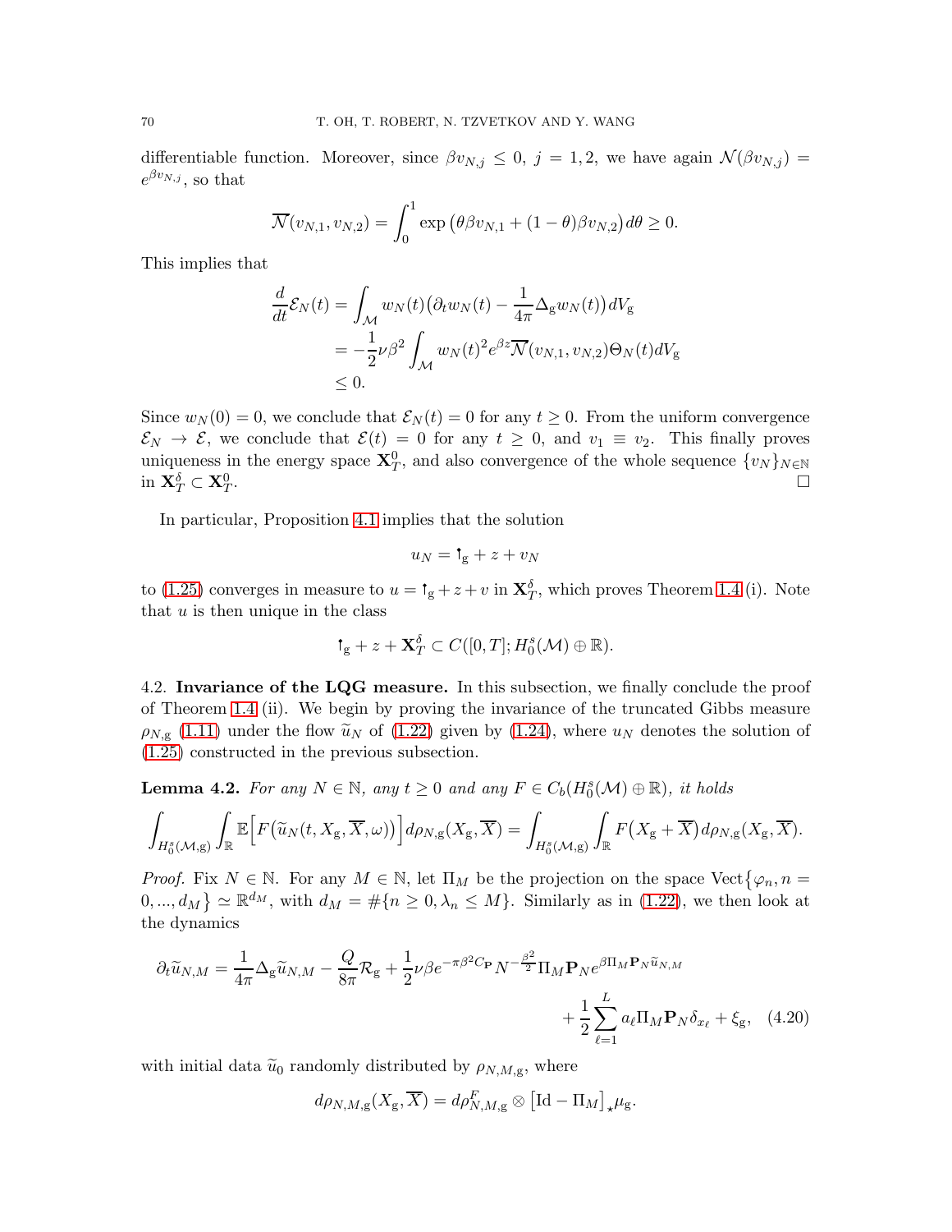differentiable function. Moreover, since $\beta v_{N,j} \leq 0$, $j = 1, 2$, we have again $\mathcal{N}(\beta v_{N,j}) = e^{\beta v_{N,j}}$, so that

$$\overline{\mathcal{N}}(v_{N,1}, v_{N,2}) = \int_0^1 \exp\big(\theta\beta v_{N,1} + (1-\theta)\beta v_{N,2}\big) d\theta \geq 0.$$

This implies that

$$\begin{aligned}
\frac{d}{dt}\mathcal{E}_N(t) &= \int_{\mathcal{M}} w_N(t)\big(\partial_t w_N(t) - \frac{1}{4\pi}\Delta_{\mathrm{g}} w_N(t)\big) dV_{\mathrm{g}} \\
&= -\frac{1}{2}\nu\beta^2 \int_{\mathcal{M}} w_N(t)^2 e^{\beta z}\overline{\mathcal{N}}(v_{N,1}, v_{N,2})\Theta_N(t) dV_{\mathrm{g}} \\
&\leq 0.
\end{aligned}$$

Since $w_N(0) = 0$, we conclude that $\mathcal{E}_N(t) = 0$ for any $t \geq 0$. From the uniform convergence $\mathcal{E}_N \to \mathcal{E}$, we conclude that $\mathcal{E}(t) = 0$ for any $t \geq 0$, and $v_1 \equiv v_2$. This finally proves uniqueness in the energy space $\mathbf{X}_T^0$, and also convergence of the whole sequence $\{v_N\}_{N\in\mathbb{N}}$ in $\mathbf{X}_T^\delta \subset \mathbf{X}_T^0$. $\square$

In particular, Proposition 4.1 implies that the solution

$$u_N = \text{\textdagger}_{\mathrm{g}} + z + v_N$$

to (1.25) converges in measure to $u = \text{\textdagger}_{\mathrm{g}} + z + v$ in $\mathbf{X}_T^\delta$, which proves Theorem 1.4 (i). Note that $u$ is then unique in the class

$$\text{\textdagger}_{\mathrm{g}} + z + \mathbf{X}_T^\delta \subset C([0,T]; H_0^s(\mathcal{M}) \oplus \mathbb{R}).$$

4.2. **Invariance of the LQG measure.** In this subsection, we finally conclude the proof of Theorem 1.4 (ii). We begin by proving the invariance of the truncated Gibbs measure $\rho_{N,\mathrm{g}}$ (1.11) under the flow $\widetilde{u}_N$ of (1.22) given by (1.24), where $u_N$ denotes the solution of (1.25) constructed in the previous subsection.

**Lemma 4.2.** *For any $N \in \mathbb{N}$, any $t \geq 0$ and any $F \in C_b(H_0^s(\mathcal{M}) \oplus \mathbb{R})$, it holds*

$$\int_{H_0^s(\mathcal{M},\mathrm{g})}\int_{\mathbb{R}} \mathbb{E}\Big[F\big(\widetilde{u}_N(t, X_{\mathrm{g}}, \overline{X}, \omega)\big)\Big] d\rho_{N,\mathrm{g}}(X_{\mathrm{g}}, \overline{X}) = \int_{H_0^s(\mathcal{M},\mathrm{g})}\int_{\mathbb{R}} F\big(X_{\mathrm{g}} + \overline{X}\big) d\rho_{N,\mathrm{g}}(X_{\mathrm{g}}, \overline{X}).$$

*Proof.* Fix $N \in \mathbb{N}$. For any $M \in \mathbb{N}$, let $\Pi_M$ be the projection on the space $\mathrm{Vect}\{\varphi_n, n = 0, ..., d_M\} \simeq \mathbb{R}^{d_M}$, with $d_M = \#\{n \geq 0, \lambda_n \leq M\}$. Similarly as in (1.22), we then look at the dynamics

$$\begin{aligned}
\partial_t \widetilde{u}_{N,M} = \frac{1}{4\pi}\Delta_{\mathrm{g}} \widetilde{u}_{N,M} - \frac{Q}{8\pi}\mathcal{R}_{\mathrm{g}} + \frac{1}{2}\nu\beta e^{-\pi\beta^2 C_{\mathbf{P}}} N^{-\frac{\beta^2}{2}} \Pi_M \mathbf{P}_N e^{\beta \Pi_M \mathbf{P}_N \widetilde{u}_{N,M}} \\
+ \frac{1}{2}\sum_{\ell=1}^{L} a_\ell \Pi_M \mathbf{P}_N \delta_{x_\ell} + \xi_{\mathrm{g}}, \quad (4.20)
\end{aligned}$$

with initial data $\widetilde{u}_0$ randomly distributed by $\rho_{N,M,\mathrm{g}}$, where

$$d\rho_{N,M,\mathrm{g}}(X_{\mathrm{g}}, \overline{X}) = d\rho_{N,M,\mathrm{g}}^F \otimes \big[\mathrm{Id} - \Pi_M\big]_\star \mu_{\mathrm{g}}.$$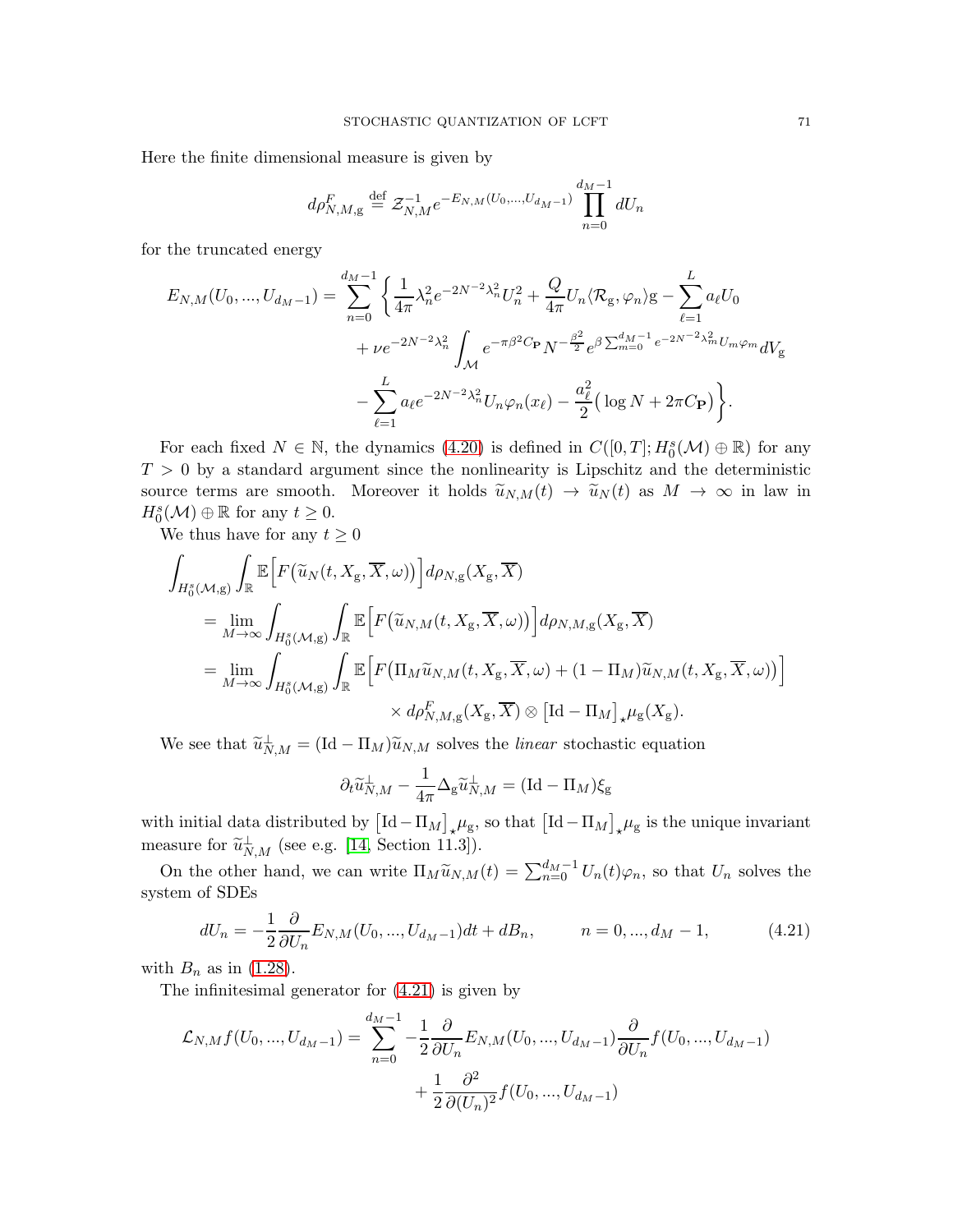Here the finite dimensional measure is given by

$$d\rho^F_{N,M,\mathrm{g}} \stackrel{\text{def}}{=} \mathcal{Z}_{N,M}^{-1} e^{-E_{N,M}(U_0,...,U_{d_M-1})} \prod_{n=0}^{d_M-1} dU_n$$

for the truncated energy

$$\begin{aligned}
E_{N,M}(U_0,...,U_{d_M-1}) = \sum_{n=0}^{d_M-1} \bigg\{ & \frac{1}{4\pi}\lambda_n^2 e^{-2N^{-2}\lambda_n^2} U_n^2 + \frac{Q}{4\pi} U_n \langle \mathcal{R}_\mathrm{g}, \varphi_n\rangle_\mathrm{g} - \sum_{\ell=1}^{L} a_\ell U_0 \\
& + \nu e^{-2N^{-2}\lambda_n^2} \int_\mathcal{M} e^{-\pi\beta^2 C_\mathbf{P}} N^{-\frac{\beta^2}{2}} e^{\beta \sum_{m=0}^{d_M-1} e^{-2N^{-2}\lambda_m^2} U_m \varphi_m} dV_\mathrm{g} \\
& - \sum_{\ell=1}^{L} a_\ell e^{-2N^{-2}\lambda_n^2} U_n \varphi_n(x_\ell) - \frac{a_\ell^2}{2}\big(\log N + 2\pi C_\mathbf{P}\big) \bigg\}.
\end{aligned}$$

For each fixed $N \in \mathbb{N}$, the dynamics (4.20) is defined in $C([0,T]; H_0^s(\mathcal{M}) \oplus \mathbb{R})$ for any $T > 0$ by a standard argument since the nonlinearity is Lipschitz and the deterministic source terms are smooth. Moreover it holds $\widetilde{u}_{N,M}(t) \to \widetilde{u}_N(t)$ as $M \to \infty$ in law in $H_0^s(\mathcal{M}) \oplus \mathbb{R}$ for any $t \geq 0$.

We thus have for any $t \geq 0$

$$\begin{aligned}
\int_{H_0^s(\mathcal{M},\mathrm{g})} \int_\mathbb{R} & \mathbb{E}\Big[F\big(\widetilde{u}_N(t, X_\mathrm{g}, \overline{X}, \omega)\big)\Big] d\rho_{N,\mathrm{g}}(X_\mathrm{g}, \overline{X}) \\
&= \lim_{M\to\infty} \int_{H_0^s(\mathcal{M},\mathrm{g})} \int_\mathbb{R} \mathbb{E}\Big[F\big(\widetilde{u}_{N,M}(t, X_\mathrm{g}, \overline{X}, \omega)\big)\Big] d\rho_{N,M,\mathrm{g}}(X_\mathrm{g}, \overline{X}) \\
&= \lim_{M\to\infty} \int_{H_0^s(\mathcal{M},\mathrm{g})} \int_\mathbb{R} \mathbb{E}\Big[F\big(\Pi_M \widetilde{u}_{N,M}(t, X_\mathrm{g}, \overline{X}, \omega) + (1-\Pi_M)\widetilde{u}_{N,M}(t, X_\mathrm{g}, \overline{X}, \omega)\big)\Big] \\
&\qquad\qquad \times d\rho^F_{N,M,\mathrm{g}}(X_\mathrm{g}, \overline{X}) \otimes \big[\mathrm{Id} - \Pi_M\big]_\star \mu_\mathrm{g}(X_\mathrm{g}).
\end{aligned}$$

We see that $\widetilde{u}^\perp_{N,M} = (\mathrm{Id} - \Pi_M)\widetilde{u}_{N,M}$ solves the *linear* stochastic equation

$$\partial_t \widetilde{u}^\perp_{N,M} - \frac{1}{4\pi}\Delta_\mathrm{g} \widetilde{u}^\perp_{N,M} = (\mathrm{Id} - \Pi_M)\xi_\mathrm{g}$$

with initial data distributed by $\big[\mathrm{Id} - \Pi_M\big]_\star \mu_\mathrm{g}$, so that $\big[\mathrm{Id} - \Pi_M\big]_\star \mu_\mathrm{g}$ is the unique invariant measure for $\widetilde{u}^\perp_{N,M}$ (see e.g. [14, Section 11.3]).

On the other hand, we can write $\Pi_M \widetilde{u}_{N,M}(t) = \sum_{n=0}^{d_M-1} U_n(t)\varphi_n$, so that $U_n$ solves the system of SDEs

$$dU_n = -\frac{1}{2}\frac{\partial}{\partial U_n} E_{N,M}(U_0,...,U_{d_M-1})dt + dB_n, \qquad n = 0,...,d_M-1, \tag{4.21}$$

with $B_n$ as in (1.28).

The infinitesimal generator for (4.21) is given by

$$\begin{aligned}
\mathcal{L}_{N,M} f(U_0,...,U_{d_M-1}) = \sum_{n=0}^{d_M-1} & -\frac{1}{2}\frac{\partial}{\partial U_n} E_{N,M}(U_0,...,U_{d_M-1}) \frac{\partial}{\partial U_n} f(U_0,...,U_{d_M-1}) \\
& + \frac{1}{2}\frac{\partial^2}{\partial (U_n)^2} f(U_0,...,U_{d_M-1})
\end{aligned}$$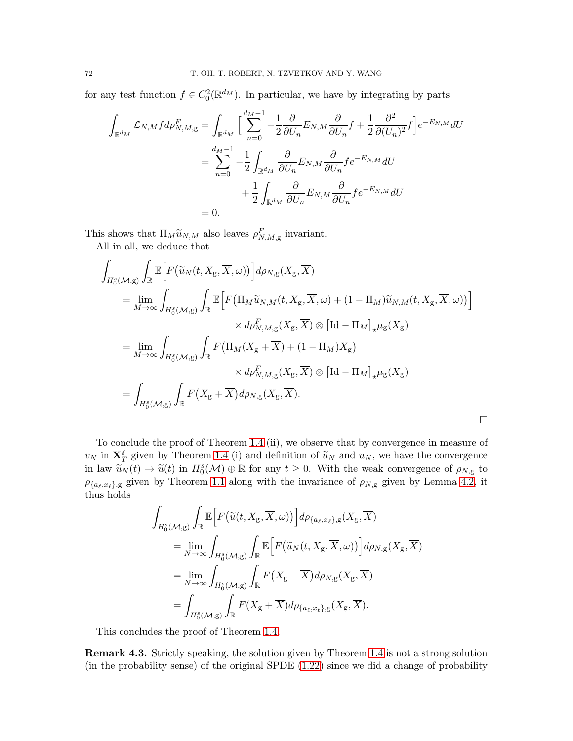for any test function $f \in C_0^2(\mathbb{R}^{d_M})$. In particular, we have by integrating by parts

$$
\begin{aligned}
\int_{\mathbb{R}^{d_M}} \mathcal{L}_{N,M} f d\rho^F_{N,M,\mathrm{g}} &= \int_{\mathbb{R}^{d_M}} \Big[ \sum_{n=0}^{d_M-1} -\frac{1}{2}\frac{\partial}{\partial U_n} E_{N,M} \frac{\partial}{\partial U_n} f + \frac{1}{2}\frac{\partial^2}{\partial (U_n)^2} f \Big] e^{-E_{N,M}} dU \\
&= \sum_{n=0}^{d_M-1} -\frac{1}{2} \int_{\mathbb{R}^{d_M}} \frac{\partial}{\partial U_n} E_{N,M} \frac{\partial}{\partial U_n} f e^{-E_{N,M}} dU \\
&\qquad + \frac{1}{2} \int_{\mathbb{R}^{d_M}} \frac{\partial}{\partial U_n} E_{N,M} \frac{\partial}{\partial U_n} f e^{-E_{N,M}} dU \\
&= 0.
\end{aligned}
$$

This shows that $\Pi_M \widetilde{u}_{N,M}$ also leaves $\rho^F_{N,M,\mathrm{g}}$ invariant.

All in all, we deduce that

$$
\begin{aligned}
&\int_{H_0^s(\mathcal{M},\mathrm{g})} \int_{\mathbb{R}} \mathbb{E}\Big[ F\big(\widetilde{u}_N(t, X_\mathrm{g}, \overline{X}, \omega)\big)\Big] d\rho_{N,\mathrm{g}}(X_\mathrm{g}, \overline{X}) \\
&\quad = \lim_{M\to\infty} \int_{H_0^s(\mathcal{M},\mathrm{g})} \int_{\mathbb{R}} \mathbb{E}\Big[ F\big(\Pi_M \widetilde{u}_{N,M}(t, X_\mathrm{g}, \overline{X}, \omega) + (1-\Pi_M)\widetilde{u}_{N,M}(t, X_\mathrm{g}, \overline{X}, \omega)\big)\Big] \\
&\qquad\qquad\qquad \times d\rho^F_{N,M,\mathrm{g}}(X_\mathrm{g}, \overline{X}) \otimes \big[\mathrm{Id} - \Pi_M\big]_\star \mu_\mathrm{g}(X_\mathrm{g}) \\
&\quad = \lim_{M\to\infty} \int_{H_0^s(\mathcal{M},\mathrm{g})} \int_{\mathbb{R}} F\big(\Pi_M(X_\mathrm{g} + \overline{X}) + (1-\Pi_M)X_\mathrm{g}\big) \\
&\qquad\qquad\qquad \times d\rho^F_{N,M,\mathrm{g}}(X_\mathrm{g}, \overline{X}) \otimes \big[\mathrm{Id} - \Pi_M\big]_\star \mu_\mathrm{g}(X_\mathrm{g}) \\
&\quad = \int_{H_0^s(\mathcal{M},\mathrm{g})} \int_{\mathbb{R}} F\big(X_\mathrm{g} + \overline{X}\big) d\rho_{N,\mathrm{g}}(X_\mathrm{g}, \overline{X}).
\end{aligned}
$$

$\square$

To conclude the proof of Theorem 1.4 (ii), we observe that by convergence in measure of $v_N$ in $\mathbf{X}^\delta_T$ given by Theorem 1.4 (i) and definition of $\widetilde{u}_N$ and $u_N$, we have the convergence in law $\widetilde{u}_N(t) \to \widetilde{u}(t)$ in $H_0^s(\mathcal{M}) \oplus \mathbb{R}$ for any $t \geq 0$. With the weak convergence of $\rho_{N,\mathrm{g}}$ to $\rho_{\{a_\ell, x_\ell\},\mathrm{g}}$ given by Theorem 1.1 along with the invariance of $\rho_{N,\mathrm{g}}$ given by Lemma 4.2, it thus holds

$$
\begin{aligned}
&\int_{H_0^s(\mathcal{M},\mathrm{g})} \int_{\mathbb{R}} \mathbb{E}\Big[ F\big(\widetilde{u}(t, X_\mathrm{g}, \overline{X}, \omega)\big)\Big] d\rho_{\{a_\ell, x_\ell\},\mathrm{g}}(X_\mathrm{g}, \overline{X}) \\
&\quad = \lim_{N\to\infty} \int_{H_0^s(\mathcal{M},\mathrm{g})} \int_{\mathbb{R}} \mathbb{E}\Big[ F\big(\widetilde{u}_N(t, X_\mathrm{g}, \overline{X}, \omega)\big)\Big] d\rho_{N,\mathrm{g}}(X_\mathrm{g}, \overline{X}) \\
&\quad = \lim_{N\to\infty} \int_{H_0^s(\mathcal{M},\mathrm{g})} \int_{\mathbb{R}} F\big(X_\mathrm{g} + \overline{X}\big) d\rho_{N,\mathrm{g}}(X_\mathrm{g}, \overline{X}) \\
&\quad = \int_{H_0^s(\mathcal{M},\mathrm{g})} \int_{\mathbb{R}} F(X_\mathrm{g} + \overline{X}) d\rho_{\{a_\ell, x_\ell\},\mathrm{g}}(X_\mathrm{g}, \overline{X}).
\end{aligned}
$$

This concludes the proof of Theorem 1.4.

**Remark 4.3.** Strictly speaking, the solution given by Theorem 1.4 is not a strong solution (in the probability sense) of the original SPDE (1.22) since we did a change of probability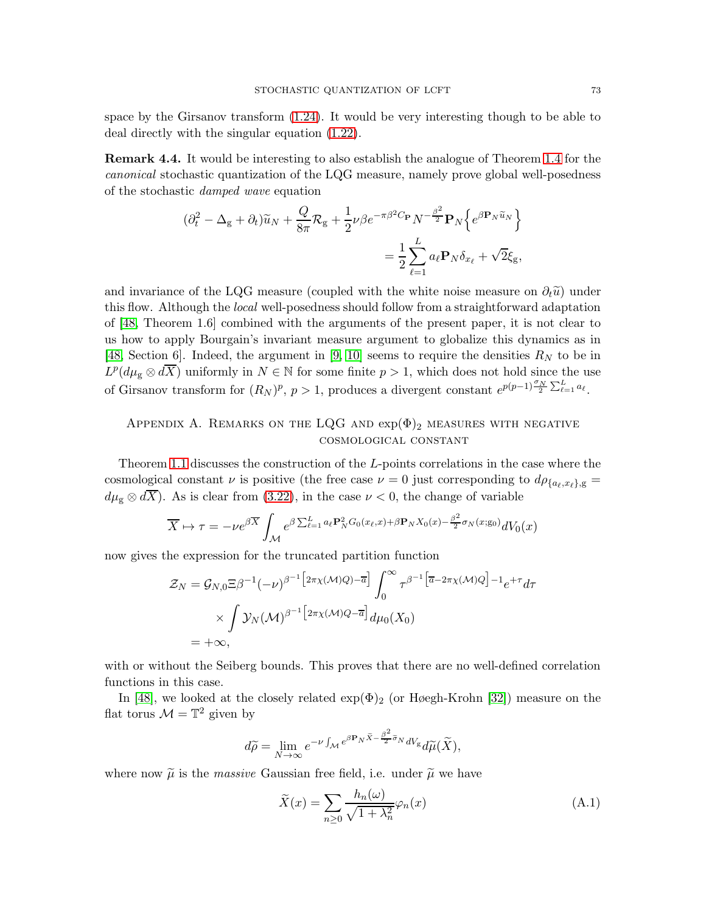space by the Girsanov transform (1.24). It would be very interesting though to be able to deal directly with the singular equation (1.22).

**Remark 4.4.** It would be interesting to also establish the analogue of Theorem 1.4 for the *canonical* stochastic quantization of the LQG measure, namely prove global well-posedness of the stochastic *damped wave* equation

$$
\begin{aligned}
(\partial_t^2 - \Delta_{\mathrm{g}} + \partial_t)\widetilde{u}_N + \frac{Q}{8\pi}\mathcal{R}_{\mathrm{g}} + \frac{1}{2}\nu\beta e^{-\pi\beta^2 C_{\mathbf{P}}} N^{-\frac{\beta^2}{2}}\mathbf{P}_N\Big\{e^{\beta\mathbf{P}_N\widetilde{u}_N}\Big\} \\
= \frac{1}{2}\sum_{\ell=1}^{L} a_\ell \mathbf{P}_N\delta_{x_\ell} + \sqrt{2}\xi_{\mathrm{g}},
\end{aligned}
$$

and invariance of the LQG measure (coupled with the white noise measure on $\partial_t\widetilde{u}$) under this flow. Although the *local* well-posedness should follow from a straightforward adaptation of [48, Theorem 1.6] combined with the arguments of the present paper, it is not clear to us how to apply Bourgain's invariant measure argument to globalize this dynamics as in [48, Section 6]. Indeed, the argument in [9, 10] seems to require the densities $R_N$ to be in $L^p(d\mu_{\mathrm{g}}\otimes d\overline{X})$ uniformly in $N\in\mathbb{N}$ for some finite $p>1$, which does not hold since the use of Girsanov transform for $(R_N)^p$, $p>1$, produces a divergent constant $e^{p(p-1)\frac{\sigma_N}{2}\sum_{\ell=1}^{L}a_\ell}$.

## Appendix A. Remarks on the LQG and $\exp(\Phi)_2$ measures with negative cosmological constant

Theorem 1.1 discusses the construction of the $L$-points correlations in the case where the cosmological constant $\nu$ is positive (the free case $\nu=0$ just corresponding to $d\rho_{\{a_\ell,x_\ell\},\mathrm{g}} = d\mu_{\mathrm{g}}\otimes d\overline{X}$). As is clear from (3.22), in the case $\nu<0$, the change of variable

$$
\overline{X}\mapsto \tau = -\nu e^{\beta\overline{X}}\int_{\mathcal{M}} e^{\beta\sum_{\ell=1}^{L}a_\ell\mathbf{P}_N^2 G_0(x_\ell,x)+\beta\mathbf{P}_N X_0(x)-\frac{\beta^2}{2}\sigma_N(x;\mathrm{g}_0)}dV_0(x)
$$

now gives the expression for the truncated partition function

$$
\begin{aligned}
\mathcal{Z}_N &= \mathcal{G}_{N,0}\Xi\beta^{-1}(-\nu)^{\beta^{-1}\left[2\pi\chi(\mathcal{M})Q)-\overline{a}\right]}\int_0^\infty \tau^{\beta^{-1}\left[\overline{a}-2\pi\chi(\mathcal{M})Q\right]-1}e^{+\tau}d\tau \\
&\quad\times\int \mathcal{Y}_N(\mathcal{M})^{\beta^{-1}\left[2\pi\chi(\mathcal{M})Q-\overline{a}\right]}d\mu_0(X_0) \\
&= +\infty,
\end{aligned}
$$

with or without the Seiberg bounds. This proves that there are no well-defined correlation functions in this case.

In [48], we looked at the closely related $\exp(\Phi)_2$ (or Høegh-Krohn [32]) measure on the flat torus $\mathcal{M}=\mathbb{T}^2$ given by

$$
d\widetilde{\rho} = \lim_{N\to\infty} e^{-\nu\int_{\mathcal{M}} e^{\beta\mathbf{P}_N\tilde{X}-\frac{\beta^2}{2}\tilde{\sigma}_N}dV_{\mathrm{g}}}d\widetilde{\mu}(\widetilde{X}),
$$

where now $\widetilde{\mu}$ is the *massive* Gaussian free field, i.e. under $\widetilde{\mu}$ we have

$$
\widetilde{X}(x) = \sum_{n\geq 0}\frac{h_n(\omega)}{\sqrt{1+\lambda_n^2}}\varphi_n(x) \tag{A.1}
$$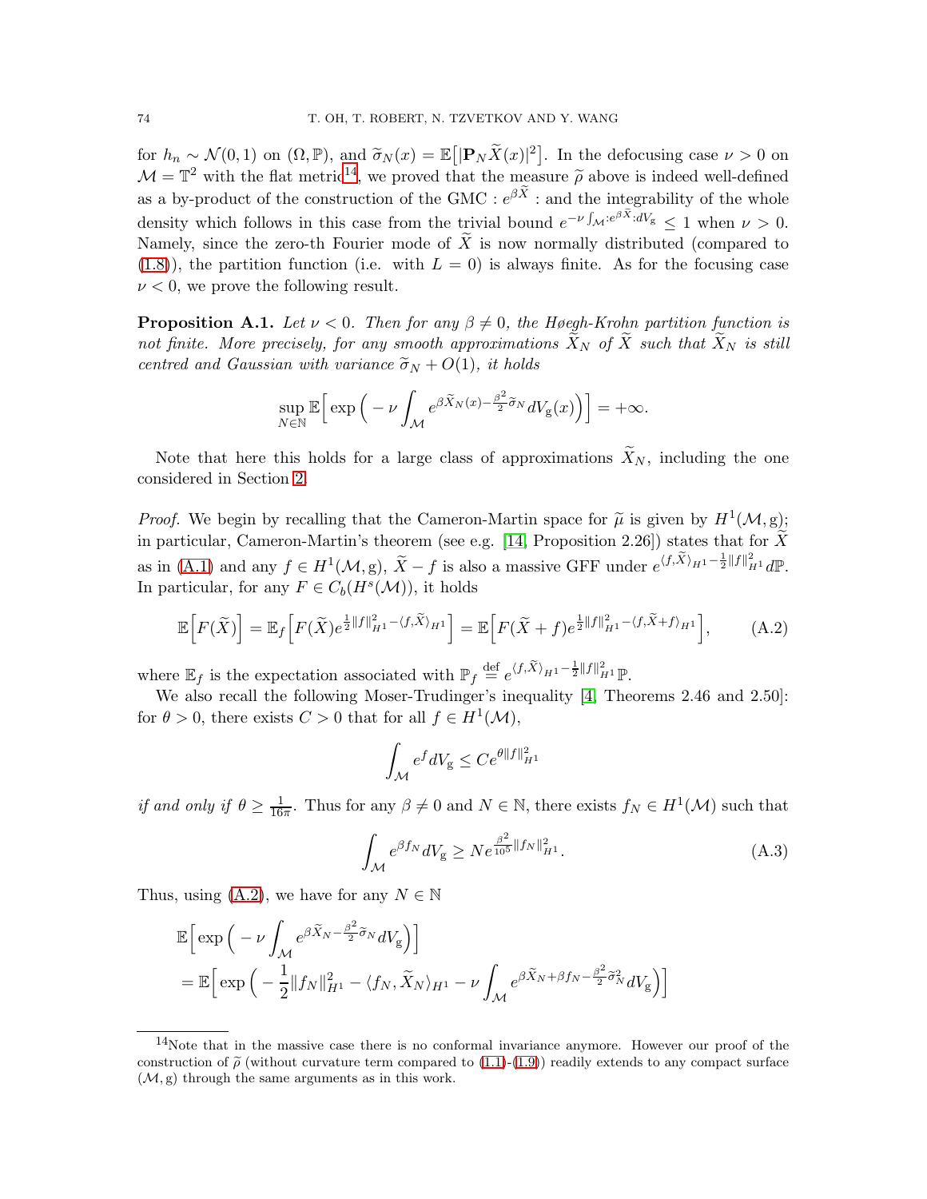for $h_n \sim \mathcal{N}(0,1)$ on $(\Omega, \mathbb{P})$, and $\widetilde{\sigma}_N(x) = \mathbb{E}\big[|\mathbf{P}_N \widetilde{X}(x)|^2\big]$. In the defocusing case $\nu > 0$ on $\mathcal{M} = \mathbb{T}^2$ with the flat metric[14], we proved that the measure $\widetilde{\rho}$ above is indeed well-defined as a by-product of the construction of the GMC $: e^{\beta \widetilde{X}} :$ and the integrability of the whole density which follows in this case from the trivial bound $e^{-\nu \int_{\mathcal{M}} : e^{\beta \widetilde{X}} : dV_{\mathrm{g}}} \leq 1$ when $\nu > 0$. Namely, since the zero-th Fourier mode of $\widetilde{X}$ is now normally distributed (compared to (1.8)), the partition function (i.e. with $L = 0$) is always finite. As for the focusing case $\nu < 0$, we prove the following result.

**Proposition A.1.** *Let $\nu < 0$. Then for any $\beta \neq 0$, the Høegh-Krohn partition function is not finite. More precisely, for any smooth approximations $\widetilde{X}_N$ of $\widetilde{X}$ such that $\widetilde{X}_N$ is still centred and Gaussian with variance $\widetilde{\sigma}_N + O(1)$, it holds*

$$\sup_{N \in \mathbb{N}} \mathbb{E}\Big[\exp\Big(-\nu \int_{\mathcal{M}} e^{\beta \widetilde{X}_N(x) - \frac{\beta^2}{2}\widetilde{\sigma}_N} dV_{\mathrm{g}}(x)\Big)\Big] = +\infty.$$

Note that here this holds for a large class of approximations $\widetilde{X}_N$, including the one considered in Section 2.

*Proof.* We begin by recalling that the Cameron-Martin space for $\widetilde{\mu}$ is given by $H^1(\mathcal{M}, \mathrm{g})$; in particular, Cameron-Martin's theorem (see e.g. [14, Proposition 2.26]) states that for $\widetilde{X}$ as in (A.1) and any $f \in H^1(\mathcal{M}, \mathrm{g})$, $\widetilde{X} - f$ is also a massive GFF under $e^{\langle f, \widetilde{X} \rangle_{H^1} - \frac{1}{2}\|f\|^2_{H^1}} d\mathbb{P}$. In particular, for any $F \in C_b(H^s(\mathcal{M}))$, it holds

$$\mathbb{E}\Big[F(\widetilde{X})\Big] = \mathbb{E}_f\Big[F(\widetilde{X}) e^{\frac{1}{2}\|f\|^2_{H^1} - \langle f, \widetilde{X} \rangle_{H^1}}\Big] = \mathbb{E}\Big[F(\widetilde{X} + f) e^{\frac{1}{2}\|f\|^2_{H^1} - \langle f, \widetilde{X} + f \rangle_{H^1}}\Big], \tag{A.2}$$

where $\mathbb{E}_f$ is the expectation associated with $\mathbb{P}_f \stackrel{\text{def}}{=} e^{\langle f, \widetilde{X} \rangle_{H^1} - \frac{1}{2}\|f\|^2_{H^1}} \mathbb{P}$.

We also recall the following Moser-Trudinger's inequality [4, Theorems 2.46 and 2.50]: for $\theta > 0$, there exists $C > 0$ that for all $f \in H^1(\mathcal{M})$,

$$\int_{\mathcal{M}} e^f dV_{\mathrm{g}} \leq C e^{\theta \|f\|^2_{H^1}}$$

*if and only if* $\theta \geq \frac{1}{16\pi}$. Thus for any $\beta \neq 0$ and $N \in \mathbb{N}$, there exists $f_N \in H^1(\mathcal{M})$ such that

$$\int_{\mathcal{M}} e^{\beta f_N} dV_{\mathrm{g}} \geq N e^{\frac{\beta^2}{10^5}\|f_N\|^2_{H^1}}. \tag{A.3}$$

Thus, using (A.2), we have for any $N \in \mathbb{N}$

$$\begin{aligned}
&\mathbb{E}\Big[\exp\Big(-\nu \int_{\mathcal{M}} e^{\beta \widetilde{X}_N - \frac{\beta^2}{2}\widetilde{\sigma}_N} dV_{\mathrm{g}}\Big)\Big] \\
&= \mathbb{E}\Big[\exp\Big(-\frac{1}{2}\|f_N\|^2_{H^1} - \langle f_N, \widetilde{X}_N \rangle_{H^1} - \nu \int_{\mathcal{M}} e^{\beta \widetilde{X}_N + \beta f_N - \frac{\beta^2}{2}\widetilde{\sigma}^2_N} dV_{\mathrm{g}}\Big)\Big]
\end{aligned}$$

[14] Note that in the massive case there is no conformal invariance anymore. However our proof of the construction of $\widetilde{\rho}$ (without curvature term compared to (1.1)-(1.9)) readily extends to any compact surface $(\mathcal{M}, \mathrm{g})$ through the same arguments as in this work.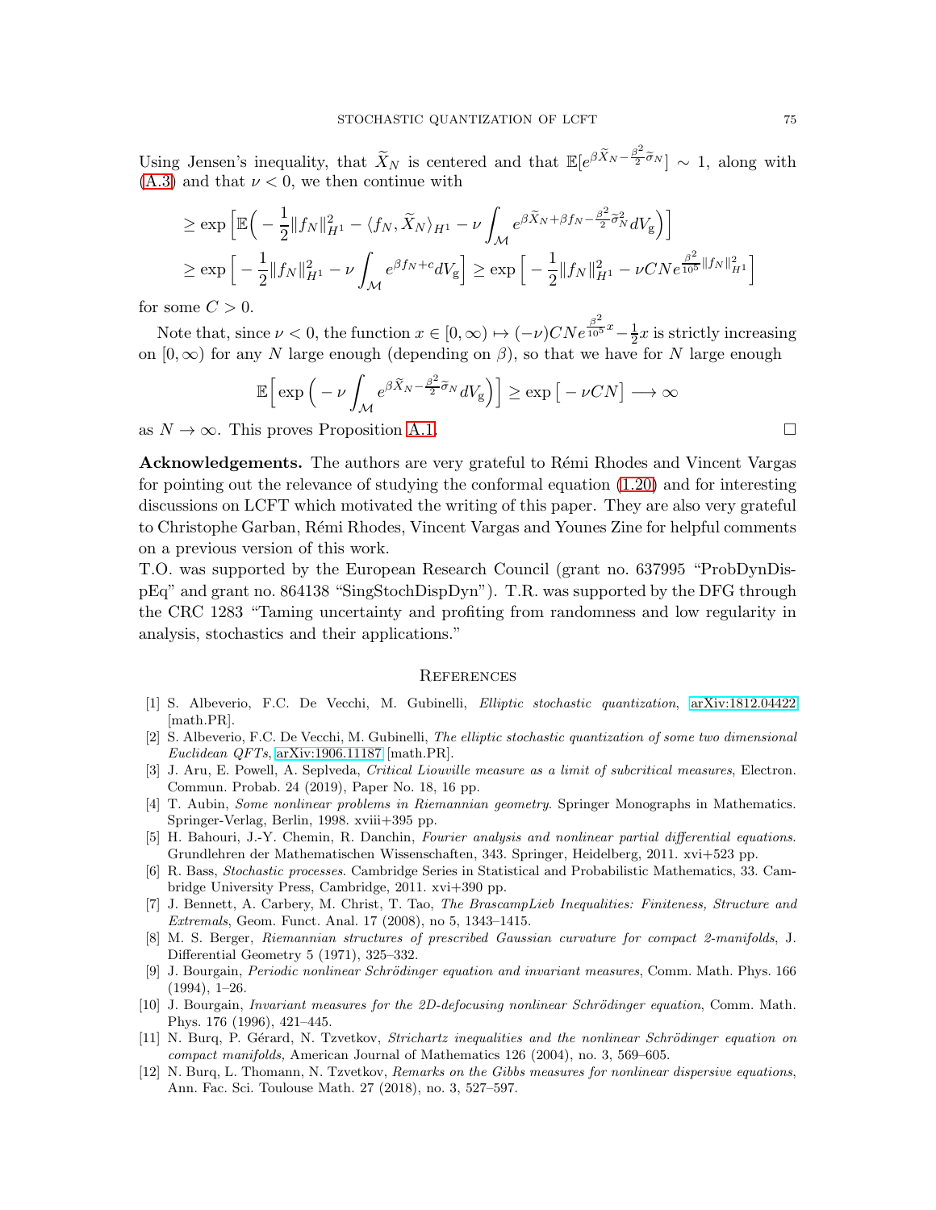Using Jensen's inequality, that $\widetilde{X}_N$ is centered and that $\mathbb{E}[e^{\beta \widetilde{X}_N - \frac{\beta^2}{2}\widetilde{\sigma}_N}] \sim 1$, along with (A.3) and that $\nu < 0$, we then continue with

$$
\begin{aligned}
&\geq \exp\Big[\mathbb{E}\Big( -\frac{1}{2}\|f_N\|_{H^1}^2 - \langle f_N, \widetilde{X}_N\rangle_{H^1} - \nu \int_{\mathcal{M}} e^{\beta \widetilde{X}_N + \beta f_N - \frac{\beta^2}{2}\widetilde{\sigma}_N^2} dV_{\mathrm{g}}\Big)\Big] \\
&\geq \exp\Big[ -\frac{1}{2}\|f_N\|_{H^1}^2 - \nu \int_{\mathcal{M}} e^{\beta f_N + c} dV_{\mathrm{g}}\Big] \geq \exp\Big[ -\frac{1}{2}\|f_N\|_{H^1}^2 - \nu C N e^{\frac{\beta^2}{10^5}\|f_N\|_{H^1}^2}\Big]
\end{aligned}
$$

for some $C > 0$.

Note that, since $\nu < 0$, the function $x \in [0,\infty) \mapsto (-\nu) C N e^{\frac{\beta^2}{10^5}x} - \frac{1}{2}x$ is strictly increasing on $[0,\infty)$ for any $N$ large enough (depending on $\beta$), so that we have for $N$ large enough

$$
\mathbb{E}\Big[\exp\Big( -\nu \int_{\mathcal{M}} e^{\beta \widetilde{X}_N - \frac{\beta^2}{2}\widetilde{\sigma}_N} dV_{\mathrm{g}}\Big)\Big] \geq \exp\big[ -\nu C N\big] \longrightarrow \infty
$$

as $N \to \infty$. This proves Proposition A.1. $\square$

**Acknowledgements.** The authors are very grateful to Rémi Rhodes and Vincent Vargas for pointing out the relevance of studying the conformal equation (1.20) and for interesting discussions on LCFT which motivated the writing of this paper. They are also very grateful to Christophe Garban, Rémi Rhodes, Vincent Vargas and Younes Zine for helpful comments on a previous version of this work.

T.O. was supported by the European Research Council (grant no. 637995 "ProbDynDispEq" and grant no. 864138 "SingStochDispDyn"). T.R. was supported by the DFG through the CRC 1283 "Taming uncertainty and profiting from randomness and low regularity in analysis, stochastics and their applications."

## References

[1] S. Albeverio, F.C. De Vecchi, M. Gubinelli, *Elliptic stochastic quantization*, arXiv:1812.04422 [math.PR].

[2] S. Albeverio, F.C. De Vecchi, M. Gubinelli, *The elliptic stochastic quantization of some two dimensional Euclidean QFTs*, arXiv:1906.11187 [math.PR].

[3] J. Aru, E. Powell, A. Seplveda, *Critical Liouville measure as a limit of subcritical measures*, Electron. Commun. Probab. 24 (2019), Paper No. 18, 16 pp.

[4] T. Aubin, *Some nonlinear problems in Riemannian geometry*. Springer Monographs in Mathematics. Springer-Verlag, Berlin, 1998. xviii+395 pp.

[5] H. Bahouri, J.-Y. Chemin, R. Danchin, *Fourier analysis and nonlinear partial differential equations*. Grundlehren der Mathematischen Wissenschaften, 343. Springer, Heidelberg, 2011. xvi+523 pp.

[6] R. Bass, *Stochastic processes*. Cambridge Series in Statistical and Probabilistic Mathematics, 33. Cambridge University Press, Cambridge, 2011. xvi+390 pp.

[7] J. Bennett, A. Carbery, M. Christ, T. Tao, *The BrascampLieb Inequalities: Finiteness, Structure and Extremals*, Geom. Funct. Anal. 17 (2008), no 5, 1343–1415.

[8] M. S. Berger, *Riemannian structures of prescribed Gaussian curvature for compact 2-manifolds*, J. Differential Geometry 5 (1971), 325–332.

[9] J. Bourgain, *Periodic nonlinear Schrödinger equation and invariant measures*, Comm. Math. Phys. 166 (1994), 1–26.

[10] J. Bourgain, *Invariant measures for the 2D-defocusing nonlinear Schrödinger equation*, Comm. Math. Phys. 176 (1996), 421–445.

[11] N. Burq, P. Gérard, N. Tzvetkov, *Strichartz inequalities and the nonlinear Schrödinger equation on compact manifolds,* American Journal of Mathematics 126 (2004), no. 3, 569–605.

[12] N. Burq, L. Thomann, N. Tzvetkov, *Remarks on the Gibbs measures for nonlinear dispersive equations*, Ann. Fac. Sci. Toulouse Math. 27 (2018), no. 3, 527–597.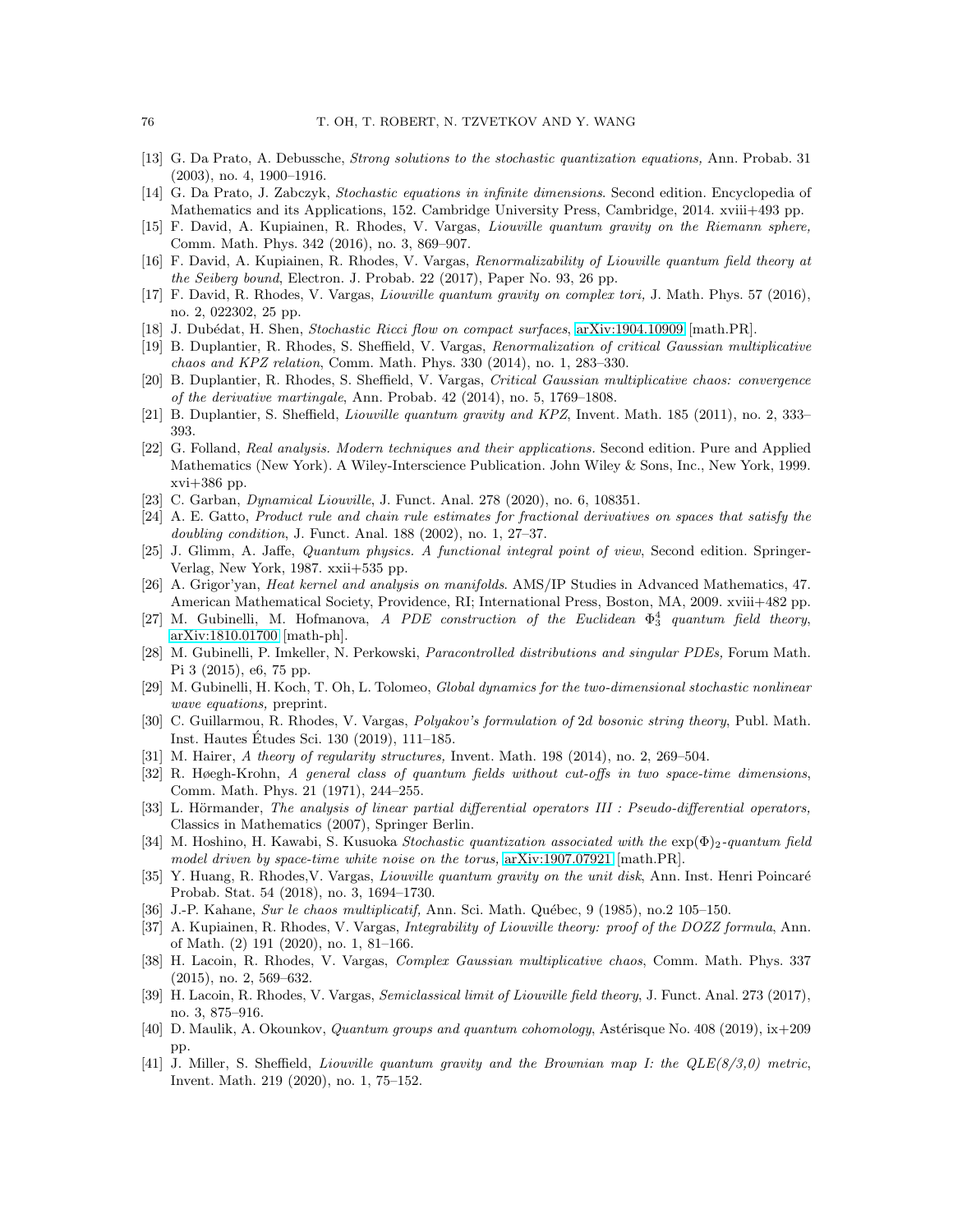[13] G. Da Prato, A. Debussche, *Strong solutions to the stochastic quantization equations,* Ann. Probab. 31 (2003), no. 4, 1900–1916.

[14] G. Da Prato, J. Zabczyk, *Stochastic equations in infinite dimensions*. Second edition. Encyclopedia of Mathematics and its Applications, 152. Cambridge University Press, Cambridge, 2014. xviii+493 pp.

[15] F. David, A. Kupiainen, R. Rhodes, V. Vargas, *Liouville quantum gravity on the Riemann sphere,* Comm. Math. Phys. 342 (2016), no. 3, 869–907.

[16] F. David, A. Kupiainen, R. Rhodes, V. Vargas, *Renormalizability of Liouville quantum field theory at the Seiberg bound*, Electron. J. Probab. 22 (2017), Paper No. 93, 26 pp.

[17] F. David, R. Rhodes, V. Vargas, *Liouville quantum gravity on complex tori,* J. Math. Phys. 57 (2016), no. 2, 022302, 25 pp.

[18] J. Dubédat, H. Shen, *Stochastic Ricci flow on compact surfaces*, arXiv:1904.10909 [math.PR].

[19] B. Duplantier, R. Rhodes, S. Sheffield, V. Vargas, *Renormalization of critical Gaussian multiplicative chaos and KPZ relation*, Comm. Math. Phys. 330 (2014), no. 1, 283–330.

[20] B. Duplantier, R. Rhodes, S. Sheffield, V. Vargas, *Critical Gaussian multiplicative chaos: convergence of the derivative martingale*, Ann. Probab. 42 (2014), no. 5, 1769–1808.

[21] B. Duplantier, S. Sheffield, *Liouville quantum gravity and KPZ*, Invent. Math. 185 (2011), no. 2, 333–393.

[22] G. Folland, *Real analysis. Modern techniques and their applications.* Second edition. Pure and Applied Mathematics (New York). A Wiley-Interscience Publication. John Wiley & Sons, Inc., New York, 1999. xvi+386 pp.

[23] C. Garban, *Dynamical Liouville*, J. Funct. Anal. 278 (2020), no. 6, 108351.

[24] A. E. Gatto, *Product rule and chain rule estimates for fractional derivatives on spaces that satisfy the doubling condition*, J. Funct. Anal. 188 (2002), no. 1, 27–37.

[25] J. Glimm, A. Jaffe, *Quantum physics. A functional integral point of view*, Second edition. Springer-Verlag, New York, 1987. xxii+535 pp.

[26] A. Grigor'yan, *Heat kernel and analysis on manifolds*. AMS/IP Studies in Advanced Mathematics, 47. American Mathematical Society, Providence, RI; International Press, Boston, MA, 2009. xviii+482 pp.

[27] M. Gubinelli, M. Hofmanova, *A PDE construction of the Euclidean $\Phi^4_3$ quantum field theory*, arXiv:1810.01700 [math-ph].

[28] M. Gubinelli, P. Imkeller, N. Perkowski, *Paracontrolled distributions and singular PDEs,* Forum Math. Pi 3 (2015), e6, 75 pp.

[29] M. Gubinelli, H. Koch, T. Oh, L. Tolomeo, *Global dynamics for the two-dimensional stochastic nonlinear wave equations,* preprint.

[30] C. Guillarmou, R. Rhodes, V. Vargas, *Polyakov's formulation of 2d bosonic string theory*, Publ. Math. Inst. Hautes Études Sci. 130 (2019), 111–185.

[31] M. Hairer, *A theory of regularity structures,* Invent. Math. 198 (2014), no. 2, 269–504.

[32] R. Høegh-Krohn, *A general class of quantum fields without cut-offs in two space-time dimensions*, Comm. Math. Phys. 21 (1971), 244–255.

[33] L. Hörmander, *The analysis of linear partial differential operators III : Pseudo-differential operators,* Classics in Mathematics (2007), Springer Berlin.

[34] M. Hoshino, H. Kawabi, S. Kusuoka *Stochastic quantization associated with the $\exp(\Phi)_2$-quantum field model driven by space-time white noise on the torus,* arXiv:1907.07921 [math.PR].

[35] Y. Huang, R. Rhodes,V. Vargas, *Liouville quantum gravity on the unit disk*, Ann. Inst. Henri Poincaré Probab. Stat. 54 (2018), no. 3, 1694–1730.

[36] J.-P. Kahane, *Sur le chaos multiplicatif,* Ann. Sci. Math. Québec, 9 (1985), no.2 105–150.

[37] A. Kupiainen, R. Rhodes, V. Vargas, *Integrability of Liouville theory: proof of the DOZZ formula*, Ann. of Math. (2) 191 (2020), no. 1, 81–166.

[38] H. Lacoin, R. Rhodes, V. Vargas, *Complex Gaussian multiplicative chaos*, Comm. Math. Phys. 337 (2015), no. 2, 569–632.

[39] H. Lacoin, R. Rhodes, V. Vargas, *Semiclassical limit of Liouville field theory*, J. Funct. Anal. 273 (2017), no. 3, 875–916.

[40] D. Maulik, A. Okounkov, *Quantum groups and quantum cohomology*, Astérisque No. 408 (2019), ix+209 pp.

[41] J. Miller, S. Sheffield, *Liouville quantum gravity and the Brownian map I: the QLE(8/3,0) metric*, Invent. Math. 219 (2020), no. 1, 75–152.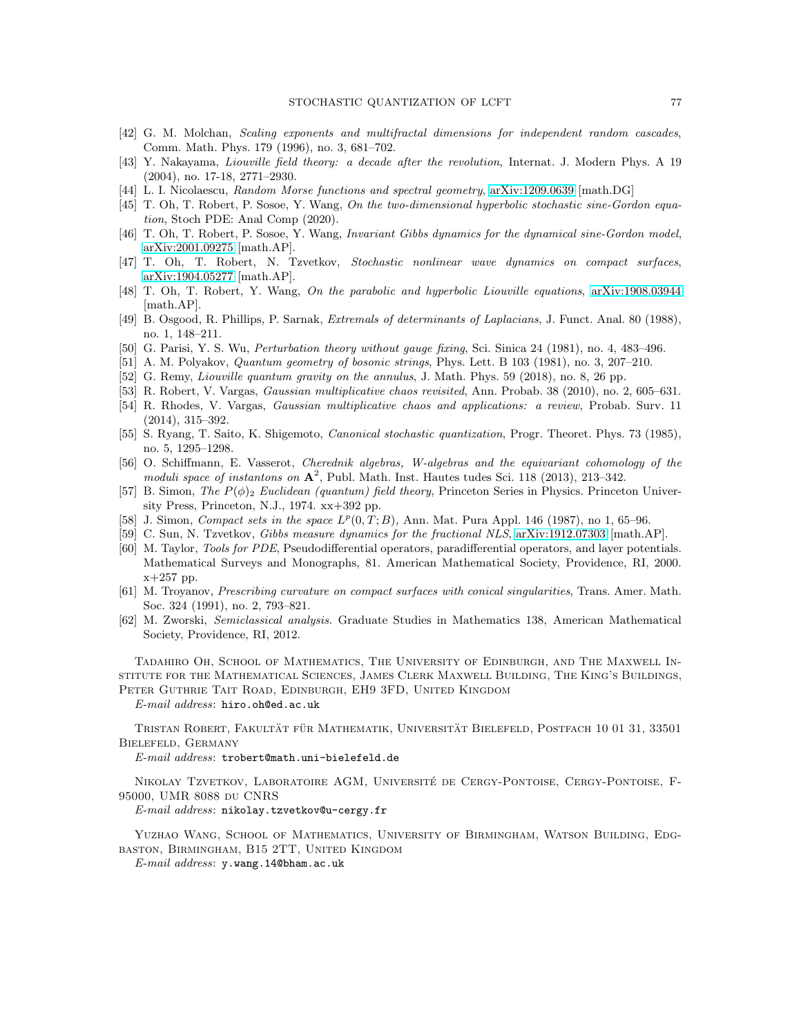[42] G. M. Molchan, *Scaling exponents and multifractal dimensions for independent random cascades*, Comm. Math. Phys. 179 (1996), no. 3, 681–702.

[43] Y. Nakayama, *Liouville field theory: a decade after the revolution*, Internat. J. Modern Phys. A 19 (2004), no. 17-18, 2771–2930.

[44] L. I. Nicolaescu, *Random Morse functions and spectral geometry*, arXiv:1209.0639 [math.DG]

[45] T. Oh, T. Robert, P. Sosoe, Y. Wang, *On the two-dimensional hyperbolic stochastic sine-Gordon equation*, Stoch PDE: Anal Comp (2020).

[46] T. Oh, T. Robert, P. Sosoe, Y. Wang, *Invariant Gibbs dynamics for the dynamical sine-Gordon model*, arXiv:2001.09275 [math.AP].

[47] T. Oh, T. Robert, N. Tzvetkov, *Stochastic nonlinear wave dynamics on compact surfaces*, arXiv:1904.05277 [math.AP].

[48] T. Oh, T. Robert, Y. Wang, *On the parabolic and hyperbolic Liouville equations*, arXiv:1908.03944 [math.AP].

[49] B. Osgood, R. Phillips, P. Sarnak, *Extremals of determinants of Laplacians*, J. Funct. Anal. 80 (1988), no. 1, 148–211.

[50] G. Parisi, Y. S. Wu, *Perturbation theory without gauge fixing*, Sci. Sinica 24 (1981), no. 4, 483–496.

[51] A. M. Polyakov, *Quantum geometry of bosonic strings*, Phys. Lett. B 103 (1981), no. 3, 207–210.

[52] G. Remy, *Liouville quantum gravity on the annulus*, J. Math. Phys. 59 (2018), no. 8, 26 pp.

[53] R. Robert, V. Vargas, *Gaussian multiplicative chaos revisited*, Ann. Probab. 38 (2010), no. 2, 605–631.

[54] R. Rhodes, V. Vargas, *Gaussian multiplicative chaos and applications: a review*, Probab. Surv. 11 (2014), 315–392.

[55] S. Ryang, T. Saito, K. Shigemoto, *Canonical stochastic quantization*, Progr. Theoret. Phys. 73 (1985), no. 5, 1295–1298.

[56] O. Schiffmann, E. Vasserot, *Cherednik algebras, W-algebras and the equivariant cohomology of the moduli space of instantons on* $\mathbf{A}^2$, Publ. Math. Inst. Hautes tudes Sci. 118 (2013), 213–342.

[57] B. Simon, *The* $P(\phi)_2$ *Euclidean (quantum) field theory*, Princeton Series in Physics. Princeton University Press, Princeton, N.J., 1974. xx+392 pp.

[58] J. Simon, *Compact sets in the space* $L^p(0,T;B)$, Ann. Mat. Pura Appl. 146 (1987), no 1, 65–96.

[59] C. Sun, N. Tzvetkov, *Gibbs measure dynamics for the fractional NLS*, arXiv:1912.07303 [math.AP].

[60] M. Taylor, *Tools for PDE*, Pseudodifferential operators, paradifferential operators, and layer potentials. Mathematical Surveys and Monographs, 81. American Mathematical Society, Providence, RI, 2000. x+257 pp.

[61] M. Troyanov, *Prescribing curvature on compact surfaces with conical singularities*, Trans. Amer. Math. Soc. 324 (1991), no. 2, 793–821.

[62] M. Zworski, *Semiclassical analysis.* Graduate Studies in Mathematics 138, American Mathematical Society, Providence, RI, 2012.

Tadahiro Oh, School of Mathematics, The University of Edinburgh, and The Maxwell Institute for the Mathematical Sciences, James Clerk Maxwell Building, The King's Buildings, Peter Guthrie Tait Road, Edinburgh, EH9 3FD, United Kingdom

*E-mail address*: hiro.oh@ed.ac.uk

Tristan Robert, Fakultät für Mathematik, Universität Bielefeld, Postfach 10 01 31, 33501 Bielefeld, Germany

*E-mail address*: trobert@math.uni-bielefeld.de

Nikolay Tzvetkov, Laboratoire AGM, Université de Cergy-Pontoise, Cergy-Pontoise, F-95000, UMR 8088 du CNRS

*E-mail address*: nikolay.tzvetkov@u-cergy.fr

Yuzhao Wang, School of Mathematics, University of Birmingham, Watson Building, Edgbaston, Birmingham, B15 2TT, United Kingdom

*E-mail address*: y.wang.14@bham.ac.uk